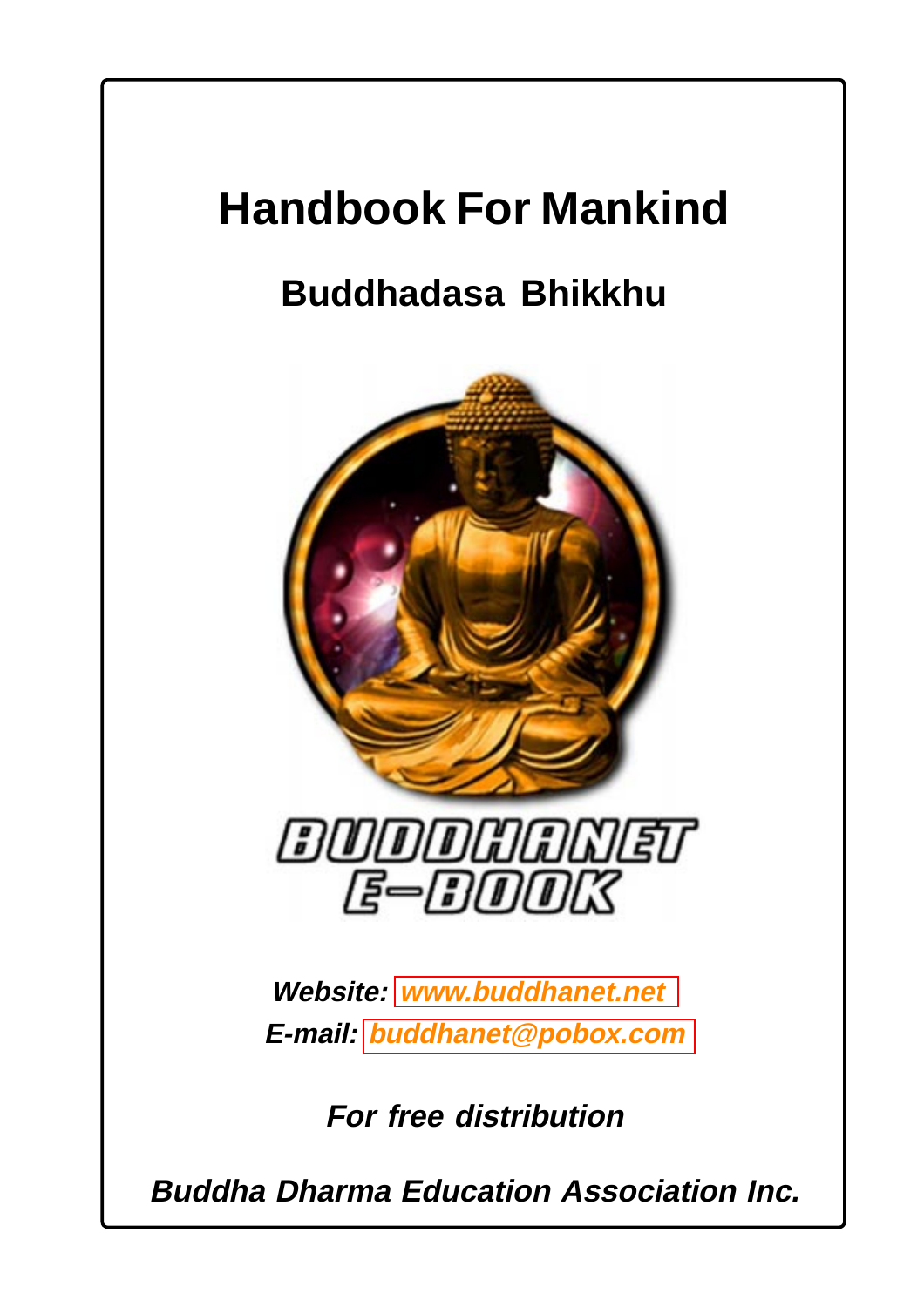# Handbook For Mankind

## Buddhadasa Bhikkhu

BUDDHANET E-BOOK

***Website: www.buddhanet.net***
***E-mail: buddhanet@pobox.com***

***For free distribution***

***Buddha Dharma Education Association Inc.***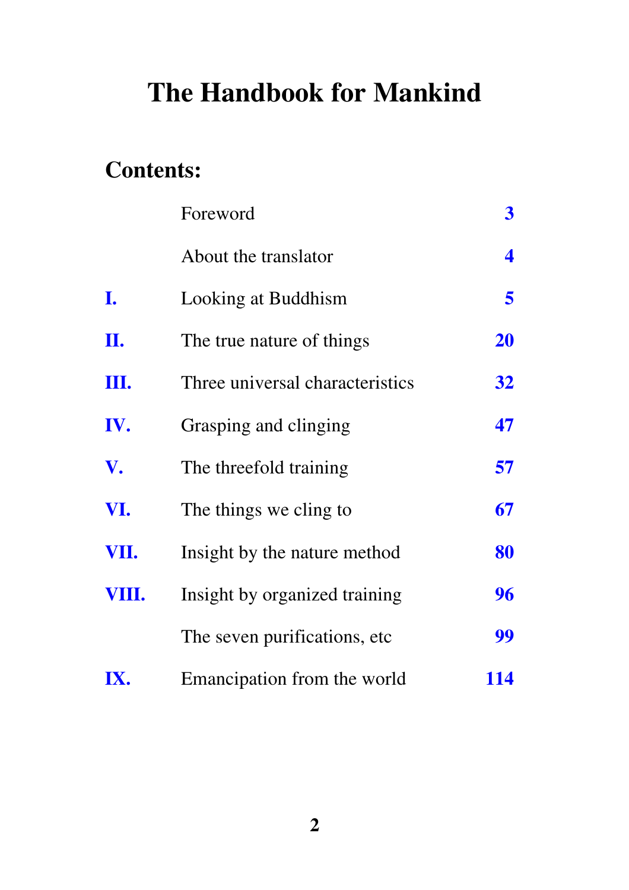# The Handbook for Mankind

## Contents:

| | | |
|---|---|---|
| | Foreword | 3 |
| | About the translator | 4 |
| I. | Looking at Buddhism | 5 |
| II. | The true nature of things | 20 |
| III. | Three universal characteristics | 32 |
| IV. | Grasping and clinging | 47 |
| V. | The threefold training | 57 |
| VI. | The things we cling to | 67 |
| VII. | Insight by the nature method | 80 |
| VIII. | Insight by organized training | 96 |
| | The seven purifications, etc | 99 |
| IX. | Emancipation from the world | 114 |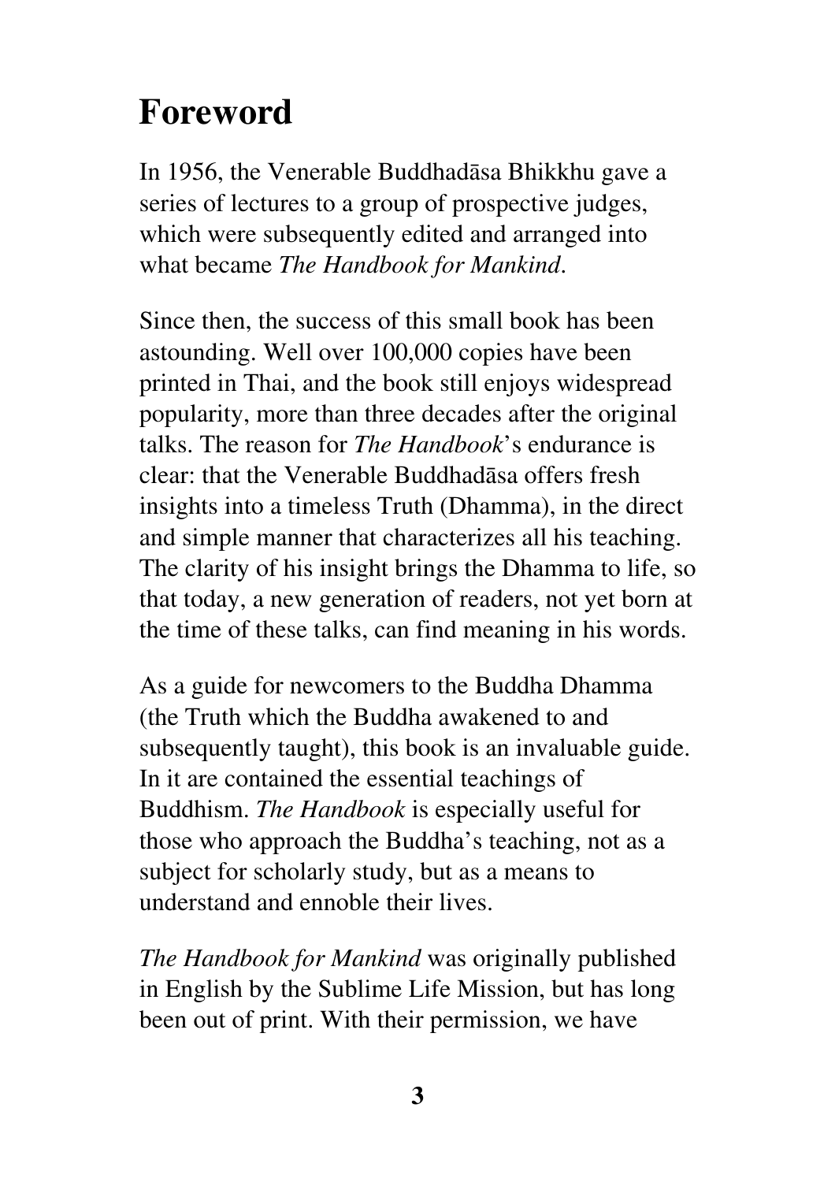# Foreword

In 1956, the Venerable Buddhadāsa Bhikkhu gave a series of lectures to a group of prospective judges, which were subsequently edited and arranged into what became *The Handbook for Mankind*.

Since then, the success of this small book has been astounding. Well over 100,000 copies have been printed in Thai, and the book still enjoys widespread popularity, more than three decades after the original talks. The reason for *The Handbook*'s endurance is clear: that the Venerable Buddhadāsa offers fresh insights into a timeless Truth (Dhamma), in the direct and simple manner that characterizes all his teaching. The clarity of his insight brings the Dhamma to life, so that today, a new generation of readers, not yet born at the time of these talks, can find meaning in his words.

As a guide for newcomers to the Buddha Dhamma (the Truth which the Buddha awakened to and subsequently taught), this book is an invaluable guide. In it are contained the essential teachings of Buddhism. *The Handbook* is especially useful for those who approach the Buddha's teaching, not as a subject for scholarly study, but as a means to understand and ennoble their lives.

*The Handbook for Mankind* was originally published in English by the Sublime Life Mission, but has long been out of print. With their permission, we have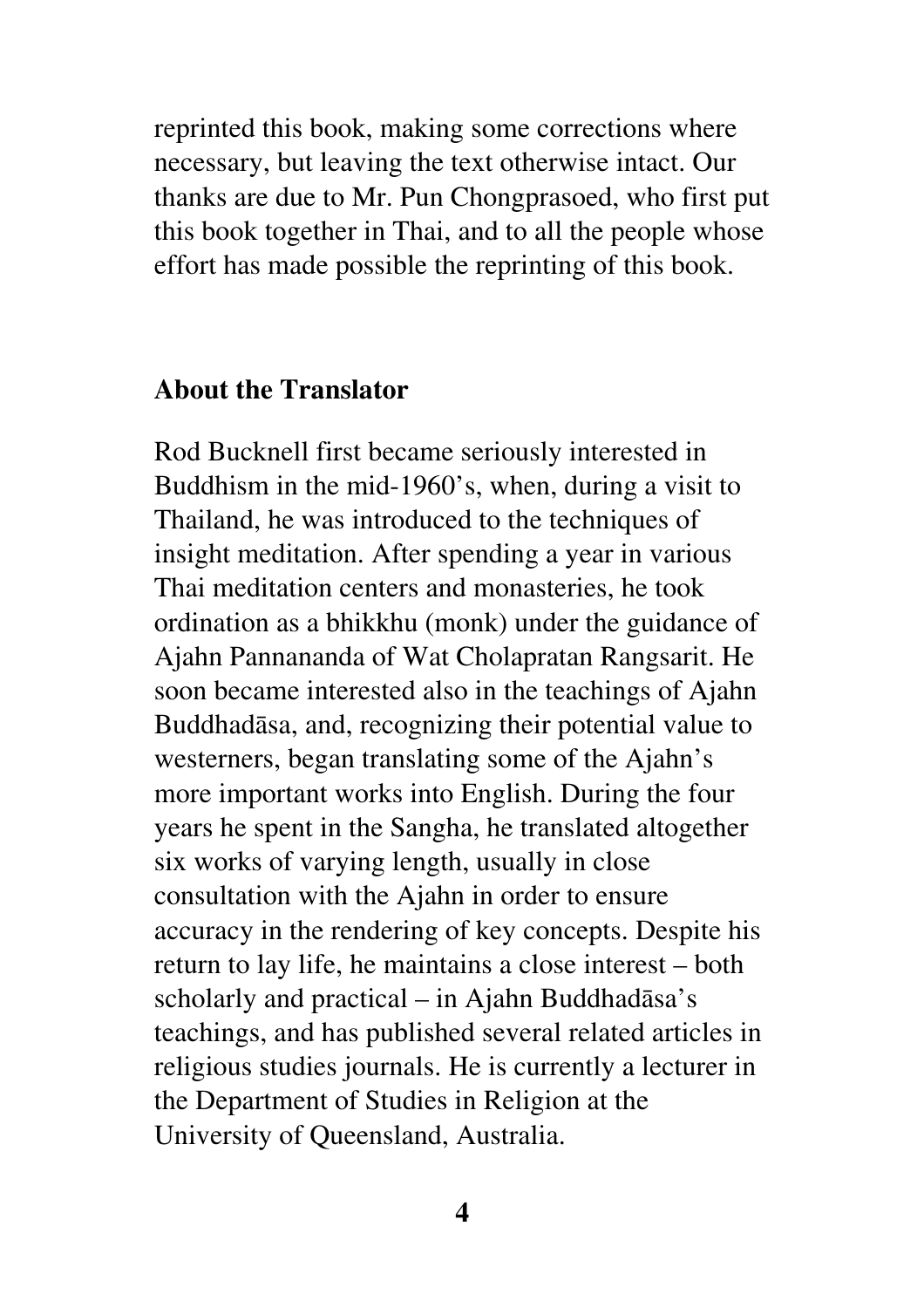reprinted this book, making some corrections where necessary, but leaving the text otherwise intact. Our thanks are due to Mr. Pun Chongprasoed, who first put this book together in Thai, and to all the people whose effort has made possible the reprinting of this book.

## About the Translator

Rod Bucknell first became seriously interested in Buddhism in the mid-1960's, when, during a visit to Thailand, he was introduced to the techniques of insight meditation. After spending a year in various Thai meditation centers and monasteries, he took ordination as a bhikkhu (monk) under the guidance of Ajahn Pannananda of Wat Cholapratan Rangsarit. He soon became interested also in the teachings of Ajahn Buddhadāsa, and, recognizing their potential value to westerners, began translating some of the Ajahn's more important works into English. During the four years he spent in the Sangha, he translated altogether six works of varying length, usually in close consultation with the Ajahn in order to ensure accuracy in the rendering of key concepts. Despite his return to lay life, he maintains a close interest – both scholarly and practical – in Ajahn Buddhadāsa's teachings, and has published several related articles in religious studies journals. He is currently a lecturer in the Department of Studies in Religion at the University of Queensland, Australia.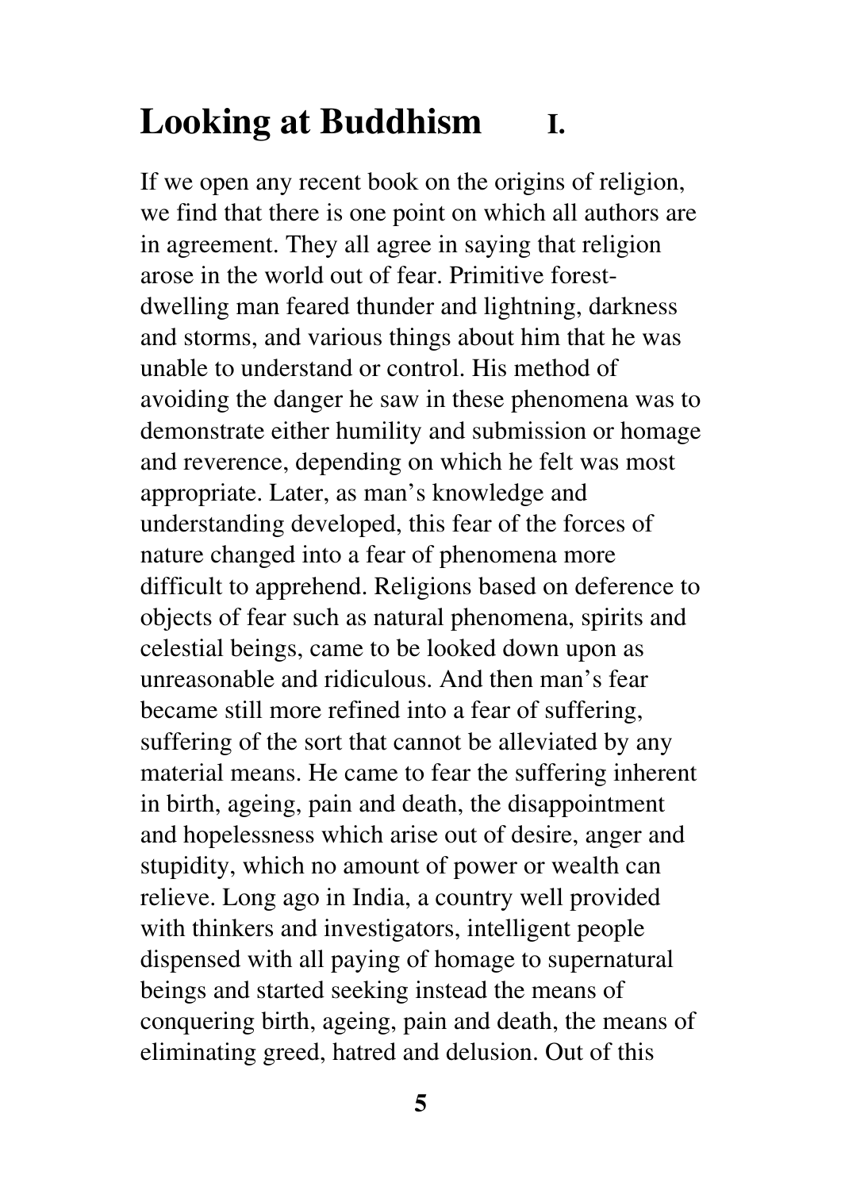# Looking at Buddhism I.

If we open any recent book on the origins of religion, we find that there is one point on which all authors are in agreement. They all agree in saying that religion arose in the world out of fear. Primitive forest-dwelling man feared thunder and lightning, darkness and storms, and various things about him that he was unable to understand or control. His method of avoiding the danger he saw in these phenomena was to demonstrate either humility and submission or homage and reverence, depending on which he felt was most appropriate. Later, as man's knowledge and understanding developed, this fear of the forces of nature changed into a fear of phenomena more difficult to apprehend. Religions based on deference to objects of fear such as natural phenomena, spirits and celestial beings, came to be looked down upon as unreasonable and ridiculous. And then man's fear became still more refined into a fear of suffering, suffering of the sort that cannot be alleviated by any material means. He came to fear the suffering inherent in birth, ageing, pain and death, the disappointment and hopelessness which arise out of desire, anger and stupidity, which no amount of power or wealth can relieve. Long ago in India, a country well provided with thinkers and investigators, intelligent people dispensed with all paying of homage to supernatural beings and started seeking instead the means of conquering birth, ageing, pain and death, the means of eliminating greed, hatred and delusion. Out of this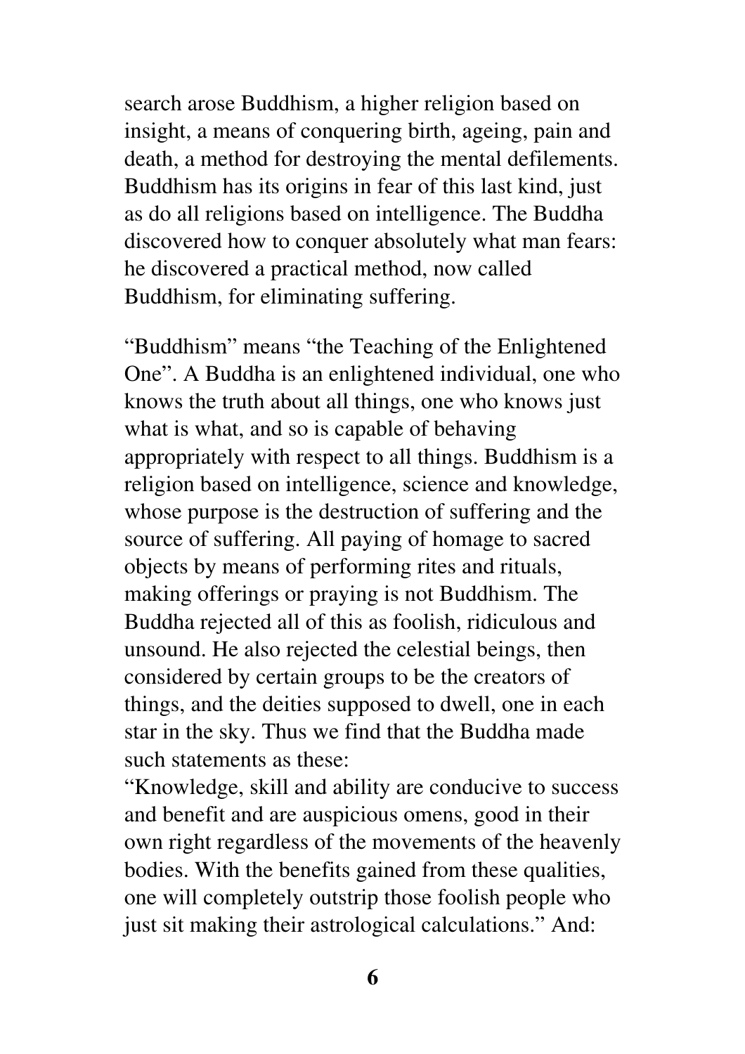search arose Buddhism, a higher religion based on insight, a means of conquering birth, ageing, pain and death, a method for destroying the mental defilements. Buddhism has its origins in fear of this last kind, just as do all religions based on intelligence. The Buddha discovered how to conquer absolutely what man fears: he discovered a practical method, now called Buddhism, for eliminating suffering.

"Buddhism" means "the Teaching of the Enlightened One". A Buddha is an enlightened individual, one who knows the truth about all things, one who knows just what is what, and so is capable of behaving appropriately with respect to all things. Buddhism is a religion based on intelligence, science and knowledge, whose purpose is the destruction of suffering and the source of suffering. All paying of homage to sacred objects by means of performing rites and rituals, making offerings or praying is not Buddhism. The Buddha rejected all of this as foolish, ridiculous and unsound. He also rejected the celestial beings, then considered by certain groups to be the creators of things, and the deities supposed to dwell, one in each star in the sky. Thus we find that the Buddha made such statements as these:

"Knowledge, skill and ability are conducive to success and benefit and are auspicious omens, good in their own right regardless of the movements of the heavenly bodies. With the benefits gained from these qualities, one will completely outstrip those foolish people who just sit making their astrological calculations." And: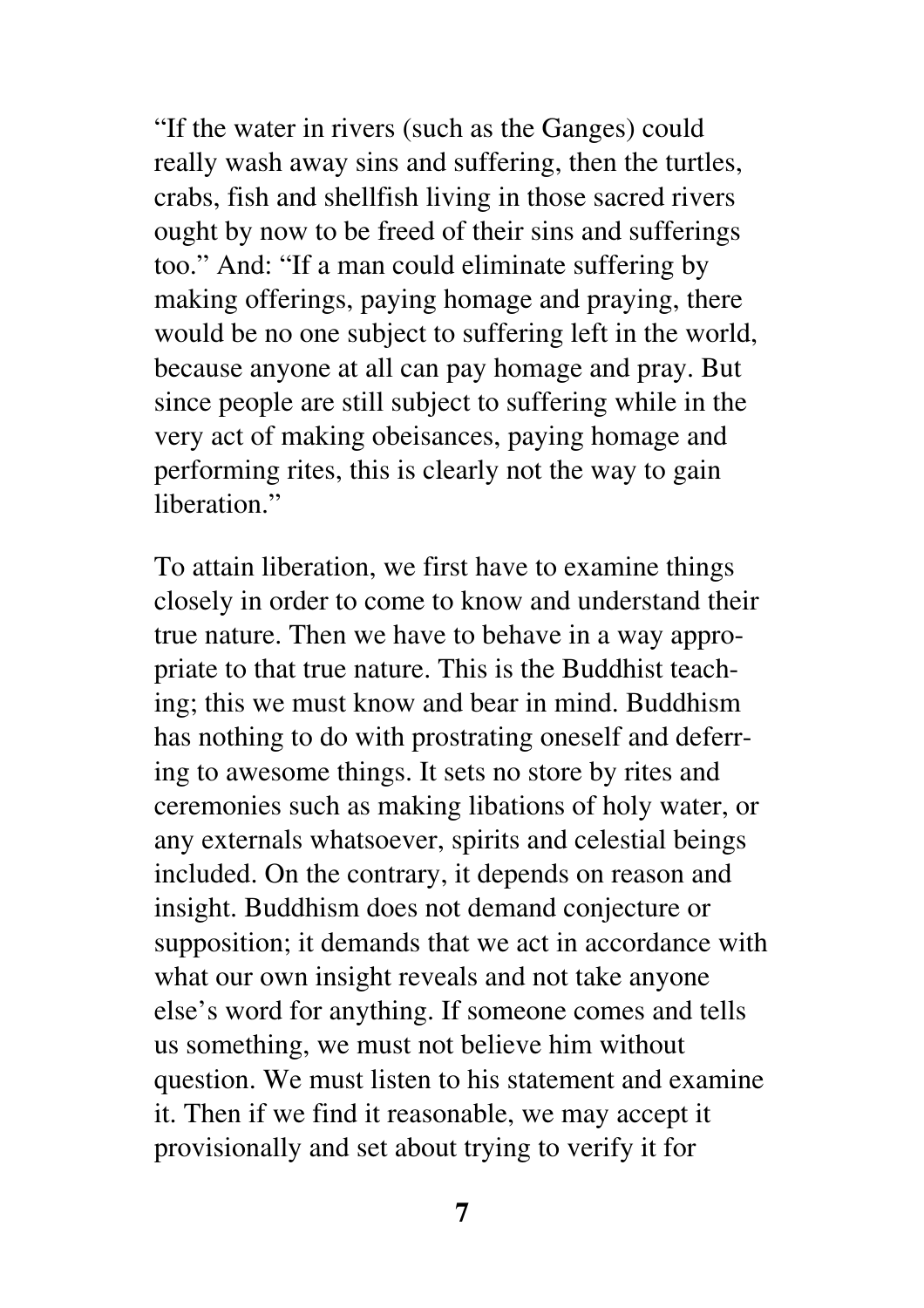"If the water in rivers (such as the Ganges) could really wash away sins and suffering, then the turtles, crabs, fish and shellfish living in those sacred rivers ought by now to be freed of their sins and sufferings too." And: "If a man could eliminate suffering by making offerings, paying homage and praying, there would be no one subject to suffering left in the world, because anyone at all can pay homage and pray. But since people are still subject to suffering while in the very act of making obeisances, paying homage and performing rites, this is clearly not the way to gain liberation."

To attain liberation, we first have to examine things closely in order to come to know and understand their true nature. Then we have to behave in a way appropriate to that true nature. This is the Buddhist teaching; this we must know and bear in mind. Buddhism has nothing to do with prostrating oneself and deferring to awesome things. It sets no store by rites and ceremonies such as making libations of holy water, or any externals whatsoever, spirits and celestial beings included. On the contrary, it depends on reason and insight. Buddhism does not demand conjecture or supposition; it demands that we act in accordance with what our own insight reveals and not take anyone else's word for anything. If someone comes and tells us something, we must not believe him without question. We must listen to his statement and examine it. Then if we find it reasonable, we may accept it provisionally and set about trying to verify it for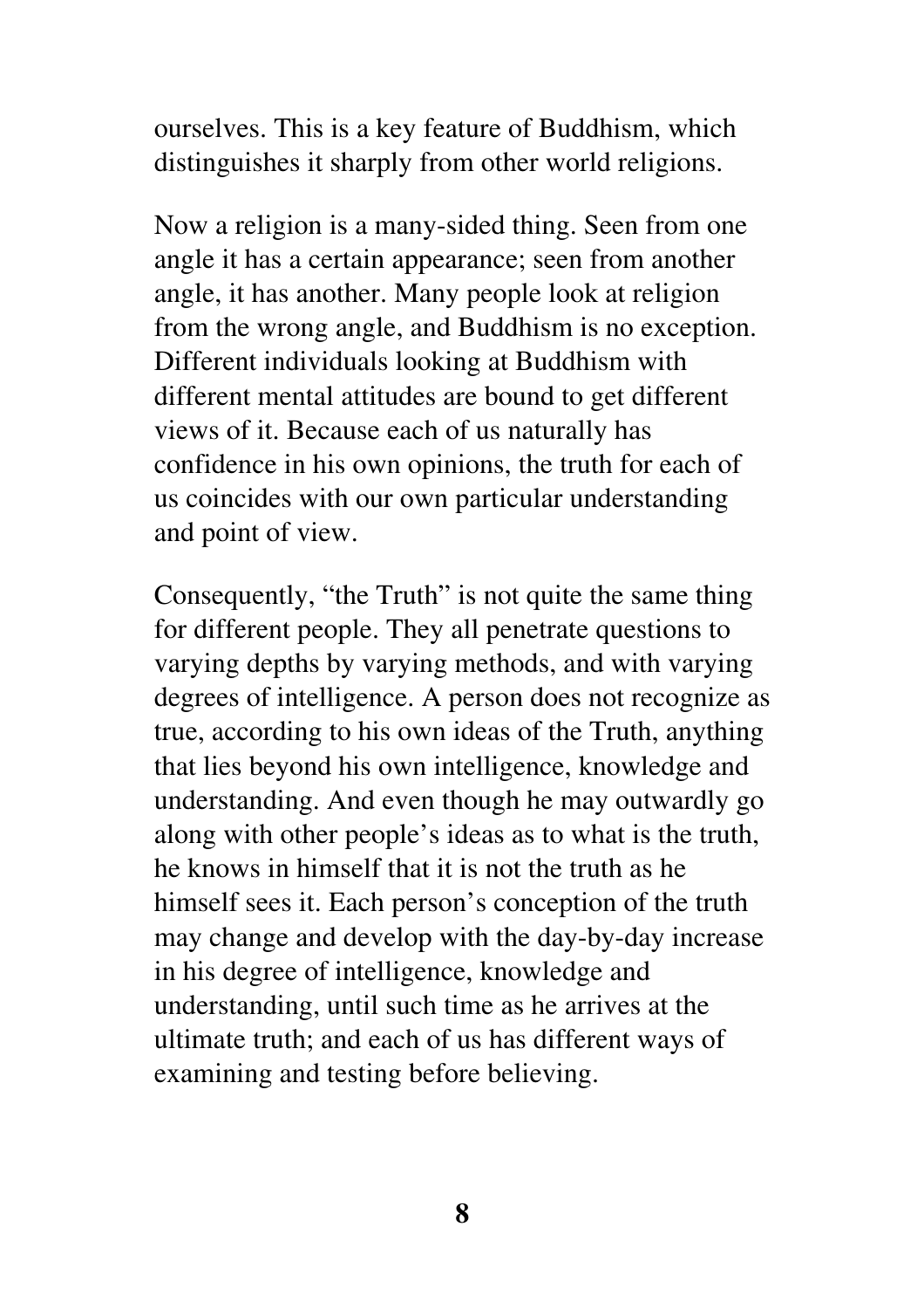ourselves. This is a key feature of Buddhism, which distinguishes it sharply from other world religions.

Now a religion is a many-sided thing. Seen from one angle it has a certain appearance; seen from another angle, it has another. Many people look at religion from the wrong angle, and Buddhism is no exception. Different individuals looking at Buddhism with different mental attitudes are bound to get different views of it. Because each of us naturally has confidence in his own opinions, the truth for each of us coincides with our own particular understanding and point of view.

Consequently, "the Truth" is not quite the same thing for different people. They all penetrate questions to varying depths by varying methods, and with varying degrees of intelligence. A person does not recognize as true, according to his own ideas of the Truth, anything that lies beyond his own intelligence, knowledge and understanding. And even though he may outwardly go along with other people's ideas as to what is the truth, he knows in himself that it is not the truth as he himself sees it. Each person's conception of the truth may change and develop with the day-by-day increase in his degree of intelligence, knowledge and understanding, until such time as he arrives at the ultimate truth; and each of us has different ways of examining and testing before believing.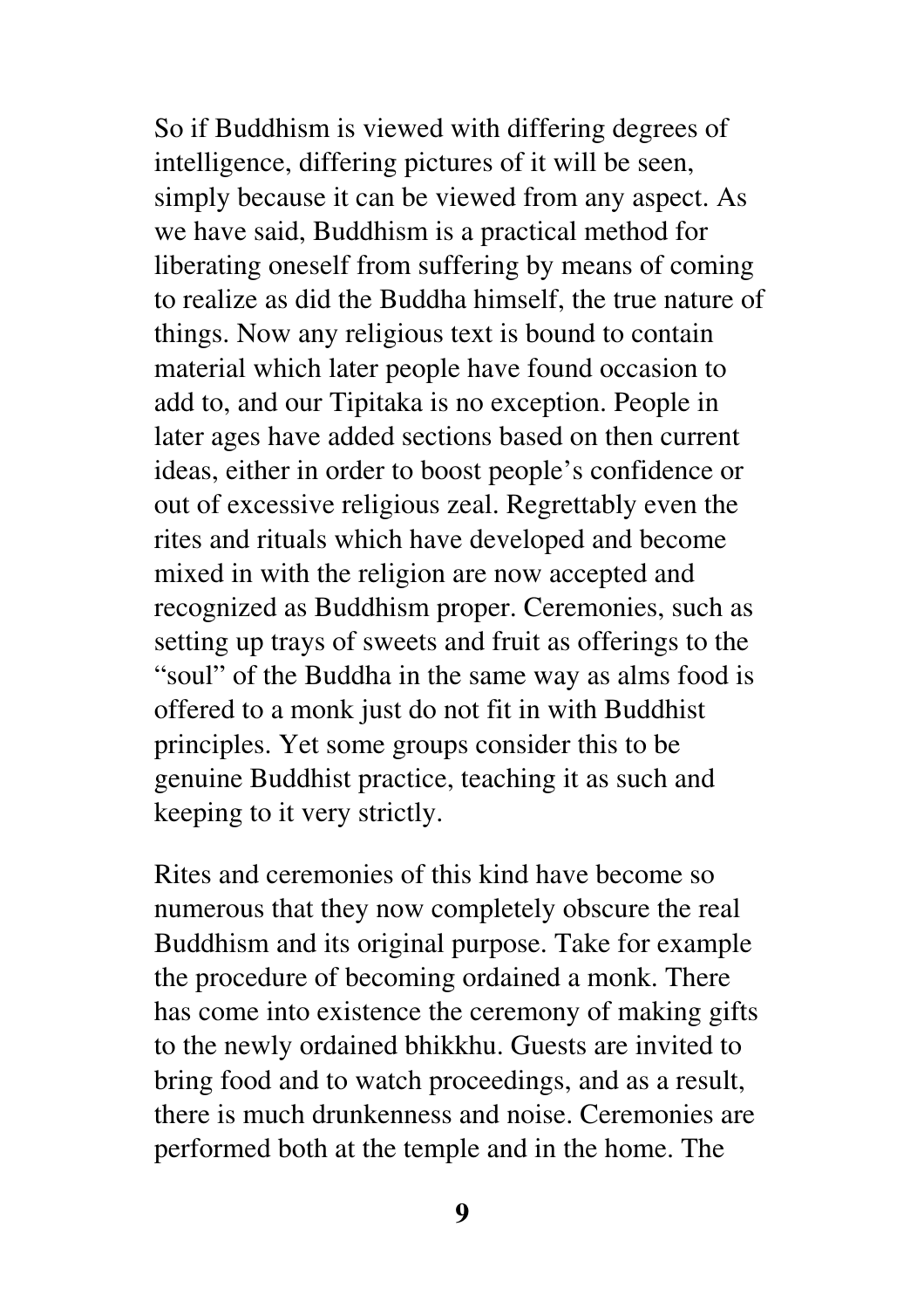So if Buddhism is viewed with differing degrees of intelligence, differing pictures of it will be seen, simply because it can be viewed from any aspect. As we have said, Buddhism is a practical method for liberating oneself from suffering by means of coming to realize as did the Buddha himself, the true nature of things. Now any religious text is bound to contain material which later people have found occasion to add to, and our Tipitaka is no exception. People in later ages have added sections based on then current ideas, either in order to boost people's confidence or out of excessive religious zeal. Regrettably even the rites and rituals which have developed and become mixed in with the religion are now accepted and recognized as Buddhism proper. Ceremonies, such as setting up trays of sweets and fruit as offerings to the "soul" of the Buddha in the same way as alms food is offered to a monk just do not fit in with Buddhist principles. Yet some groups consider this to be genuine Buddhist practice, teaching it as such and keeping to it very strictly.

Rites and ceremonies of this kind have become so numerous that they now completely obscure the real Buddhism and its original purpose. Take for example the procedure of becoming ordained a monk. There has come into existence the ceremony of making gifts to the newly ordained bhikkhu. Guests are invited to bring food and to watch proceedings, and as a result, there is much drunkenness and noise. Ceremonies are performed both at the temple and in the home. The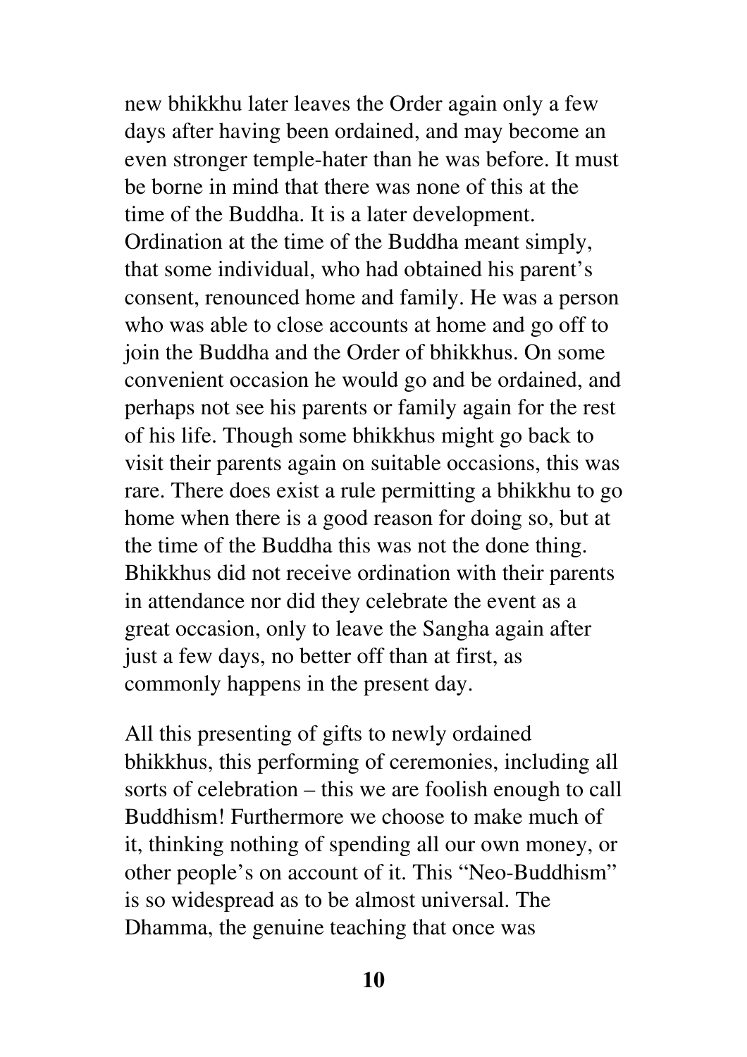new bhikkhu later leaves the Order again only a few days after having been ordained, and may become an even stronger temple-hater than he was before. It must be borne in mind that there was none of this at the time of the Buddha. It is a later development. Ordination at the time of the Buddha meant simply, that some individual, who had obtained his parent's consent, renounced home and family. He was a person who was able to close accounts at home and go off to join the Buddha and the Order of bhikkhus. On some convenient occasion he would go and be ordained, and perhaps not see his parents or family again for the rest of his life. Though some bhikkhus might go back to visit their parents again on suitable occasions, this was rare. There does exist a rule permitting a bhikkhu to go home when there is a good reason for doing so, but at the time of the Buddha this was not the done thing. Bhikkhus did not receive ordination with their parents in attendance nor did they celebrate the event as a great occasion, only to leave the Sangha again after just a few days, no better off than at first, as commonly happens in the present day.

All this presenting of gifts to newly ordained bhikkhus, this performing of ceremonies, including all sorts of celebration – this we are foolish enough to call Buddhism! Furthermore we choose to make much of it, thinking nothing of spending all our own money, or other people's on account of it. This "Neo-Buddhism" is so widespread as to be almost universal. The Dhamma, the genuine teaching that once was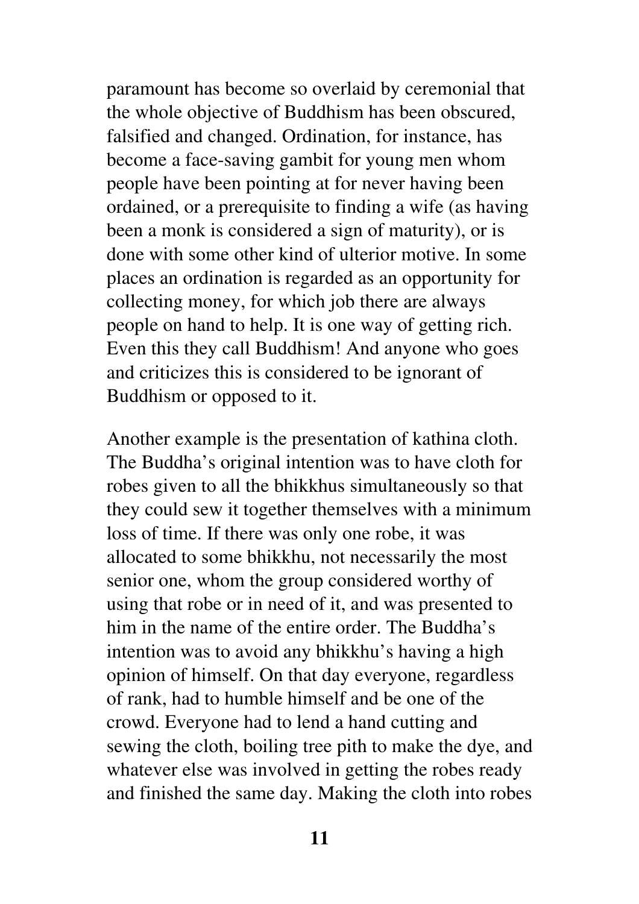paramount has become so overlaid by ceremonial that the whole objective of Buddhism has been obscured, falsified and changed. Ordination, for instance, has become a face-saving gambit for young men whom people have been pointing at for never having been ordained, or a prerequisite to finding a wife (as having been a monk is considered a sign of maturity), or is done with some other kind of ulterior motive. In some places an ordination is regarded as an opportunity for collecting money, for which job there are always people on hand to help. It is one way of getting rich. Even this they call Buddhism! And anyone who goes and criticizes this is considered to be ignorant of Buddhism or opposed to it.

Another example is the presentation of kathina cloth. The Buddha's original intention was to have cloth for robes given to all the bhikkhus simultaneously so that they could sew it together themselves with a minimum loss of time. If there was only one robe, it was allocated to some bhikkhu, not necessarily the most senior one, whom the group considered worthy of using that robe or in need of it, and was presented to him in the name of the entire order. The Buddha's intention was to avoid any bhikkhu's having a high opinion of himself. On that day everyone, regardless of rank, had to humble himself and be one of the crowd. Everyone had to lend a hand cutting and sewing the cloth, boiling tree pith to make the dye, and whatever else was involved in getting the robes ready and finished the same day. Making the cloth into robes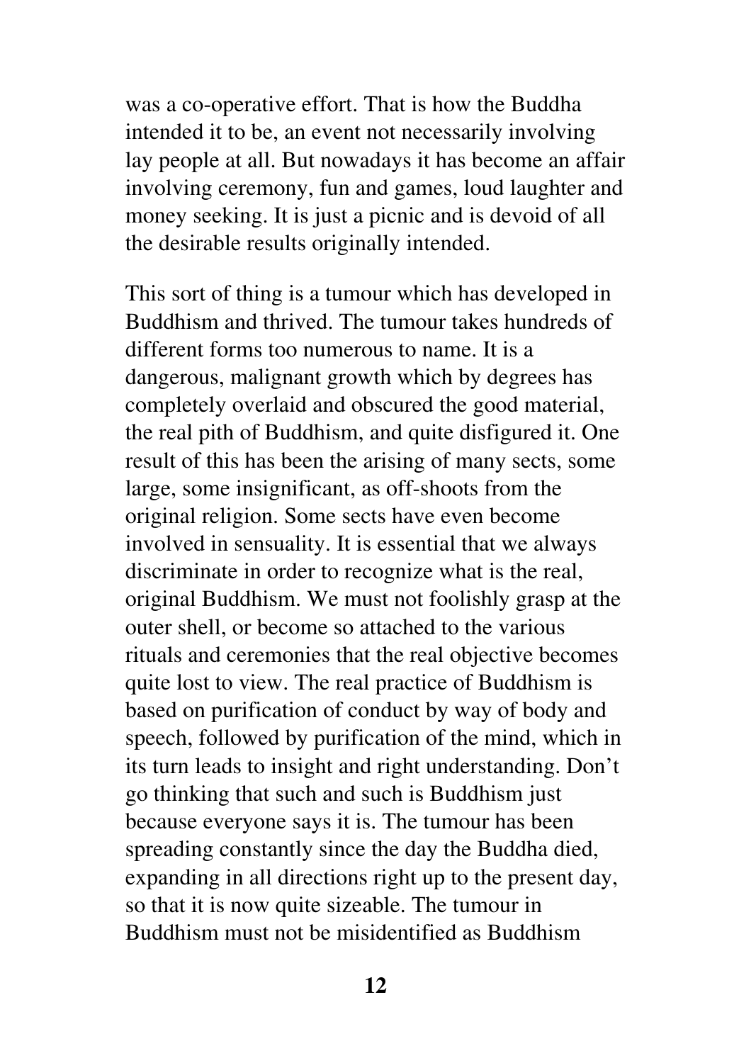was a co-operative effort. That is how the Buddha intended it to be, an event not necessarily involving lay people at all. But nowadays it has become an affair involving ceremony, fun and games, loud laughter and money seeking. It is just a picnic and is devoid of all the desirable results originally intended.

This sort of thing is a tumour which has developed in Buddhism and thrived. The tumour takes hundreds of different forms too numerous to name. It is a dangerous, malignant growth which by degrees has completely overlaid and obscured the good material, the real pith of Buddhism, and quite disfigured it. One result of this has been the arising of many sects, some large, some insignificant, as off-shoots from the original religion. Some sects have even become involved in sensuality. It is essential that we always discriminate in order to recognize what is the real, original Buddhism. We must not foolishly grasp at the outer shell, or become so attached to the various rituals and ceremonies that the real objective becomes quite lost to view. The real practice of Buddhism is based on purification of conduct by way of body and speech, followed by purification of the mind, which in its turn leads to insight and right understanding. Don't go thinking that such and such is Buddhism just because everyone says it is. The tumour has been spreading constantly since the day the Buddha died, expanding in all directions right up to the present day, so that it is now quite sizeable. The tumour in Buddhism must not be misidentified as Buddhism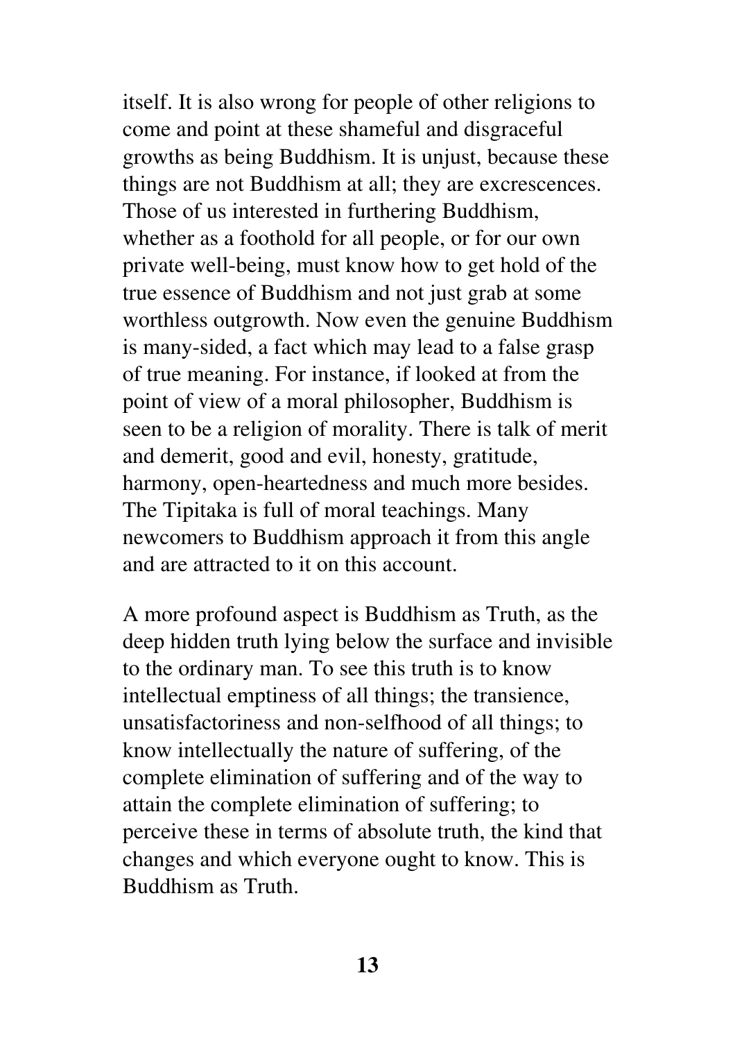itself. It is also wrong for people of other religions to come and point at these shameful and disgraceful growths as being Buddhism. It is unjust, because these things are not Buddhism at all; they are excrescences. Those of us interested in furthering Buddhism, whether as a foothold for all people, or for our own private well-being, must know how to get hold of the true essence of Buddhism and not just grab at some worthless outgrowth. Now even the genuine Buddhism is many-sided, a fact which may lead to a false grasp of true meaning. For instance, if looked at from the point of view of a moral philosopher, Buddhism is seen to be a religion of morality. There is talk of merit and demerit, good and evil, honesty, gratitude, harmony, open-heartedness and much more besides. The Tipitaka is full of moral teachings. Many newcomers to Buddhism approach it from this angle and are attracted to it on this account.

A more profound aspect is Buddhism as Truth, as the deep hidden truth lying below the surface and invisible to the ordinary man. To see this truth is to know intellectual emptiness of all things; the transience, unsatisfactoriness and non-selfhood of all things; to know intellectually the nature of suffering, of the complete elimination of suffering and of the way to attain the complete elimination of suffering; to perceive these in terms of absolute truth, the kind that changes and which everyone ought to know. This is Buddhism as Truth.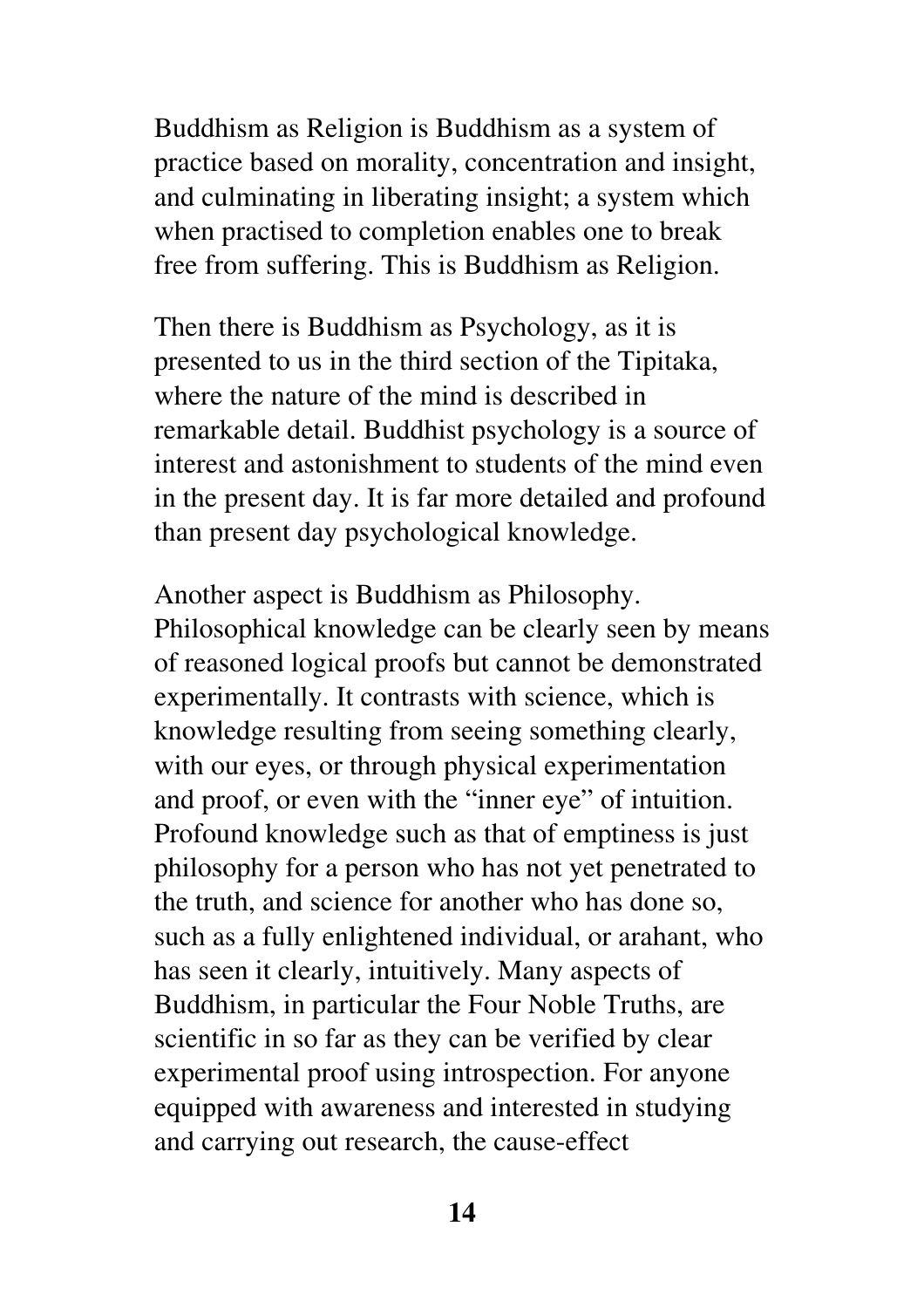Buddhism as Religion is Buddhism as a system of practice based on morality, concentration and insight, and culminating in liberating insight; a system which when practised to completion enables one to break free from suffering. This is Buddhism as Religion.

Then there is Buddhism as Psychology, as it is presented to us in the third section of the Tipitaka, where the nature of the mind is described in remarkable detail. Buddhist psychology is a source of interest and astonishment to students of the mind even in the present day. It is far more detailed and profound than present day psychological knowledge.

Another aspect is Buddhism as Philosophy. Philosophical knowledge can be clearly seen by means of reasoned logical proofs but cannot be demonstrated experimentally. It contrasts with science, which is knowledge resulting from seeing something clearly, with our eyes, or through physical experimentation and proof, or even with the "inner eye" of intuition. Profound knowledge such as that of emptiness is just philosophy for a person who has not yet penetrated to the truth, and science for another who has done so, such as a fully enlightened individual, or arahant, who has seen it clearly, intuitively. Many aspects of Buddhism, in particular the Four Noble Truths, are scientific in so far as they can be verified by clear experimental proof using introspection. For anyone equipped with awareness and interested in studying and carrying out research, the cause-effect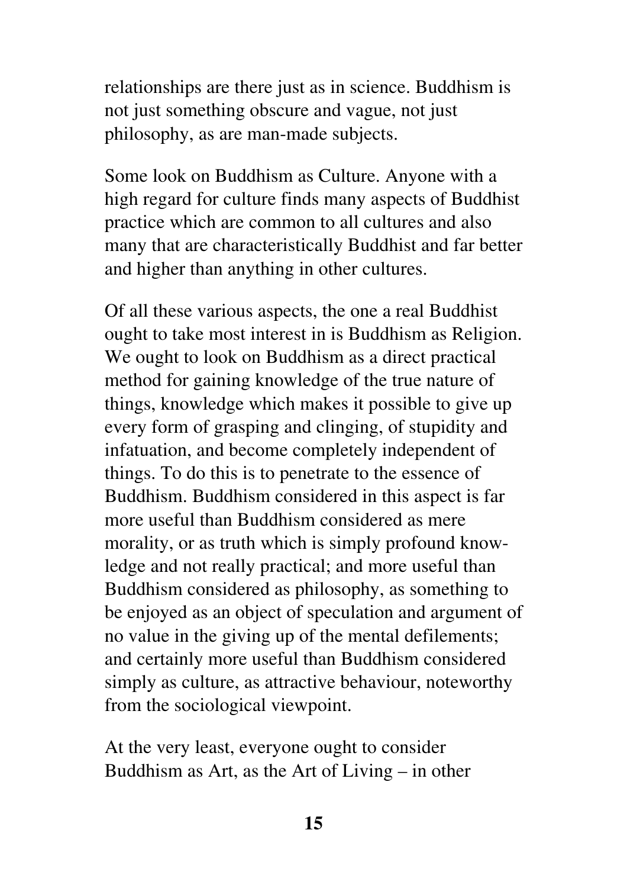relationships are there just as in science. Buddhism is not just something obscure and vague, not just philosophy, as are man-made subjects.

Some look on Buddhism as Culture. Anyone with a high regard for culture finds many aspects of Buddhist practice which are common to all cultures and also many that are characteristically Buddhist and far better and higher than anything in other cultures.

Of all these various aspects, the one a real Buddhist ought to take most interest in is Buddhism as Religion. We ought to look on Buddhism as a direct practical method for gaining knowledge of the true nature of things, knowledge which makes it possible to give up every form of grasping and clinging, of stupidity and infatuation, and become completely independent of things. To do this is to penetrate to the essence of Buddhism. Buddhism considered in this aspect is far more useful than Buddhism considered as mere morality, or as truth which is simply profound knowledge and not really practical; and more useful than Buddhism considered as philosophy, as something to be enjoyed as an object of speculation and argument of no value in the giving up of the mental defilements; and certainly more useful than Buddhism considered simply as culture, as attractive behaviour, noteworthy from the sociological viewpoint.

At the very least, everyone ought to consider Buddhism as Art, as the Art of Living – in other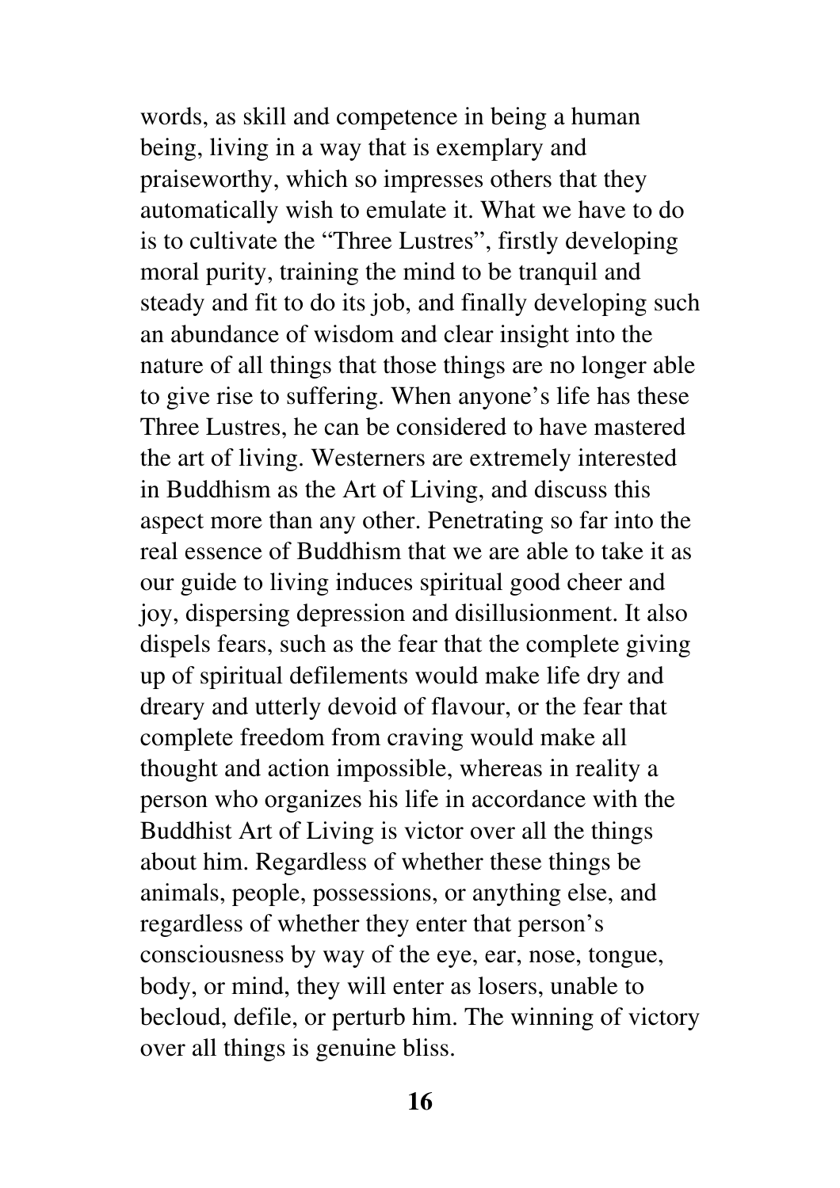words, as skill and competence in being a human being, living in a way that is exemplary and praiseworthy, which so impresses others that they automatically wish to emulate it. What we have to do is to cultivate the "Three Lustres", firstly developing moral purity, training the mind to be tranquil and steady and fit to do its job, and finally developing such an abundance of wisdom and clear insight into the nature of all things that those things are no longer able to give rise to suffering. When anyone's life has these Three Lustres, he can be considered to have mastered the art of living. Westerners are extremely interested in Buddhism as the Art of Living, and discuss this aspect more than any other. Penetrating so far into the real essence of Buddhism that we are able to take it as our guide to living induces spiritual good cheer and joy, dispersing depression and disillusionment. It also dispels fears, such as the fear that the complete giving up of spiritual defilements would make life dry and dreary and utterly devoid of flavour, or the fear that complete freedom from craving would make all thought and action impossible, whereas in reality a person who organizes his life in accordance with the Buddhist Art of Living is victor over all the things about him. Regardless of whether these things be animals, people, possessions, or anything else, and regardless of whether they enter that person's consciousness by way of the eye, ear, nose, tongue, body, or mind, they will enter as losers, unable to becloud, defile, or perturb him. The winning of victory over all things is genuine bliss.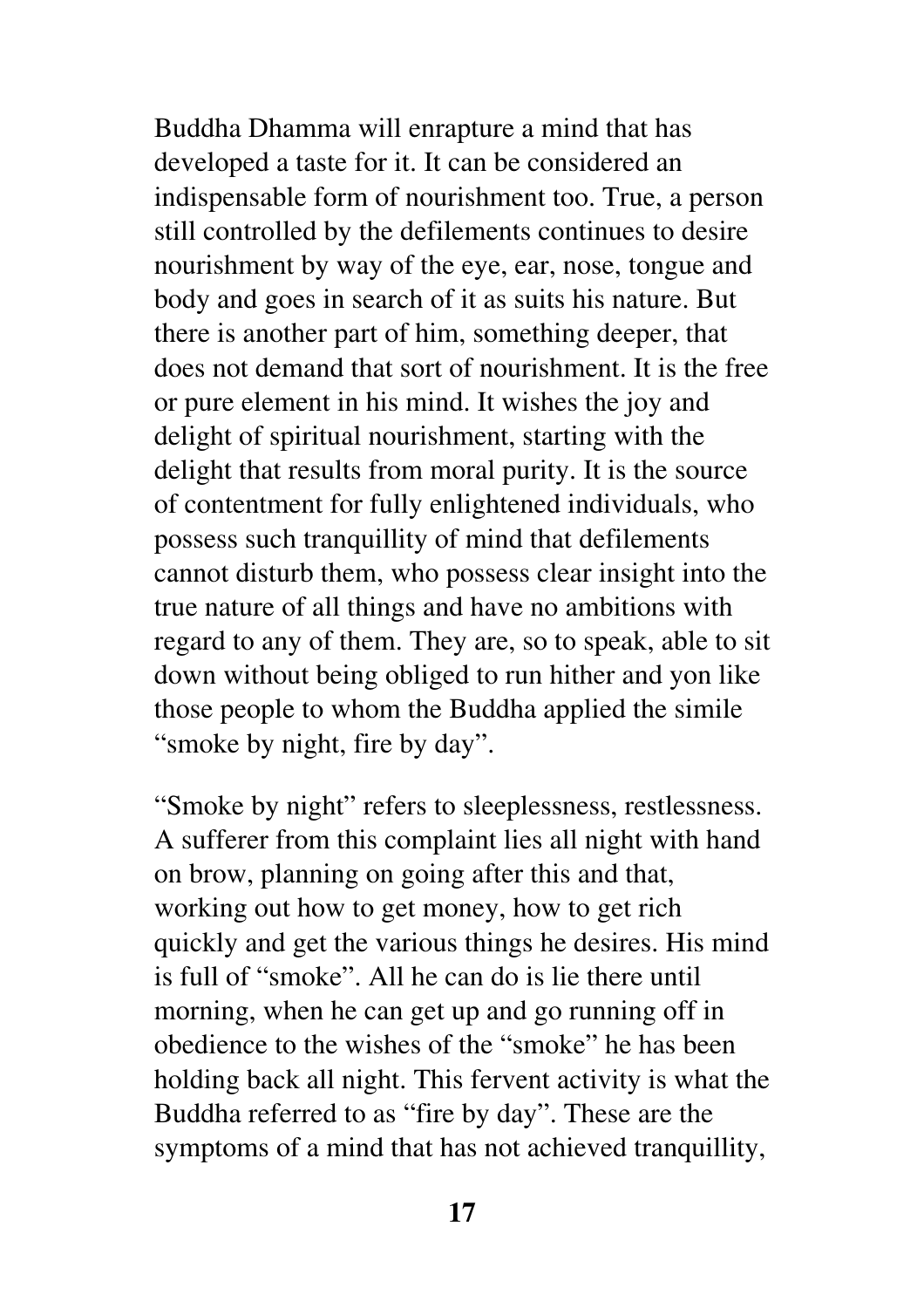Buddha Dhamma will enrapture a mind that has developed a taste for it. It can be considered an indispensable form of nourishment too. True, a person still controlled by the defilements continues to desire nourishment by way of the eye, ear, nose, tongue and body and goes in search of it as suits his nature. But there is another part of him, something deeper, that does not demand that sort of nourishment. It is the free or pure element in his mind. It wishes the joy and delight of spiritual nourishment, starting with the delight that results from moral purity. It is the source of contentment for fully enlightened individuals, who possess such tranquillity of mind that defilements cannot disturb them, who possess clear insight into the true nature of all things and have no ambitions with regard to any of them. They are, so to speak, able to sit down without being obliged to run hither and yon like those people to whom the Buddha applied the simile "smoke by night, fire by day".

"Smoke by night" refers to sleeplessness, restlessness. A sufferer from this complaint lies all night with hand on brow, planning on going after this and that, working out how to get money, how to get rich quickly and get the various things he desires. His mind is full of "smoke". All he can do is lie there until morning, when he can get up and go running off in obedience to the wishes of the "smoke" he has been holding back all night. This fervent activity is what the Buddha referred to as "fire by day". These are the symptoms of a mind that has not achieved tranquillity,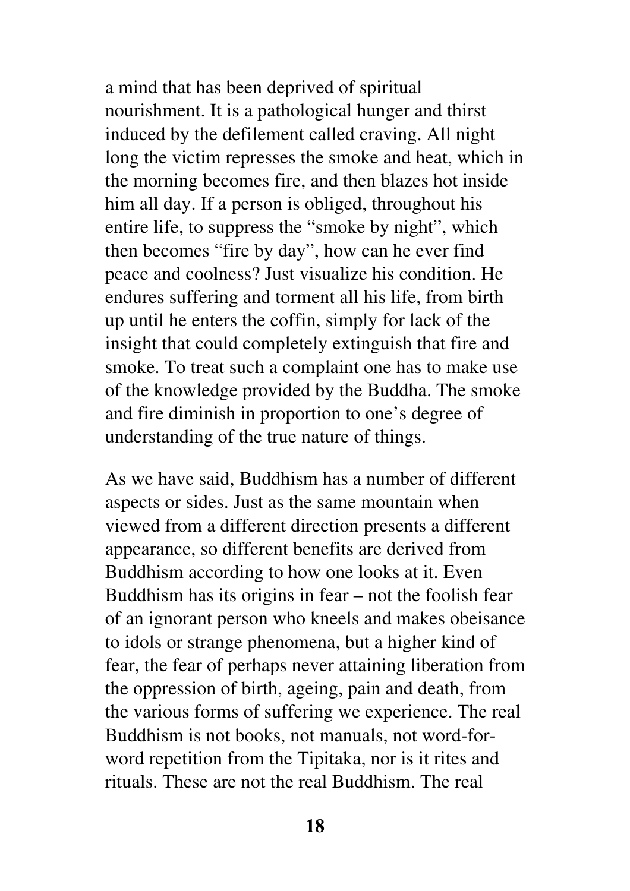a mind that has been deprived of spiritual nourishment. It is a pathological hunger and thirst induced by the defilement called craving. All night long the victim represses the smoke and heat, which in the morning becomes fire, and then blazes hot inside him all day. If a person is obliged, throughout his entire life, to suppress the "smoke by night", which then becomes "fire by day", how can he ever find peace and coolness? Just visualize his condition. He endures suffering and torment all his life, from birth up until he enters the coffin, simply for lack of the insight that could completely extinguish that fire and smoke. To treat such a complaint one has to make use of the knowledge provided by the Buddha. The smoke and fire diminish in proportion to one's degree of understanding of the true nature of things.

As we have said, Buddhism has a number of different aspects or sides. Just as the same mountain when viewed from a different direction presents a different appearance, so different benefits are derived from Buddhism according to how one looks at it. Even Buddhism has its origins in fear – not the foolish fear of an ignorant person who kneels and makes obeisance to idols or strange phenomena, but a higher kind of fear, the fear of perhaps never attaining liberation from the oppression of birth, ageing, pain and death, from the various forms of suffering we experience. The real Buddhism is not books, not manuals, not word-for-word repetition from the Tipitaka, nor is it rites and rituals. These are not the real Buddhism. The real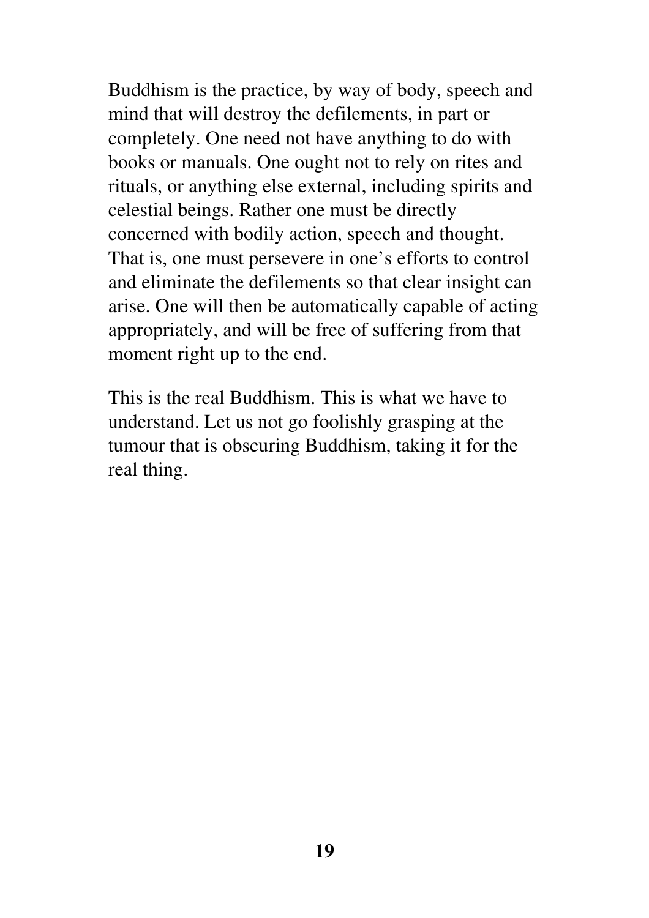Buddhism is the practice, by way of body, speech and mind that will destroy the defilements, in part or completely. One need not have anything to do with books or manuals. One ought not to rely on rites and rituals, or anything else external, including spirits and celestial beings. Rather one must be directly concerned with bodily action, speech and thought. That is, one must persevere in one's efforts to control and eliminate the defilements so that clear insight can arise. One will then be automatically capable of acting appropriately, and will be free of suffering from that moment right up to the end.

This is the real Buddhism. This is what we have to understand. Let us not go foolishly grasping at the tumour that is obscuring Buddhism, taking it for the real thing.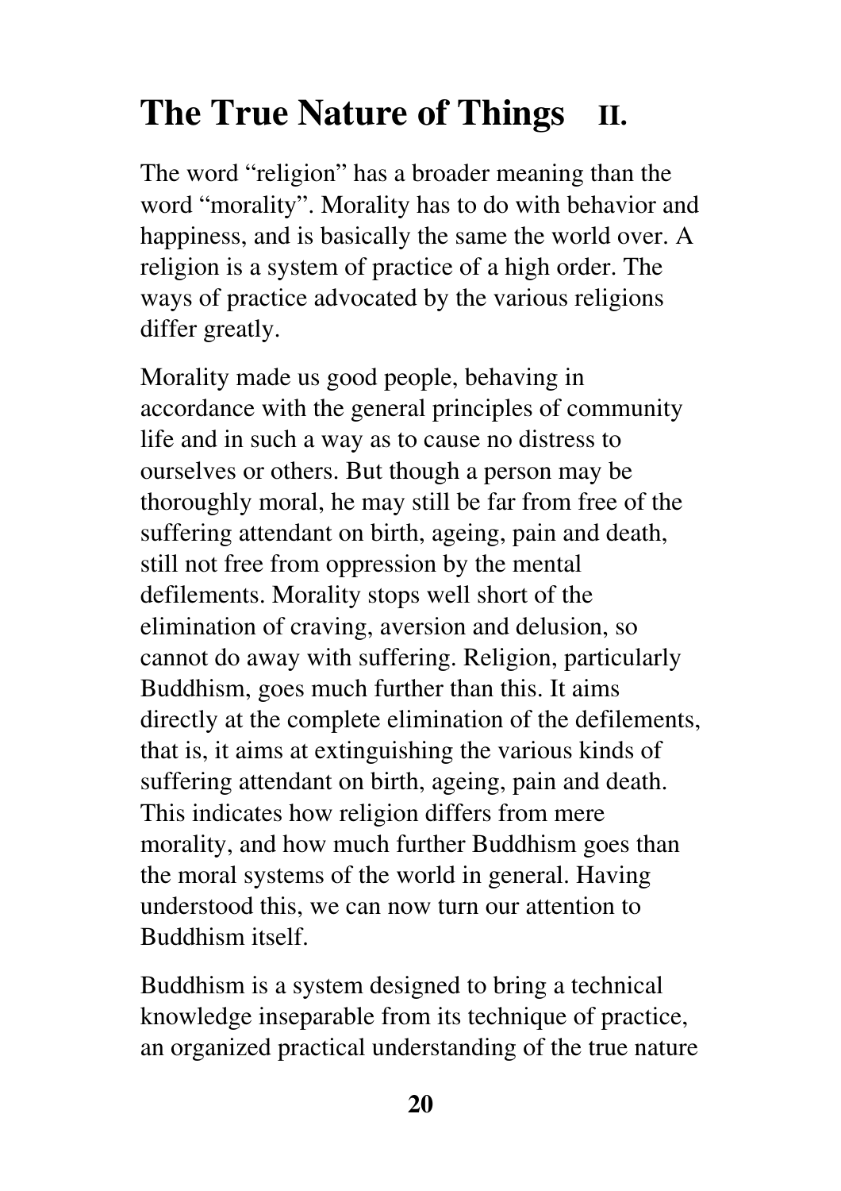# The True Nature of Things **II.**

The word “religion” has a broader meaning than the word “morality”. Morality has to do with behavior and happiness, and is basically the same the world over. A religion is a system of practice of a high order. The ways of practice advocated by the various religions differ greatly.

Morality made us good people, behaving in accordance with the general principles of community life and in such a way as to cause no distress to ourselves or others. But though a person may be thoroughly moral, he may still be far from free of the suffering attendant on birth, ageing, pain and death, still not free from oppression by the mental defilements. Morality stops well short of the elimination of craving, aversion and delusion, so cannot do away with suffering. Religion, particularly Buddhism, goes much further than this. It aims directly at the complete elimination of the defilements, that is, it aims at extinguishing the various kinds of suffering attendant on birth, ageing, pain and death. This indicates how religion differs from mere morality, and how much further Buddhism goes than the moral systems of the world in general. Having understood this, we can now turn our attention to Buddhism itself.

Buddhism is a system designed to bring a technical knowledge inseparable from its technique of practice, an organized practical understanding of the true nature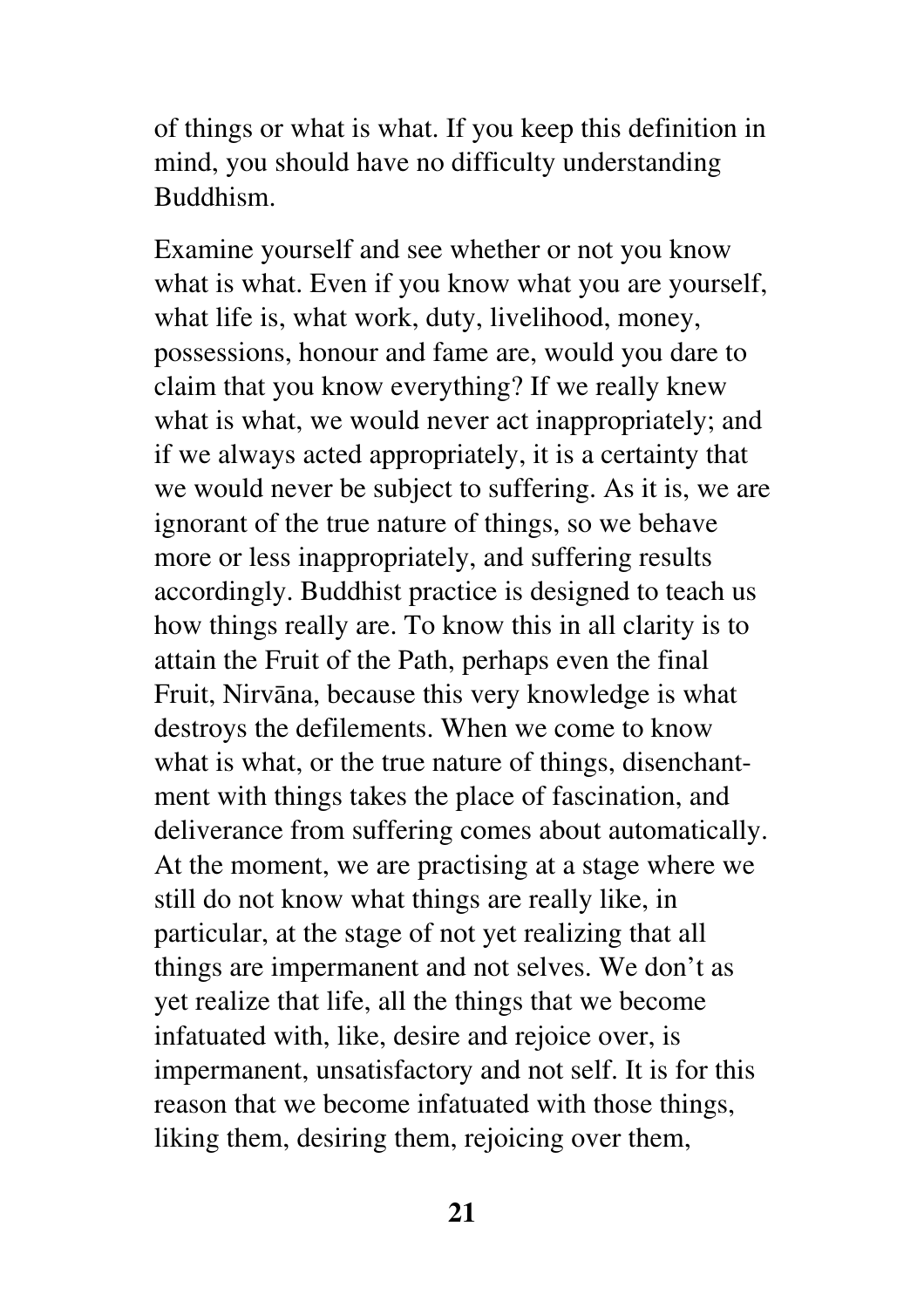of things or what is what. If you keep this definition in mind, you should have no difficulty understanding Buddhism.

Examine yourself and see whether or not you know what is what. Even if you know what you are yourself, what life is, what work, duty, livelihood, money, possessions, honour and fame are, would you dare to claim that you know everything? If we really knew what is what, we would never act inappropriately; and if we always acted appropriately, it is a certainty that we would never be subject to suffering. As it is, we are ignorant of the true nature of things, so we behave more or less inappropriately, and suffering results accordingly. Buddhist practice is designed to teach us how things really are. To know this in all clarity is to attain the Fruit of the Path, perhaps even the final Fruit, Nirvāna, because this very knowledge is what destroys the defilements. When we come to know what is what, or the true nature of things, disenchantment with things takes the place of fascination, and deliverance from suffering comes about automatically. At the moment, we are practising at a stage where we still do not know what things are really like, in particular, at the stage of not yet realizing that all things are impermanent and not selves. We don't as yet realize that life, all the things that we become infatuated with, like, desire and rejoice over, is impermanent, unsatisfactory and not self. It is for this reason that we become infatuated with those things, liking them, desiring them, rejoicing over them,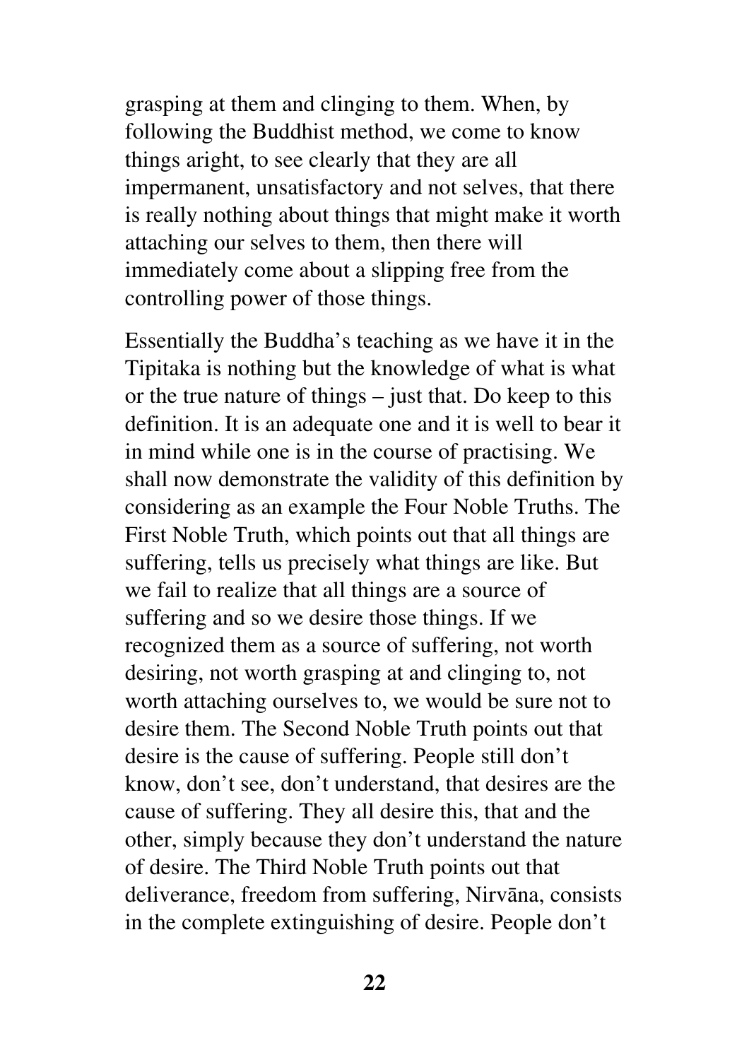grasping at them and clinging to them. When, by following the Buddhist method, we come to know things aright, to see clearly that they are all impermanent, unsatisfactory and not selves, that there is really nothing about things that might make it worth attaching our selves to them, then there will immediately come about a slipping free from the controlling power of those things.

Essentially the Buddha's teaching as we have it in the Tipitaka is nothing but the knowledge of what is what or the true nature of things – just that. Do keep to this definition. It is an adequate one and it is well to bear it in mind while one is in the course of practising. We shall now demonstrate the validity of this definition by considering as an example the Four Noble Truths. The First Noble Truth, which points out that all things are suffering, tells us precisely what things are like. But we fail to realize that all things are a source of suffering and so we desire those things. If we recognized them as a source of suffering, not worth desiring, not worth grasping at and clinging to, not worth attaching ourselves to, we would be sure not to desire them. The Second Noble Truth points out that desire is the cause of suffering. People still don't know, don't see, don't understand, that desires are the cause of suffering. They all desire this, that and the other, simply because they don't understand the nature of desire. The Third Noble Truth points out that deliverance, freedom from suffering, Nirvāna, consists in the complete extinguishing of desire. People don't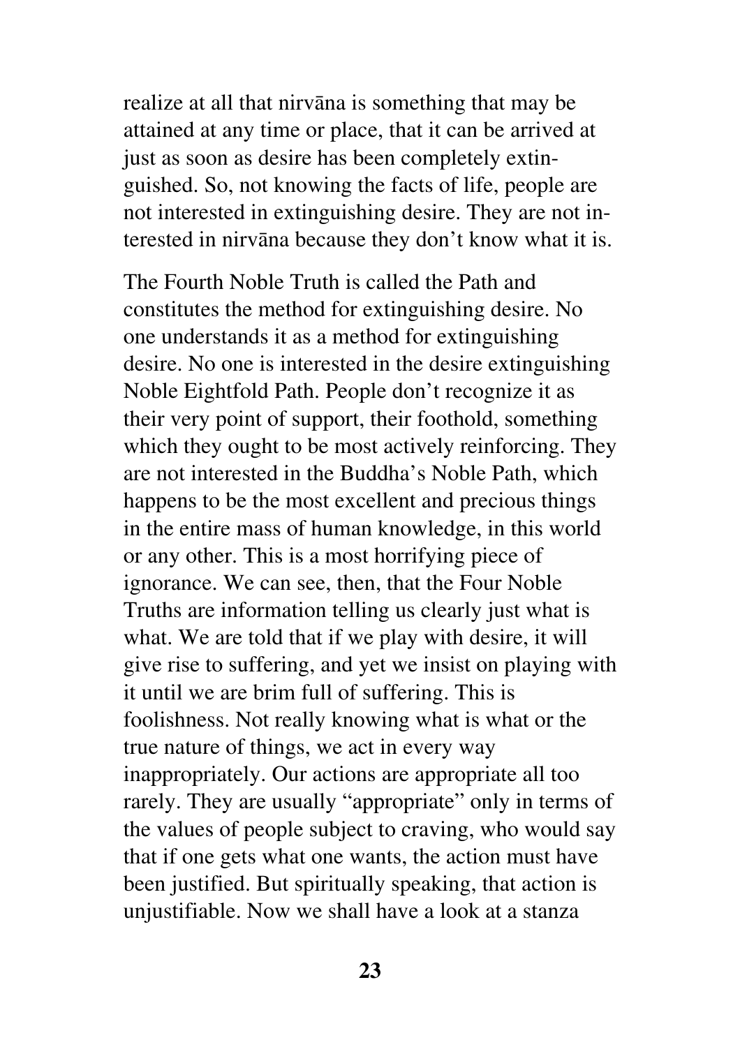realize at all that nirvāna is something that may be attained at any time or place, that it can be arrived at just as soon as desire has been completely extinguished. So, not knowing the facts of life, people are not interested in extinguishing desire. They are not interested in nirvāna because they don't know what it is.

The Fourth Noble Truth is called the Path and constitutes the method for extinguishing desire. No one understands it as a method for extinguishing desire. No one is interested in the desire extinguishing Noble Eightfold Path. People don't recognize it as their very point of support, their foothold, something which they ought to be most actively reinforcing. They are not interested in the Buddha's Noble Path, which happens to be the most excellent and precious things in the entire mass of human knowledge, in this world or any other. This is a most horrifying piece of ignorance. We can see, then, that the Four Noble Truths are information telling us clearly just what is what. We are told that if we play with desire, it will give rise to suffering, and yet we insist on playing with it until we are brim full of suffering. This is foolishness. Not really knowing what is what or the true nature of things, we act in every way inappropriately. Our actions are appropriate all too rarely. They are usually "appropriate" only in terms of the values of people subject to craving, who would say that if one gets what one wants, the action must have been justified. But spiritually speaking, that action is unjustifiable. Now we shall have a look at a stanza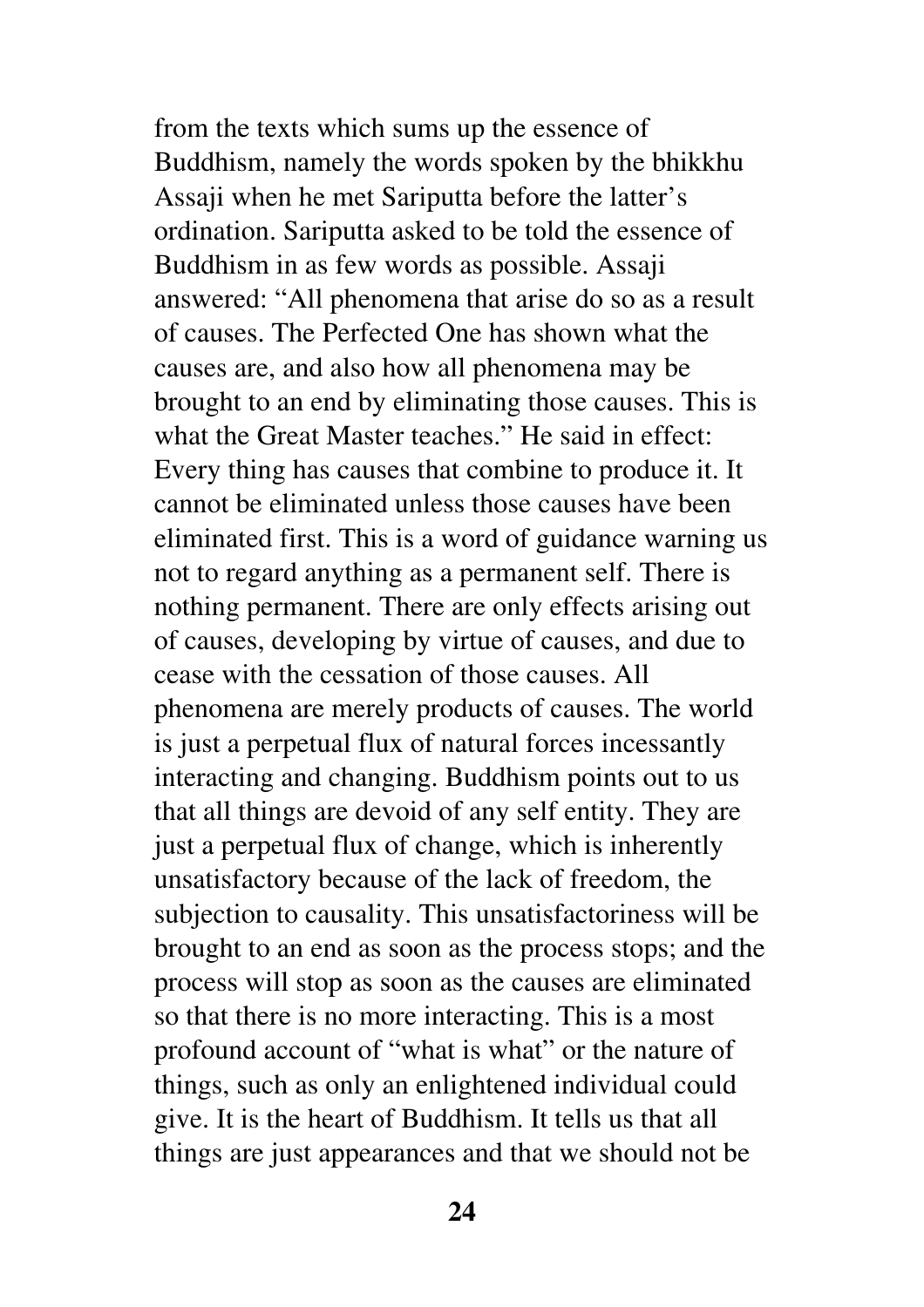from the texts which sums up the essence of Buddhism, namely the words spoken by the bhikkhu Assaji when he met Sariputta before the latter's ordination. Sariputta asked to be told the essence of Buddhism in as few words as possible. Assaji answered: "All phenomena that arise do so as a result of causes. The Perfected One has shown what the causes are, and also how all phenomena may be brought to an end by eliminating those causes. This is what the Great Master teaches." He said in effect: Every thing has causes that combine to produce it. It cannot be eliminated unless those causes have been eliminated first. This is a word of guidance warning us not to regard anything as a permanent self. There is nothing permanent. There are only effects arising out of causes, developing by virtue of causes, and due to cease with the cessation of those causes. All phenomena are merely products of causes. The world is just a perpetual flux of natural forces incessantly interacting and changing. Buddhism points out to us that all things are devoid of any self entity. They are just a perpetual flux of change, which is inherently unsatisfactory because of the lack of freedom, the subjection to causality. This unsatisfactoriness will be brought to an end as soon as the process stops; and the process will stop as soon as the causes are eliminated so that there is no more interacting. This is a most profound account of "what is what" or the nature of things, such as only an enlightened individual could give. It is the heart of Buddhism. It tells us that all things are just appearances and that we should not be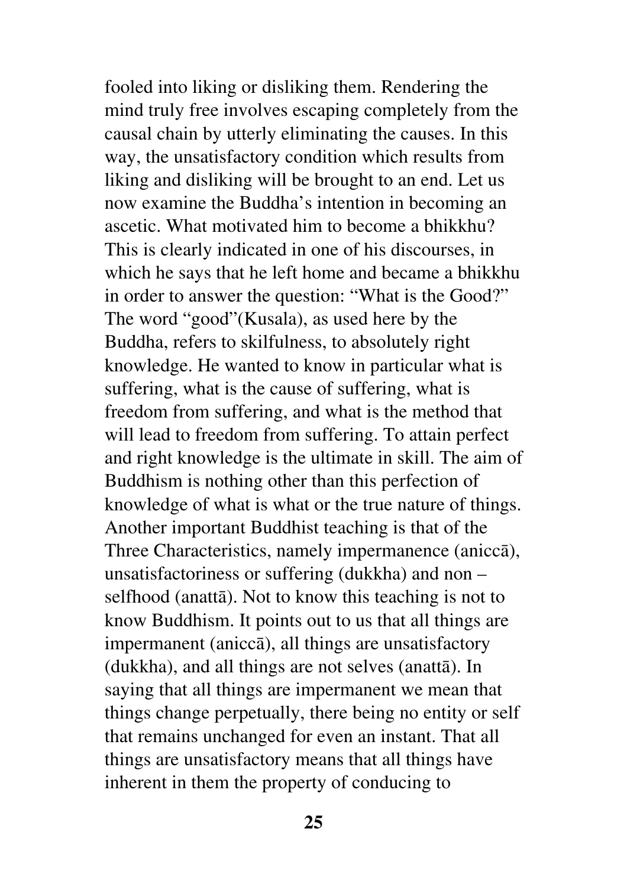fooled into liking or disliking them. Rendering the mind truly free involves escaping completely from the causal chain by utterly eliminating the causes. In this way, the unsatisfactory condition which results from liking and disliking will be brought to an end. Let us now examine the Buddha's intention in becoming an ascetic. What motivated him to become a bhikkhu? This is clearly indicated in one of his discourses, in which he says that he left home and became a bhikkhu in order to answer the question: "What is the Good?" The word "good"(Kusala), as used here by the Buddha, refers to skilfulness, to absolutely right knowledge. He wanted to know in particular what is suffering, what is the cause of suffering, what is freedom from suffering, and what is the method that will lead to freedom from suffering. To attain perfect and right knowledge is the ultimate in skill. The aim of Buddhism is nothing other than this perfection of knowledge of what is what or the true nature of things. Another important Buddhist teaching is that of the Three Characteristics, namely impermanence (aniccā), unsatisfactoriness or suffering (dukkha) and non – selfhood (anattā). Not to know this teaching is not to know Buddhism. It points out to us that all things are impermanent (aniccā), all things are unsatisfactory (dukkha), and all things are not selves (anattā). In saying that all things are impermanent we mean that things change perpetually, there being no entity or self that remains unchanged for even an instant. That all things are unsatisfactory means that all things have inherent in them the property of conducing to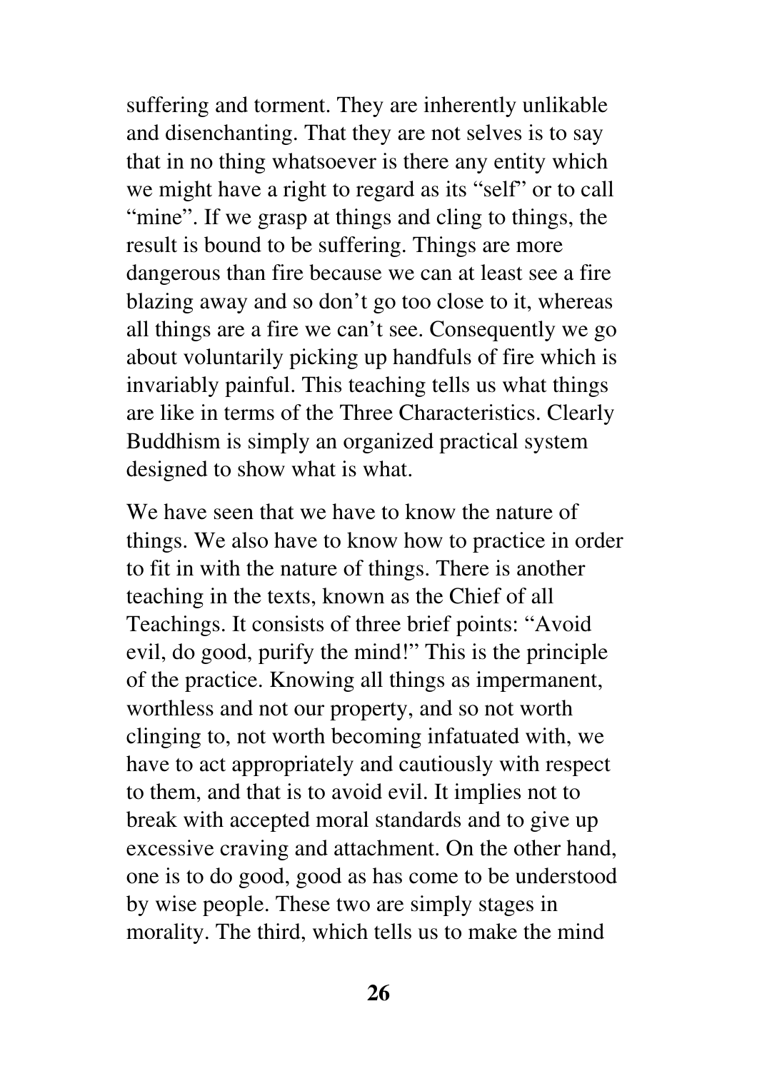suffering and torment. They are inherently unlikable and disenchanting. That they are not selves is to say that in no thing whatsoever is there any entity which we might have a right to regard as its "self" or to call "mine". If we grasp at things and cling to things, the result is bound to be suffering. Things are more dangerous than fire because we can at least see a fire blazing away and so don't go too close to it, whereas all things are a fire we can't see. Consequently we go about voluntarily picking up handfuls of fire which is invariably painful. This teaching tells us what things are like in terms of the Three Characteristics. Clearly Buddhism is simply an organized practical system designed to show what is what.

We have seen that we have to know the nature of things. We also have to know how to practice in order to fit in with the nature of things. There is another teaching in the texts, known as the Chief of all Teachings. It consists of three brief points: "Avoid evil, do good, purify the mind!" This is the principle of the practice. Knowing all things as impermanent, worthless and not our property, and so not worth clinging to, not worth becoming infatuated with, we have to act appropriately and cautiously with respect to them, and that is to avoid evil. It implies not to break with accepted moral standards and to give up excessive craving and attachment. On the other hand, one is to do good, good as has come to be understood by wise people. These two are simply stages in morality. The third, which tells us to make the mind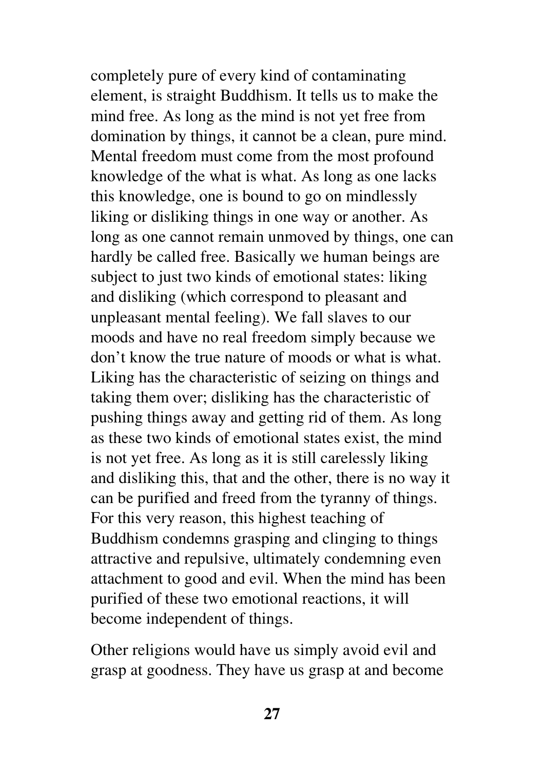completely pure of every kind of contaminating element, is straight Buddhism. It tells us to make the mind free. As long as the mind is not yet free from domination by things, it cannot be a clean, pure mind. Mental freedom must come from the most profound knowledge of the what is what. As long as one lacks this knowledge, one is bound to go on mindlessly liking or disliking things in one way or another. As long as one cannot remain unmoved by things, one can hardly be called free. Basically we human beings are subject to just two kinds of emotional states: liking and disliking (which correspond to pleasant and unpleasant mental feeling). We fall slaves to our moods and have no real freedom simply because we don't know the true nature of moods or what is what. Liking has the characteristic of seizing on things and taking them over; disliking has the characteristic of pushing things away and getting rid of them. As long as these two kinds of emotional states exist, the mind is not yet free. As long as it is still carelessly liking and disliking this, that and the other, there is no way it can be purified and freed from the tyranny of things. For this very reason, this highest teaching of Buddhism condemns grasping and clinging to things attractive and repulsive, ultimately condemning even attachment to good and evil. When the mind has been purified of these two emotional reactions, it will become independent of things.

Other religions would have us simply avoid evil and grasp at goodness. They have us grasp at and become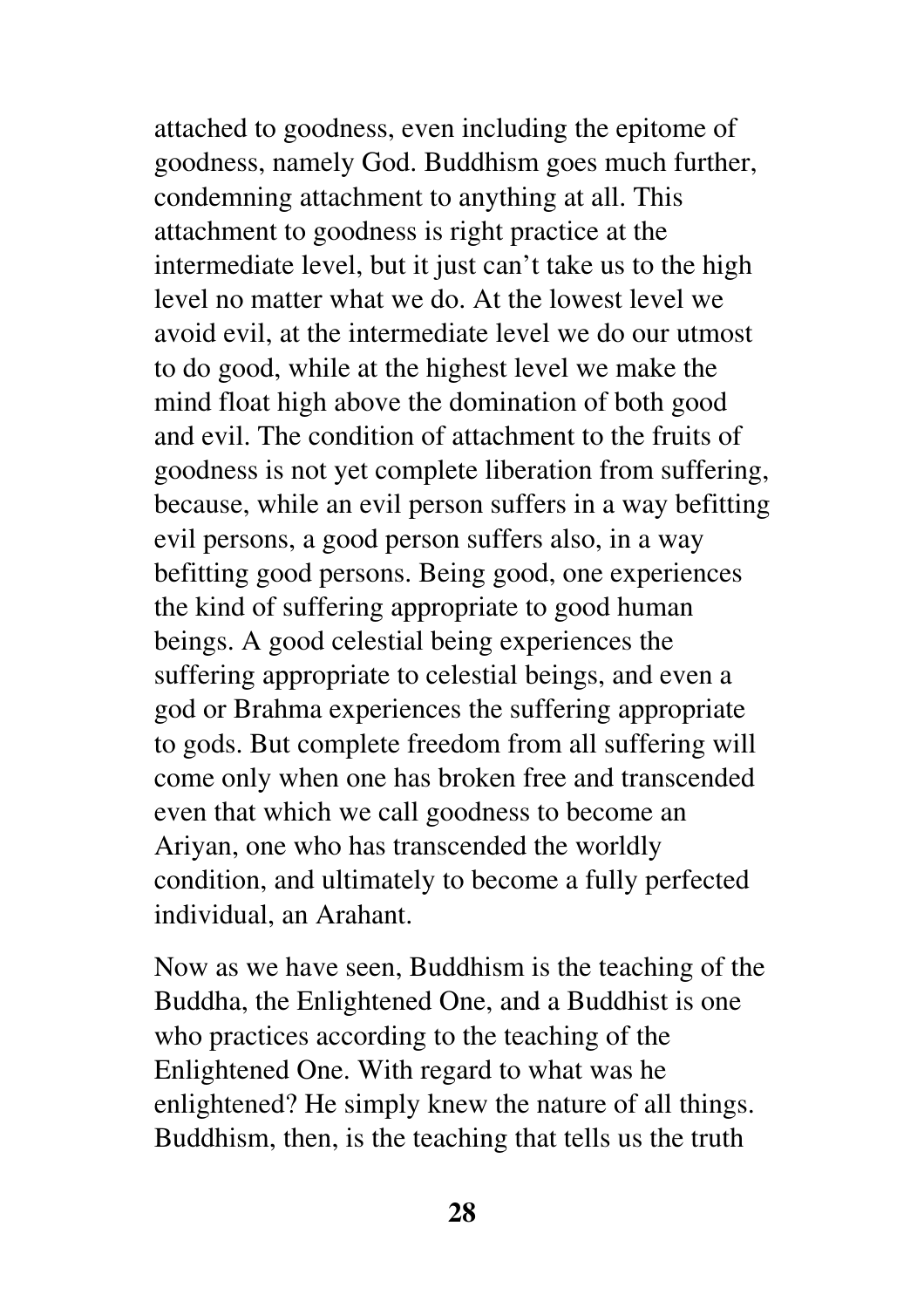attached to goodness, even including the epitome of goodness, namely God. Buddhism goes much further, condemning attachment to anything at all. This attachment to goodness is right practice at the intermediate level, but it just can't take us to the high level no matter what we do. At the lowest level we avoid evil, at the intermediate level we do our utmost to do good, while at the highest level we make the mind float high above the domination of both good and evil. The condition of attachment to the fruits of goodness is not yet complete liberation from suffering, because, while an evil person suffers in a way befitting evil persons, a good person suffers also, in a way befitting good persons. Being good, one experiences the kind of suffering appropriate to good human beings. A good celestial being experiences the suffering appropriate to celestial beings, and even a god or Brahma experiences the suffering appropriate to gods. But complete freedom from all suffering will come only when one has broken free and transcended even that which we call goodness to become an Ariyan, one who has transcended the worldly condition, and ultimately to become a fully perfected individual, an Arahant.

Now as we have seen, Buddhism is the teaching of the Buddha, the Enlightened One, and a Buddhist is one who practices according to the teaching of the Enlightened One. With regard to what was he enlightened? He simply knew the nature of all things. Buddhism, then, is the teaching that tells us the truth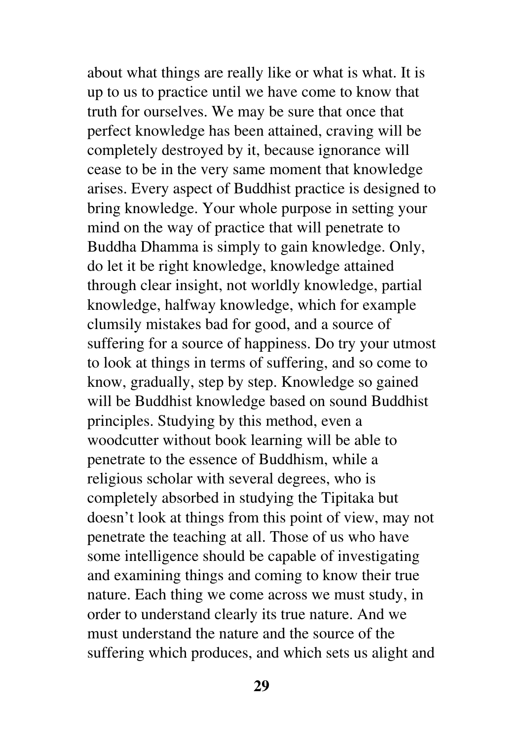about what things are really like or what is what. It is up to us to practice until we have come to know that truth for ourselves. We may be sure that once that perfect knowledge has been attained, craving will be completely destroyed by it, because ignorance will cease to be in the very same moment that knowledge arises. Every aspect of Buddhist practice is designed to bring knowledge. Your whole purpose in setting your mind on the way of practice that will penetrate to Buddha Dhamma is simply to gain knowledge. Only, do let it be right knowledge, knowledge attained through clear insight, not worldly knowledge, partial knowledge, halfway knowledge, which for example clumsily mistakes bad for good, and a source of suffering for a source of happiness. Do try your utmost to look at things in terms of suffering, and so come to know, gradually, step by step. Knowledge so gained will be Buddhist knowledge based on sound Buddhist principles. Studying by this method, even a woodcutter without book learning will be able to penetrate to the essence of Buddhism, while a religious scholar with several degrees, who is completely absorbed in studying the Tipitaka but doesn't look at things from this point of view, may not penetrate the teaching at all. Those of us who have some intelligence should be capable of investigating and examining things and coming to know their true nature. Each thing we come across we must study, in order to understand clearly its true nature. And we must understand the nature and the source of the suffering which produces, and which sets us alight and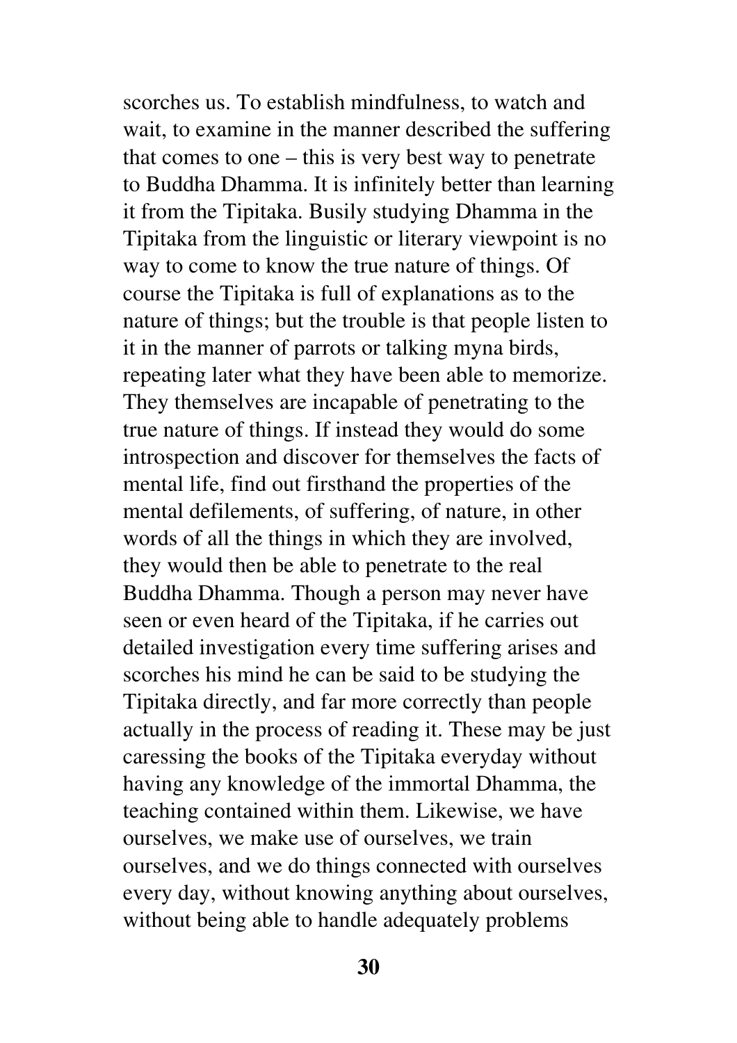scorches us. To establish mindfulness, to watch and wait, to examine in the manner described the suffering that comes to one – this is very best way to penetrate to Buddha Dhamma. It is infinitely better than learning it from the Tipitaka. Busily studying Dhamma in the Tipitaka from the linguistic or literary viewpoint is no way to come to know the true nature of things. Of course the Tipitaka is full of explanations as to the nature of things; but the trouble is that people listen to it in the manner of parrots or talking myna birds, repeating later what they have been able to memorize. They themselves are incapable of penetrating to the true nature of things. If instead they would do some introspection and discover for themselves the facts of mental life, find out firsthand the properties of the mental defilements, of suffering, of nature, in other words of all the things in which they are involved, they would then be able to penetrate to the real Buddha Dhamma. Though a person may never have seen or even heard of the Tipitaka, if he carries out detailed investigation every time suffering arises and scorches his mind he can be said to be studying the Tipitaka directly, and far more correctly than people actually in the process of reading it. These may be just caressing the books of the Tipitaka everyday without having any knowledge of the immortal Dhamma, the teaching contained within them. Likewise, we have ourselves, we make use of ourselves, we train ourselves, and we do things connected with ourselves every day, without knowing anything about ourselves, without being able to handle adequately problems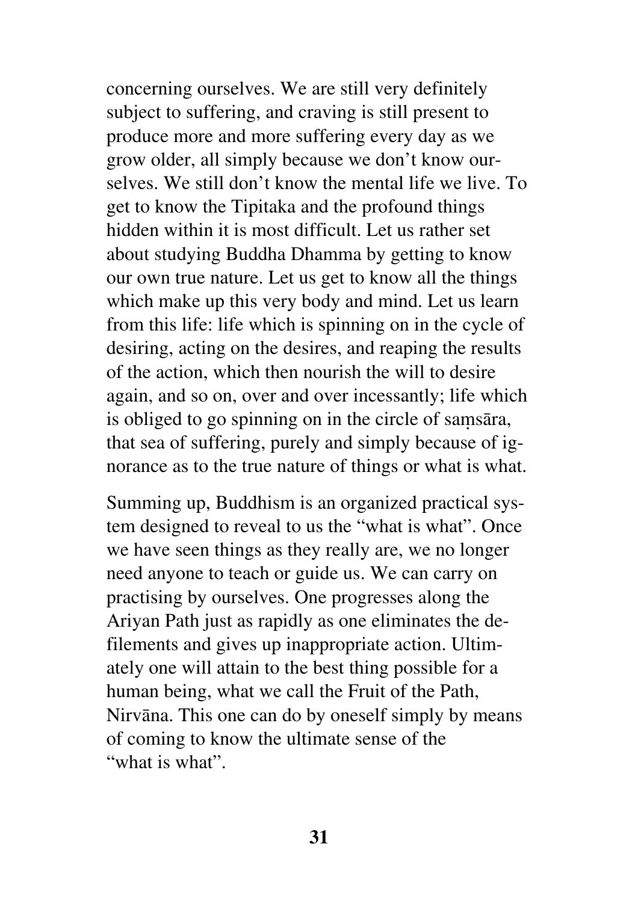concerning ourselves. We are still very definitely subject to suffering, and craving is still present to produce more and more suffering every day as we grow older, all simply because we don't know ourselves. We still don't know the mental life we live. To get to know the Tipitaka and the profound things hidden within it is most difficult. Let us rather set about studying Buddha Dhamma by getting to know our own true nature. Let us get to know all the things which make up this very body and mind. Let us learn from this life: life which is spinning on in the cycle of desiring, acting on the desires, and reaping the results of the action, which then nourish the will to desire again, and so on, over and over incessantly; life which is obliged to go spinning on in the circle of saṃsāra, that sea of suffering, purely and simply because of ignorance as to the true nature of things or what is what.

Summing up, Buddhism is an organized practical system designed to reveal to us the "what is what". Once we have seen things as they really are, we no longer need anyone to teach or guide us. We can carry on practising by ourselves. One progresses along the Ariyan Path just as rapidly as one eliminates the defilements and gives up inappropriate action. Ultimately one will attain to the best thing possible for a human being, what we call the Fruit of the Path, Nirvāna. This one can do by oneself simply by means of coming to know the ultimate sense of the "what is what".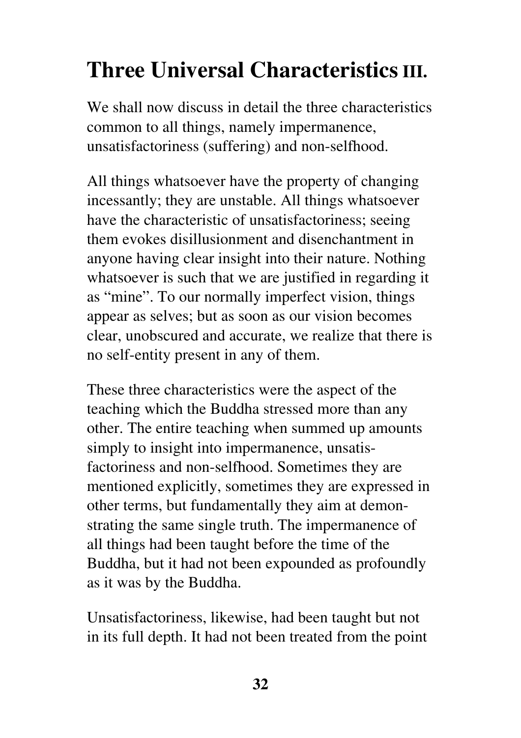# Three Universal Characteristics III.

We shall now discuss in detail the three characteristics common to all things, namely impermanence, unsatisfactoriness (suffering) and non-selfhood.

All things whatsoever have the property of changing incessantly; they are unstable. All things whatsoever have the characteristic of unsatisfactoriness; seeing them evokes disillusionment and disenchantment in anyone having clear insight into their nature. Nothing whatsoever is such that we are justified in regarding it as "mine". To our normally imperfect vision, things appear as selves; but as soon as our vision becomes clear, unobscured and accurate, we realize that there is no self-entity present in any of them.

These three characteristics were the aspect of the teaching which the Buddha stressed more than any other. The entire teaching when summed up amounts simply to insight into impermanence, unsatisfactoriness and non-selfhood. Sometimes they are mentioned explicitly, sometimes they are expressed in other terms, but fundamentally they aim at demonstrating the same single truth. The impermanence of all things had been taught before the time of the Buddha, but it had not been expounded as profoundly as it was by the Buddha.

Unsatisfactoriness, likewise, had been taught but not in its full depth. It had not been treated from the point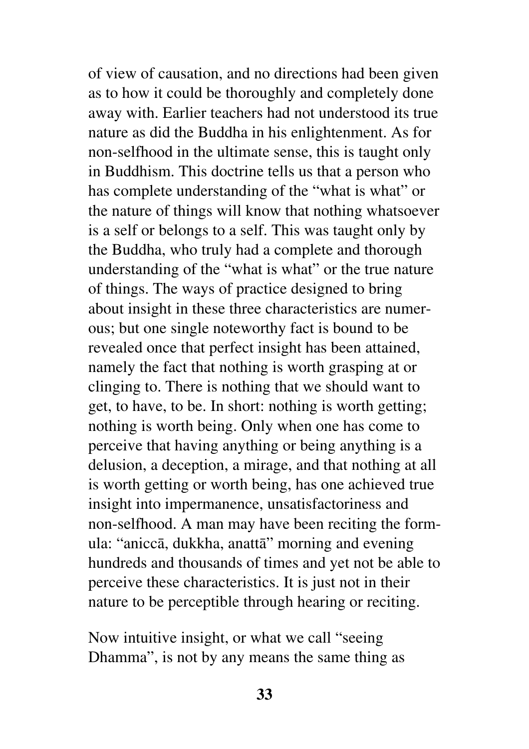of view of causation, and no directions had been given as to how it could be thoroughly and completely done away with. Earlier teachers had not understood its true nature as did the Buddha in his enlightenment. As for non-selfhood in the ultimate sense, this is taught only in Buddhism. This doctrine tells us that a person who has complete understanding of the "what is what" or the nature of things will know that nothing whatsoever is a self or belongs to a self. This was taught only by the Buddha, who truly had a complete and thorough understanding of the "what is what" or the true nature of things. The ways of practice designed to bring about insight in these three characteristics are numerous; but one single noteworthy fact is bound to be revealed once that perfect insight has been attained, namely the fact that nothing is worth grasping at or clinging to. There is nothing that we should want to get, to have, to be. In short: nothing is worth getting; nothing is worth being. Only when one has come to perceive that having anything or being anything is a delusion, a deception, a mirage, and that nothing at all is worth getting or worth being, has one achieved true insight into impermanence, unsatisfactoriness and non-selfhood. A man may have been reciting the formula: "aniccā, dukkha, anattā" morning and evening hundreds and thousands of times and yet not be able to perceive these characteristics. It is just not in their nature to be perceptible through hearing or reciting.

Now intuitive insight, or what we call "seeing Dhamma", is not by any means the same thing as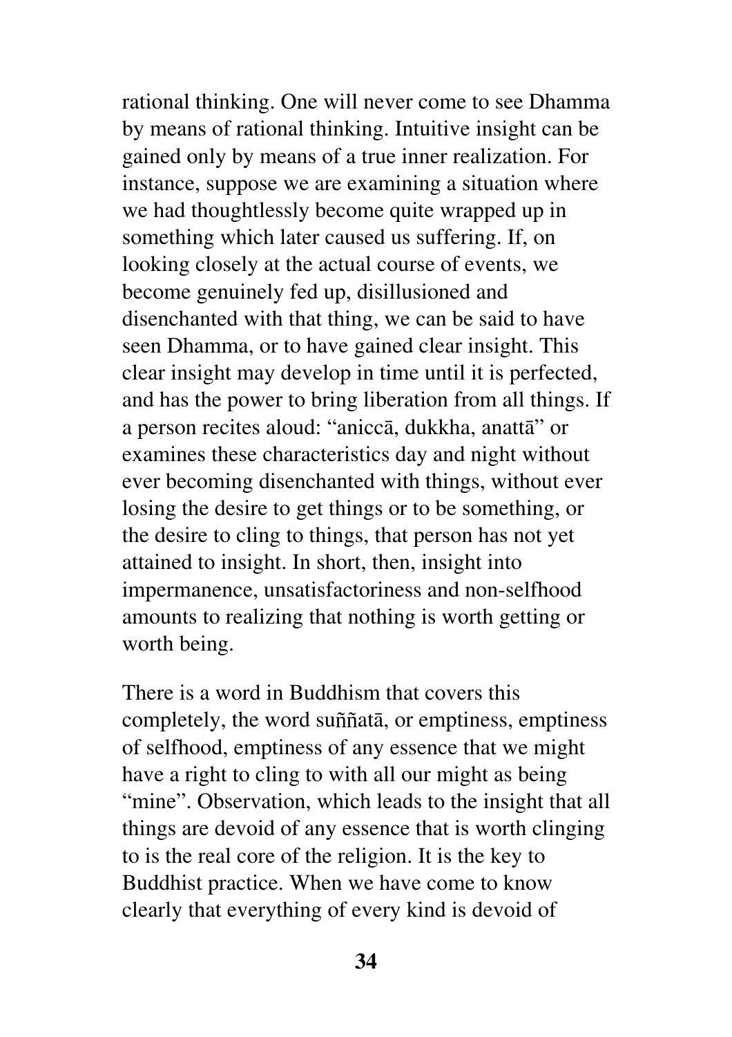rational thinking. One will never come to see Dhamma by means of rational thinking. Intuitive insight can be gained only by means of a true inner realization. For instance, suppose we are examining a situation where we had thoughtlessly become quite wrapped up in something which later caused us suffering. If, on looking closely at the actual course of events, we become genuinely fed up, disillusioned and disenchanted with that thing, we can be said to have seen Dhamma, or to have gained clear insight. This clear insight may develop in time until it is perfected, and has the power to bring liberation from all things. If a person recites aloud: "aniccā, dukkha, anattā" or examines these characteristics day and night without ever becoming disenchanted with things, without ever losing the desire to get things or to be something, or the desire to cling to things, that person has not yet attained to insight. In short, then, insight into impermanence, unsatisfactoriness and non-selfhood amounts to realizing that nothing is worth getting or worth being.

There is a word in Buddhism that covers this completely, the word suññatā, or emptiness, emptiness of selfhood, emptiness of any essence that we might have a right to cling to with all our might as being "mine". Observation, which leads to the insight that all things are devoid of any essence that is worth clinging to is the real core of the religion. It is the key to Buddhist practice. When we have come to know clearly that everything of every kind is devoid of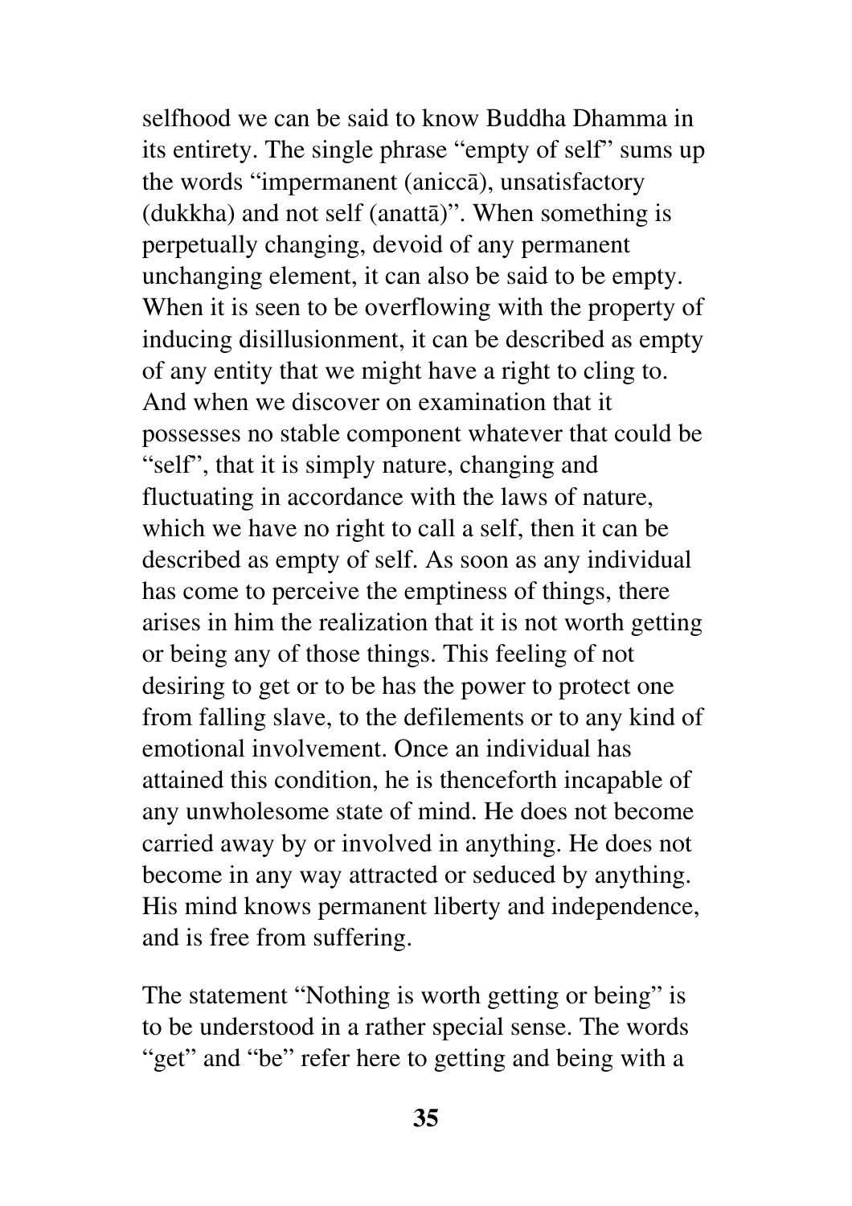selfhood we can be said to know Buddha Dhamma in its entirety. The single phrase "empty of self" sums up the words "impermanent (aniccā), unsatisfactory (dukkha) and not self (anattā)". When something is perpetually changing, devoid of any permanent unchanging element, it can also be said to be empty. When it is seen to be overflowing with the property of inducing disillusionment, it can be described as empty of any entity that we might have a right to cling to. And when we discover on examination that it possesses no stable component whatever that could be "self", that it is simply nature, changing and fluctuating in accordance with the laws of nature, which we have no right to call a self, then it can be described as empty of self. As soon as any individual has come to perceive the emptiness of things, there arises in him the realization that it is not worth getting or being any of those things. This feeling of not desiring to get or to be has the power to protect one from falling slave, to the defilements or to any kind of emotional involvement. Once an individual has attained this condition, he is thenceforth incapable of any unwholesome state of mind. He does not become carried away by or involved in anything. He does not become in any way attracted or seduced by anything. His mind knows permanent liberty and independence, and is free from suffering.

The statement "Nothing is worth getting or being" is to be understood in a rather special sense. The words "get" and "be" refer here to getting and being with a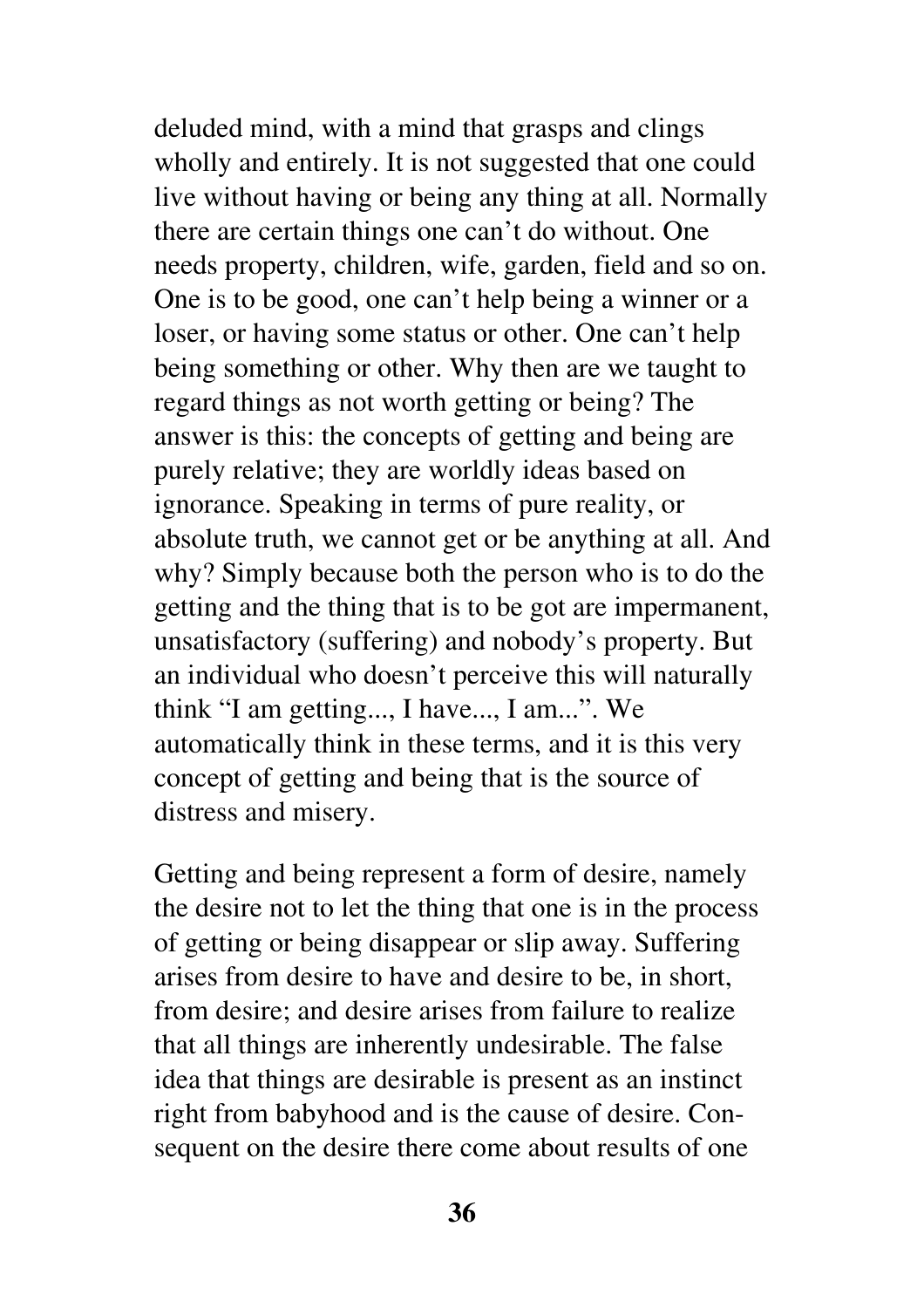deluded mind, with a mind that grasps and clings wholly and entirely. It is not suggested that one could live without having or being any thing at all. Normally there are certain things one can't do without. One needs property, children, wife, garden, field and so on. One is to be good, one can't help being a winner or a loser, or having some status or other. One can't help being something or other. Why then are we taught to regard things as not worth getting or being? The answer is this: the concepts of getting and being are purely relative; they are worldly ideas based on ignorance. Speaking in terms of pure reality, or absolute truth, we cannot get or be anything at all. And why? Simply because both the person who is to do the getting and the thing that is to be got are impermanent, unsatisfactory (suffering) and nobody's property. But an individual who doesn't perceive this will naturally think "I am getting..., I have..., I am...". We automatically think in these terms, and it is this very concept of getting and being that is the source of distress and misery.

Getting and being represent a form of desire, namely the desire not to let the thing that one is in the process of getting or being disappear or slip away. Suffering arises from desire to have and desire to be, in short, from desire; and desire arises from failure to realize that all things are inherently undesirable. The false idea that things are desirable is present as an instinct right from babyhood and is the cause of desire. Consequent on the desire there come about results of one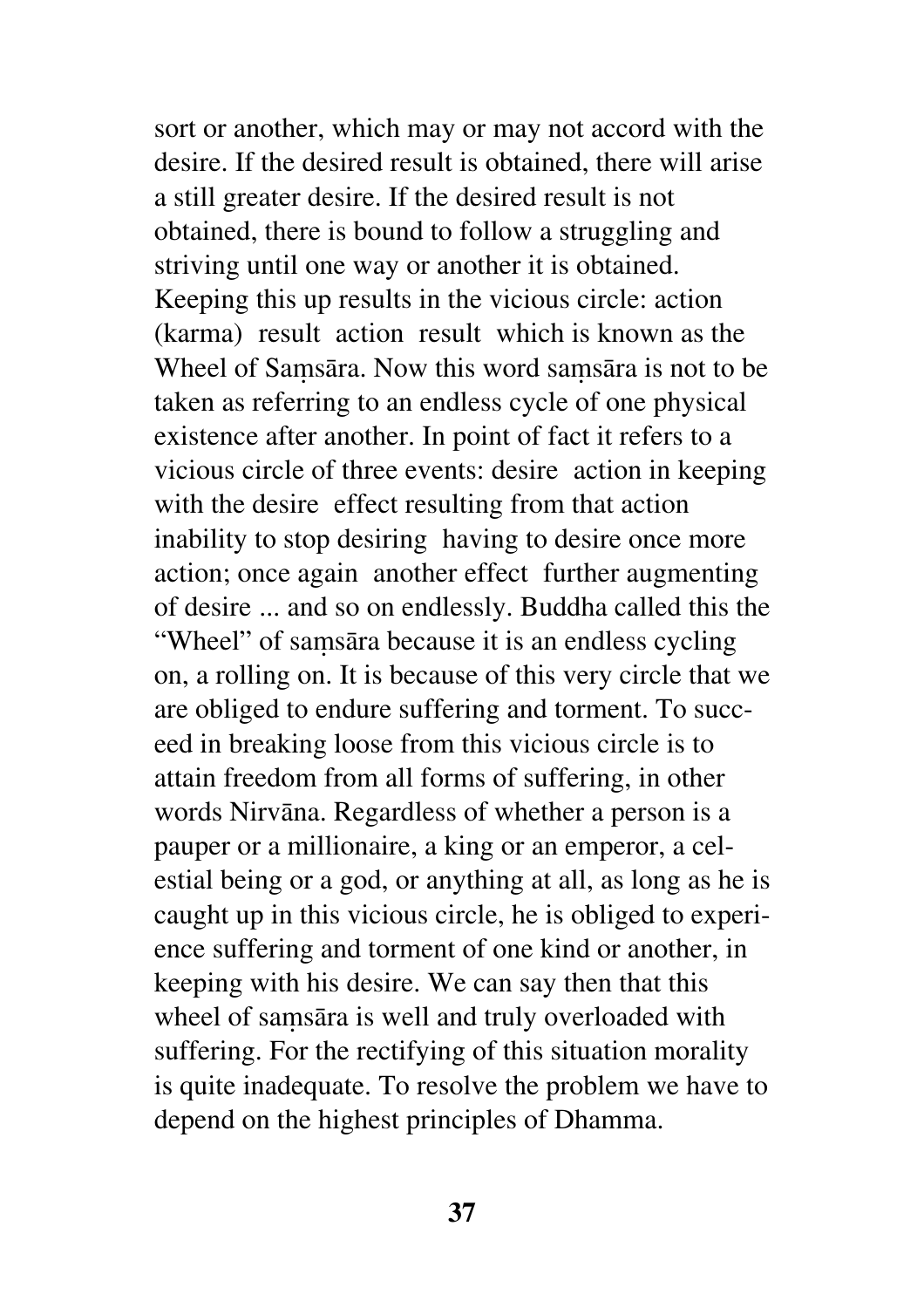sort or another, which may or may not accord with the desire. If the desired result is obtained, there will arise a still greater desire. If the desired result is not obtained, there is bound to follow a struggling and striving until one way or another it is obtained. Keeping this up results in the vicious circle: action (karma)  result  action  result  which is known as the Wheel of Saṃsāra. Now this word saṃsāra is not to be taken as referring to an endless cycle of one physical existence after another. In point of fact it refers to a vicious circle of three events: desire  action in keeping with the desire  effect resulting from that action inability to stop desiring  having to desire once more action; once again  another effect  further augmenting of desire ... and so on endlessly. Buddha called this the "Wheel" of saṃsāra because it is an endless cycling on, a rolling on. It is because of this very circle that we are obliged to endure suffering and torment. To succeed in breaking loose from this vicious circle is to attain freedom from all forms of suffering, in other words Nirvāna. Regardless of whether a person is a pauper or a millionaire, a king or an emperor, a celestial being or a god, or anything at all, as long as he is caught up in this vicious circle, he is obliged to experience suffering and torment of one kind or another, in keeping with his desire. We can say then that this wheel of saṃsāra is well and truly overloaded with suffering. For the rectifying of this situation morality is quite inadequate. To resolve the problem we have to depend on the highest principles of Dhamma.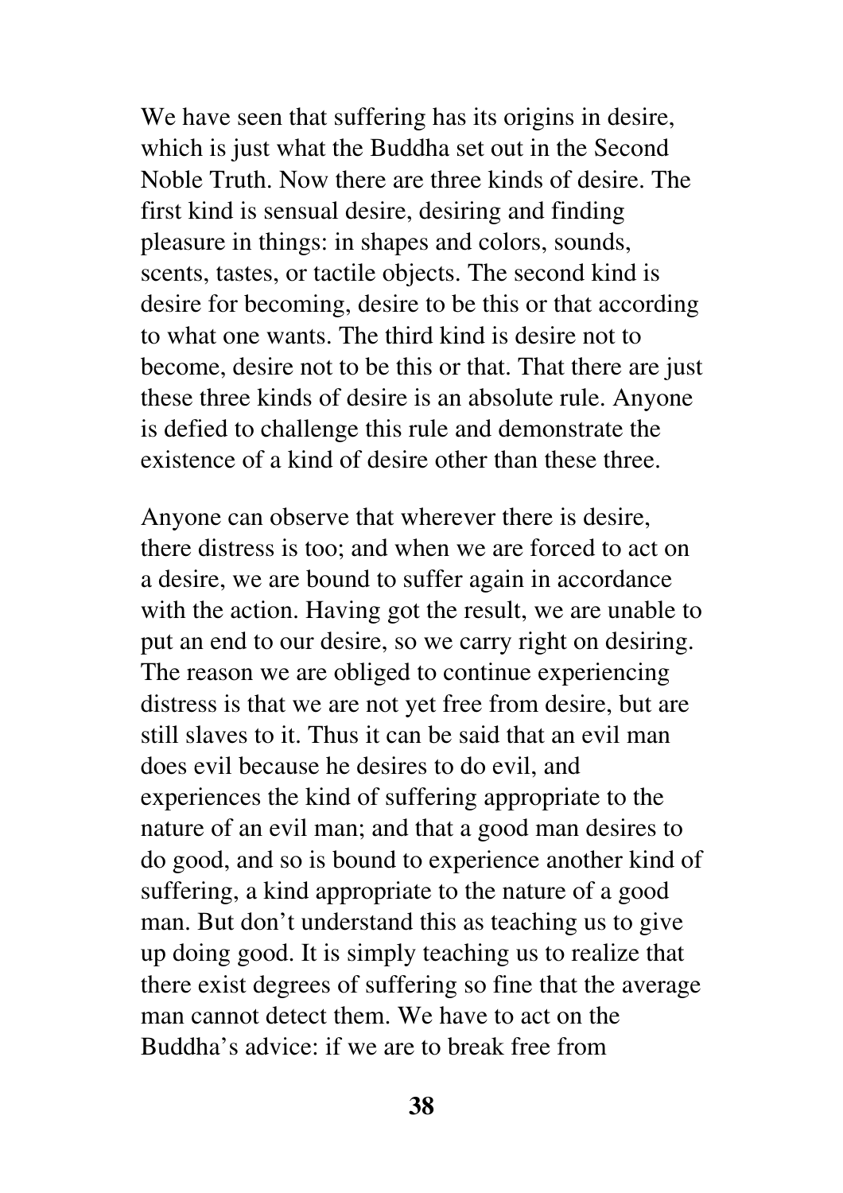We have seen that suffering has its origins in desire, which is just what the Buddha set out in the Second Noble Truth. Now there are three kinds of desire. The first kind is sensual desire, desiring and finding pleasure in things: in shapes and colors, sounds, scents, tastes, or tactile objects. The second kind is desire for becoming, desire to be this or that according to what one wants. The third kind is desire not to become, desire not to be this or that. That there are just these three kinds of desire is an absolute rule. Anyone is defied to challenge this rule and demonstrate the existence of a kind of desire other than these three.

Anyone can observe that wherever there is desire, there distress is too; and when we are forced to act on a desire, we are bound to suffer again in accordance with the action. Having got the result, we are unable to put an end to our desire, so we carry right on desiring. The reason we are obliged to continue experiencing distress is that we are not yet free from desire, but are still slaves to it. Thus it can be said that an evil man does evil because he desires to do evil, and experiences the kind of suffering appropriate to the nature of an evil man; and that a good man desires to do good, and so is bound to experience another kind of suffering, a kind appropriate to the nature of a good man. But don't understand this as teaching us to give up doing good. It is simply teaching us to realize that there exist degrees of suffering so fine that the average man cannot detect them. We have to act on the Buddha's advice: if we are to break free from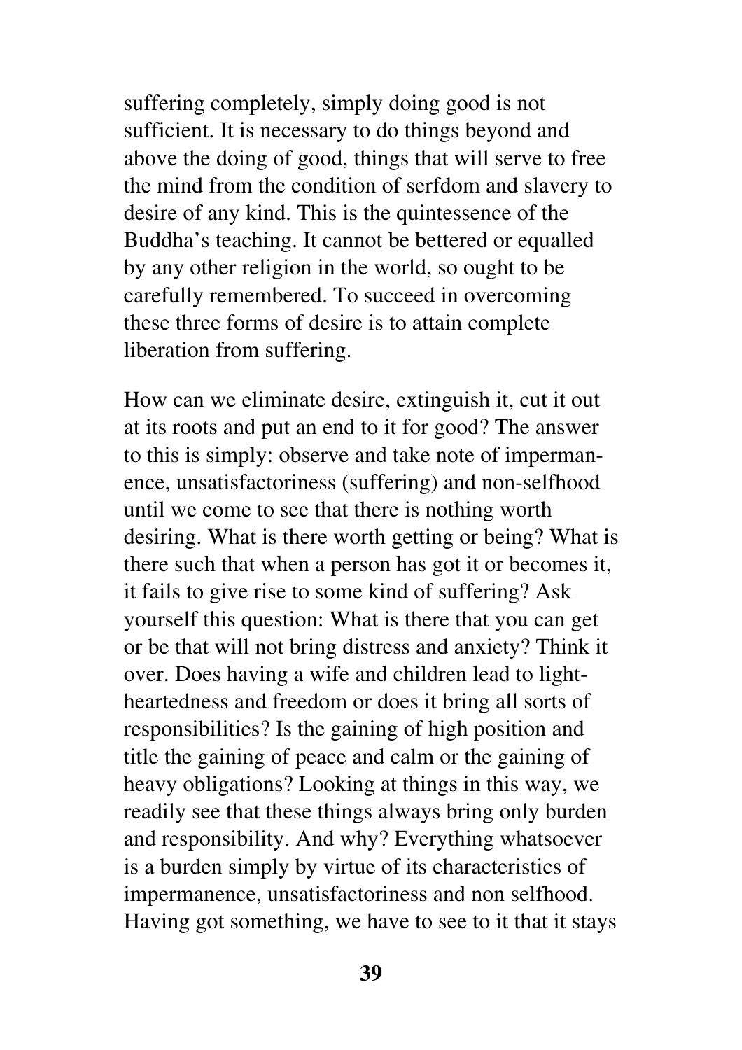suffering completely, simply doing good is not sufficient. It is necessary to do things beyond and above the doing of good, things that will serve to free the mind from the condition of serfdom and slavery to desire of any kind. This is the quintessence of the Buddha's teaching. It cannot be bettered or equalled by any other religion in the world, so ought to be carefully remembered. To succeed in overcoming these three forms of desire is to attain complete liberation from suffering.

How can we eliminate desire, extinguish it, cut it out at its roots and put an end to it for good? The answer to this is simply: observe and take note of impermanence, unsatisfactoriness (suffering) and non-selfhood until we come to see that there is nothing worth desiring. What is there worth getting or being? What is there such that when a person has got it or becomes it, it fails to give rise to some kind of suffering? Ask yourself this question: What is there that you can get or be that will not bring distress and anxiety? Think it over. Does having a wife and children lead to light-heartedness and freedom or does it bring all sorts of responsibilities? Is the gaining of high position and title the gaining of peace and calm or the gaining of heavy obligations? Looking at things in this way, we readily see that these things always bring only burden and responsibility. And why? Everything whatsoever is a burden simply by virtue of its characteristics of impermanence, unsatisfactoriness and non selfhood. Having got something, we have to see to it that it stays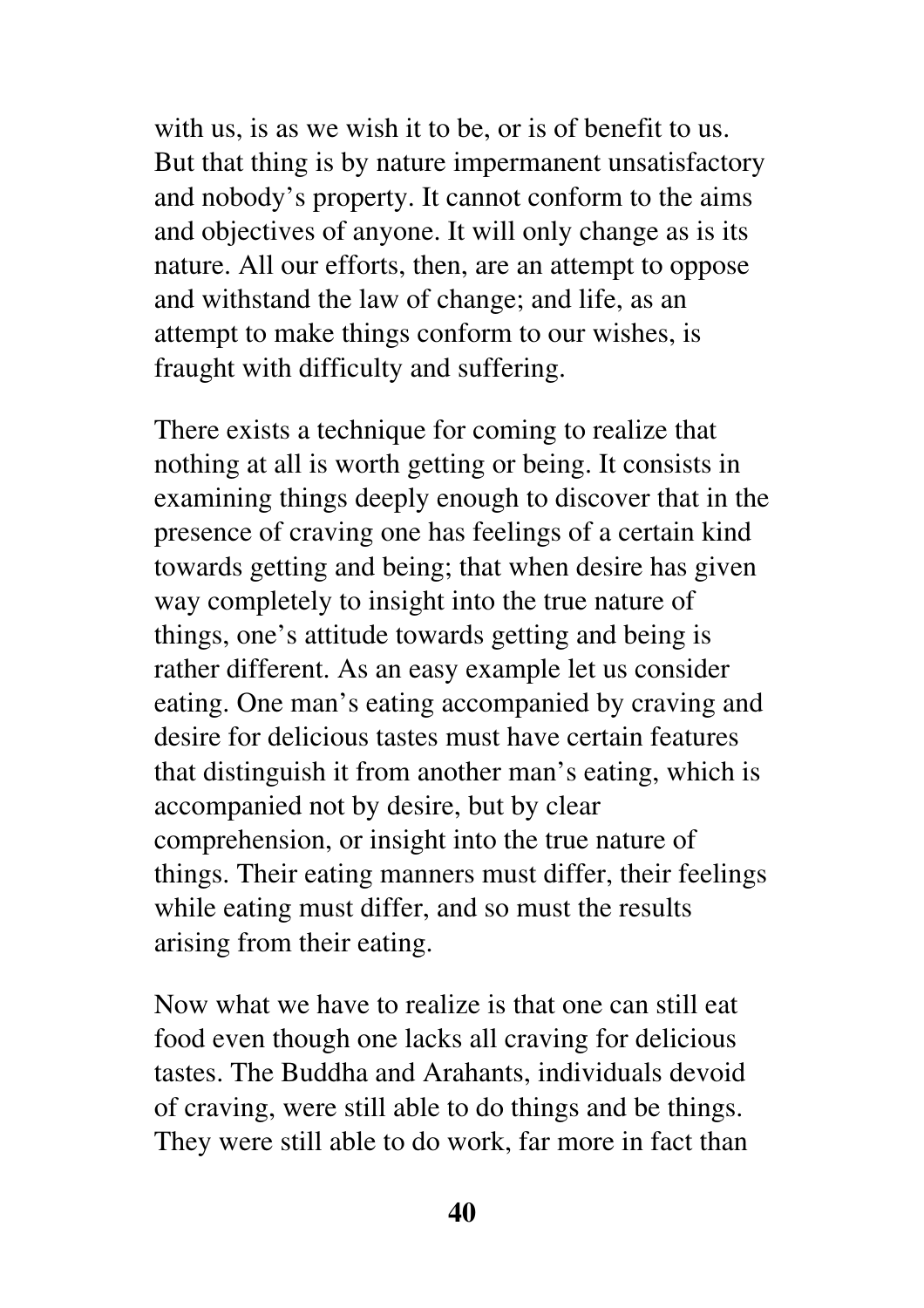with us, is as we wish it to be, or is of benefit to us. But that thing is by nature impermanent unsatisfactory and nobody's property. It cannot conform to the aims and objectives of anyone. It will only change as is its nature. All our efforts, then, are an attempt to oppose and withstand the law of change; and life, as an attempt to make things conform to our wishes, is fraught with difficulty and suffering.

There exists a technique for coming to realize that nothing at all is worth getting or being. It consists in examining things deeply enough to discover that in the presence of craving one has feelings of a certain kind towards getting and being; that when desire has given way completely to insight into the true nature of things, one's attitude towards getting and being is rather different. As an easy example let us consider eating. One man's eating accompanied by craving and desire for delicious tastes must have certain features that distinguish it from another man's eating, which is accompanied not by desire, but by clear comprehension, or insight into the true nature of things. Their eating manners must differ, their feelings while eating must differ, and so must the results arising from their eating.

Now what we have to realize is that one can still eat food even though one lacks all craving for delicious tastes. The Buddha and Arahants, individuals devoid of craving, were still able to do things and be things. They were still able to do work, far more in fact than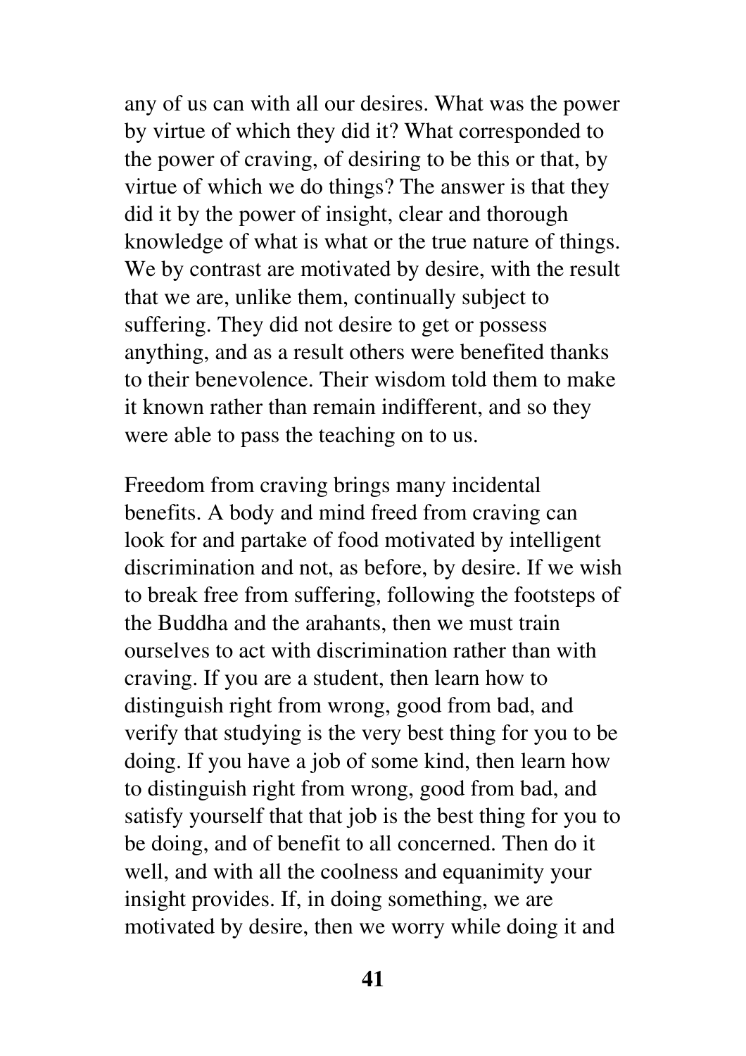any of us can with all our desires. What was the power by virtue of which they did it? What corresponded to the power of craving, of desiring to be this or that, by virtue of which we do things? The answer is that they did it by the power of insight, clear and thorough knowledge of what is what or the true nature of things. We by contrast are motivated by desire, with the result that we are, unlike them, continually subject to suffering. They did not desire to get or possess anything, and as a result others were benefited thanks to their benevolence. Their wisdom told them to make it known rather than remain indifferent, and so they were able to pass the teaching on to us.

Freedom from craving brings many incidental benefits. A body and mind freed from craving can look for and partake of food motivated by intelligent discrimination and not, as before, by desire. If we wish to break free from suffering, following the footsteps of the Buddha and the arahants, then we must train ourselves to act with discrimination rather than with craving. If you are a student, then learn how to distinguish right from wrong, good from bad, and verify that studying is the very best thing for you to be doing. If you have a job of some kind, then learn how to distinguish right from wrong, good from bad, and satisfy yourself that that job is the best thing for you to be doing, and of benefit to all concerned. Then do it well, and with all the coolness and equanimity your insight provides. If, in doing something, we are motivated by desire, then we worry while doing it and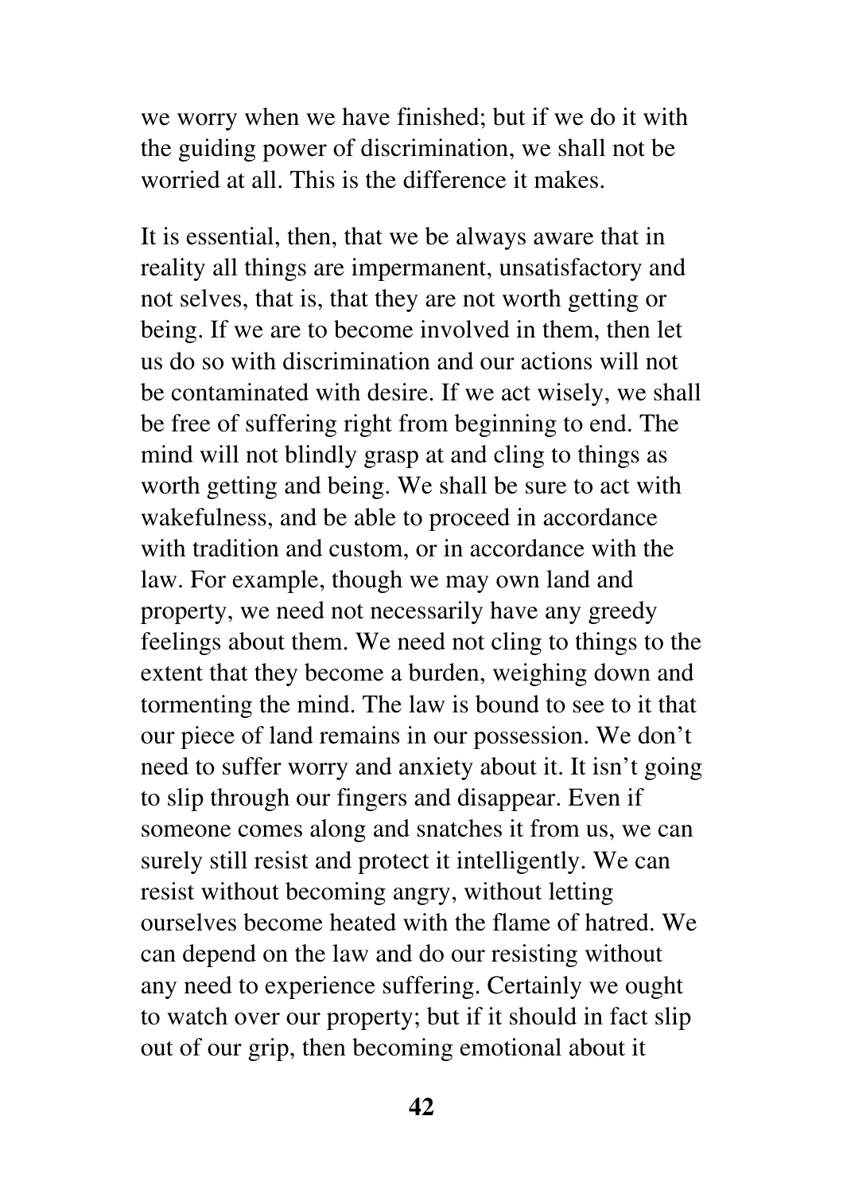we worry when we have finished; but if we do it with the guiding power of discrimination, we shall not be worried at all. This is the difference it makes.

It is essential, then, that we be always aware that in reality all things are impermanent, unsatisfactory and not selves, that is, that they are not worth getting or being. If we are to become involved in them, then let us do so with discrimination and our actions will not be contaminated with desire. If we act wisely, we shall be free of suffering right from beginning to end. The mind will not blindly grasp at and cling to things as worth getting and being. We shall be sure to act with wakefulness, and be able to proceed in accordance with tradition and custom, or in accordance with the law. For example, though we may own land and property, we need not necessarily have any greedy feelings about them. We need not cling to things to the extent that they become a burden, weighing down and tormenting the mind. The law is bound to see to it that our piece of land remains in our possession. We don't need to suffer worry and anxiety about it. It isn't going to slip through our fingers and disappear. Even if someone comes along and snatches it from us, we can surely still resist and protect it intelligently. We can resist without becoming angry, without letting ourselves become heated with the flame of hatred. We can depend on the law and do our resisting without any need to experience suffering. Certainly we ought to watch over our property; but if it should in fact slip out of our grip, then becoming emotional about it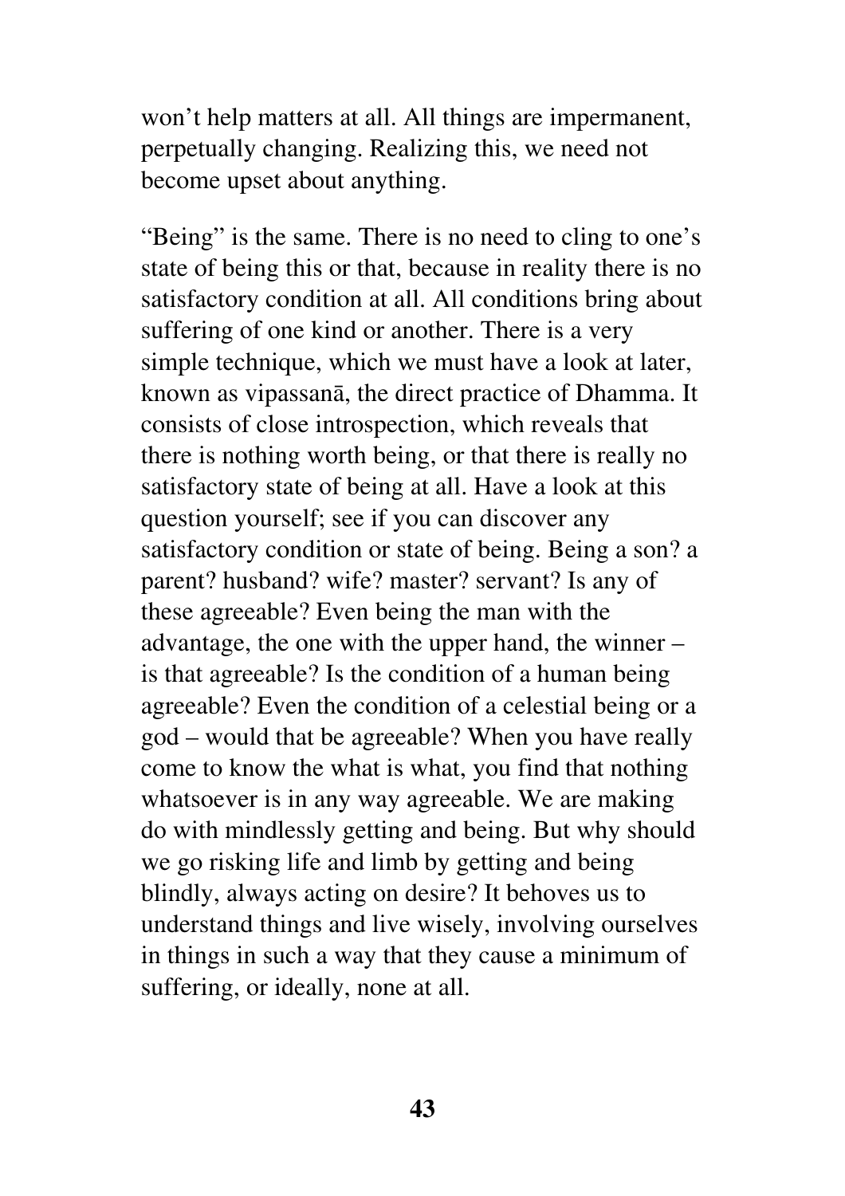won't help matters at all. All things are impermanent, perpetually changing. Realizing this, we need not become upset about anything.

"Being" is the same. There is no need to cling to one's state of being this or that, because in reality there is no satisfactory condition at all. All conditions bring about suffering of one kind or another. There is a very simple technique, which we must have a look at later, known as vipassanā, the direct practice of Dhamma. It consists of close introspection, which reveals that there is nothing worth being, or that there is really no satisfactory state of being at all. Have a look at this question yourself; see if you can discover any satisfactory condition or state of being. Being a son? a parent? husband? wife? master? servant? Is any of these agreeable? Even being the man with the advantage, the one with the upper hand, the winner – is that agreeable? Is the condition of a human being agreeable? Even the condition of a celestial being or a god – would that be agreeable? When you have really come to know the what is what, you find that nothing whatsoever is in any way agreeable. We are making do with mindlessly getting and being. But why should we go risking life and limb by getting and being blindly, always acting on desire? It behoves us to understand things and live wisely, involving ourselves in things in such a way that they cause a minimum of suffering, or ideally, none at all.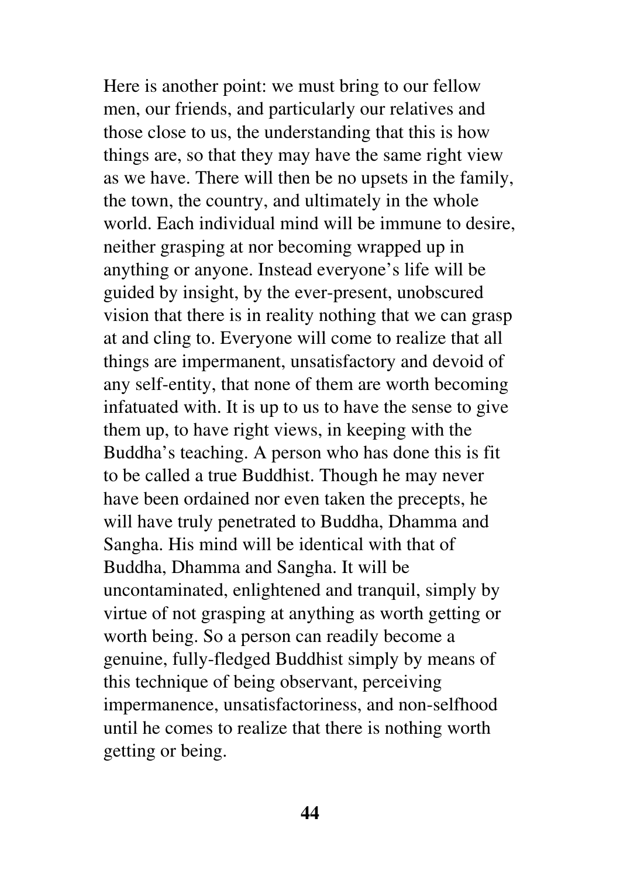Here is another point: we must bring to our fellow men, our friends, and particularly our relatives and those close to us, the understanding that this is how things are, so that they may have the same right view as we have. There will then be no upsets in the family, the town, the country, and ultimately in the whole world. Each individual mind will be immune to desire, neither grasping at nor becoming wrapped up in anything or anyone. Instead everyone's life will be guided by insight, by the ever-present, unobscured vision that there is in reality nothing that we can grasp at and cling to. Everyone will come to realize that all things are impermanent, unsatisfactory and devoid of any self-entity, that none of them are worth becoming infatuated with. It is up to us to have the sense to give them up, to have right views, in keeping with the Buddha's teaching. A person who has done this is fit to be called a true Buddhist. Though he may never have been ordained nor even taken the precepts, he will have truly penetrated to Buddha, Dhamma and Sangha. His mind will be identical with that of Buddha, Dhamma and Sangha. It will be uncontaminated, enlightened and tranquil, simply by virtue of not grasping at anything as worth getting or worth being. So a person can readily become a genuine, fully-fledged Buddhist simply by means of this technique of being observant, perceiving impermanence, unsatisfactoriness, and non-selfhood until he comes to realize that there is nothing worth getting or being.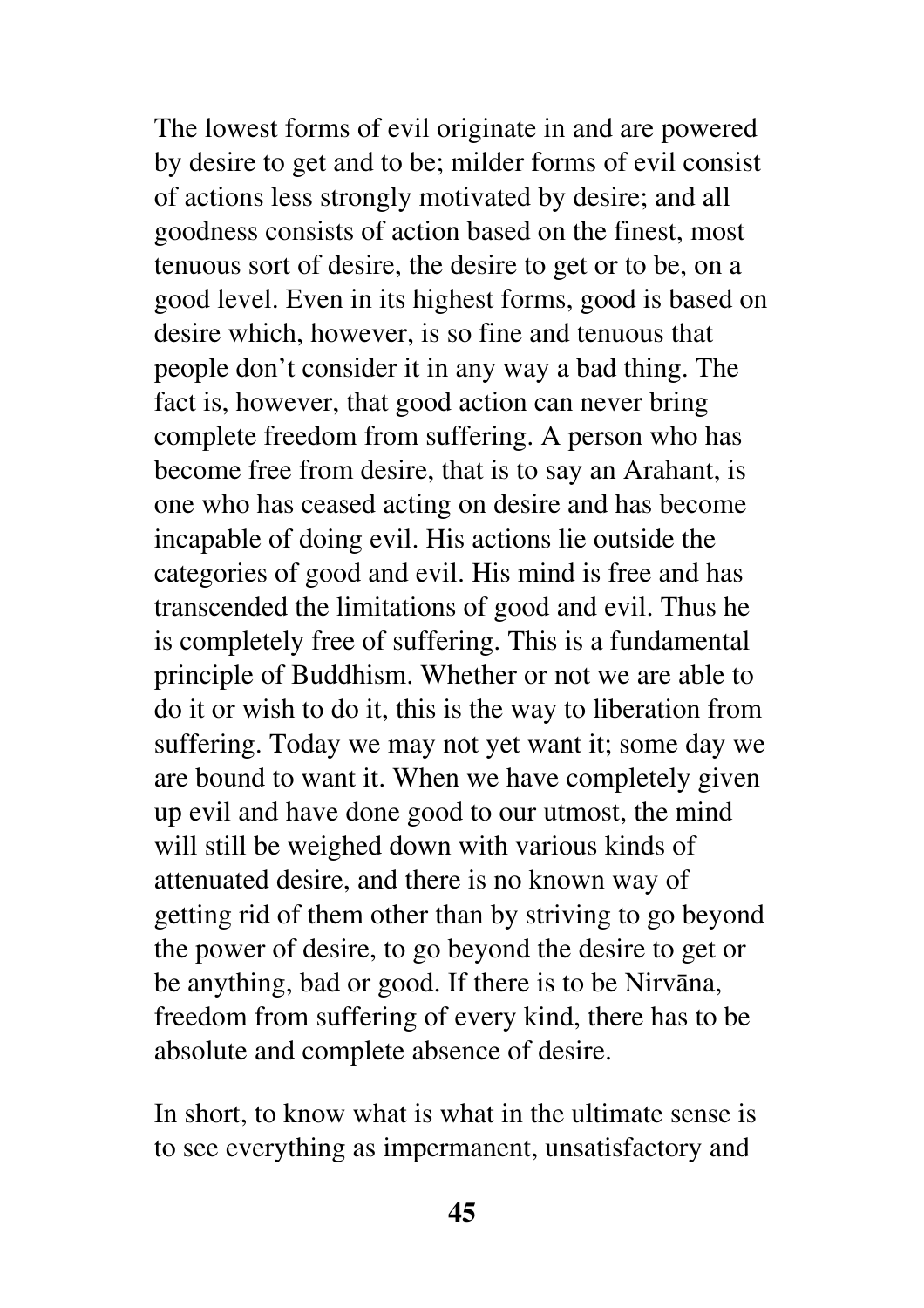The lowest forms of evil originate in and are powered by desire to get and to be; milder forms of evil consist of actions less strongly motivated by desire; and all goodness consists of action based on the finest, most tenuous sort of desire, the desire to get or to be, on a good level. Even in its highest forms, good is based on desire which, however, is so fine and tenuous that people don't consider it in any way a bad thing. The fact is, however, that good action can never bring complete freedom from suffering. A person who has become free from desire, that is to say an Arahant, is one who has ceased acting on desire and has become incapable of doing evil. His actions lie outside the categories of good and evil. His mind is free and has transcended the limitations of good and evil. Thus he is completely free of suffering. This is a fundamental principle of Buddhism. Whether or not we are able to do it or wish to do it, this is the way to liberation from suffering. Today we may not yet want it; some day we are bound to want it. When we have completely given up evil and have done good to our utmost, the mind will still be weighed down with various kinds of attenuated desire, and there is no known way of getting rid of them other than by striving to go beyond the power of desire, to go beyond the desire to get or be anything, bad or good. If there is to be Nirvāna, freedom from suffering of every kind, there has to be absolute and complete absence of desire.

In short, to know what is what in the ultimate sense is to see everything as impermanent, unsatisfactory and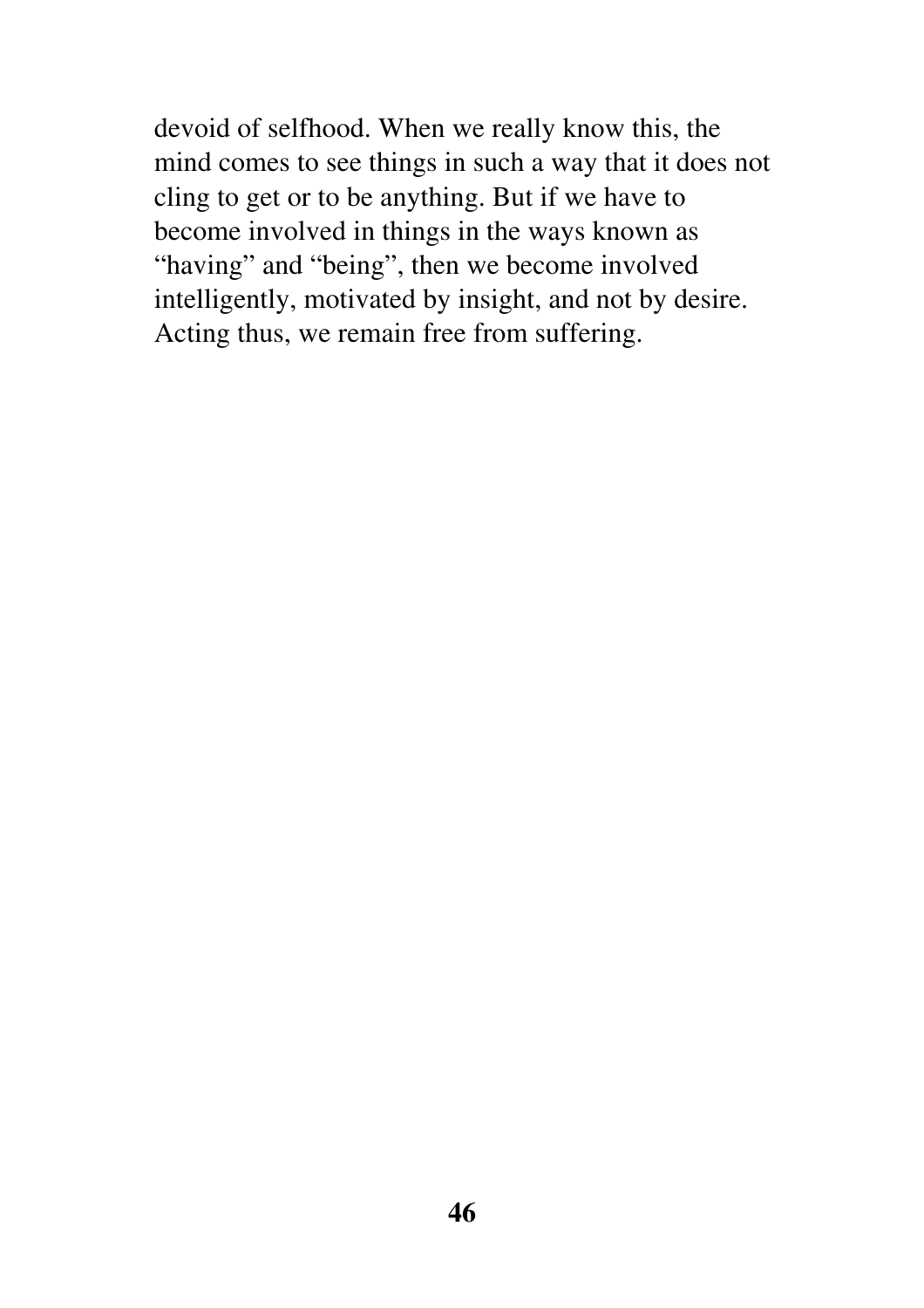devoid of selfhood. When we really know this, the mind comes to see things in such a way that it does not cling to get or to be anything. But if we have to become involved in things in the ways known as "having" and "being", then we become involved intelligently, motivated by insight, and not by desire. Acting thus, we remain free from suffering.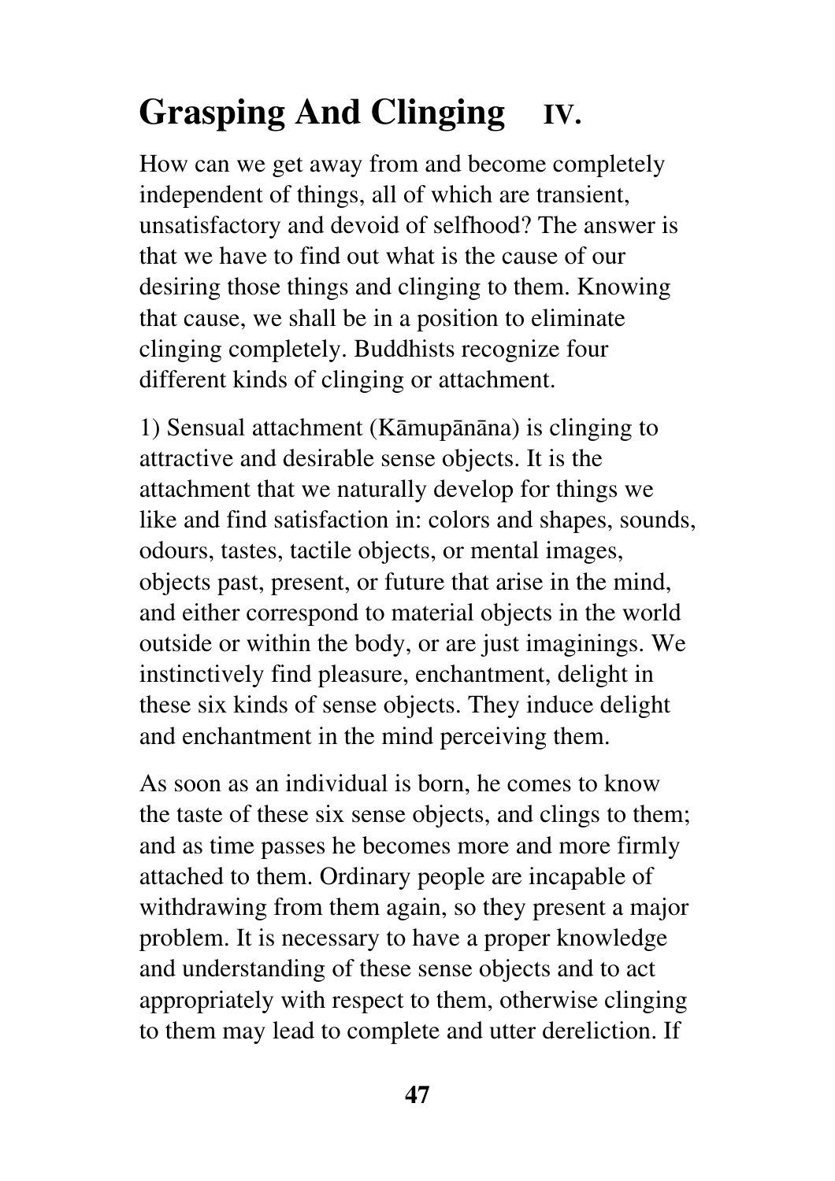# Grasping And Clinging IV.

How can we get away from and become completely independent of things, all of which are transient, unsatisfactory and devoid of selfhood? The answer is that we have to find out what is the cause of our desiring those things and clinging to them. Knowing that cause, we shall be in a position to eliminate clinging completely. Buddhists recognize four different kinds of clinging or attachment.

1) Sensual attachment (Kāmupānāna) is clinging to attractive and desirable sense objects. It is the attachment that we naturally develop for things we like and find satisfaction in: colors and shapes, sounds, odours, tastes, tactile objects, or mental images, objects past, present, or future that arise in the mind, and either correspond to material objects in the world outside or within the body, or are just imaginings. We instinctively find pleasure, enchantment, delight in these six kinds of sense objects. They induce delight and enchantment in the mind perceiving them.

As soon as an individual is born, he comes to know the taste of these six sense objects, and clings to them; and as time passes he becomes more and more firmly attached to them. Ordinary people are incapable of withdrawing from them again, so they present a major problem. It is necessary to have a proper knowledge and understanding of these sense objects and to act appropriately with respect to them, otherwise clinging to them may lead to complete and utter dereliction. If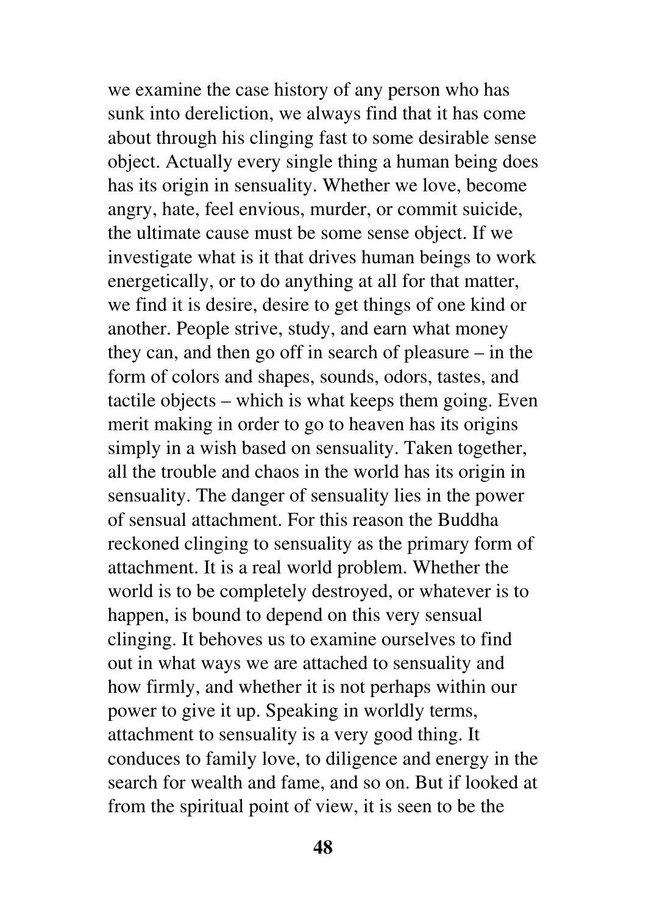we examine the case history of any person who has sunk into dereliction, we always find that it has come about through his clinging fast to some desirable sense object. Actually every single thing a human being does has its origin in sensuality. Whether we love, become angry, hate, feel envious, murder, or commit suicide, the ultimate cause must be some sense object. If we investigate what is it that drives human beings to work energetically, or to do anything at all for that matter, we find it is desire, desire to get things of one kind or another. People strive, study, and earn what money they can, and then go off in search of pleasure – in the form of colors and shapes, sounds, odors, tastes, and tactile objects – which is what keeps them going. Even merit making in order to go to heaven has its origins simply in a wish based on sensuality. Taken together, all the trouble and chaos in the world has its origin in sensuality. The danger of sensuality lies in the power of sensual attachment. For this reason the Buddha reckoned clinging to sensuality as the primary form of attachment. It is a real world problem. Whether the world is to be completely destroyed, or whatever is to happen, is bound to depend on this very sensual clinging. It behoves us to examine ourselves to find out in what ways we are attached to sensuality and how firmly, and whether it is not perhaps within our power to give it up. Speaking in worldly terms, attachment to sensuality is a very good thing. It conduces to family love, to diligence and energy in the search for wealth and fame, and so on. But if looked at from the spiritual point of view, it is seen to be the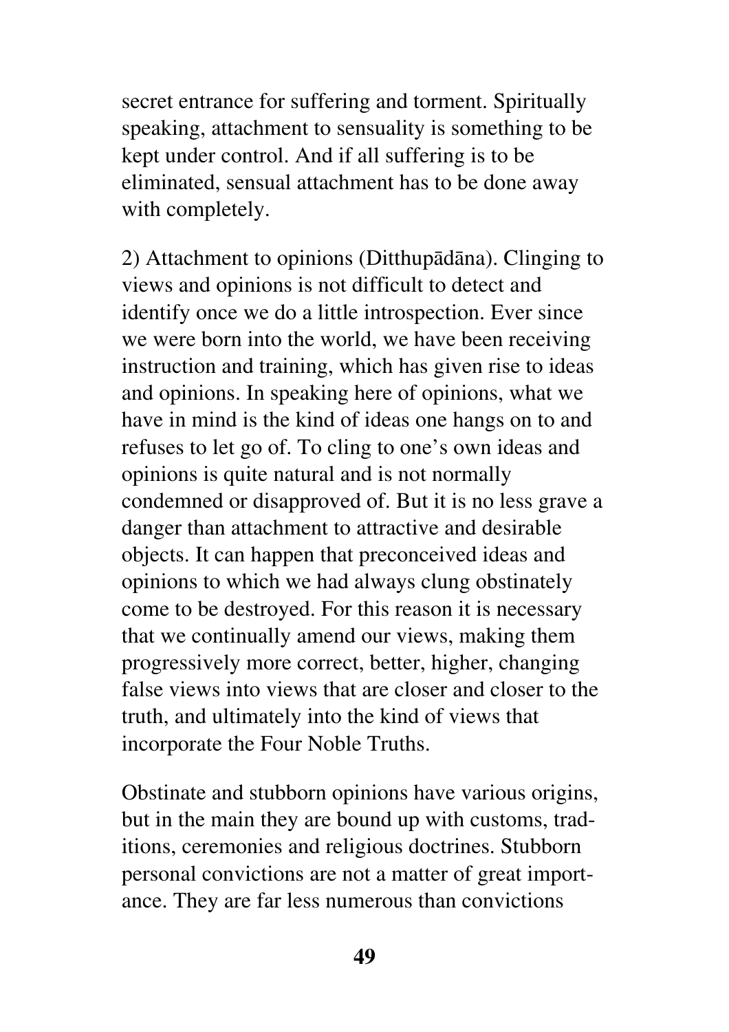secret entrance for suffering and torment. Spiritually speaking, attachment to sensuality is something to be kept under control. And if all suffering is to be eliminated, sensual attachment has to be done away with completely.

2) Attachment to opinions (Ditthupādāna). Clinging to views and opinions is not difficult to detect and identify once we do a little introspection. Ever since we were born into the world, we have been receiving instruction and training, which has given rise to ideas and opinions. In speaking here of opinions, what we have in mind is the kind of ideas one hangs on to and refuses to let go of. To cling to one's own ideas and opinions is quite natural and is not normally condemned or disapproved of. But it is no less grave a danger than attachment to attractive and desirable objects. It can happen that preconceived ideas and opinions to which we had always clung obstinately come to be destroyed. For this reason it is necessary that we continually amend our views, making them progressively more correct, better, higher, changing false views into views that are closer and closer to the truth, and ultimately into the kind of views that incorporate the Four Noble Truths.

Obstinate and stubborn opinions have various origins, but in the main they are bound up with customs, traditions, ceremonies and religious doctrines. Stubborn personal convictions are not a matter of great importance. They are far less numerous than convictions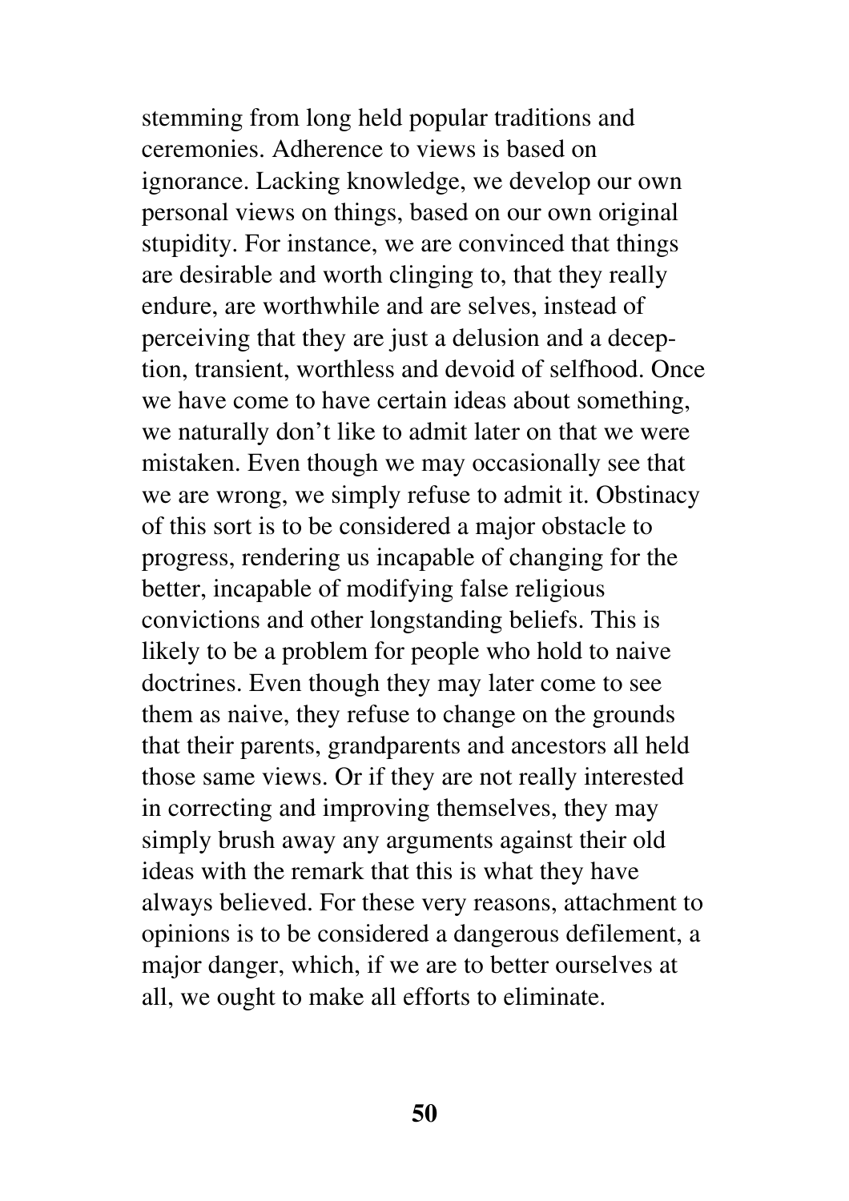stemming from long held popular traditions and ceremonies. Adherence to views is based on ignorance. Lacking knowledge, we develop our own personal views on things, based on our own original stupidity. For instance, we are convinced that things are desirable and worth clinging to, that they really endure, are worthwhile and are selves, instead of perceiving that they are just a delusion and a deception, transient, worthless and devoid of selfhood. Once we have come to have certain ideas about something, we naturally don't like to admit later on that we were mistaken. Even though we may occasionally see that we are wrong, we simply refuse to admit it. Obstinacy of this sort is to be considered a major obstacle to progress, rendering us incapable of changing for the better, incapable of modifying false religious convictions and other longstanding beliefs. This is likely to be a problem for people who hold to naive doctrines. Even though they may later come to see them as naive, they refuse to change on the grounds that their parents, grandparents and ancestors all held those same views. Or if they are not really interested in correcting and improving themselves, they may simply brush away any arguments against their old ideas with the remark that this is what they have always believed. For these very reasons, attachment to opinions is to be considered a dangerous defilement, a major danger, which, if we are to better ourselves at all, we ought to make all efforts to eliminate.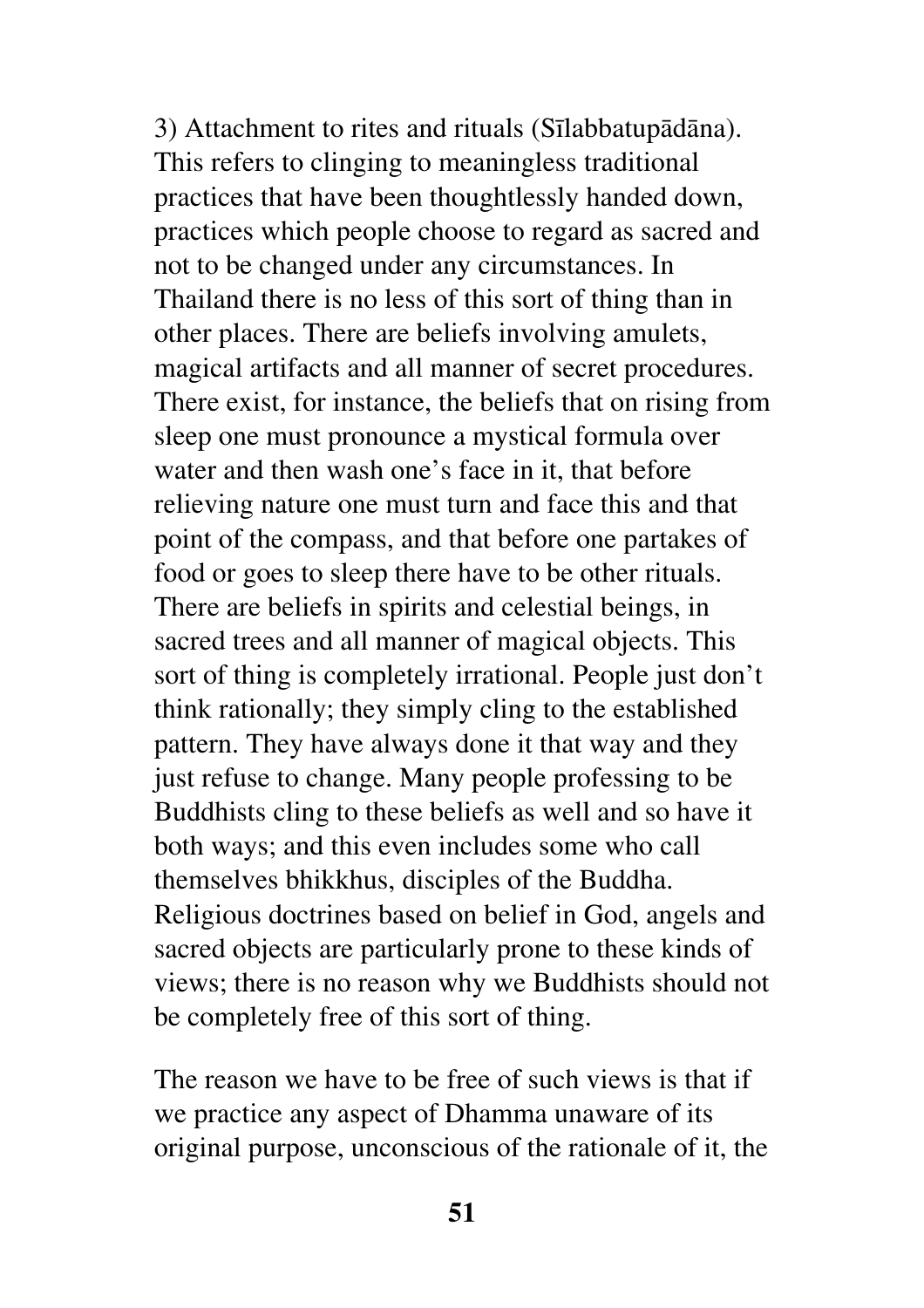3) Attachment to rites and rituals (Sīlabbatupādāna). This refers to clinging to meaningless traditional practices that have been thoughtlessly handed down, practices which people choose to regard as sacred and not to be changed under any circumstances. In Thailand there is no less of this sort of thing than in other places. There are beliefs involving amulets, magical artifacts and all manner of secret procedures. There exist, for instance, the beliefs that on rising from sleep one must pronounce a mystical formula over water and then wash one's face in it, that before relieving nature one must turn and face this and that point of the compass, and that before one partakes of food or goes to sleep there have to be other rituals. There are beliefs in spirits and celestial beings, in sacred trees and all manner of magical objects. This sort of thing is completely irrational. People just don't think rationally; they simply cling to the established pattern. They have always done it that way and they just refuse to change. Many people professing to be Buddhists cling to these beliefs as well and so have it both ways; and this even includes some who call themselves bhikkhus, disciples of the Buddha. Religious doctrines based on belief in God, angels and sacred objects are particularly prone to these kinds of views; there is no reason why we Buddhists should not be completely free of this sort of thing.

The reason we have to be free of such views is that if we practice any aspect of Dhamma unaware of its original purpose, unconscious of the rationale of it, the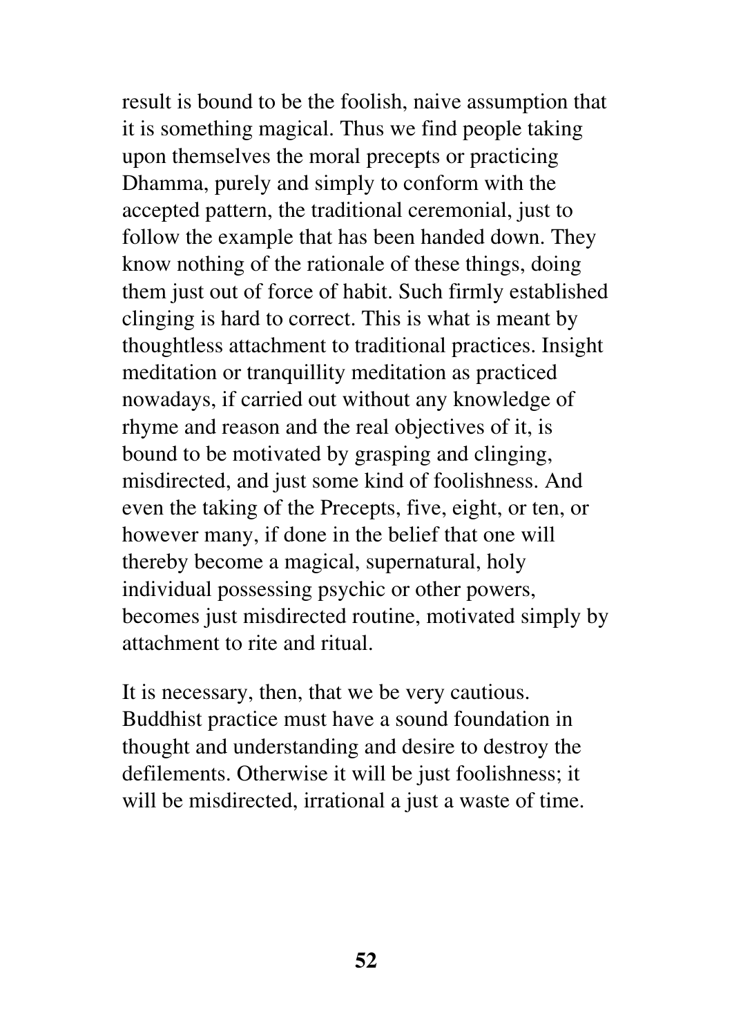result is bound to be the foolish, naive assumption that it is something magical. Thus we find people taking upon themselves the moral precepts or practicing Dhamma, purely and simply to conform with the accepted pattern, the traditional ceremonial, just to follow the example that has been handed down. They know nothing of the rationale of these things, doing them just out of force of habit. Such firmly established clinging is hard to correct. This is what is meant by thoughtless attachment to traditional practices. Insight meditation or tranquillity meditation as practiced nowadays, if carried out without any knowledge of rhyme and reason and the real objectives of it, is bound to be motivated by grasping and clinging, misdirected, and just some kind of foolishness. And even the taking of the Precepts, five, eight, or ten, or however many, if done in the belief that one will thereby become a magical, supernatural, holy individual possessing psychic or other powers, becomes just misdirected routine, motivated simply by attachment to rite and ritual.

It is necessary, then, that we be very cautious. Buddhist practice must have a sound foundation in thought and understanding and desire to destroy the defilements. Otherwise it will be just foolishness; it will be misdirected, irrational a just a waste of time.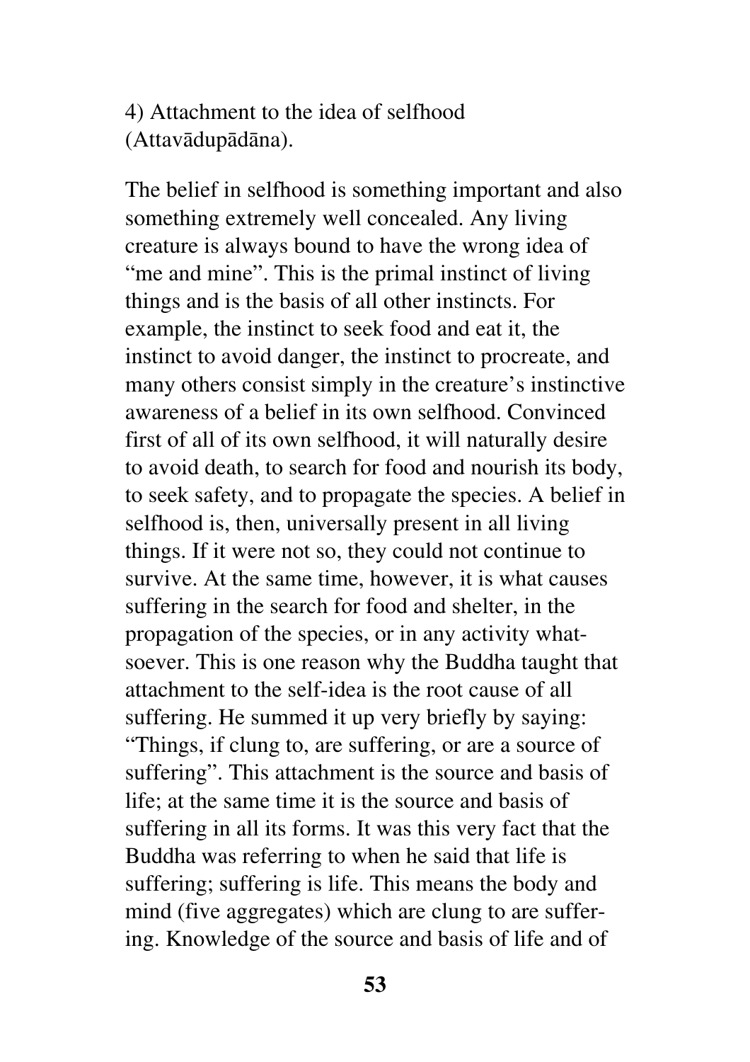4) Attachment to the idea of selfhood (Attavādupādāna).

The belief in selfhood is something important and also something extremely well concealed. Any living creature is always bound to have the wrong idea of "me and mine". This is the primal instinct of living things and is the basis of all other instincts. For example, the instinct to seek food and eat it, the instinct to avoid danger, the instinct to procreate, and many others consist simply in the creature's instinctive awareness of a belief in its own selfhood. Convinced first of all of its own selfhood, it will naturally desire to avoid death, to search for food and nourish its body, to seek safety, and to propagate the species. A belief in selfhood is, then, universally present in all living things. If it were not so, they could not continue to survive. At the same time, however, it is what causes suffering in the search for food and shelter, in the propagation of the species, or in any activity whatsoever. This is one reason why the Buddha taught that attachment to the self-idea is the root cause of all suffering. He summed it up very briefly by saying: "Things, if clung to, are suffering, or are a source of suffering". This attachment is the source and basis of life; at the same time it is the source and basis of suffering in all its forms. It was this very fact that the Buddha was referring to when he said that life is suffering; suffering is life. This means the body and mind (five aggregates) which are clung to are suffering. Knowledge of the source and basis of life and of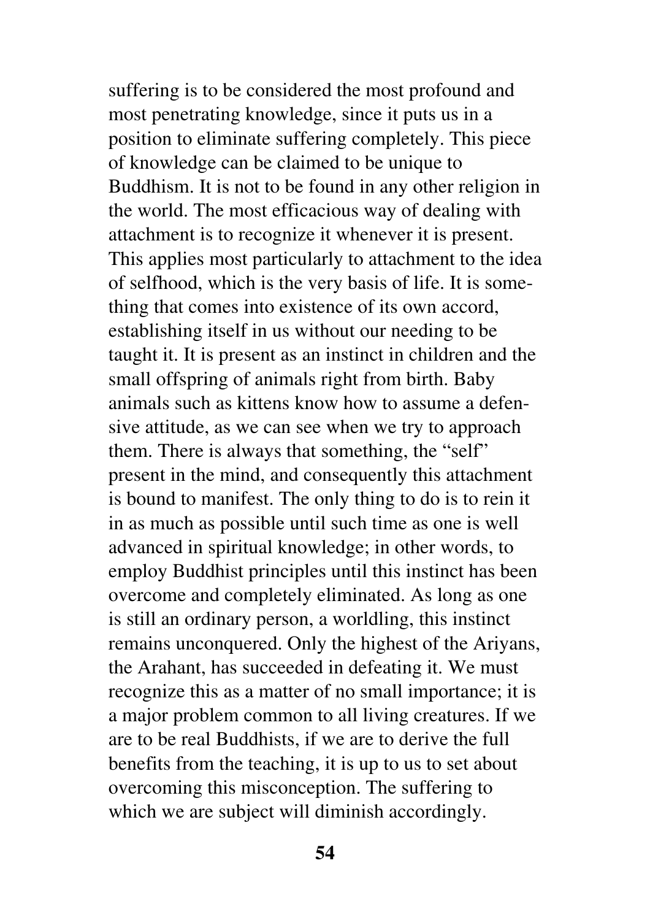suffering is to be considered the most profound and most penetrating knowledge, since it puts us in a position to eliminate suffering completely. This piece of knowledge can be claimed to be unique to Buddhism. It is not to be found in any other religion in the world. The most efficacious way of dealing with attachment is to recognize it whenever it is present. This applies most particularly to attachment to the idea of selfhood, which is the very basis of life. It is something that comes into existence of its own accord, establishing itself in us without our needing to be taught it. It is present as an instinct in children and the small offspring of animals right from birth. Baby animals such as kittens know how to assume a defensive attitude, as we can see when we try to approach them. There is always that something, the "self" present in the mind, and consequently this attachment is bound to manifest. The only thing to do is to rein it in as much as possible until such time as one is well advanced in spiritual knowledge; in other words, to employ Buddhist principles until this instinct has been overcome and completely eliminated. As long as one is still an ordinary person, a worldling, this instinct remains unconquered. Only the highest of the Ariyans, the Arahant, has succeeded in defeating it. We must recognize this as a matter of no small importance; it is a major problem common to all living creatures. If we are to be real Buddhists, if we are to derive the full benefits from the teaching, it is up to us to set about overcoming this misconception. The suffering to which we are subject will diminish accordingly.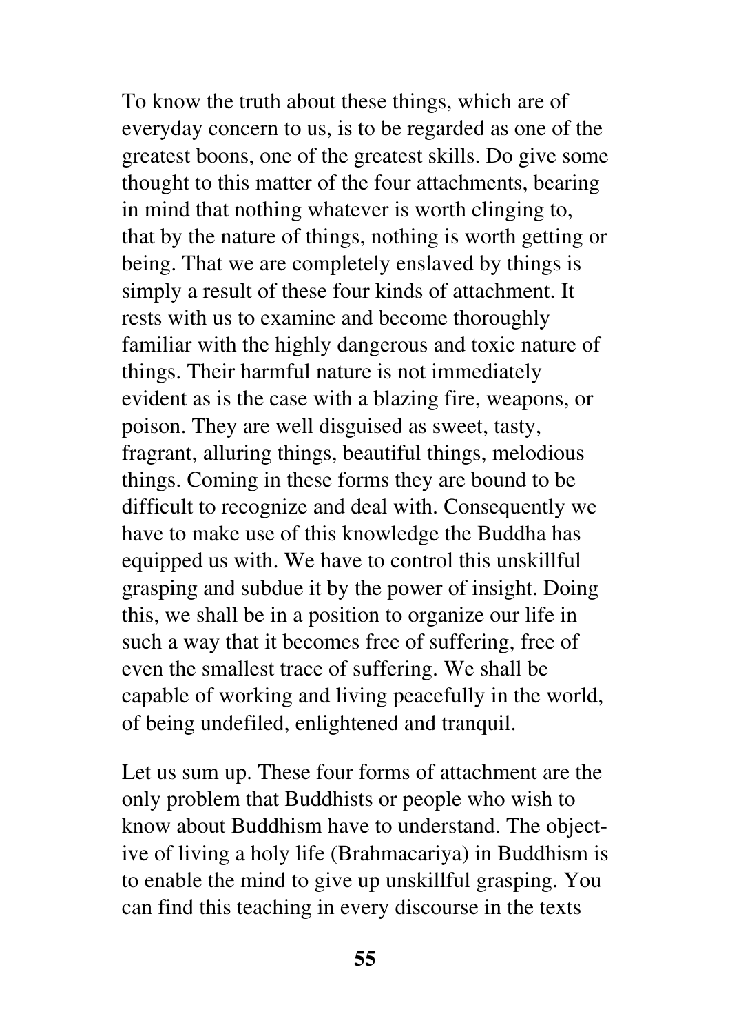To know the truth about these things, which are of everyday concern to us, is to be regarded as one of the greatest boons, one of the greatest skills. Do give some thought to this matter of the four attachments, bearing in mind that nothing whatever is worth clinging to, that by the nature of things, nothing is worth getting or being. That we are completely enslaved by things is simply a result of these four kinds of attachment. It rests with us to examine and become thoroughly familiar with the highly dangerous and toxic nature of things. Their harmful nature is not immediately evident as is the case with a blazing fire, weapons, or poison. They are well disguised as sweet, tasty, fragrant, alluring things, beautiful things, melodious things. Coming in these forms they are bound to be difficult to recognize and deal with. Consequently we have to make use of this knowledge the Buddha has equipped us with. We have to control this unskillful grasping and subdue it by the power of insight. Doing this, we shall be in a position to organize our life in such a way that it becomes free of suffering, free of even the smallest trace of suffering. We shall be capable of working and living peacefully in the world, of being undefiled, enlightened and tranquil.

Let us sum up. These four forms of attachment are the only problem that Buddhists or people who wish to know about Buddhism have to understand. The objective of living a holy life (Brahmacariya) in Buddhism is to enable the mind to give up unskillful grasping. You can find this teaching in every discourse in the texts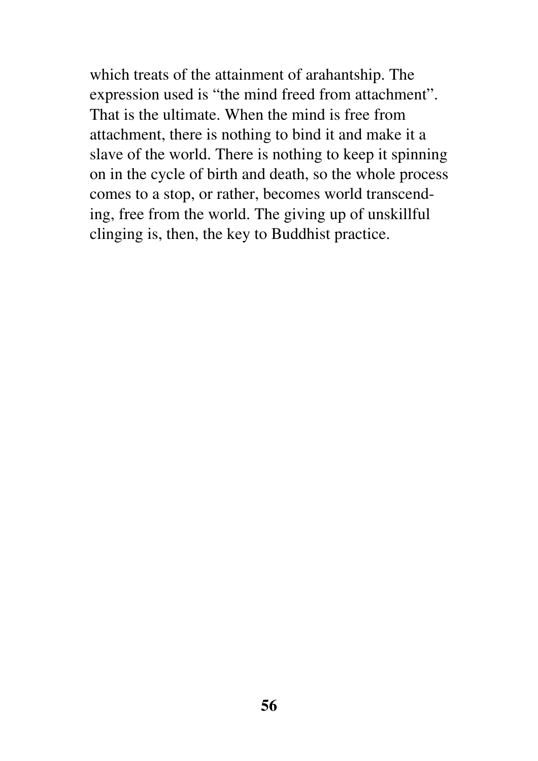which treats of the attainment of arahantship. The expression used is “the mind freed from attachment”. That is the ultimate. When the mind is free from attachment, there is nothing to bind it and make it a slave of the world. There is nothing to keep it spinning on in the cycle of birth and death, so the whole process comes to a stop, or rather, becomes world transcending, free from the world. The giving up of unskillful clinging is, then, the key to Buddhist practice.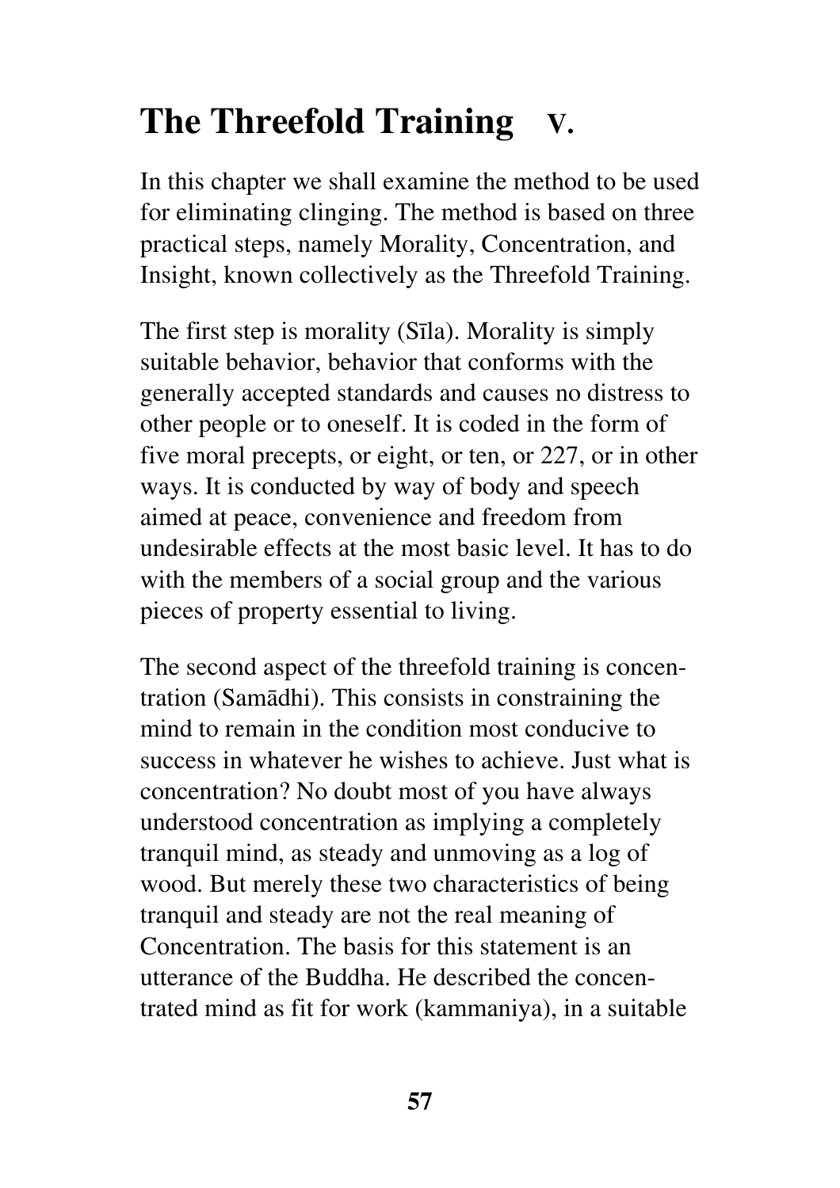# The Threefold Training V.

In this chapter we shall examine the method to be used for eliminating clinging. The method is based on three practical steps, namely Morality, Concentration, and Insight, known collectively as the Threefold Training.

The first step is morality (Sīla). Morality is simply suitable behavior, behavior that conforms with the generally accepted standards and causes no distress to other people or to oneself. It is coded in the form of five moral precepts, or eight, or ten, or 227, or in other ways. It is conducted by way of body and speech aimed at peace, convenience and freedom from undesirable effects at the most basic level. It has to do with the members of a social group and the various pieces of property essential to living.

The second aspect of the threefold training is concentration (Samādhi). This consists in constraining the mind to remain in the condition most conducive to success in whatever he wishes to achieve. Just what is concentration? No doubt most of you have always understood concentration as implying a completely tranquil mind, as steady and unmoving as a log of wood. But merely these two characteristics of being tranquil and steady are not the real meaning of Concentration. The basis for this statement is an utterance of the Buddha. He described the concentrated mind as fit for work (kammaniya), in a suitable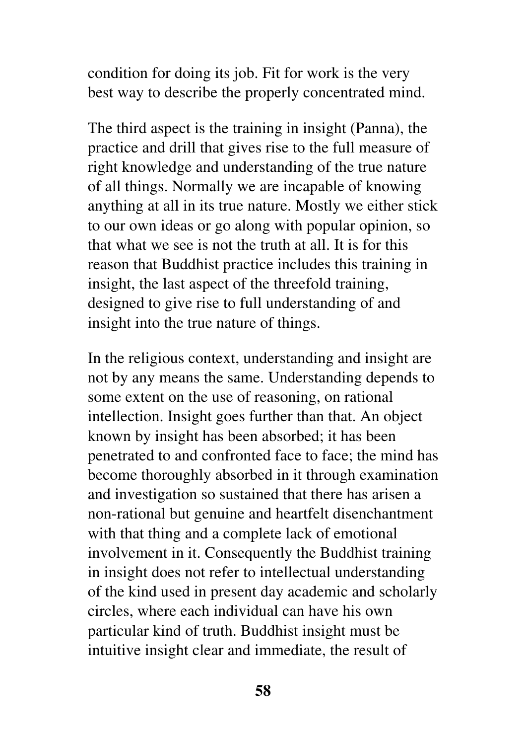condition for doing its job. Fit for work is the very best way to describe the properly concentrated mind.

The third aspect is the training in insight (Panna), the practice and drill that gives rise to the full measure of right knowledge and understanding of the true nature of all things. Normally we are incapable of knowing anything at all in its true nature. Mostly we either stick to our own ideas or go along with popular opinion, so that what we see is not the truth at all. It is for this reason that Buddhist practice includes this training in insight, the last aspect of the threefold training, designed to give rise to full understanding of and insight into the true nature of things.

In the religious context, understanding and insight are not by any means the same. Understanding depends to some extent on the use of reasoning, on rational intellection. Insight goes further than that. An object known by insight has been absorbed; it has been penetrated to and confronted face to face; the mind has become thoroughly absorbed in it through examination and investigation so sustained that there has arisen a non-rational but genuine and heartfelt disenchantment with that thing and a complete lack of emotional involvement in it. Consequently the Buddhist training in insight does not refer to intellectual understanding of the kind used in present day academic and scholarly circles, where each individual can have his own particular kind of truth. Buddhist insight must be intuitive insight clear and immediate, the result of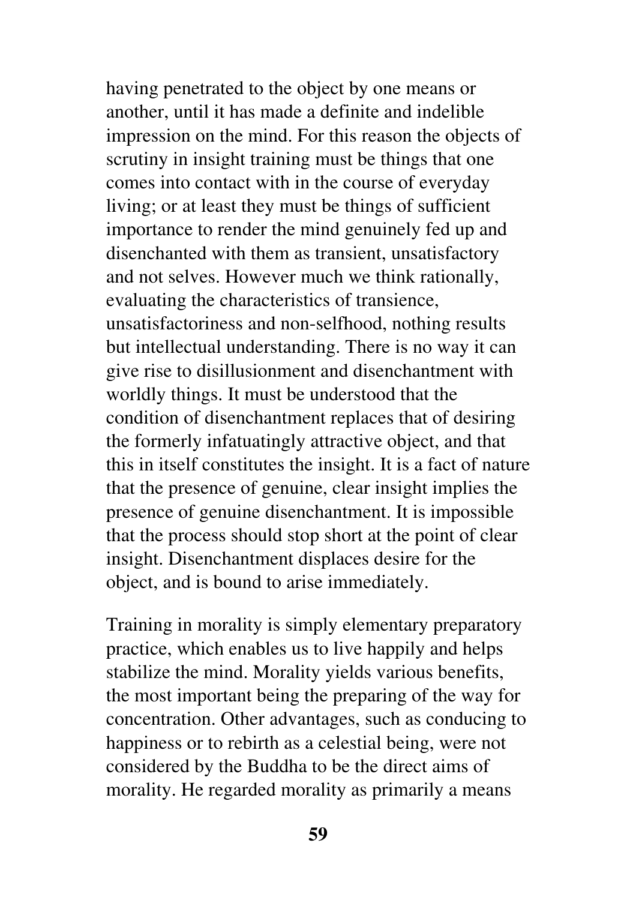having penetrated to the object by one means or another, until it has made a definite and indelible impression on the mind. For this reason the objects of scrutiny in insight training must be things that one comes into contact with in the course of everyday living; or at least they must be things of sufficient importance to render the mind genuinely fed up and disenchanted with them as transient, unsatisfactory and not selves. However much we think rationally, evaluating the characteristics of transience, unsatisfactoriness and non-selfhood, nothing results but intellectual understanding. There is no way it can give rise to disillusionment and disenchantment with worldly things. It must be understood that the condition of disenchantment replaces that of desiring the formerly infatuatingly attractive object, and that this in itself constitutes the insight. It is a fact of nature that the presence of genuine, clear insight implies the presence of genuine disenchantment. It is impossible that the process should stop short at the point of clear insight. Disenchantment displaces desire for the object, and is bound to arise immediately.

Training in morality is simply elementary preparatory practice, which enables us to live happily and helps stabilize the mind. Morality yields various benefits, the most important being the preparing of the way for concentration. Other advantages, such as conducing to happiness or to rebirth as a celestial being, were not considered by the Buddha to be the direct aims of morality. He regarded morality as primarily a means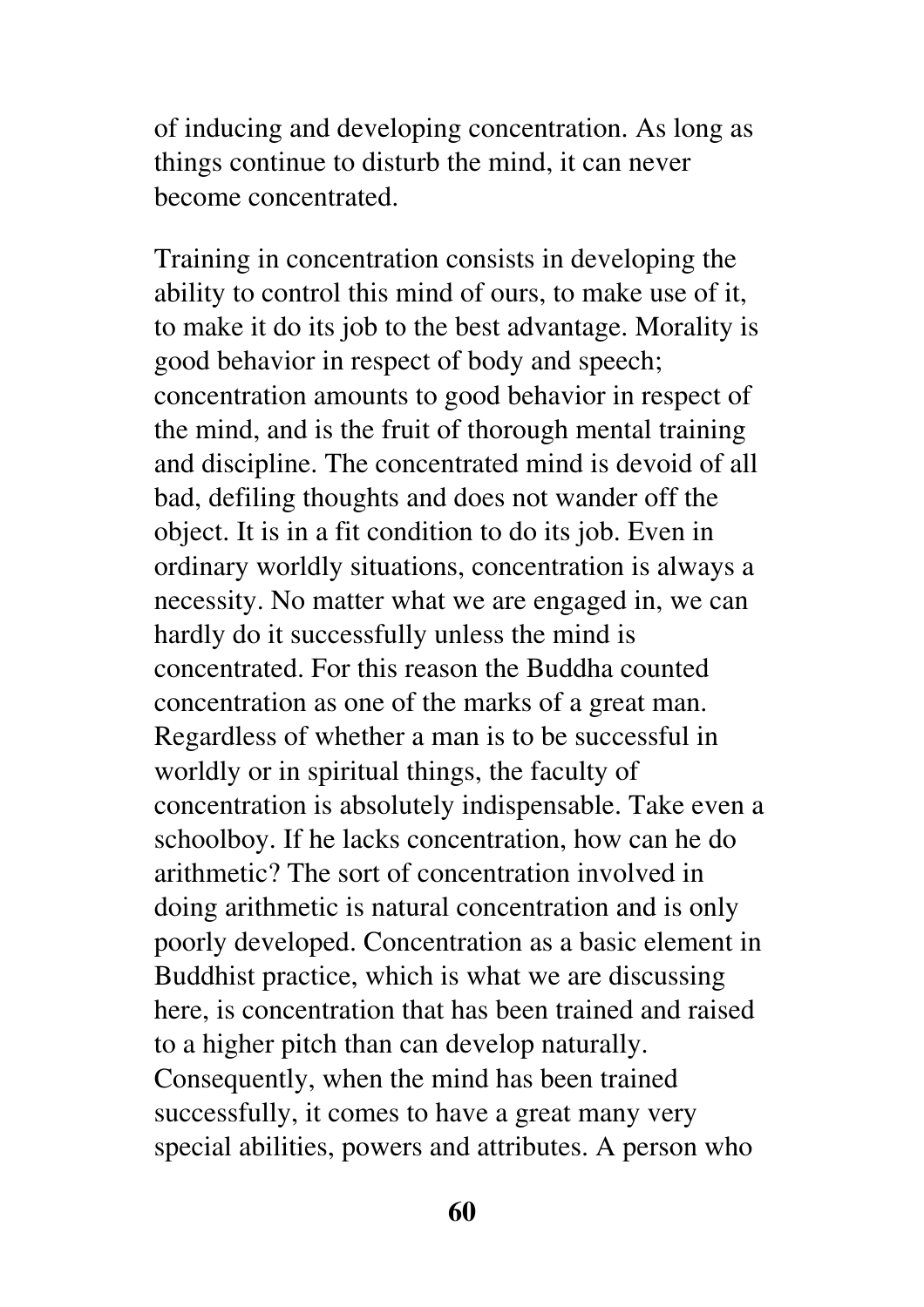of inducing and developing concentration. As long as things continue to disturb the mind, it can never become concentrated.

Training in concentration consists in developing the ability to control this mind of ours, to make use of it, to make it do its job to the best advantage. Morality is good behavior in respect of body and speech; concentration amounts to good behavior in respect of the mind, and is the fruit of thorough mental training and discipline. The concentrated mind is devoid of all bad, defiling thoughts and does not wander off the object. It is in a fit condition to do its job. Even in ordinary worldly situations, concentration is always a necessity. No matter what we are engaged in, we can hardly do it successfully unless the mind is concentrated. For this reason the Buddha counted concentration as one of the marks of a great man. Regardless of whether a man is to be successful in worldly or in spiritual things, the faculty of concentration is absolutely indispensable. Take even a schoolboy. If he lacks concentration, how can he do arithmetic? The sort of concentration involved in doing arithmetic is natural concentration and is only poorly developed. Concentration as a basic element in Buddhist practice, which is what we are discussing here, is concentration that has been trained and raised to a higher pitch than can develop naturally. Consequently, when the mind has been trained successfully, it comes to have a great many very special abilities, powers and attributes. A person who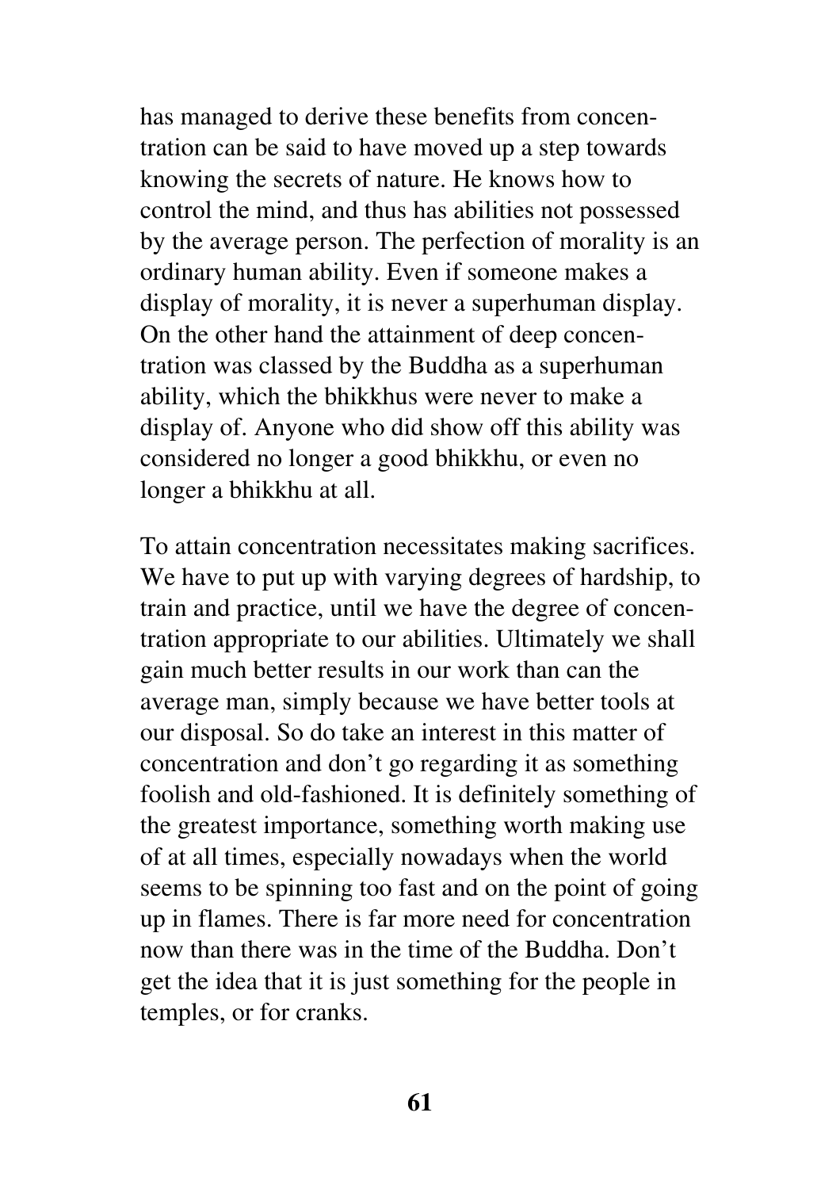has managed to derive these benefits from concentration can be said to have moved up a step towards knowing the secrets of nature. He knows how to control the mind, and thus has abilities not possessed by the average person. The perfection of morality is an ordinary human ability. Even if someone makes a display of morality, it is never a superhuman display. On the other hand the attainment of deep concentration was classed by the Buddha as a superhuman ability, which the bhikkhus were never to make a display of. Anyone who did show off this ability was considered no longer a good bhikkhu, or even no longer a bhikkhu at all.

To attain concentration necessitates making sacrifices. We have to put up with varying degrees of hardship, to train and practice, until we have the degree of concentration appropriate to our abilities. Ultimately we shall gain much better results in our work than can the average man, simply because we have better tools at our disposal. So do take an interest in this matter of concentration and don't go regarding it as something foolish and old-fashioned. It is definitely something of the greatest importance, something worth making use of at all times, especially nowadays when the world seems to be spinning too fast and on the point of going up in flames. There is far more need for concentration now than there was in the time of the Buddha. Don't get the idea that it is just something for the people in temples, or for cranks.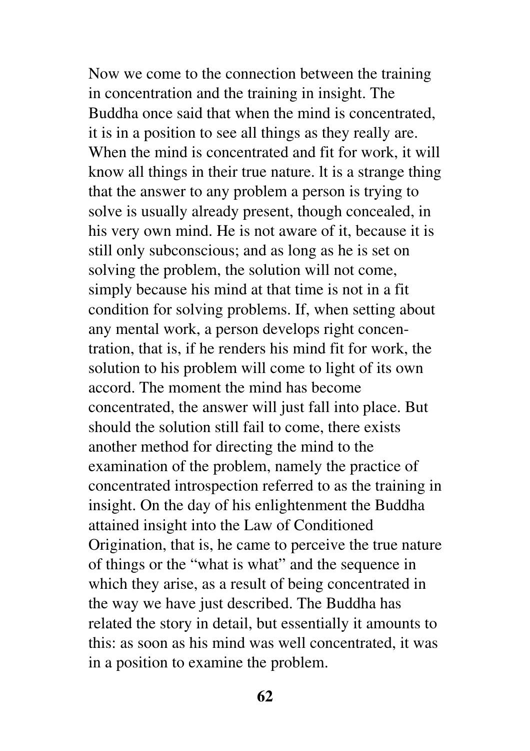Now we come to the connection between the training in concentration and the training in insight. The Buddha once said that when the mind is concentrated, it is in a position to see all things as they really are. When the mind is concentrated and fit for work, it will know all things in their true nature. It is a strange thing that the answer to any problem a person is trying to solve is usually already present, though concealed, in his very own mind. He is not aware of it, because it is still only subconscious; and as long as he is set on solving the problem, the solution will not come, simply because his mind at that time is not in a fit condition for solving problems. If, when setting about any mental work, a person develops right concentration, that is, if he renders his mind fit for work, the solution to his problem will come to light of its own accord. The moment the mind has become concentrated, the answer will just fall into place. But should the solution still fail to come, there exists another method for directing the mind to the examination of the problem, namely the practice of concentrated introspection referred to as the training in insight. On the day of his enlightenment the Buddha attained insight into the Law of Conditioned Origination, that is, he came to perceive the true nature of things or the "what is what" and the sequence in which they arise, as a result of being concentrated in the way we have just described. The Buddha has related the story in detail, but essentially it amounts to this: as soon as his mind was well concentrated, it was in a position to examine the problem.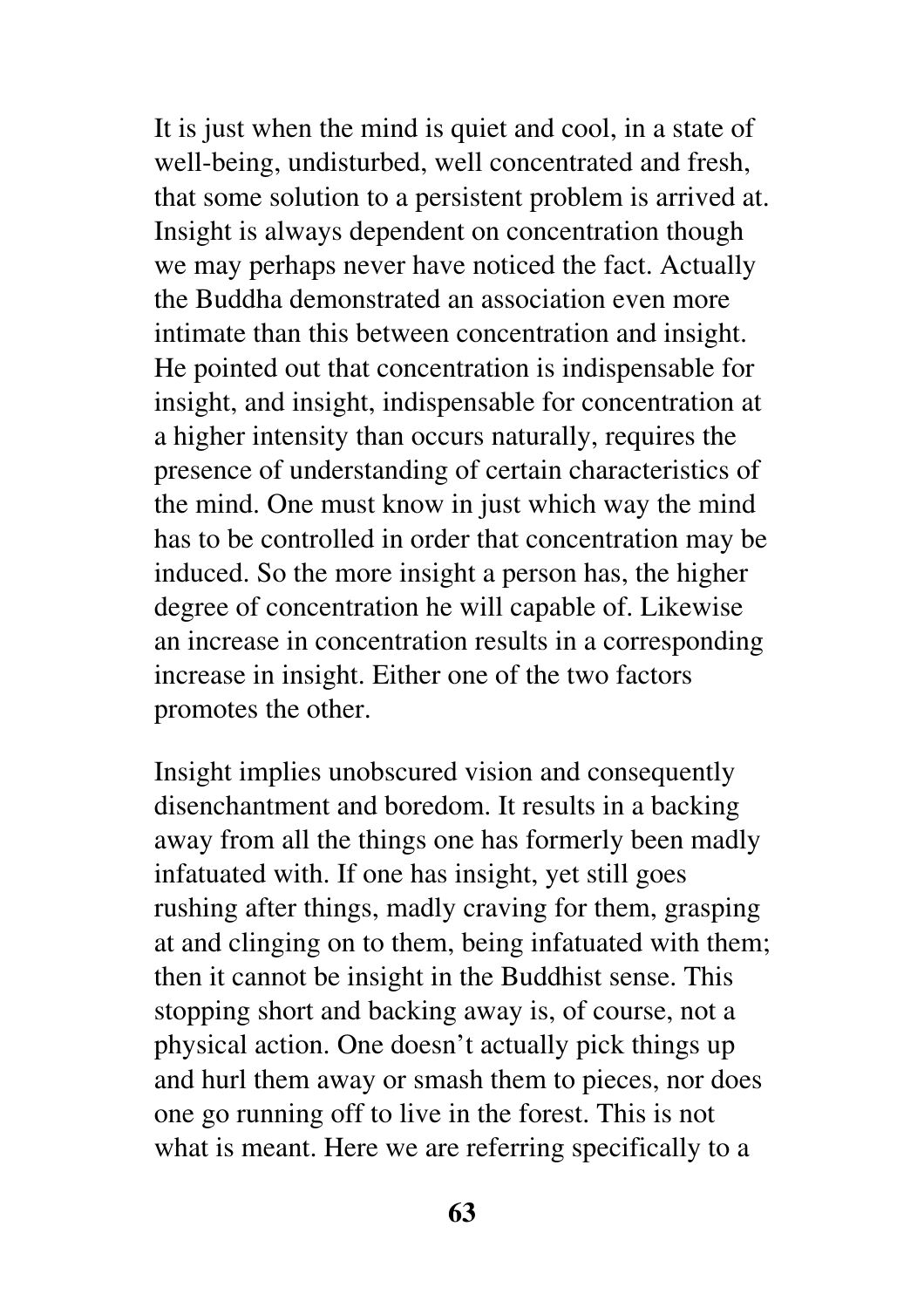It is just when the mind is quiet and cool, in a state of well-being, undisturbed, well concentrated and fresh, that some solution to a persistent problem is arrived at. Insight is always dependent on concentration though we may perhaps never have noticed the fact. Actually the Buddha demonstrated an association even more intimate than this between concentration and insight. He pointed out that concentration is indispensable for insight, and insight, indispensable for concentration at a higher intensity than occurs naturally, requires the presence of understanding of certain characteristics of the mind. One must know in just which way the mind has to be controlled in order that concentration may be induced. So the more insight a person has, the higher degree of concentration he will capable of. Likewise an increase in concentration results in a corresponding increase in insight. Either one of the two factors promotes the other.

Insight implies unobscured vision and consequently disenchantment and boredom. It results in a backing away from all the things one has formerly been madly infatuated with. If one has insight, yet still goes rushing after things, madly craving for them, grasping at and clinging on to them, being infatuated with them; then it cannot be insight in the Buddhist sense. This stopping short and backing away is, of course, not a physical action. One doesn't actually pick things up and hurl them away or smash them to pieces, nor does one go running off to live in the forest. This is not what is meant. Here we are referring specifically to a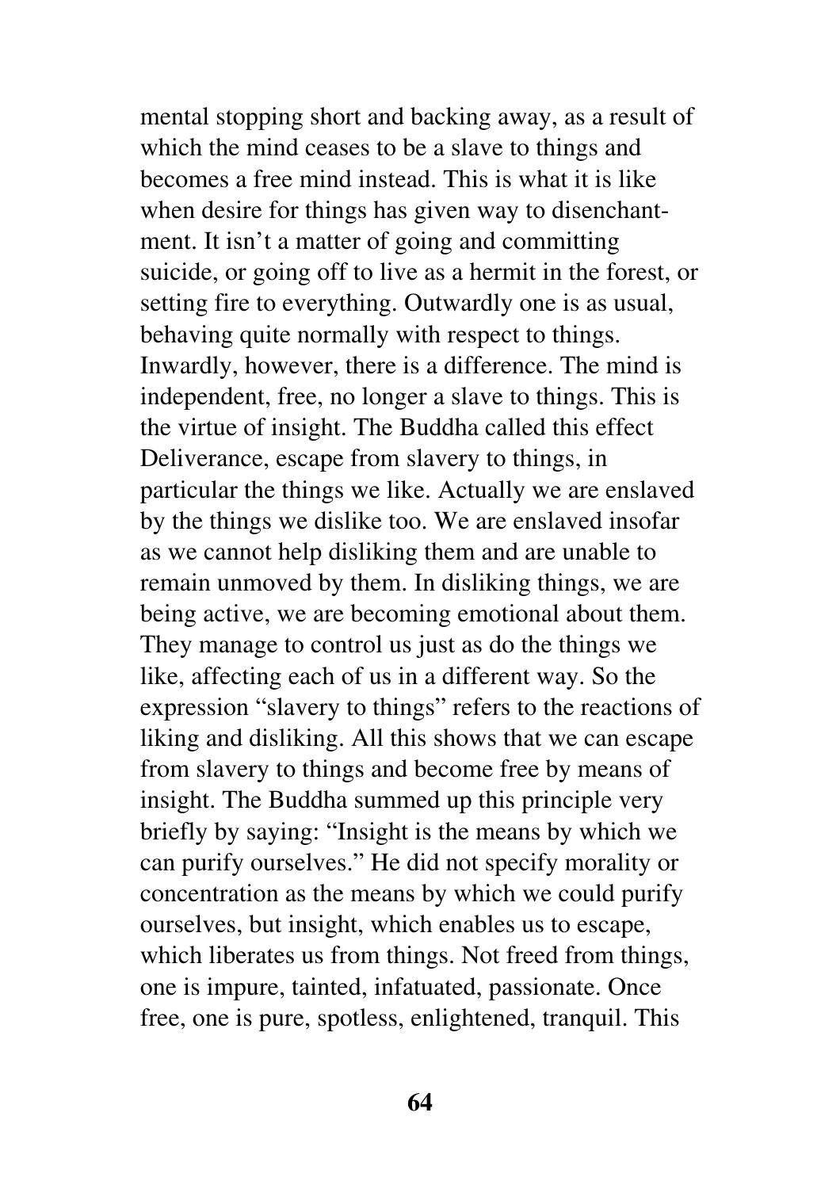mental stopping short and backing away, as a result of which the mind ceases to be a slave to things and becomes a free mind instead. This is what it is like when desire for things has given way to disenchantment. It isn't a matter of going and committing suicide, or going off to live as a hermit in the forest, or setting fire to everything. Outwardly one is as usual, behaving quite normally with respect to things. Inwardly, however, there is a difference. The mind is independent, free, no longer a slave to things. This is the virtue of insight. The Buddha called this effect Deliverance, escape from slavery to things, in particular the things we like. Actually we are enslaved by the things we dislike too. We are enslaved insofar as we cannot help disliking them and are unable to remain unmoved by them. In disliking things, we are being active, we are becoming emotional about them. They manage to control us just as do the things we like, affecting each of us in a different way. So the expression "slavery to things" refers to the reactions of liking and disliking. All this shows that we can escape from slavery to things and become free by means of insight. The Buddha summed up this principle very briefly by saying: "Insight is the means by which we can purify ourselves." He did not specify morality or concentration as the means by which we could purify ourselves, but insight, which enables us to escape, which liberates us from things. Not freed from things, one is impure, tainted, infatuated, passionate. Once free, one is pure, spotless, enlightened, tranquil. This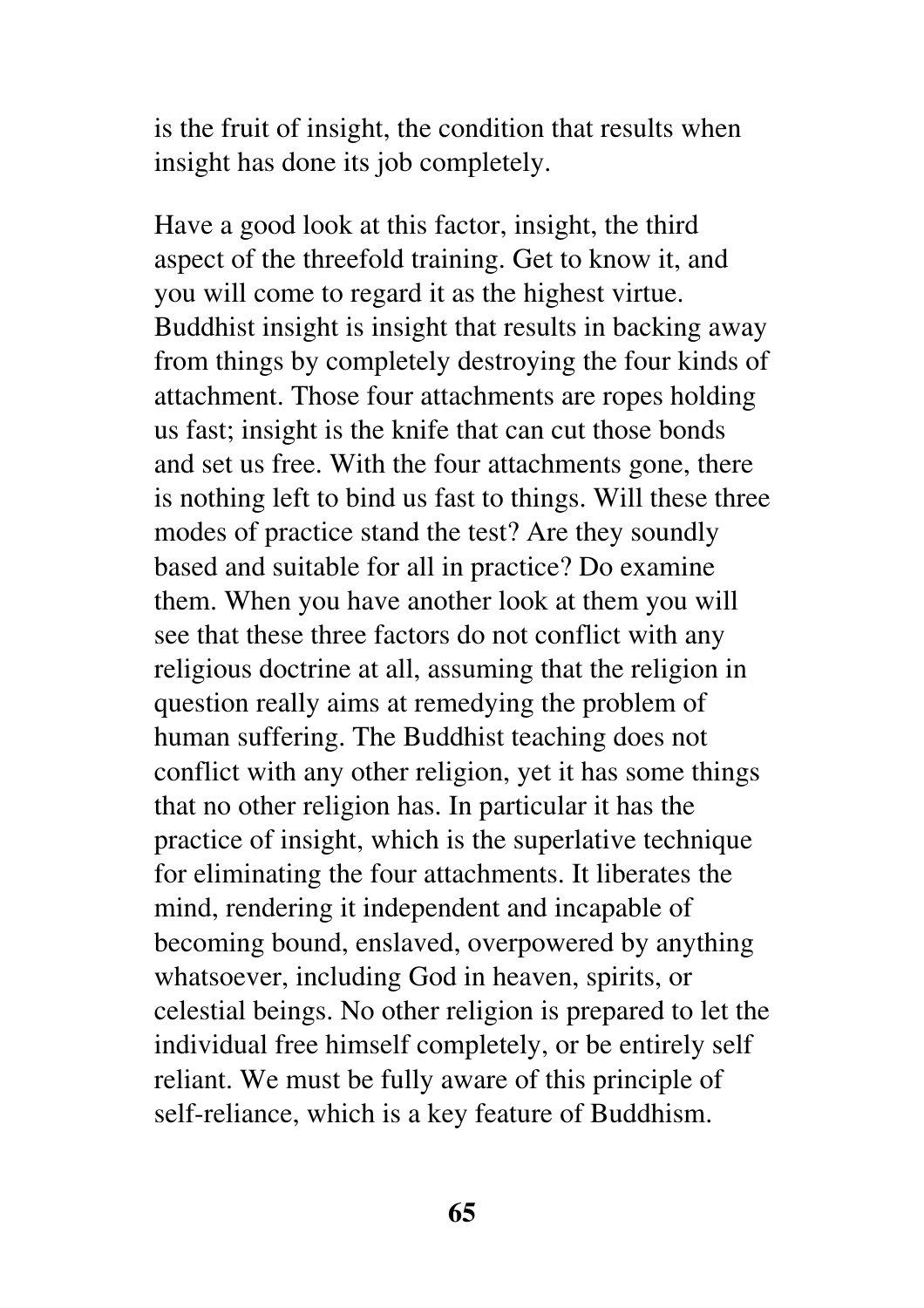is the fruit of insight, the condition that results when insight has done its job completely.

Have a good look at this factor, insight, the third aspect of the threefold training. Get to know it, and you will come to regard it as the highest virtue. Buddhist insight is insight that results in backing away from things by completely destroying the four kinds of attachment. Those four attachments are ropes holding us fast; insight is the knife that can cut those bonds and set us free. With the four attachments gone, there is nothing left to bind us fast to things. Will these three modes of practice stand the test? Are they soundly based and suitable for all in practice? Do examine them. When you have another look at them you will see that these three factors do not conflict with any religious doctrine at all, assuming that the religion in question really aims at remedying the problem of human suffering. The Buddhist teaching does not conflict with any other religion, yet it has some things that no other religion has. In particular it has the practice of insight, which is the superlative technique for eliminating the four attachments. It liberates the mind, rendering it independent and incapable of becoming bound, enslaved, overpowered by anything whatsoever, including God in heaven, spirits, or celestial beings. No other religion is prepared to let the individual free himself completely, or be entirely self reliant. We must be fully aware of this principle of self-reliance, which is a key feature of Buddhism.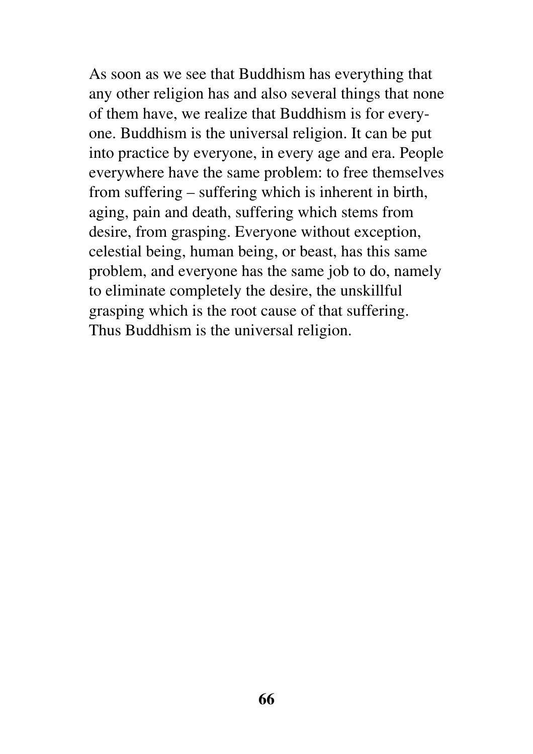As soon as we see that Buddhism has everything that any other religion has and also several things that none of them have, we realize that Buddhism is for everyone. Buddhism is the universal religion. It can be put into practice by everyone, in every age and era. People everywhere have the same problem: to free themselves from suffering – suffering which is inherent in birth, aging, pain and death, suffering which stems from desire, from grasping. Everyone without exception, celestial being, human being, or beast, has this same problem, and everyone has the same job to do, namely to eliminate completely the desire, the unskillful grasping which is the root cause of that suffering. Thus Buddhism is the universal religion.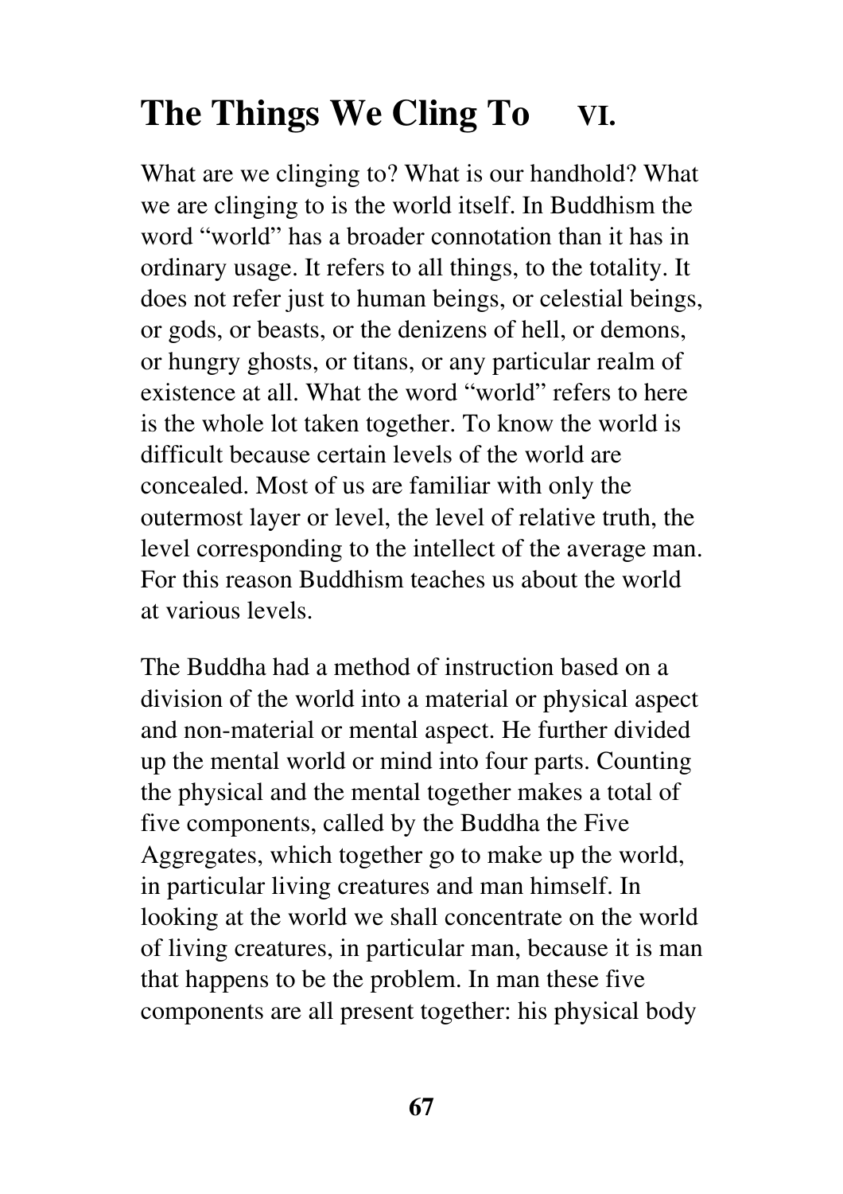# The Things We Cling To VI.

What are we clinging to? What is our handhold? What we are clinging to is the world itself. In Buddhism the word "world" has a broader connotation than it has in ordinary usage. It refers to all things, to the totality. It does not refer just to human beings, or celestial beings, or gods, or beasts, or the denizens of hell, or demons, or hungry ghosts, or titans, or any particular realm of existence at all. What the word "world" refers to here is the whole lot taken together. To know the world is difficult because certain levels of the world are concealed. Most of us are familiar with only the outermost layer or level, the level of relative truth, the level corresponding to the intellect of the average man. For this reason Buddhism teaches us about the world at various levels.

The Buddha had a method of instruction based on a division of the world into a material or physical aspect and non-material or mental aspect. He further divided up the mental world or mind into four parts. Counting the physical and the mental together makes a total of five components, called by the Buddha the Five Aggregates, which together go to make up the world, in particular living creatures and man himself. In looking at the world we shall concentrate on the world of living creatures, in particular man, because it is man that happens to be the problem. In man these five components are all present together: his physical body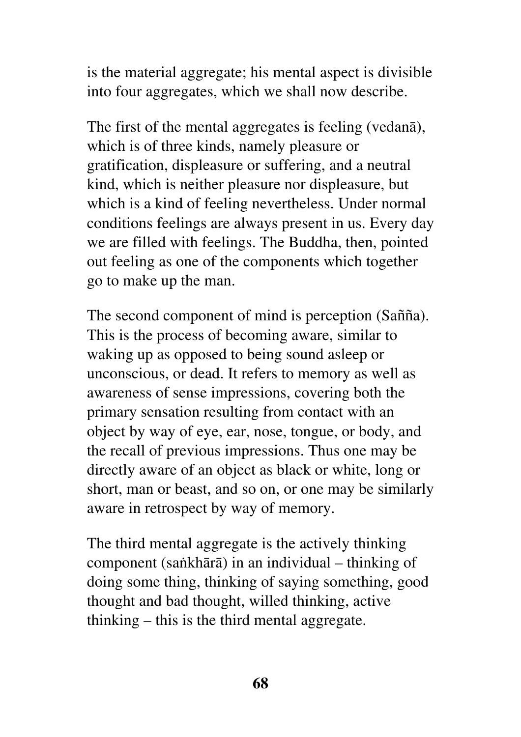is the material aggregate; his mental aspect is divisible into four aggregates, which we shall now describe.

The first of the mental aggregates is feeling (vedanā), which is of three kinds, namely pleasure or gratification, displeasure or suffering, and a neutral kind, which is neither pleasure nor displeasure, but which is a kind of feeling nevertheless. Under normal conditions feelings are always present in us. Every day we are filled with feelings. The Buddha, then, pointed out feeling as one of the components which together go to make up the man.

The second component of mind is perception (Saññā). This is the process of becoming aware, similar to waking up as opposed to being sound asleep or unconscious, or dead. It refers to memory as well as awareness of sense impressions, covering both the primary sensation resulting from contact with an object by way of eye, ear, nose, tongue, or body, and the recall of previous impressions. Thus one may be directly aware of an object as black or white, long or short, man or beast, and so on, or one may be similarly aware in retrospect by way of memory.

The third mental aggregate is the actively thinking component (saṅkhārā) in an individual – thinking of doing some thing, thinking of saying something, good thought and bad thought, willed thinking, active thinking – this is the third mental aggregate.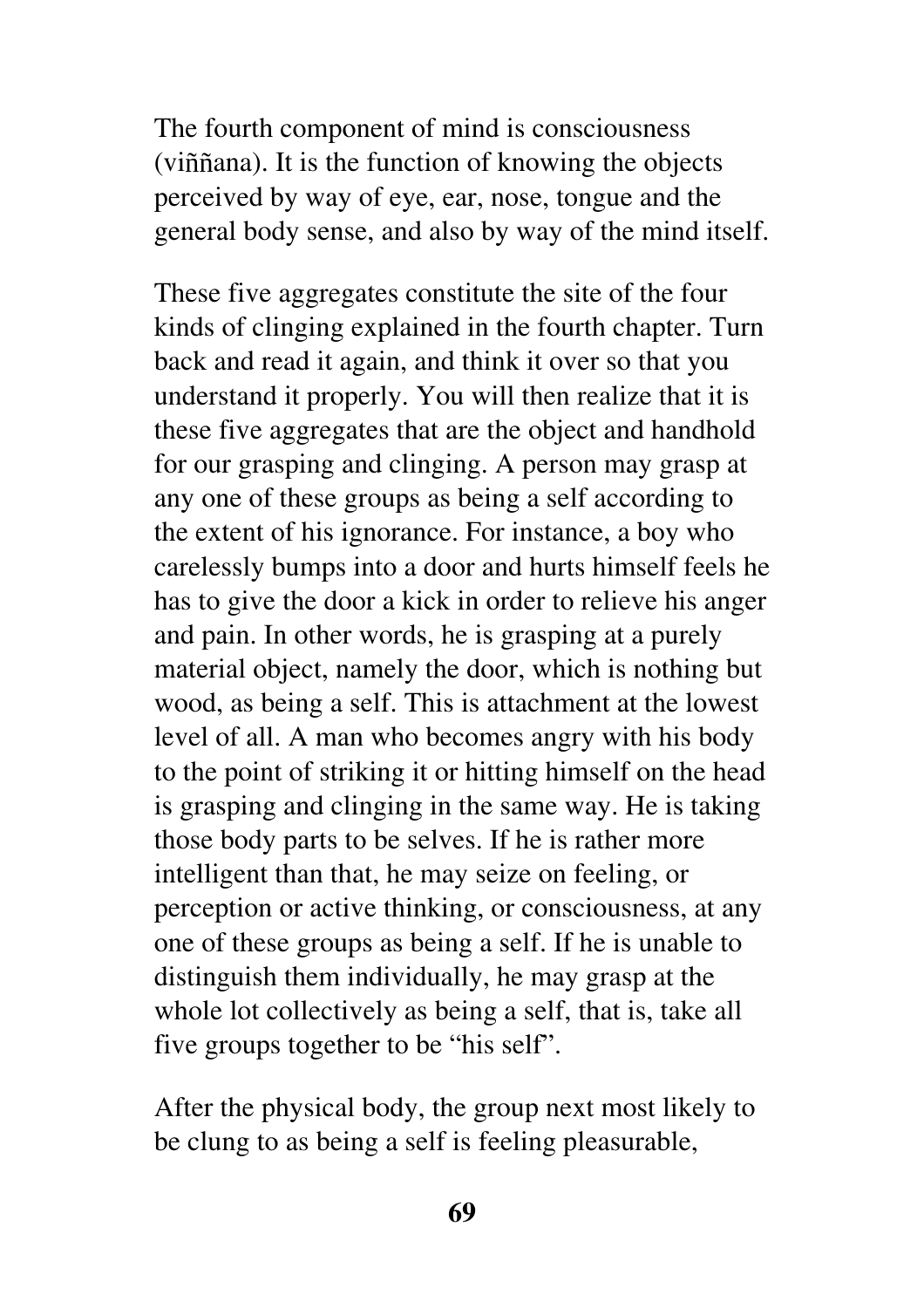The fourth component of mind is consciousness (viññana). It is the function of knowing the objects perceived by way of eye, ear, nose, tongue and the general body sense, and also by way of the mind itself.

These five aggregates constitute the site of the four kinds of clinging explained in the fourth chapter. Turn back and read it again, and think it over so that you understand it properly. You will then realize that it is these five aggregates that are the object and handhold for our grasping and clinging. A person may grasp at any one of these groups as being a self according to the extent of his ignorance. For instance, a boy who carelessly bumps into a door and hurts himself feels he has to give the door a kick in order to relieve his anger and pain. In other words, he is grasping at a purely material object, namely the door, which is nothing but wood, as being a self. This is attachment at the lowest level of all. A man who becomes angry with his body to the point of striking it or hitting himself on the head is grasping and clinging in the same way. He is taking those body parts to be selves. If he is rather more intelligent than that, he may seize on feeling, or perception or active thinking, or consciousness, at any one of these groups as being a self. If he is unable to distinguish them individually, he may grasp at the whole lot collectively as being a self, that is, take all five groups together to be "his self".

After the physical body, the group next most likely to be clung to as being a self is feeling pleasurable,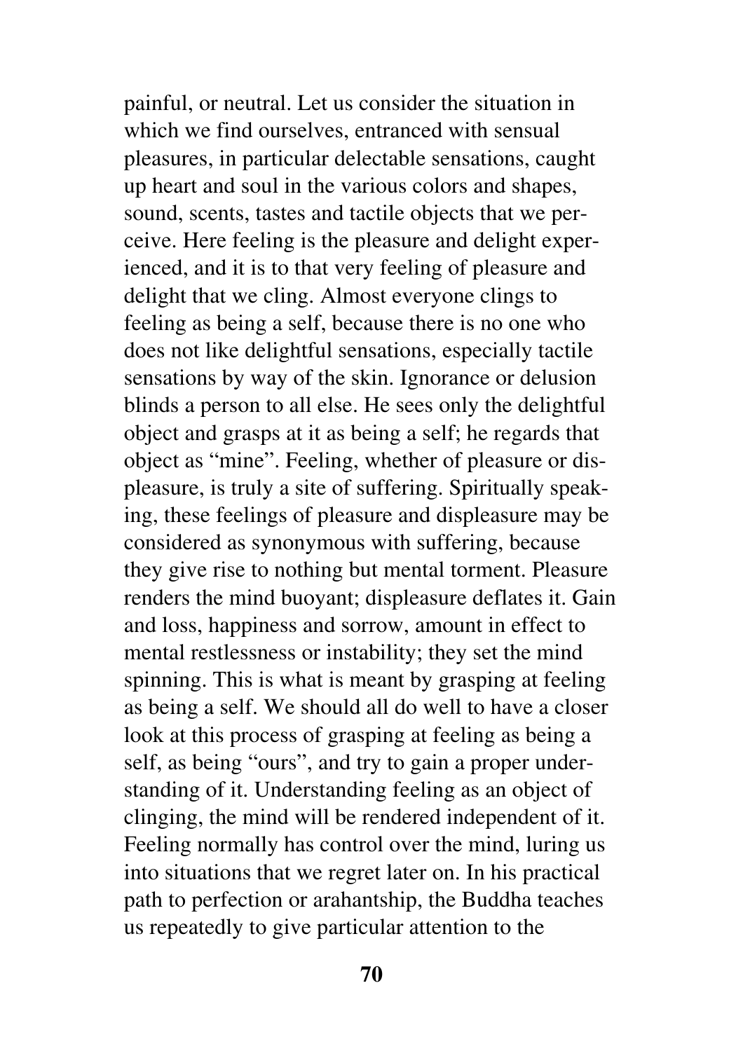painful, or neutral. Let us consider the situation in which we find ourselves, entranced with sensual pleasures, in particular delectable sensations, caught up heart and soul in the various colors and shapes, sound, scents, tastes and tactile objects that we perceive. Here feeling is the pleasure and delight experienced, and it is to that very feeling of pleasure and delight that we cling. Almost everyone clings to feeling as being a self, because there is no one who does not like delightful sensations, especially tactile sensations by way of the skin. Ignorance or delusion blinds a person to all else. He sees only the delightful object and grasps at it as being a self; he regards that object as "mine". Feeling, whether of pleasure or displeasure, is truly a site of suffering. Spiritually speaking, these feelings of pleasure and displeasure may be considered as synonymous with suffering, because they give rise to nothing but mental torment. Pleasure renders the mind buoyant; displeasure deflates it. Gain and loss, happiness and sorrow, amount in effect to mental restlessness or instability; they set the mind spinning. This is what is meant by grasping at feeling as being a self. We should all do well to have a closer look at this process of grasping at feeling as being a self, as being "ours", and try to gain a proper understanding of it. Understanding feeling as an object of clinging, the mind will be rendered independent of it. Feeling normally has control over the mind, luring us into situations that we regret later on. In his practical path to perfection or arahantship, the Buddha teaches us repeatedly to give particular attention to the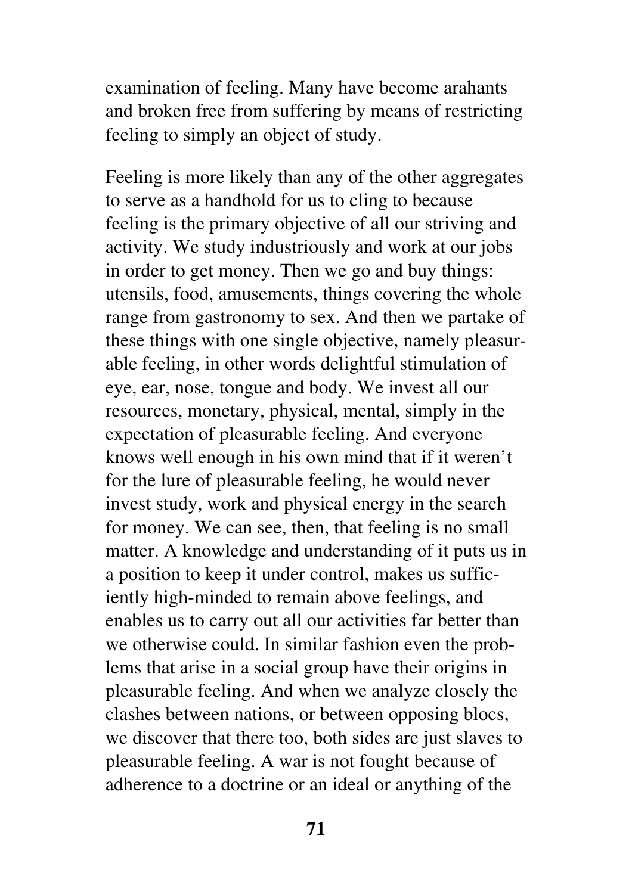examination of feeling. Many have become arahants and broken free from suffering by means of restricting feeling to simply an object of study.

Feeling is more likely than any of the other aggregates to serve as a handhold for us to cling to because feeling is the primary objective of all our striving and activity. We study industriously and work at our jobs in order to get money. Then we go and buy things: utensils, food, amusements, things covering the whole range from gastronomy to sex. And then we partake of these things with one single objective, namely pleasurable feeling, in other words delightful stimulation of eye, ear, nose, tongue and body. We invest all our resources, monetary, physical, mental, simply in the expectation of pleasurable feeling. And everyone knows well enough in his own mind that if it weren't for the lure of pleasurable feeling, he would never invest study, work and physical energy in the search for money. We can see, then, that feeling is no small matter. A knowledge and understanding of it puts us in a position to keep it under control, makes us sufficiently high-minded to remain above feelings, and enables us to carry out all our activities far better than we otherwise could. In similar fashion even the problems that arise in a social group have their origins in pleasurable feeling. And when we analyze closely the clashes between nations, or between opposing blocs, we discover that there too, both sides are just slaves to pleasurable feeling. A war is not fought because of adherence to a doctrine or an ideal or anything of the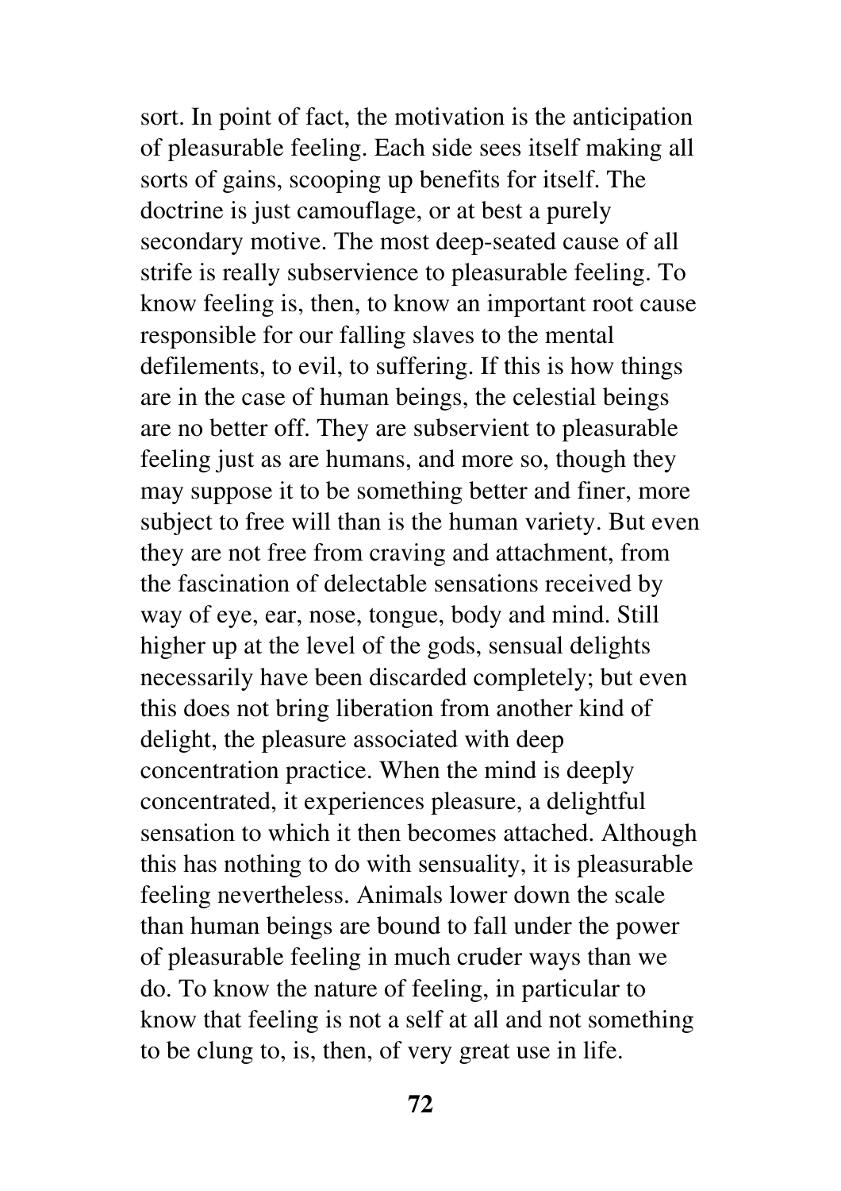sort. In point of fact, the motivation is the anticipation of pleasurable feeling. Each side sees itself making all sorts of gains, scooping up benefits for itself. The doctrine is just camouflage, or at best a purely secondary motive. The most deep-seated cause of all strife is really subservience to pleasurable feeling. To know feeling is, then, to know an important root cause responsible for our falling slaves to the mental defilements, to evil, to suffering. If this is how things are in the case of human beings, the celestial beings are no better off. They are subservient to pleasurable feeling just as are humans, and more so, though they may suppose it to be something better and finer, more subject to free will than is the human variety. But even they are not free from craving and attachment, from the fascination of delectable sensations received by way of eye, ear, nose, tongue, body and mind. Still higher up at the level of the gods, sensual delights necessarily have been discarded completely; but even this does not bring liberation from another kind of delight, the pleasure associated with deep concentration practice. When the mind is deeply concentrated, it experiences pleasure, a delightful sensation to which it then becomes attached. Although this has nothing to do with sensuality, it is pleasurable feeling nevertheless. Animals lower down the scale than human beings are bound to fall under the power of pleasurable feeling in much cruder ways than we do. To know the nature of feeling, in particular to know that feeling is not a self at all and not something to be clung to, is, then, of very great use in life.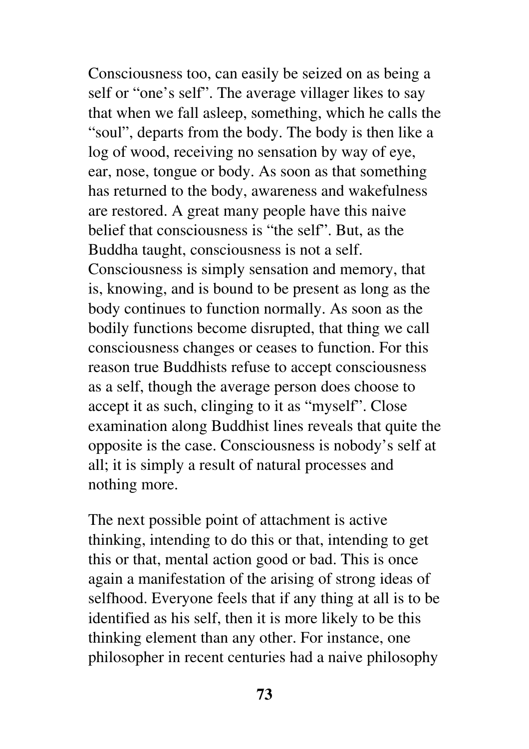Consciousness too, can easily be seized on as being a self or "one's self". The average villager likes to say that when we fall asleep, something, which he calls the "soul", departs from the body. The body is then like a log of wood, receiving no sensation by way of eye, ear, nose, tongue or body. As soon as that something has returned to the body, awareness and wakefulness are restored. A great many people have this naive belief that consciousness is "the self". But, as the Buddha taught, consciousness is not a self. Consciousness is simply sensation and memory, that is, knowing, and is bound to be present as long as the body continues to function normally. As soon as the bodily functions become disrupted, that thing we call consciousness changes or ceases to function. For this reason true Buddhists refuse to accept consciousness as a self, though the average person does choose to accept it as such, clinging to it as "myself". Close examination along Buddhist lines reveals that quite the opposite is the case. Consciousness is nobody's self at all; it is simply a result of natural processes and nothing more.

The next possible point of attachment is active thinking, intending to do this or that, intending to get this or that, mental action good or bad. This is once again a manifestation of the arising of strong ideas of selfhood. Everyone feels that if any thing at all is to be identified as his self, then it is more likely to be this thinking element than any other. For instance, one philosopher in recent centuries had a naive philosophy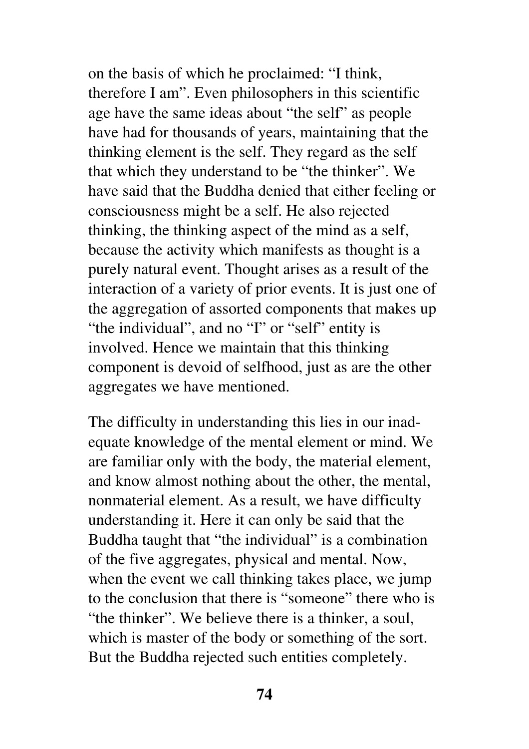on the basis of which he proclaimed: “I think, therefore I am”. Even philosophers in this scientific age have the same ideas about “the self” as people have had for thousands of years, maintaining that the thinking element is the self. They regard as the self that which they understand to be “the thinker”. We have said that the Buddha denied that either feeling or consciousness might be a self. He also rejected thinking, the thinking aspect of the mind as a self, because the activity which manifests as thought is a purely natural event. Thought arises as a result of the interaction of a variety of prior events. It is just one of the aggregation of assorted components that makes up “the individual”, and no “I” or “self” entity is involved. Hence we maintain that this thinking component is devoid of selfhood, just as are the other aggregates we have mentioned.

The difficulty in understanding this lies in our inadequate knowledge of the mental element or mind. We are familiar only with the body, the material element, and know almost nothing about the other, the mental, nonmaterial element. As a result, we have difficulty understanding it. Here it can only be said that the Buddha taught that “the individual” is a combination of the five aggregates, physical and mental. Now, when the event we call thinking takes place, we jump to the conclusion that there is “someone” there who is “the thinker”. We believe there is a thinker, a soul, which is master of the body or something of the sort. But the Buddha rejected such entities completely.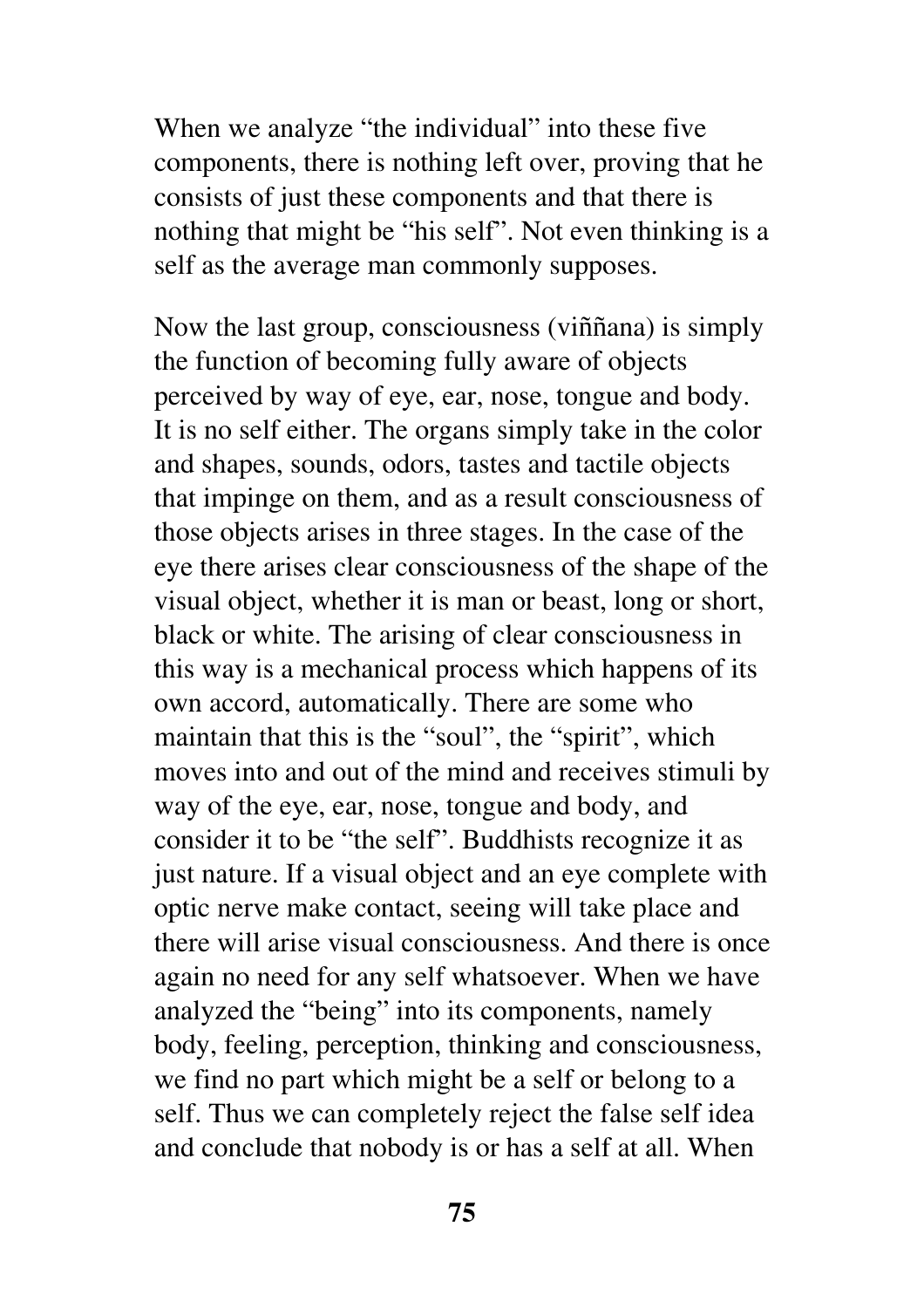When we analyze “the individual” into these five components, there is nothing left over, proving that he consists of just these components and that there is nothing that might be “his self”. Not even thinking is a self as the average man commonly supposes.

Now the last group, consciousness (viññana) is simply the function of becoming fully aware of objects perceived by way of eye, ear, nose, tongue and body. It is no self either. The organs simply take in the color and shapes, sounds, odors, tastes and tactile objects that impinge on them, and as a result consciousness of those objects arises in three stages. In the case of the eye there arises clear consciousness of the shape of the visual object, whether it is man or beast, long or short, black or white. The arising of clear consciousness in this way is a mechanical process which happens of its own accord, automatically. There are some who maintain that this is the “soul”, the “spirit”, which moves into and out of the mind and receives stimuli by way of the eye, ear, nose, tongue and body, and consider it to be “the self”. Buddhists recognize it as just nature. If a visual object and an eye complete with optic nerve make contact, seeing will take place and there will arise visual consciousness. And there is once again no need for any self whatsoever. When we have analyzed the “being” into its components, namely body, feeling, perception, thinking and consciousness, we find no part which might be a self or belong to a self. Thus we can completely reject the false self idea and conclude that nobody is or has a self at all. When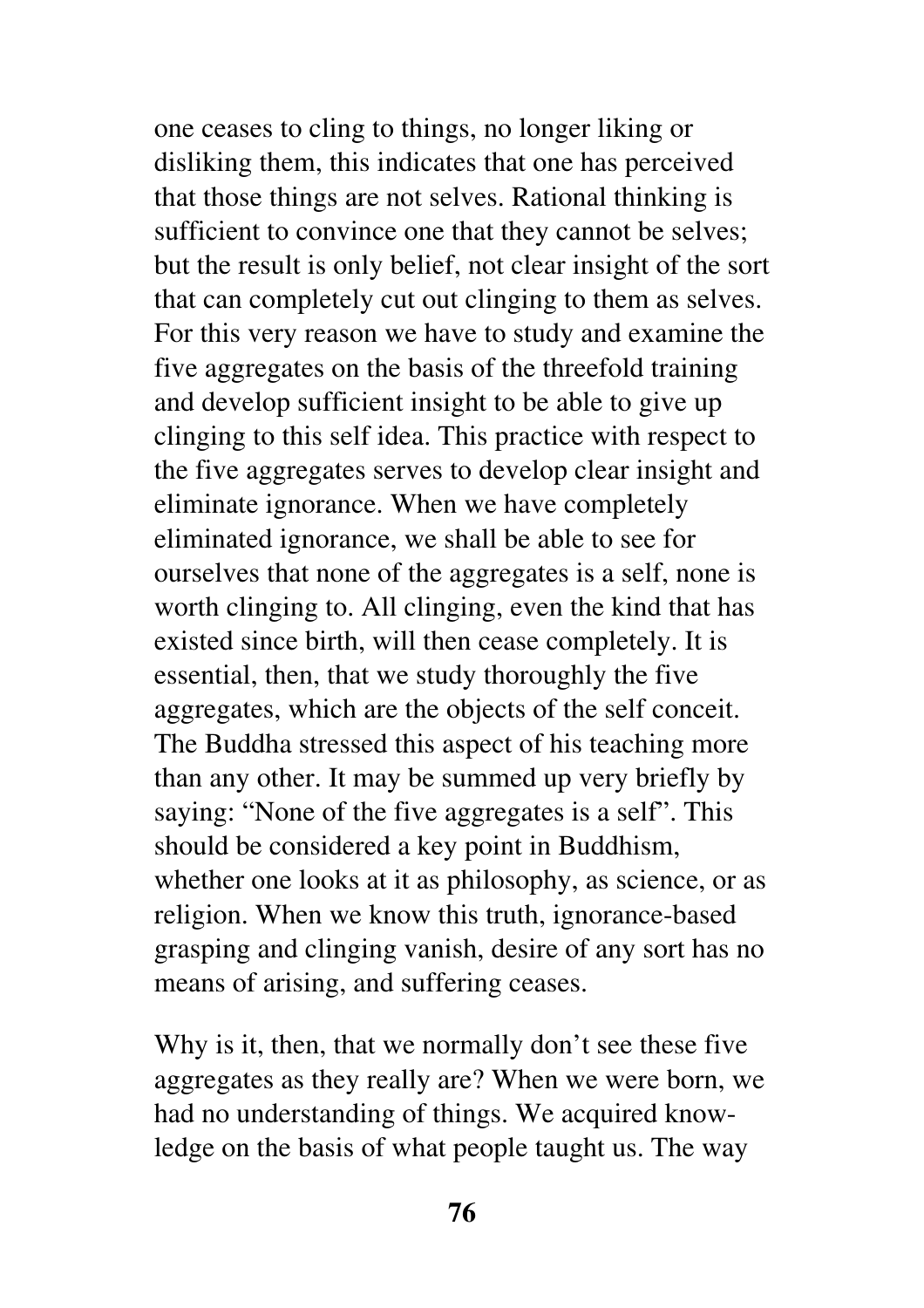one ceases to cling to things, no longer liking or disliking them, this indicates that one has perceived that those things are not selves. Rational thinking is sufficient to convince one that they cannot be selves; but the result is only belief, not clear insight of the sort that can completely cut out clinging to them as selves. For this very reason we have to study and examine the five aggregates on the basis of the threefold training and develop sufficient insight to be able to give up clinging to this self idea. This practice with respect to the five aggregates serves to develop clear insight and eliminate ignorance. When we have completely eliminated ignorance, we shall be able to see for ourselves that none of the aggregates is a self, none is worth clinging to. All clinging, even the kind that has existed since birth, will then cease completely. It is essential, then, that we study thoroughly the five aggregates, which are the objects of the self conceit. The Buddha stressed this aspect of his teaching more than any other. It may be summed up very briefly by saying: "None of the five aggregates is a self". This should be considered a key point in Buddhism, whether one looks at it as philosophy, as science, or as religion. When we know this truth, ignorance-based grasping and clinging vanish, desire of any sort has no means of arising, and suffering ceases.

Why is it, then, that we normally don't see these five aggregates as they really are? When we were born, we had no understanding of things. We acquired knowledge on the basis of what people taught us. The way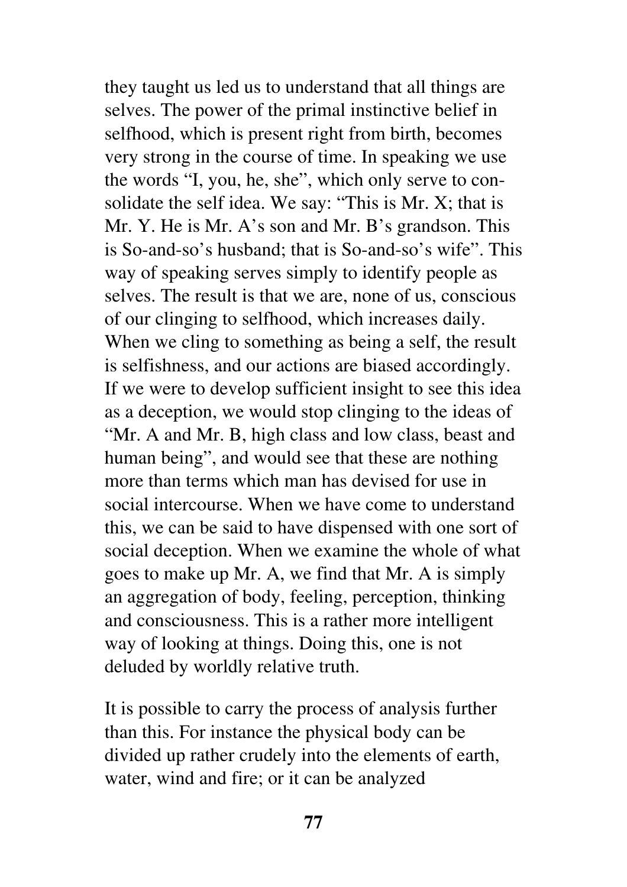they taught us led us to understand that all things are selves. The power of the primal instinctive belief in selfhood, which is present right from birth, becomes very strong in the course of time. In speaking we use the words "I, you, he, she", which only serve to consolidate the self idea. We say: "This is Mr. X; that is Mr. Y. He is Mr. A's son and Mr. B's grandson. This is So-and-so's husband; that is So-and-so's wife". This way of speaking serves simply to identify people as selves. The result is that we are, none of us, conscious of our clinging to selfhood, which increases daily. When we cling to something as being a self, the result is selfishness, and our actions are biased accordingly. If we were to develop sufficient insight to see this idea as a deception, we would stop clinging to the ideas of "Mr. A and Mr. B, high class and low class, beast and human being", and would see that these are nothing more than terms which man has devised for use in social intercourse. When we have come to understand this, we can be said to have dispensed with one sort of social deception. When we examine the whole of what goes to make up Mr. A, we find that Mr. A is simply an aggregation of body, feeling, perception, thinking and consciousness. This is a rather more intelligent way of looking at things. Doing this, one is not deluded by worldly relative truth.

It is possible to carry the process of analysis further than this. For instance the physical body can be divided up rather crudely into the elements of earth, water, wind and fire; or it can be analyzed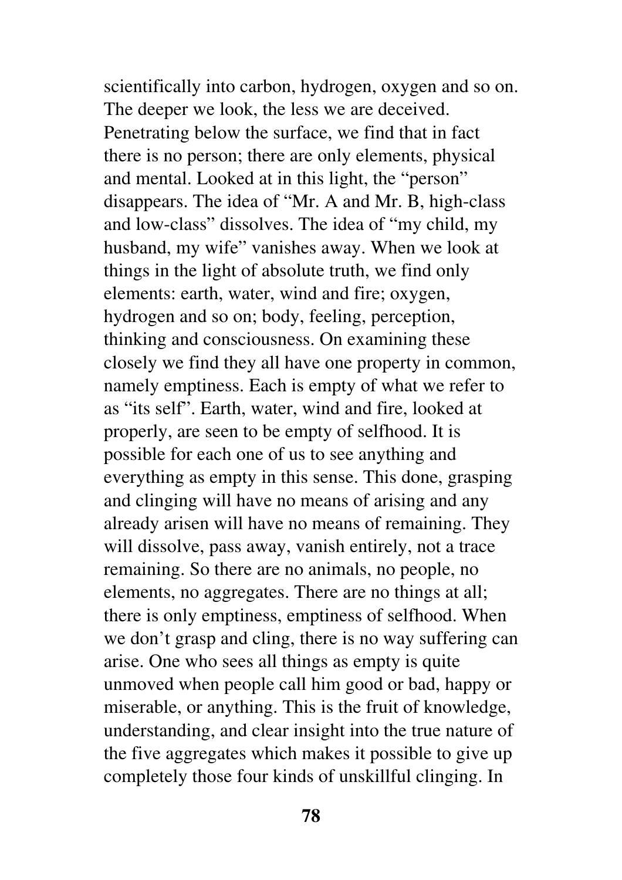scientifically into carbon, hydrogen, oxygen and so on. The deeper we look, the less we are deceived. Penetrating below the surface, we find that in fact there is no person; there are only elements, physical and mental. Looked at in this light, the "person" disappears. The idea of "Mr. A and Mr. B, high-class and low-class" dissolves. The idea of "my child, my husband, my wife" vanishes away. When we look at things in the light of absolute truth, we find only elements: earth, water, wind and fire; oxygen, hydrogen and so on; body, feeling, perception, thinking and consciousness. On examining these closely we find they all have one property in common, namely emptiness. Each is empty of what we refer to as "its self". Earth, water, wind and fire, looked at properly, are seen to be empty of selfhood. It is possible for each one of us to see anything and everything as empty in this sense. This done, grasping and clinging will have no means of arising and any already arisen will have no means of remaining. They will dissolve, pass away, vanish entirely, not a trace remaining. So there are no animals, no people, no elements, no aggregates. There are no things at all; there is only emptiness, emptiness of selfhood. When we don't grasp and cling, there is no way suffering can arise. One who sees all things as empty is quite unmoved when people call him good or bad, happy or miserable, or anything. This is the fruit of knowledge, understanding, and clear insight into the true nature of the five aggregates which makes it possible to give up completely those four kinds of unskillful clinging. In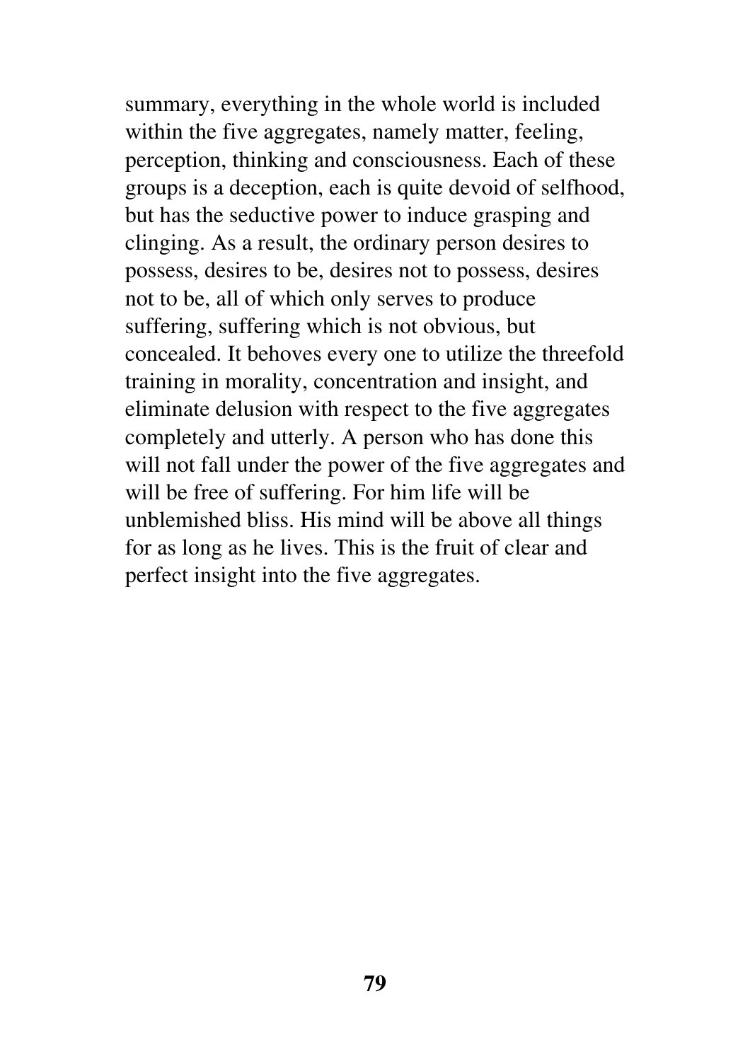summary, everything in the whole world is included within the five aggregates, namely matter, feeling, perception, thinking and consciousness. Each of these groups is a deception, each is quite devoid of selfhood, but has the seductive power to induce grasping and clinging. As a result, the ordinary person desires to possess, desires to be, desires not to possess, desires not to be, all of which only serves to produce suffering, suffering which is not obvious, but concealed. It behoves every one to utilize the threefold training in morality, concentration and insight, and eliminate delusion with respect to the five aggregates completely and utterly. A person who has done this will not fall under the power of the five aggregates and will be free of suffering. For him life will be unblemished bliss. His mind will be above all things for as long as he lives. This is the fruit of clear and perfect insight into the five aggregates.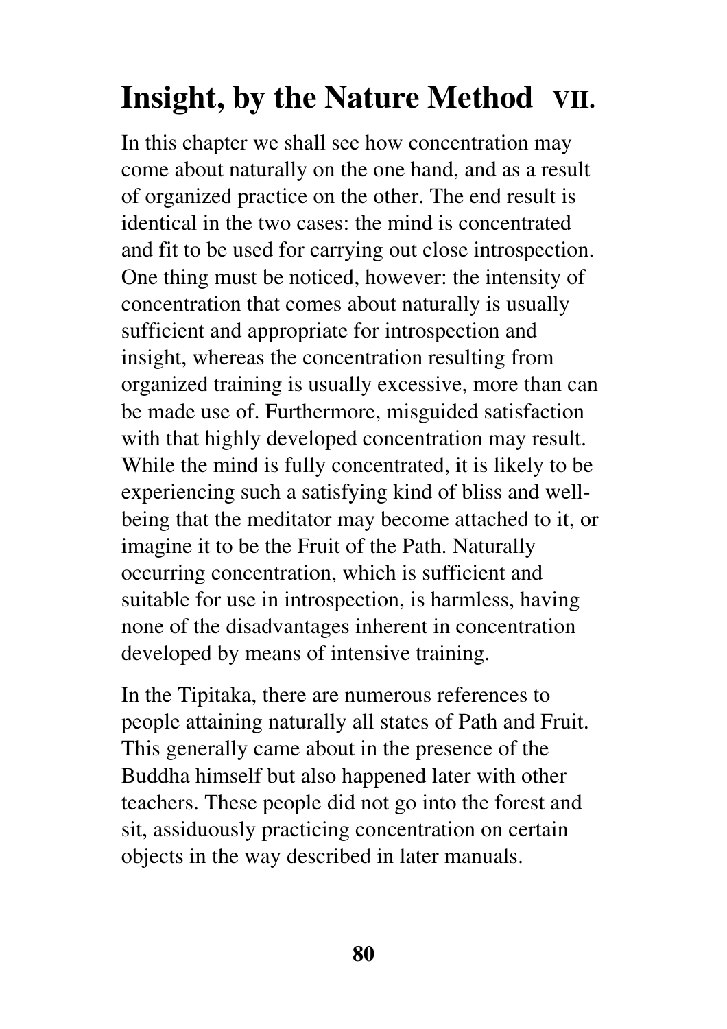# Insight, by the Nature Method VII.

In this chapter we shall see how concentration may come about naturally on the one hand, and as a result of organized practice on the other. The end result is identical in the two cases: the mind is concentrated and fit to be used for carrying out close introspection. One thing must be noticed, however: the intensity of concentration that comes about naturally is usually sufficient and appropriate for introspection and insight, whereas the concentration resulting from organized training is usually excessive, more than can be made use of. Furthermore, misguided satisfaction with that highly developed concentration may result. While the mind is fully concentrated, it is likely to be experiencing such a satisfying kind of bliss and well-being that the meditator may become attached to it, or imagine it to be the Fruit of the Path. Naturally occurring concentration, which is sufficient and suitable for use in introspection, is harmless, having none of the disadvantages inherent in concentration developed by means of intensive training.

In the Tipitaka, there are numerous references to people attaining naturally all states of Path and Fruit. This generally came about in the presence of the Buddha himself but also happened later with other teachers. These people did not go into the forest and sit, assiduously practicing concentration on certain objects in the way described in later manuals.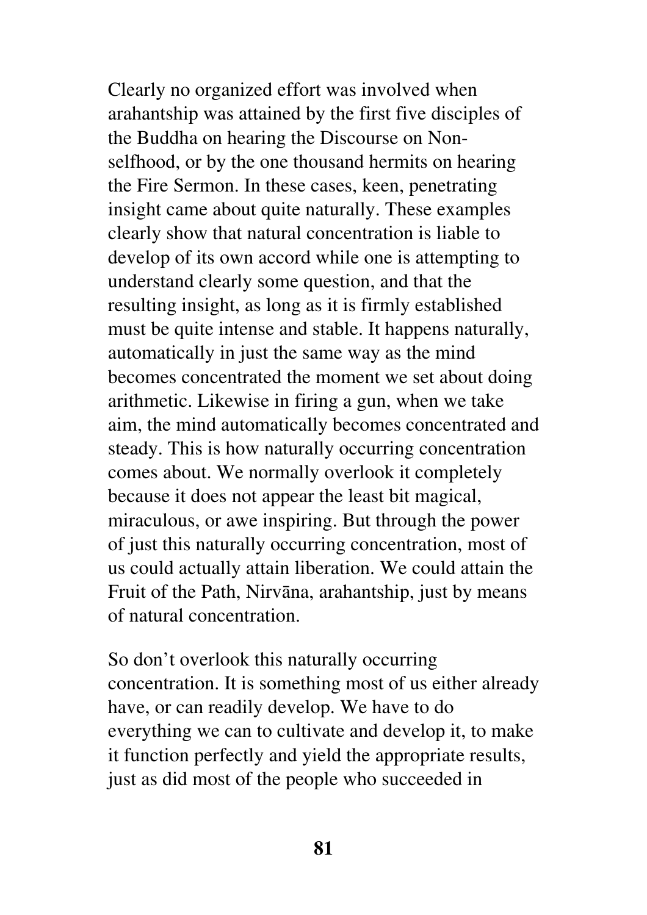Clearly no organized effort was involved when arahantship was attained by the first five disciples of the Buddha on hearing the Discourse on Non-selfhood, or by the one thousand hermits on hearing the Fire Sermon. In these cases, keen, penetrating insight came about quite naturally. These examples clearly show that natural concentration is liable to develop of its own accord while one is attempting to understand clearly some question, and that the resulting insight, as long as it is firmly established must be quite intense and stable. It happens naturally, automatically in just the same way as the mind becomes concentrated the moment we set about doing arithmetic. Likewise in firing a gun, when we take aim, the mind automatically becomes concentrated and steady. This is how naturally occurring concentration comes about. We normally overlook it completely because it does not appear the least bit magical, miraculous, or awe inspiring. But through the power of just this naturally occurring concentration, most of us could actually attain liberation. We could attain the Fruit of the Path, Nirvāna, arahantship, just by means of natural concentration.

So don't overlook this naturally occurring concentration. It is something most of us either already have, or can readily develop. We have to do everything we can to cultivate and develop it, to make it function perfectly and yield the appropriate results, just as did most of the people who succeeded in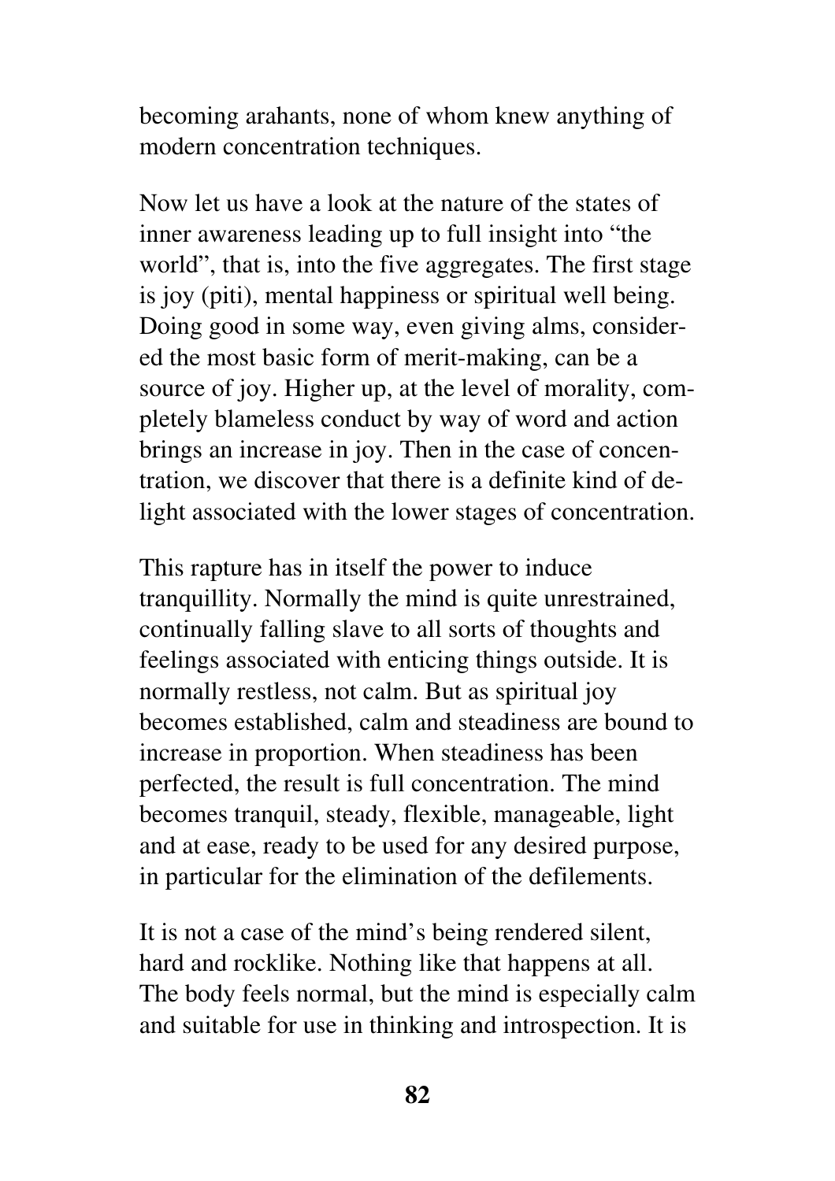becoming arahants, none of whom knew anything of modern concentration techniques.

Now let us have a look at the nature of the states of inner awareness leading up to full insight into "the world", that is, into the five aggregates. The first stage is joy (piti), mental happiness or spiritual well being. Doing good in some way, even giving alms, considered the most basic form of merit-making, can be a source of joy. Higher up, at the level of morality, completely blameless conduct by way of word and action brings an increase in joy. Then in the case of concentration, we discover that there is a definite kind of delight associated with the lower stages of concentration.

This rapture has in itself the power to induce tranquillity. Normally the mind is quite unrestrained, continually falling slave to all sorts of thoughts and feelings associated with enticing things outside. It is normally restless, not calm. But as spiritual joy becomes established, calm and steadiness are bound to increase in proportion. When steadiness has been perfected, the result is full concentration. The mind becomes tranquil, steady, flexible, manageable, light and at ease, ready to be used for any desired purpose, in particular for the elimination of the defilements.

It is not a case of the mind's being rendered silent, hard and rocklike. Nothing like that happens at all. The body feels normal, but the mind is especially calm and suitable for use in thinking and introspection. It is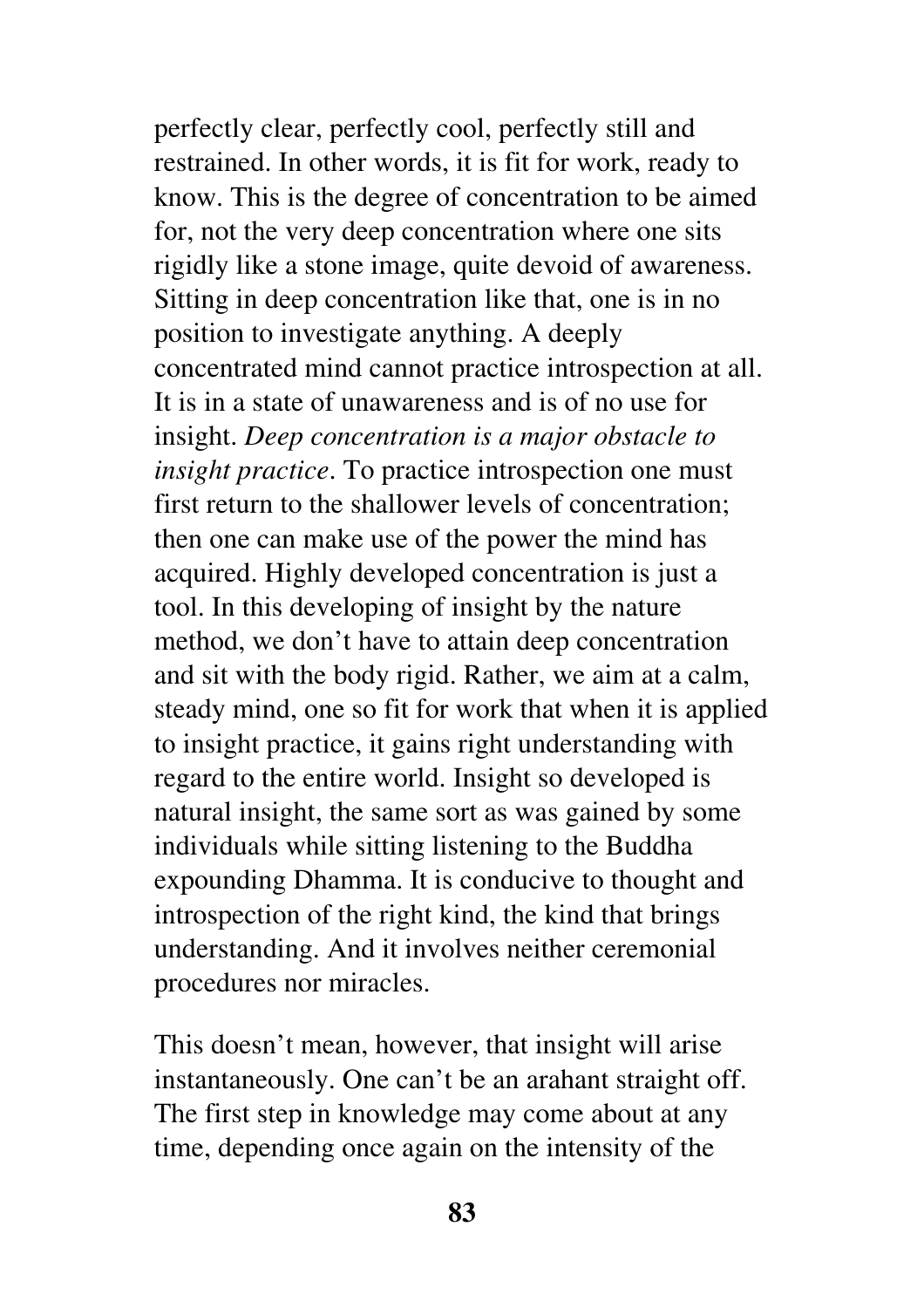perfectly clear, perfectly cool, perfectly still and restrained. In other words, it is fit for work, ready to know. This is the degree of concentration to be aimed for, not the very deep concentration where one sits rigidly like a stone image, quite devoid of awareness. Sitting in deep concentration like that, one is in no position to investigate anything. A deeply concentrated mind cannot practice introspection at all. It is in a state of unawareness and is of no use for insight. *Deep concentration is a major obstacle to insight practice*. To practice introspection one must first return to the shallower levels of concentration; then one can make use of the power the mind has acquired. Highly developed concentration is just a tool. In this developing of insight by the nature method, we don't have to attain deep concentration and sit with the body rigid. Rather, we aim at a calm, steady mind, one so fit for work that when it is applied to insight practice, it gains right understanding with regard to the entire world. Insight so developed is natural insight, the same sort as was gained by some individuals while sitting listening to the Buddha expounding Dhamma. It is conducive to thought and introspection of the right kind, the kind that brings understanding. And it involves neither ceremonial procedures nor miracles.

This doesn't mean, however, that insight will arise instantaneously. One can't be an arahant straight off. The first step in knowledge may come about at any time, depending once again on the intensity of the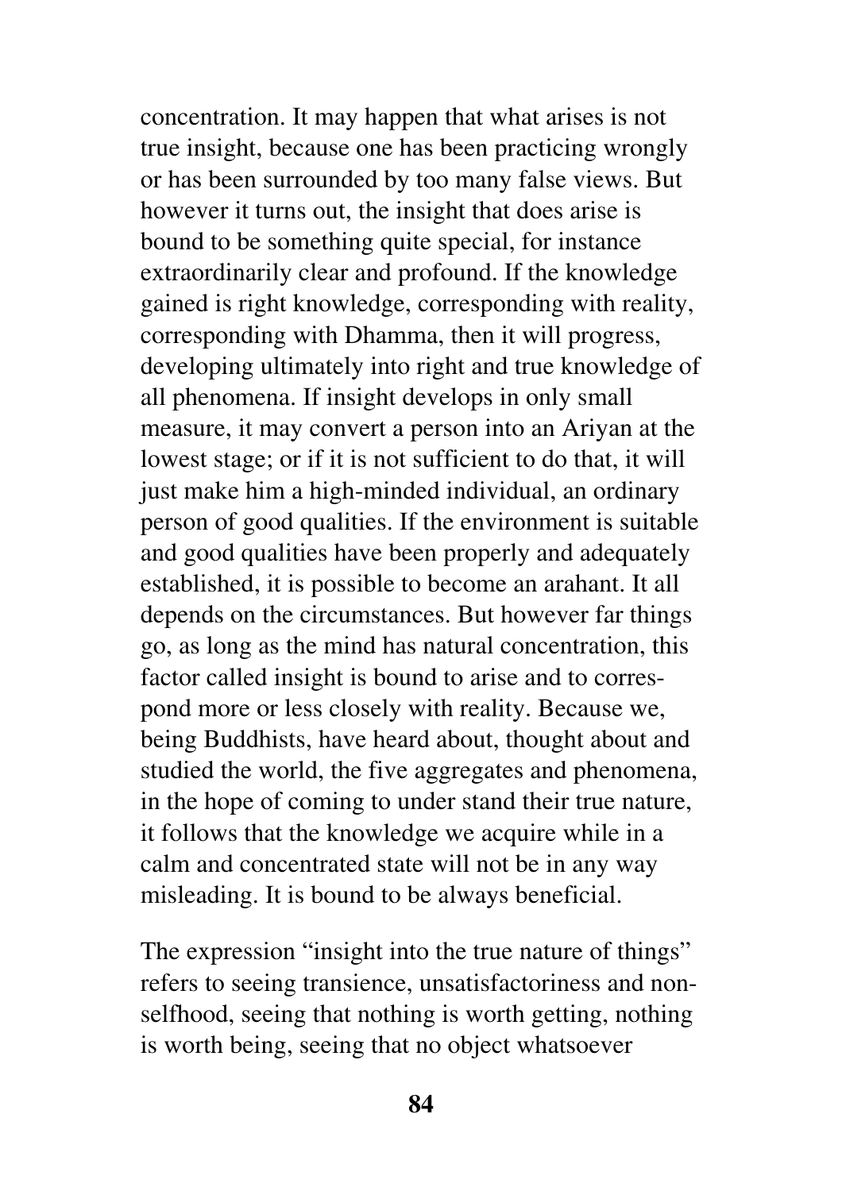concentration. It may happen that what arises is not true insight, because one has been practicing wrongly or has been surrounded by too many false views. But however it turns out, the insight that does arise is bound to be something quite special, for instance extraordinarily clear and profound. If the knowledge gained is right knowledge, corresponding with reality, corresponding with Dhamma, then it will progress, developing ultimately into right and true knowledge of all phenomena. If insight develops in only small measure, it may convert a person into an Ariyan at the lowest stage; or if it is not sufficient to do that, it will just make him a high-minded individual, an ordinary person of good qualities. If the environment is suitable and good qualities have been properly and adequately established, it is possible to become an arahant. It all depends on the circumstances. But however far things go, as long as the mind has natural concentration, this factor called insight is bound to arise and to correspond more or less closely with reality. Because we, being Buddhists, have heard about, thought about and studied the world, the five aggregates and phenomena, in the hope of coming to under stand their true nature, it follows that the knowledge we acquire while in a calm and concentrated state will not be in any way misleading. It is bound to be always beneficial.

The expression "insight into the true nature of things" refers to seeing transience, unsatisfactoriness and non-selfhood, seeing that nothing is worth getting, nothing is worth being, seeing that no object whatsoever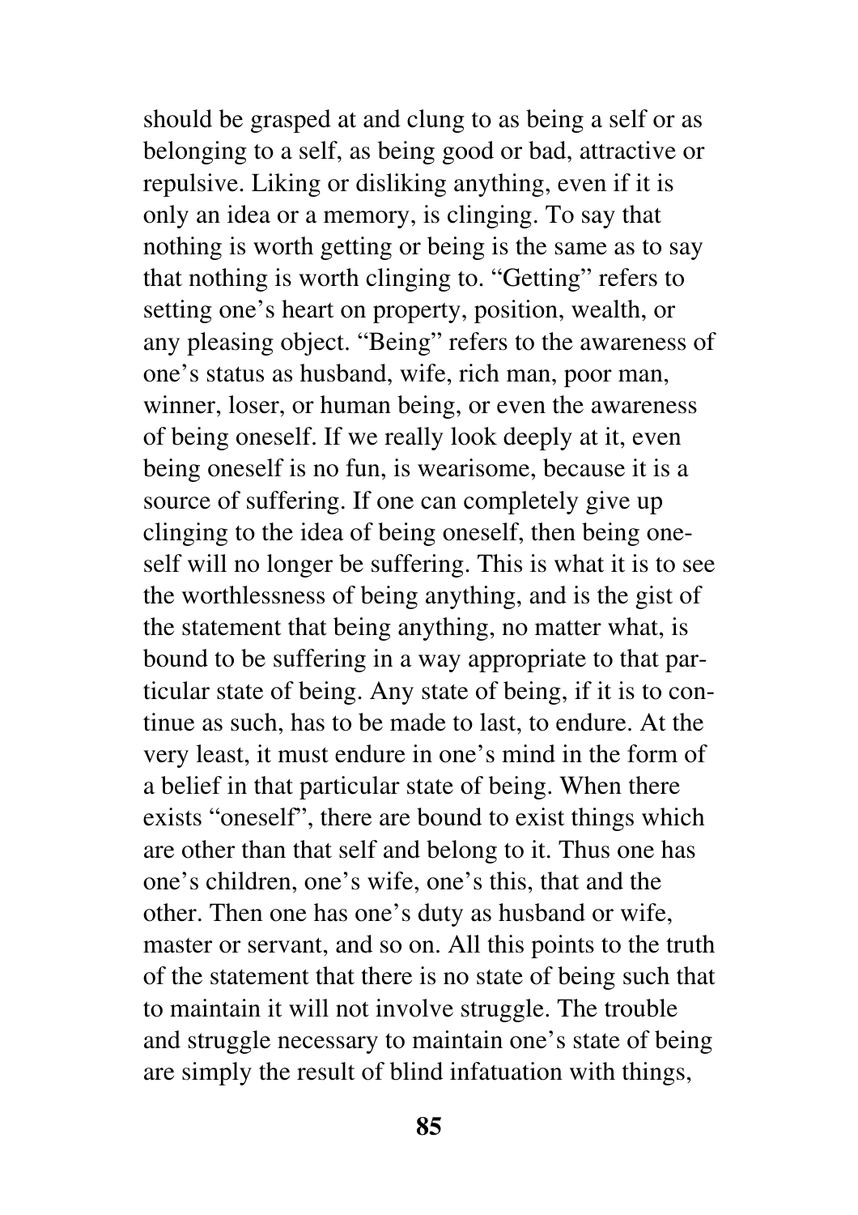should be grasped at and clung to as being a self or as belonging to a self, as being good or bad, attractive or repulsive. Liking or disliking anything, even if it is only an idea or a memory, is clinging. To say that nothing is worth getting or being is the same as to say that nothing is worth clinging to. "Getting" refers to setting one's heart on property, position, wealth, or any pleasing object. "Being" refers to the awareness of one's status as husband, wife, rich man, poor man, winner, loser, or human being, or even the awareness of being oneself. If we really look deeply at it, even being oneself is no fun, is wearisome, because it is a source of suffering. If one can completely give up clinging to the idea of being oneself, then being oneself will no longer be suffering. This is what it is to see the worthlessness of being anything, and is the gist of the statement that being anything, no matter what, is bound to be suffering in a way appropriate to that particular state of being. Any state of being, if it is to continue as such, has to be made to last, to endure. At the very least, it must endure in one's mind in the form of a belief in that particular state of being. When there exists "oneself", there are bound to exist things which are other than that self and belong to it. Thus one has one's children, one's wife, one's this, that and the other. Then one has one's duty as husband or wife, master or servant, and so on. All this points to the truth of the statement that there is no state of being such that to maintain it will not involve struggle. The trouble and struggle necessary to maintain one's state of being are simply the result of blind infatuation with things,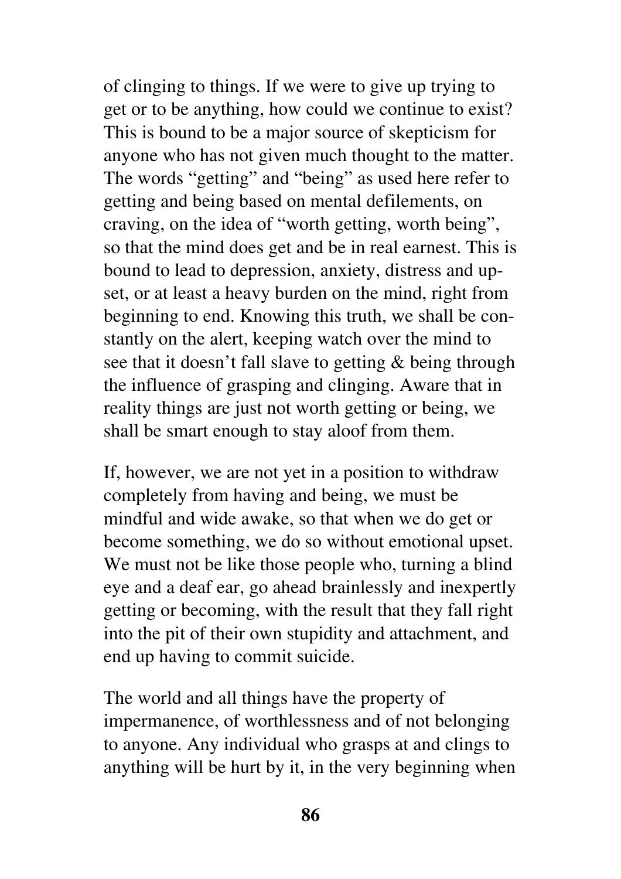of clinging to things. If we were to give up trying to get or to be anything, how could we continue to exist? This is bound to be a major source of skepticism for anyone who has not given much thought to the matter. The words "getting" and "being" as used here refer to getting and being based on mental defilements, on craving, on the idea of "worth getting, worth being", so that the mind does get and be in real earnest. This is bound to lead to depression, anxiety, distress and upset, or at least a heavy burden on the mind, right from beginning to end. Knowing this truth, we shall be constantly on the alert, keeping watch over the mind to see that it doesn't fall slave to getting & being through the influence of grasping and clinging. Aware that in reality things are just not worth getting or being, we shall be smart enough to stay aloof from them.

If, however, we are not yet in a position to withdraw completely from having and being, we must be mindful and wide awake, so that when we do get or become something, we do so without emotional upset. We must not be like those people who, turning a blind eye and a deaf ear, go ahead brainlessly and inexpertly getting or becoming, with the result that they fall right into the pit of their own stupidity and attachment, and end up having to commit suicide.

The world and all things have the property of impermanence, of worthlessness and of not belonging to anyone. Any individual who grasps at and clings to anything will be hurt by it, in the very beginning when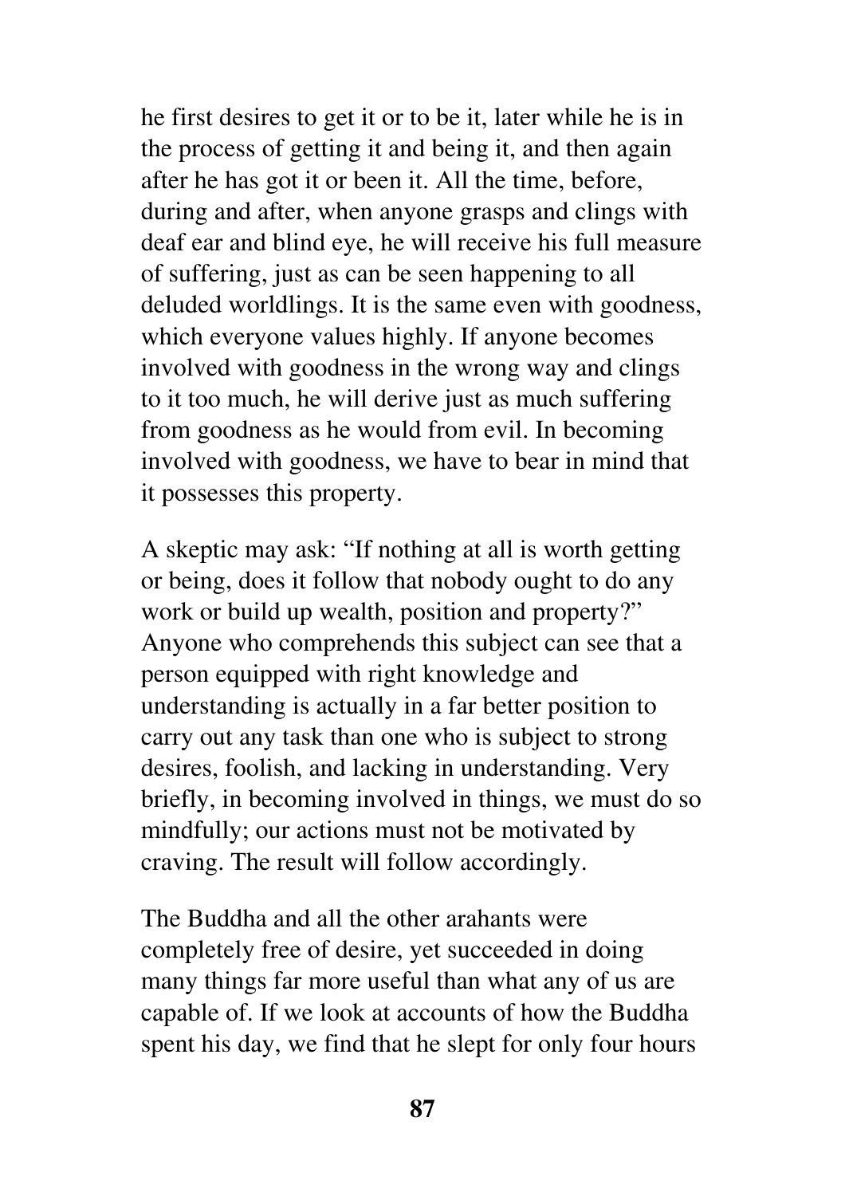he first desires to get it or to be it, later while he is in the process of getting it and being it, and then again after he has got it or been it. All the time, before, during and after, when anyone grasps and clings with deaf ear and blind eye, he will receive his full measure of suffering, just as can be seen happening to all deluded worldlings. It is the same even with goodness, which everyone values highly. If anyone becomes involved with goodness in the wrong way and clings to it too much, he will derive just as much suffering from goodness as he would from evil. In becoming involved with goodness, we have to bear in mind that it possesses this property.

A skeptic may ask: "If nothing at all is worth getting or being, does it follow that nobody ought to do any work or build up wealth, position and property?" Anyone who comprehends this subject can see that a person equipped with right knowledge and understanding is actually in a far better position to carry out any task than one who is subject to strong desires, foolish, and lacking in understanding. Very briefly, in becoming involved in things, we must do so mindfully; our actions must not be motivated by craving. The result will follow accordingly.

The Buddha and all the other arahants were completely free of desire, yet succeeded in doing many things far more useful than what any of us are capable of. If we look at accounts of how the Buddha spent his day, we find that he slept for only four hours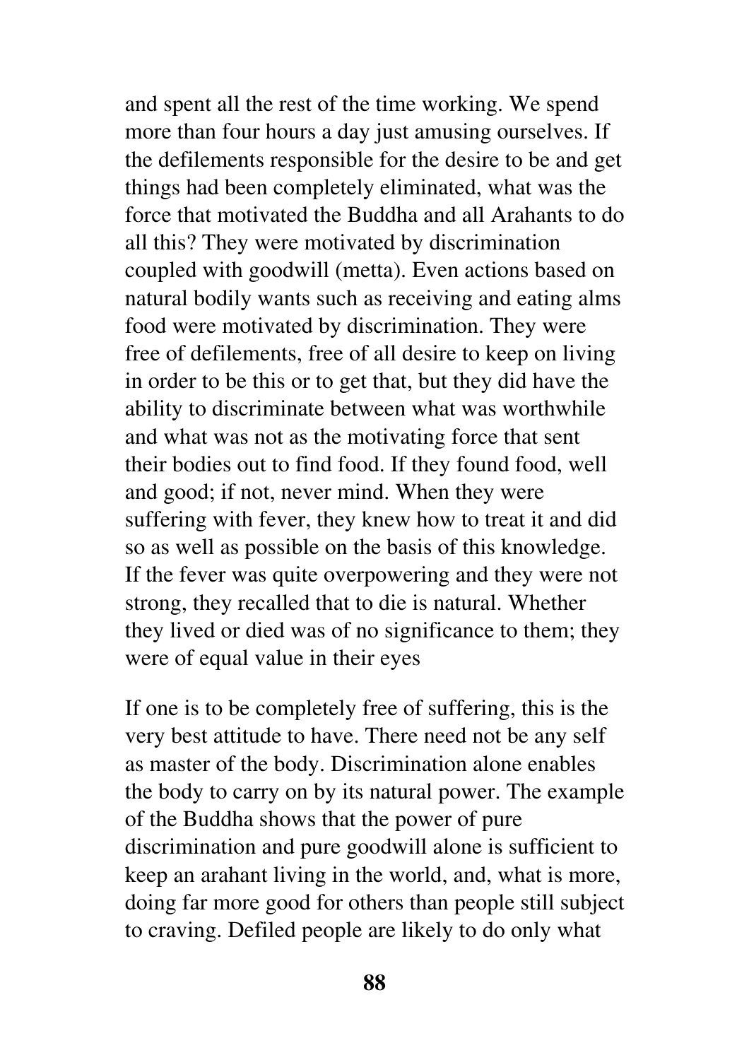and spent all the rest of the time working. We spend more than four hours a day just amusing ourselves. If the defilements responsible for the desire to be and get things had been completely eliminated, what was the force that motivated the Buddha and all Arahants to do all this? They were motivated by discrimination coupled with goodwill (metta). Even actions based on natural bodily wants such as receiving and eating alms food were motivated by discrimination. They were free of defilements, free of all desire to keep on living in order to be this or to get that, but they did have the ability to discriminate between what was worthwhile and what was not as the motivating force that sent their bodies out to find food. If they found food, well and good; if not, never mind. When they were suffering with fever, they knew how to treat it and did so as well as possible on the basis of this knowledge. If the fever was quite overpowering and they were not strong, they recalled that to die is natural. Whether they lived or died was of no significance to them; they were of equal value in their eyes

If one is to be completely free of suffering, this is the very best attitude to have. There need not be any self as master of the body. Discrimination alone enables the body to carry on by its natural power. The example of the Buddha shows that the power of pure discrimination and pure goodwill alone is sufficient to keep an arahant living in the world, and, what is more, doing far more good for others than people still subject to craving. Defiled people are likely to do only what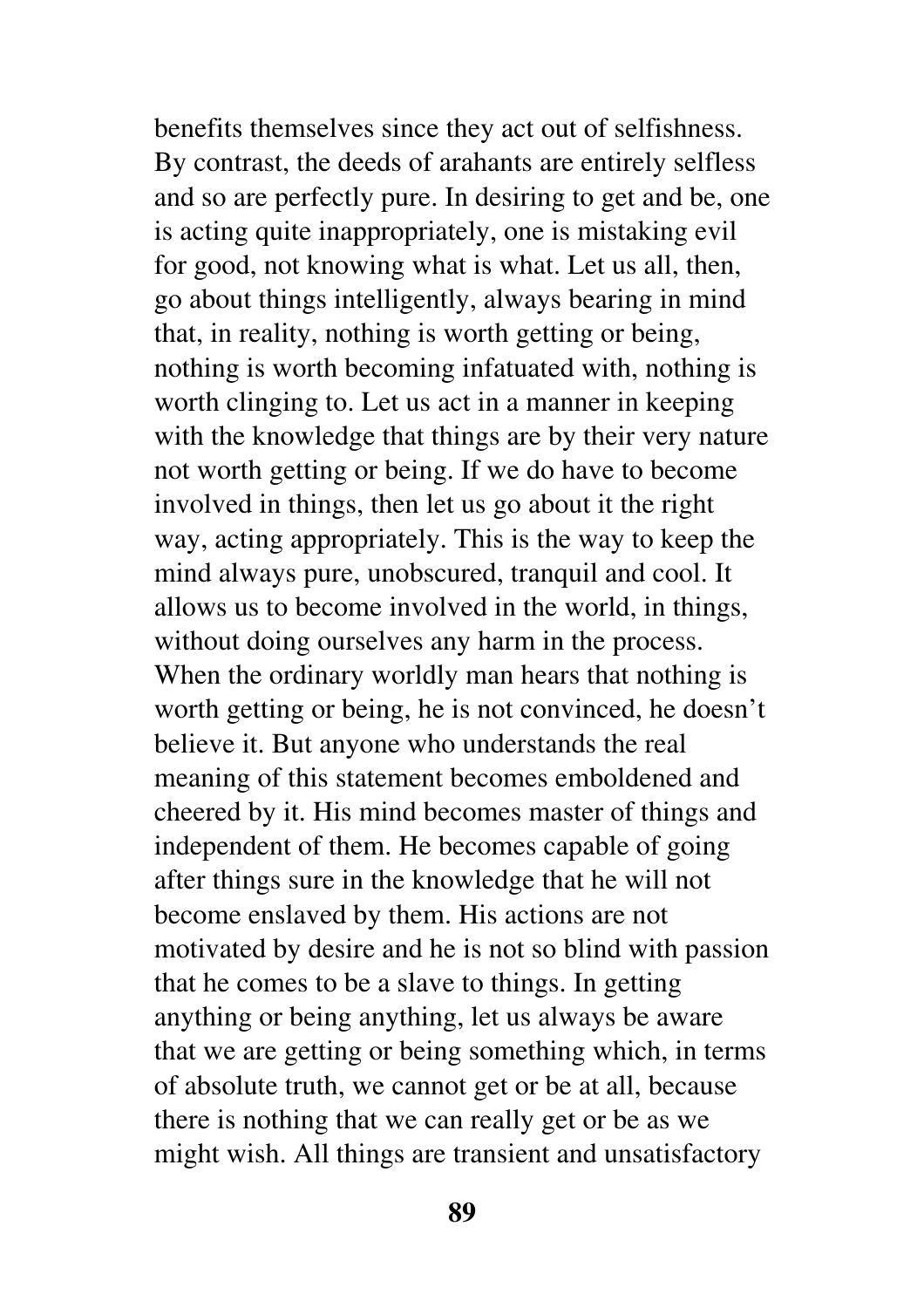benefits themselves since they act out of selfishness. By contrast, the deeds of arahants are entirely selfless and so are perfectly pure. In desiring to get and be, one is acting quite inappropriately, one is mistaking evil for good, not knowing what is what. Let us all, then, go about things intelligently, always bearing in mind that, in reality, nothing is worth getting or being, nothing is worth becoming infatuated with, nothing is worth clinging to. Let us act in a manner in keeping with the knowledge that things are by their very nature not worth getting or being. If we do have to become involved in things, then let us go about it the right way, acting appropriately. This is the way to keep the mind always pure, unobscured, tranquil and cool. It allows us to become involved in the world, in things, without doing ourselves any harm in the process. When the ordinary worldly man hears that nothing is worth getting or being, he is not convinced, he doesn't believe it. But anyone who understands the real meaning of this statement becomes emboldened and cheered by it. His mind becomes master of things and independent of them. He becomes capable of going after things sure in the knowledge that he will not become enslaved by them. His actions are not motivated by desire and he is not so blind with passion that he comes to be a slave to things. In getting anything or being anything, let us always be aware that we are getting or being something which, in terms of absolute truth, we cannot get or be at all, because there is nothing that we can really get or be as we might wish. All things are transient and unsatisfactory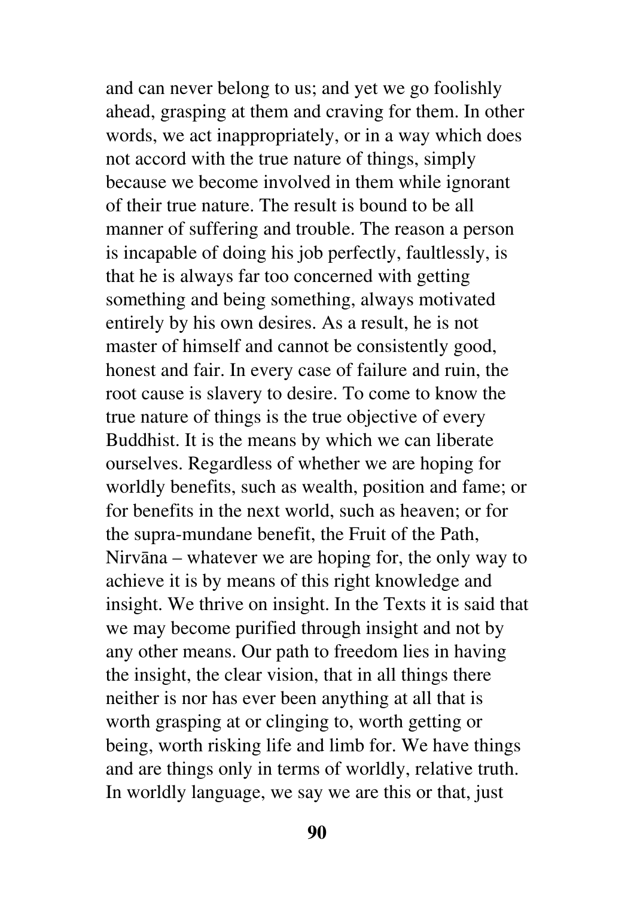and can never belong to us; and yet we go foolishly ahead, grasping at them and craving for them. In other words, we act inappropriately, or in a way which does not accord with the true nature of things, simply because we become involved in them while ignorant of their true nature. The result is bound to be all manner of suffering and trouble. The reason a person is incapable of doing his job perfectly, faultlessly, is that he is always far too concerned with getting something and being something, always motivated entirely by his own desires. As a result, he is not master of himself and cannot be consistently good, honest and fair. In every case of failure and ruin, the root cause is slavery to desire. To come to know the true nature of things is the true objective of every Buddhist. It is the means by which we can liberate ourselves. Regardless of whether we are hoping for worldly benefits, such as wealth, position and fame; or for benefits in the next world, such as heaven; or for the supra-mundane benefit, the Fruit of the Path, Nirvāna – whatever we are hoping for, the only way to achieve it is by means of this right knowledge and insight. We thrive on insight. In the Texts it is said that we may become purified through insight and not by any other means. Our path to freedom lies in having the insight, the clear vision, that in all things there neither is nor has ever been anything at all that is worth grasping at or clinging to, worth getting or being, worth risking life and limb for. We have things and are things only in terms of worldly, relative truth. In worldly language, we say we are this or that, just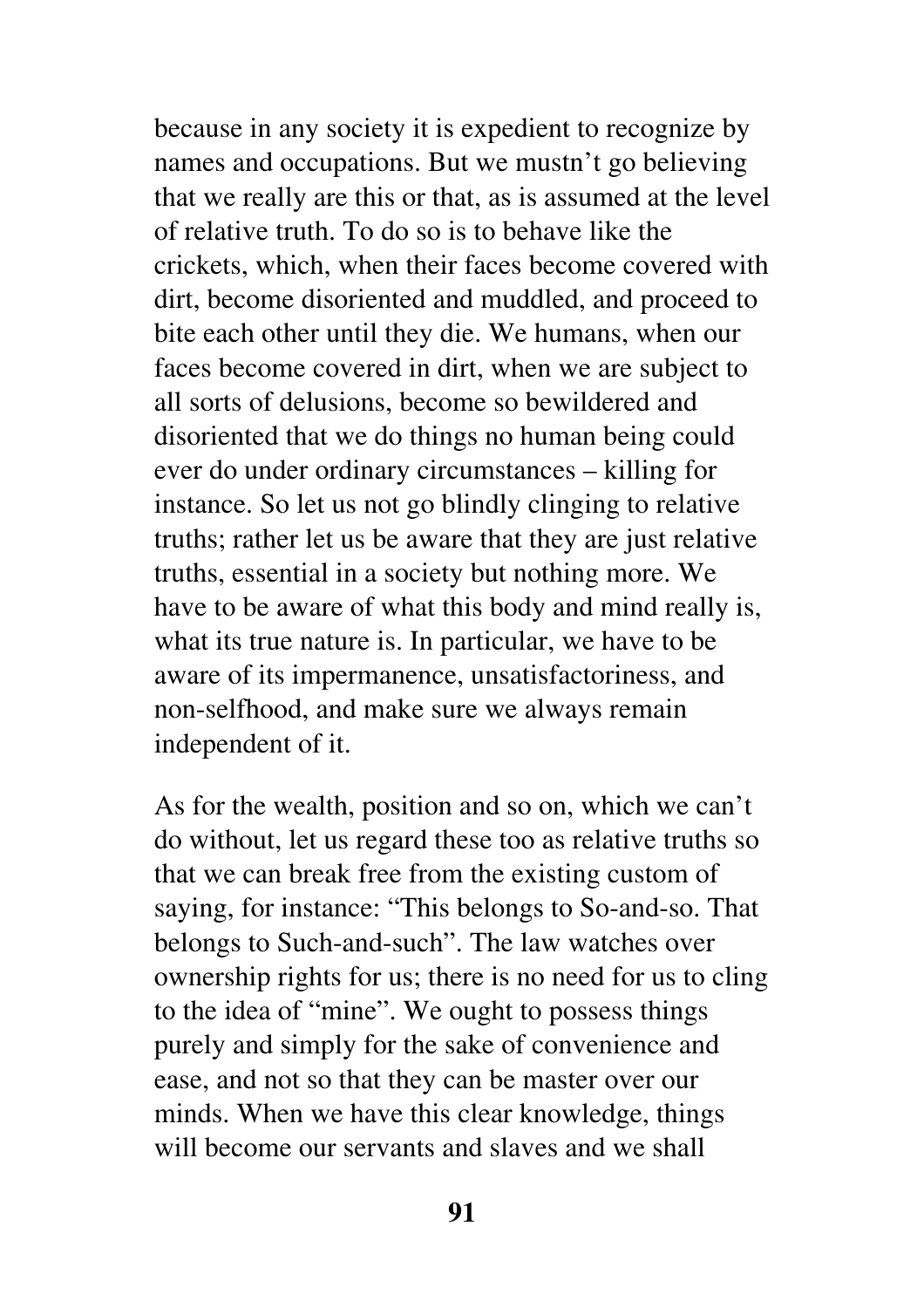because in any society it is expedient to recognize by names and occupations. But we mustn't go believing that we really are this or that, as is assumed at the level of relative truth. To do so is to behave like the crickets, which, when their faces become covered with dirt, become disoriented and muddled, and proceed to bite each other until they die. We humans, when our faces become covered in dirt, when we are subject to all sorts of delusions, become so bewildered and disoriented that we do things no human being could ever do under ordinary circumstances – killing for instance. So let us not go blindly clinging to relative truths; rather let us be aware that they are just relative truths, essential in a society but nothing more. We have to be aware of what this body and mind really is, what its true nature is. In particular, we have to be aware of its impermanence, unsatisfactoriness, and non-selfhood, and make sure we always remain independent of it.

As for the wealth, position and so on, which we can't do without, let us regard these too as relative truths so that we can break free from the existing custom of saying, for instance: "This belongs to So-and-so. That belongs to Such-and-such". The law watches over ownership rights for us; there is no need for us to cling to the idea of "mine". We ought to possess things purely and simply for the sake of convenience and ease, and not so that they can be master over our minds. When we have this clear knowledge, things will become our servants and slaves and we shall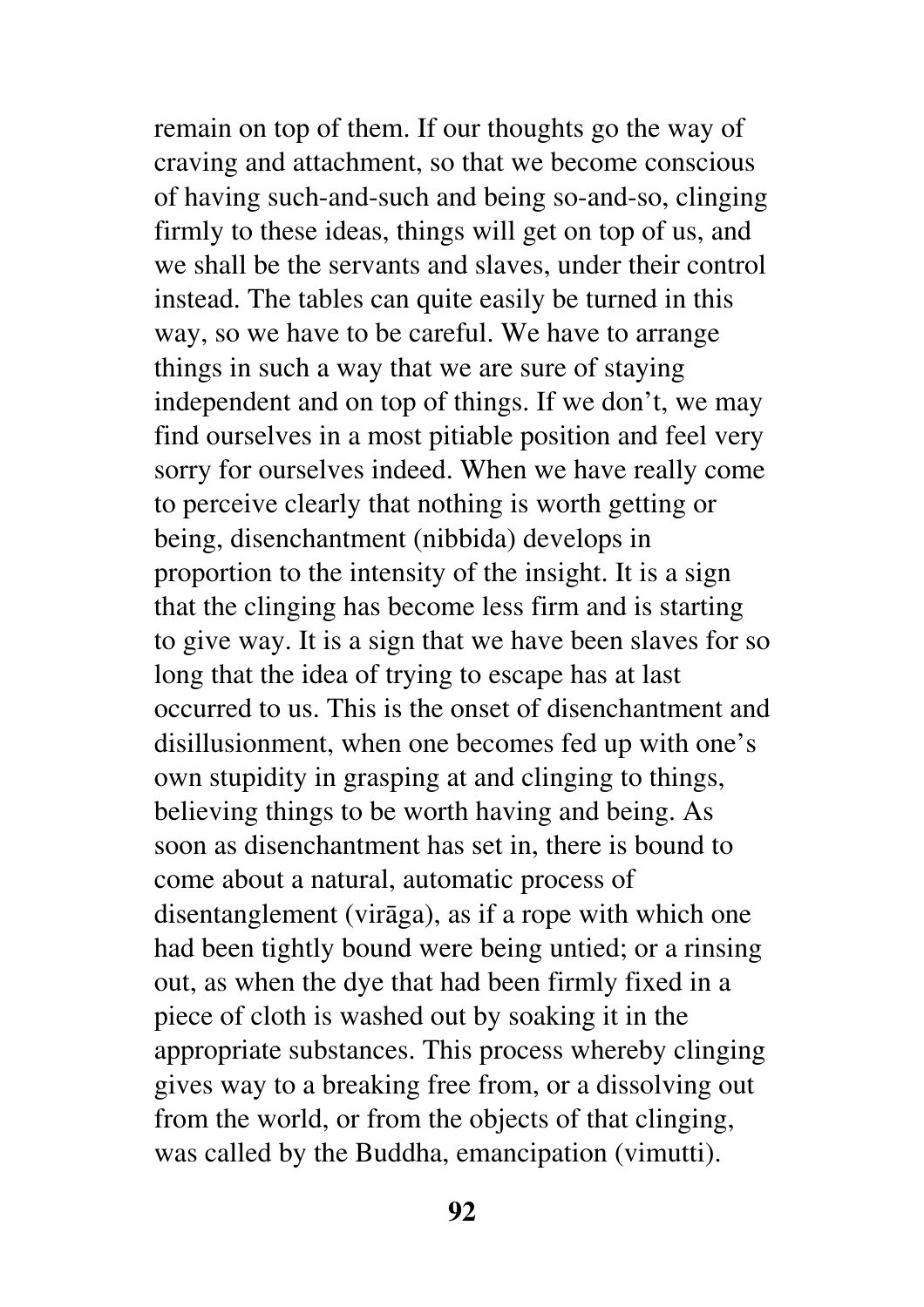remain on top of them. If our thoughts go the way of craving and attachment, so that we become conscious of having such-and-such and being so-and-so, clinging firmly to these ideas, things will get on top of us, and we shall be the servants and slaves, under their control instead. The tables can quite easily be turned in this way, so we have to be careful. We have to arrange things in such a way that we are sure of staying independent and on top of things. If we don't, we may find ourselves in a most pitiable position and feel very sorry for ourselves indeed. When we have really come to perceive clearly that nothing is worth getting or being, disenchantment (nibbida) develops in proportion to the intensity of the insight. It is a sign that the clinging has become less firm and is starting to give way. It is a sign that we have been slaves for so long that the idea of trying to escape has at last occurred to us. This is the onset of disenchantment and disillusionment, when one becomes fed up with one's own stupidity in grasping at and clinging to things, believing things to be worth having and being. As soon as disenchantment has set in, there is bound to come about a natural, automatic process of disentanglement (virāga), as if a rope with which one had been tightly bound were being untied; or a rinsing out, as when the dye that had been firmly fixed in a piece of cloth is washed out by soaking it in the appropriate substances. This process whereby clinging gives way to a breaking free from, or a dissolving out from the world, or from the objects of that clinging, was called by the Buddha, emancipation (vimutti).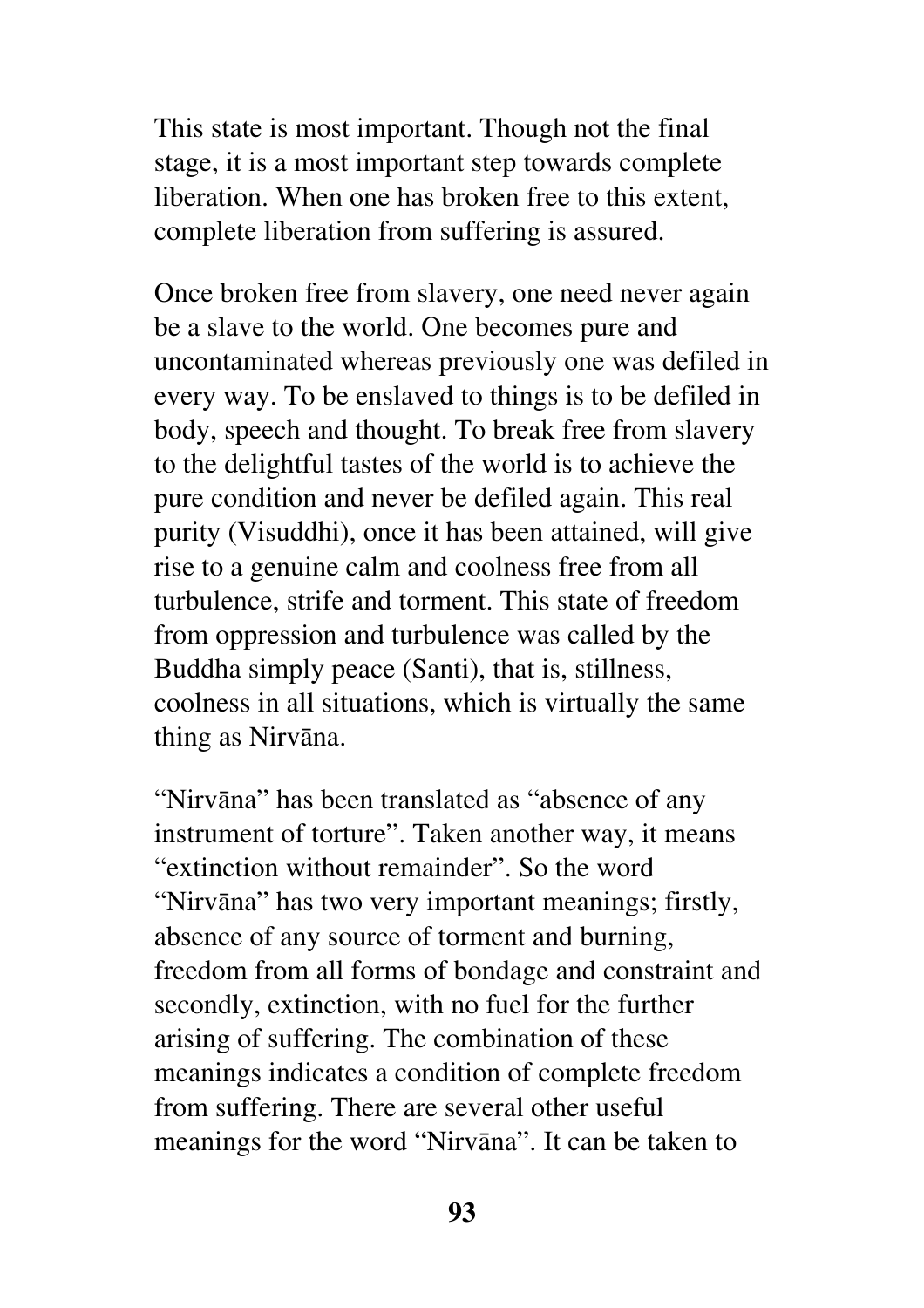This state is most important. Though not the final stage, it is a most important step towards complete liberation. When one has broken free to this extent, complete liberation from suffering is assured.

Once broken free from slavery, one need never again be a slave to the world. One becomes pure and uncontaminated whereas previously one was defiled in every way. To be enslaved to things is to be defiled in body, speech and thought. To break free from slavery to the delightful tastes of the world is to achieve the pure condition and never be defiled again. This real purity (Visuddhi), once it has been attained, will give rise to a genuine calm and coolness free from all turbulence, strife and torment. This state of freedom from oppression and turbulence was called by the Buddha simply peace (Santi), that is, stillness, coolness in all situations, which is virtually the same thing as Nirvāna.

"Nirvāna" has been translated as "absence of any instrument of torture". Taken another way, it means "extinction without remainder". So the word "Nirvāna" has two very important meanings; firstly, absence of any source of torment and burning, freedom from all forms of bondage and constraint and secondly, extinction, with no fuel for the further arising of suffering. The combination of these meanings indicates a condition of complete freedom from suffering. There are several other useful meanings for the word "Nirvāna". It can be taken to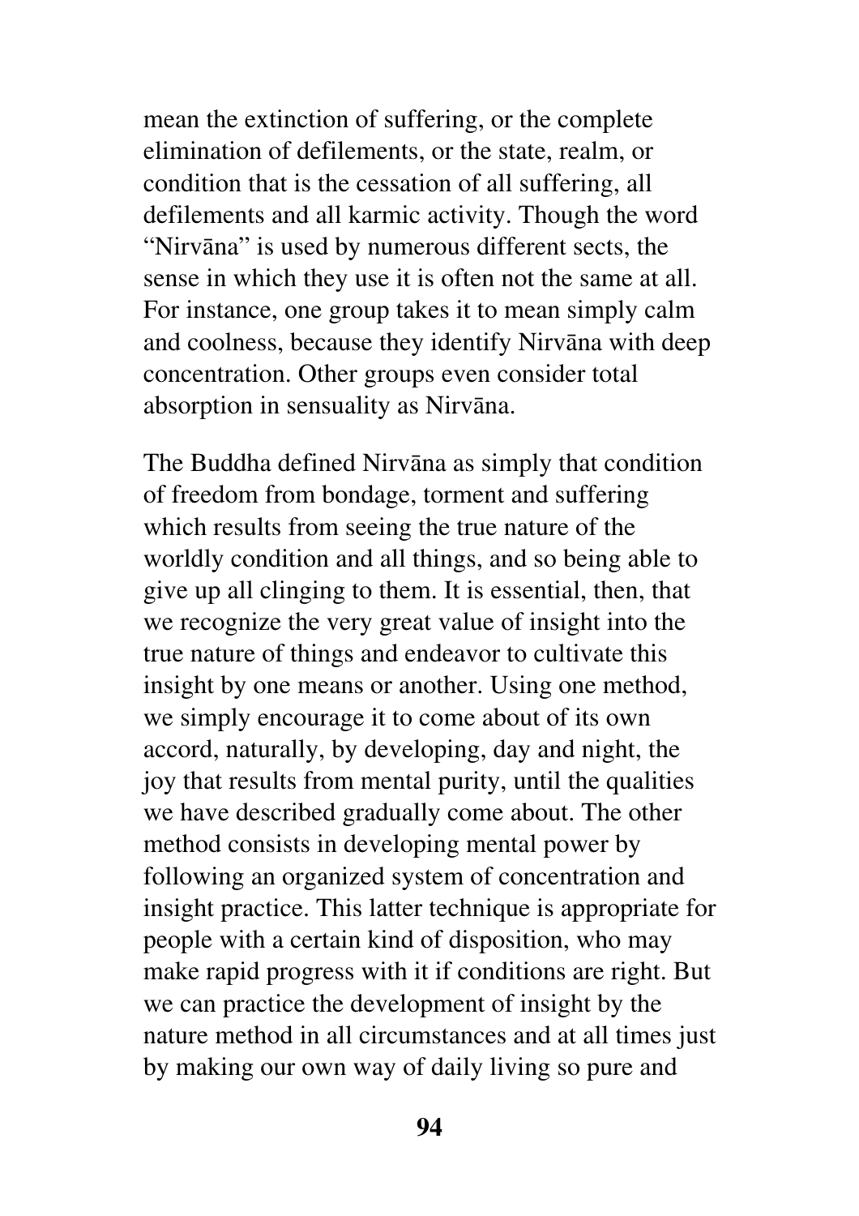mean the extinction of suffering, or the complete elimination of defilements, or the state, realm, or condition that is the cessation of all suffering, all defilements and all karmic activity. Though the word "Nirvāna" is used by numerous different sects, the sense in which they use it is often not the same at all. For instance, one group takes it to mean simply calm and coolness, because they identify Nirvāna with deep concentration. Other groups even consider total absorption in sensuality as Nirvāna.

The Buddha defined Nirvāna as simply that condition of freedom from bondage, torment and suffering which results from seeing the true nature of the worldly condition and all things, and so being able to give up all clinging to them. It is essential, then, that we recognize the very great value of insight into the true nature of things and endeavor to cultivate this insight by one means or another. Using one method, we simply encourage it to come about of its own accord, naturally, by developing, day and night, the joy that results from mental purity, until the qualities we have described gradually come about. The other method consists in developing mental power by following an organized system of concentration and insight practice. This latter technique is appropriate for people with a certain kind of disposition, who may make rapid progress with it if conditions are right. But we can practice the development of insight by the nature method in all circumstances and at all times just by making our own way of daily living so pure and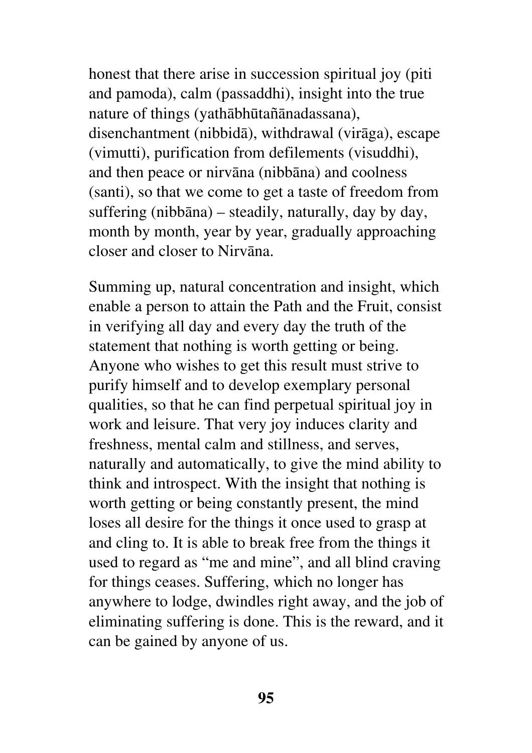honest that there arise in succession spiritual joy (piti and pamoda), calm (passaddhi), insight into the true nature of things (yathābhūtañānadassana), disenchantment (nibbidā), withdrawal (virāga), escape (vimutti), purification from defilements (visuddhi), and then peace or nirvāna (nibbāna) and coolness (santi), so that we come to get a taste of freedom from suffering (nibbāna) – steadily, naturally, day by day, month by month, year by year, gradually approaching closer and closer to Nirvāna.

Summing up, natural concentration and insight, which enable a person to attain the Path and the Fruit, consist in verifying all day and every day the truth of the statement that nothing is worth getting or being. Anyone who wishes to get this result must strive to purify himself and to develop exemplary personal qualities, so that he can find perpetual spiritual joy in work and leisure. That very joy induces clarity and freshness, mental calm and stillness, and serves, naturally and automatically, to give the mind ability to think and introspect. With the insight that nothing is worth getting or being constantly present, the mind loses all desire for the things it once used to grasp at and cling to. It is able to break free from the things it used to regard as "me and mine", and all blind craving for things ceases. Suffering, which no longer has anywhere to lodge, dwindles right away, and the job of eliminating suffering is done. This is the reward, and it can be gained by anyone of us.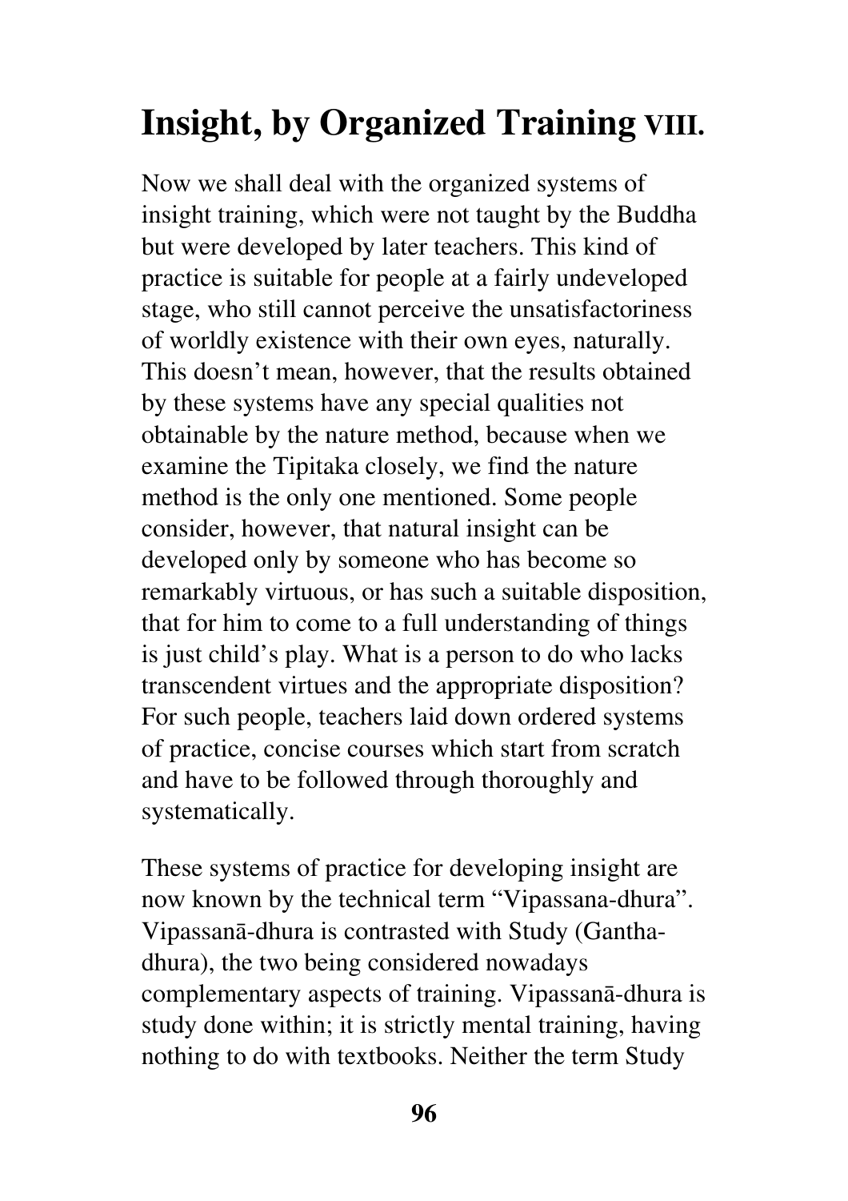# Insight, by Organized Training VIII.

Now we shall deal with the organized systems of insight training, which were not taught by the Buddha but were developed by later teachers. This kind of practice is suitable for people at a fairly undeveloped stage, who still cannot perceive the unsatisfactoriness of worldly existence with their own eyes, naturally. This doesn't mean, however, that the results obtained by these systems have any special qualities not obtainable by the nature method, because when we examine the Tipitaka closely, we find the nature method is the only one mentioned. Some people consider, however, that natural insight can be developed only by someone who has become so remarkably virtuous, or has such a suitable disposition, that for him to come to a full understanding of things is just child's play. What is a person to do who lacks transcendent virtues and the appropriate disposition? For such people, teachers laid down ordered systems of practice, concise courses which start from scratch and have to be followed through thoroughly and systematically.

These systems of practice for developing insight are now known by the technical term "Vipassana-dhura". Vipassanā-dhura is contrasted with Study (Gantha-dhura), the two being considered nowadays complementary aspects of training. Vipassanā-dhura is study done within; it is strictly mental training, having nothing to do with textbooks. Neither the term Study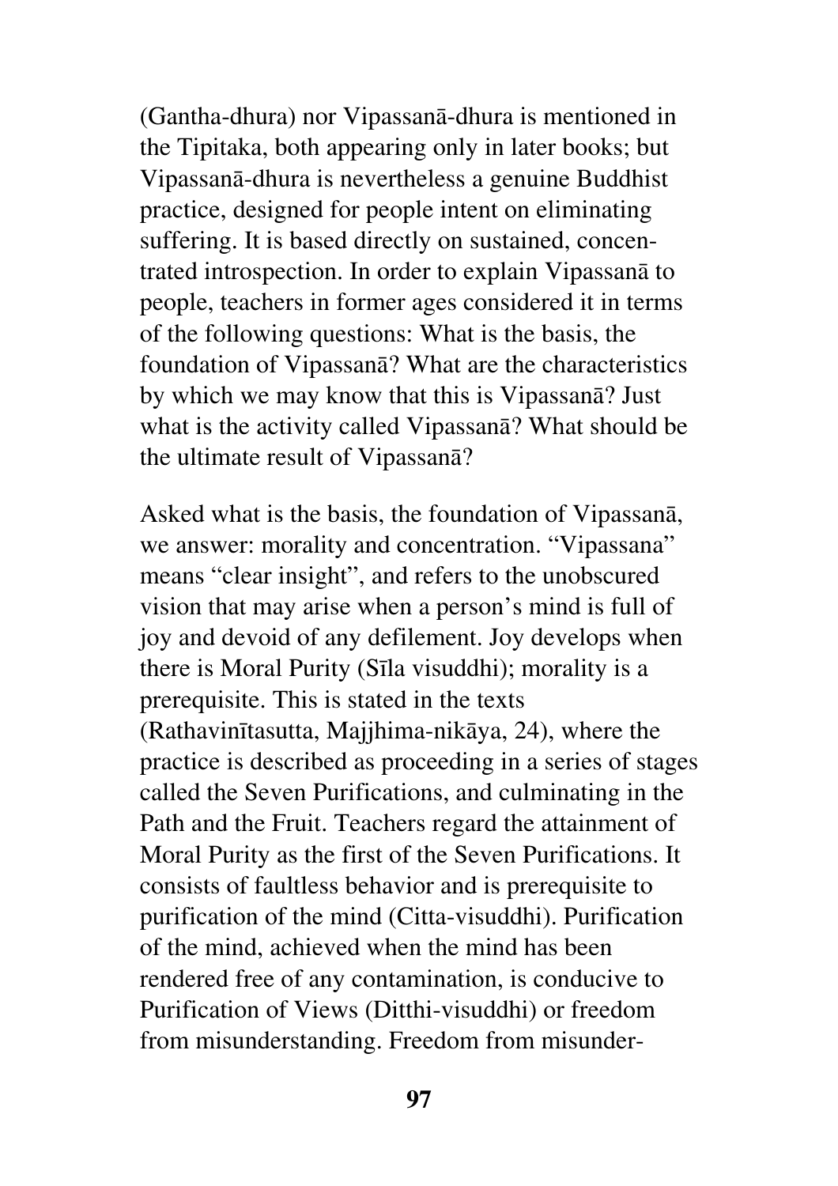(Gantha-dhura) nor Vipassanā-dhura is mentioned in the Tipitaka, both appearing only in later books; but Vipassanā-dhura is nevertheless a genuine Buddhist practice, designed for people intent on eliminating suffering. It is based directly on sustained, concentrated introspection. In order to explain Vipassanā to people, teachers in former ages considered it in terms of the following questions: What is the basis, the foundation of Vipassanā? What are the characteristics by which we may know that this is Vipassanā? Just what is the activity called Vipassanā? What should be the ultimate result of Vipassanā?

Asked what is the basis, the foundation of Vipassanā, we answer: morality and concentration. "Vipassana" means "clear insight", and refers to the unobscured vision that may arise when a person's mind is full of joy and devoid of any defilement. Joy develops when there is Moral Purity (Sīla visuddhi); morality is a prerequisite. This is stated in the texts (Rathavinītasutta, Majjhima-nikāya, 24), where the practice is described as proceeding in a series of stages called the Seven Purifications, and culminating in the Path and the Fruit. Teachers regard the attainment of Moral Purity as the first of the Seven Purifications. It consists of faultless behavior and is prerequisite to purification of the mind (Citta-visuddhi). Purification of the mind, achieved when the mind has been rendered free of any contamination, is conducive to Purification of Views (Ditthi-visuddhi) or freedom from misunderstanding. Freedom from misunder-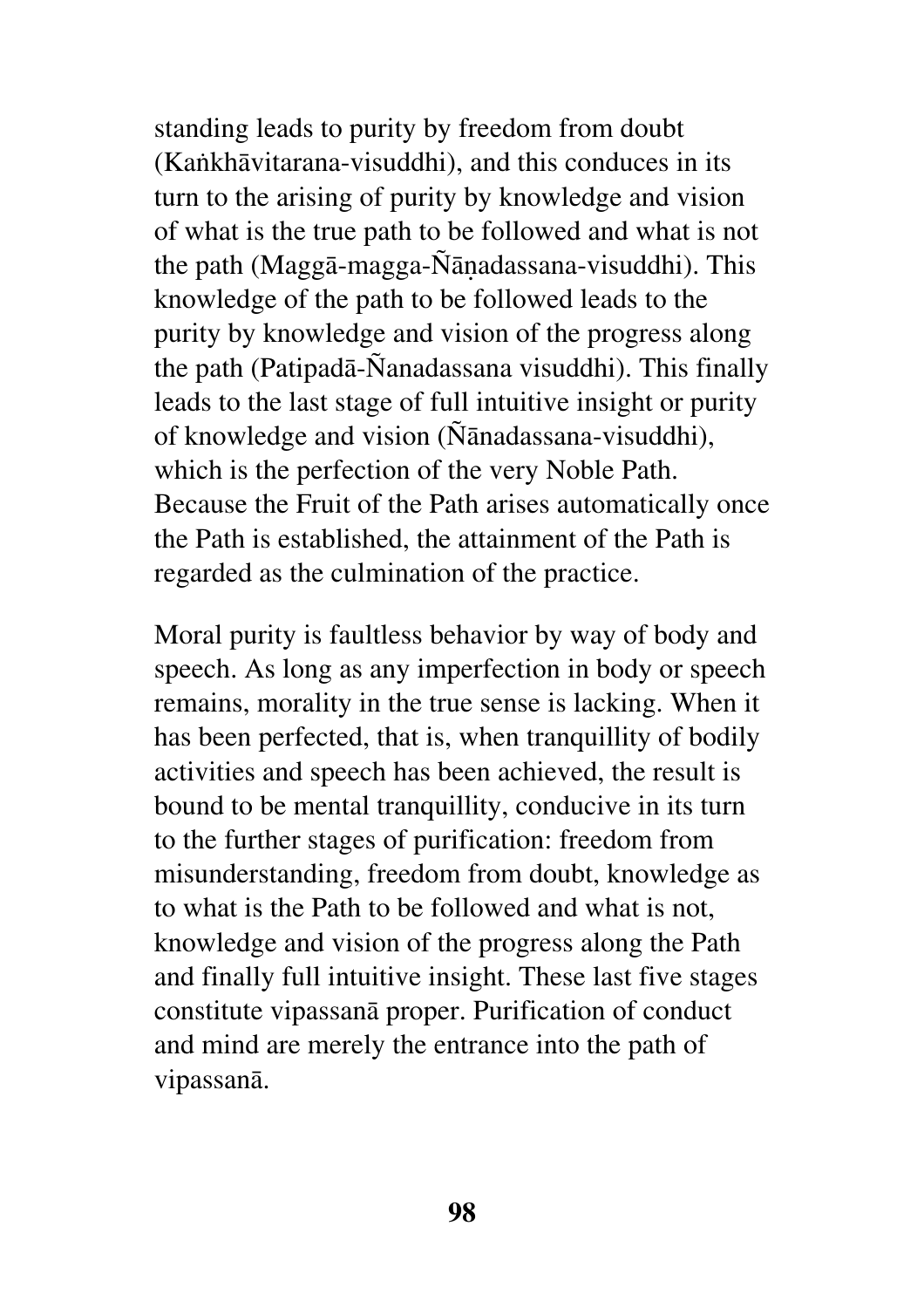standing leads to purity by freedom from doubt (Kaṅkhāvitarana-visuddhi), and this conduces in its turn to the arising of purity by knowledge and vision of what is the true path to be followed and what is not the path (Maggā-magga-Ñāṇadassana-visuddhi). This knowledge of the path to be followed leads to the purity by knowledge and vision of the progress along the path (Patipadā-Ñanadassana visuddhi). This finally leads to the last stage of full intuitive insight or purity of knowledge and vision (Ñānadassana-visuddhi), which is the perfection of the very Noble Path. Because the Fruit of the Path arises automatically once the Path is established, the attainment of the Path is regarded as the culmination of the practice.

Moral purity is faultless behavior by way of body and speech. As long as any imperfection in body or speech remains, morality in the true sense is lacking. When it has been perfected, that is, when tranquillity of bodily activities and speech has been achieved, the result is bound to be mental tranquillity, conducive in its turn to the further stages of purification: freedom from misunderstanding, freedom from doubt, knowledge as to what is the Path to be followed and what is not, knowledge and vision of the progress along the Path and finally full intuitive insight. These last five stages constitute vipassanā proper. Purification of conduct and mind are merely the entrance into the path of vipassanā.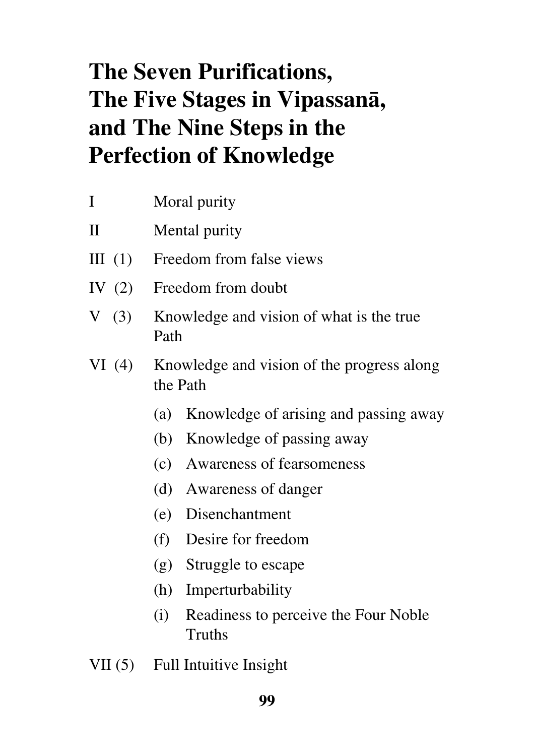# The Seven Purifications, The Five Stages in Vipassanā, and The Nine Steps in the Perfection of Knowledge

I Moral purity

II Mental purity

III (1) Freedom from false views

IV (2) Freedom from doubt

V (3) Knowledge and vision of what is the true Path

VI (4) Knowledge and vision of the progress along the Path

- (a) Knowledge of arising and passing away
- (b) Knowledge of passing away
- (c) Awareness of fearsomeness
- (d) Awareness of danger
- (e) Disenchantment
- (f) Desire for freedom
- (g) Struggle to escape
- (h) Imperturbability
- (i) Readiness to perceive the Four Noble Truths

VII (5) Full Intuitive Insight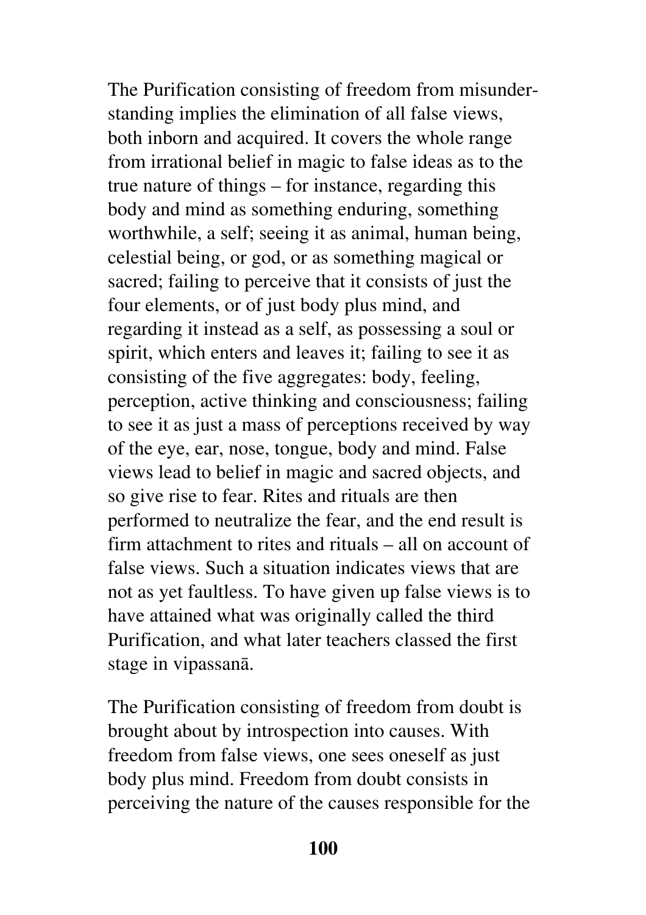The Purification consisting of freedom from misunderstanding implies the elimination of all false views, both inborn and acquired. It covers the whole range from irrational belief in magic to false ideas as to the true nature of things – for instance, regarding this body and mind as something enduring, something worthwhile, a self; seeing it as animal, human being, celestial being, or god, or as something magical or sacred; failing to perceive that it consists of just the four elements, or of just body plus mind, and regarding it instead as a self, as possessing a soul or spirit, which enters and leaves it; failing to see it as consisting of the five aggregates: body, feeling, perception, active thinking and consciousness; failing to see it as just a mass of perceptions received by way of the eye, ear, nose, tongue, body and mind. False views lead to belief in magic and sacred objects, and so give rise to fear. Rites and rituals are then performed to neutralize the fear, and the end result is firm attachment to rites and rituals – all on account of false views. Such a situation indicates views that are not as yet faultless. To have given up false views is to have attained what was originally called the third Purification, and what later teachers classed the first stage in vipassanā.

The Purification consisting of freedom from doubt is brought about by introspection into causes. With freedom from false views, one sees oneself as just body plus mind. Freedom from doubt consists in perceiving the nature of the causes responsible for the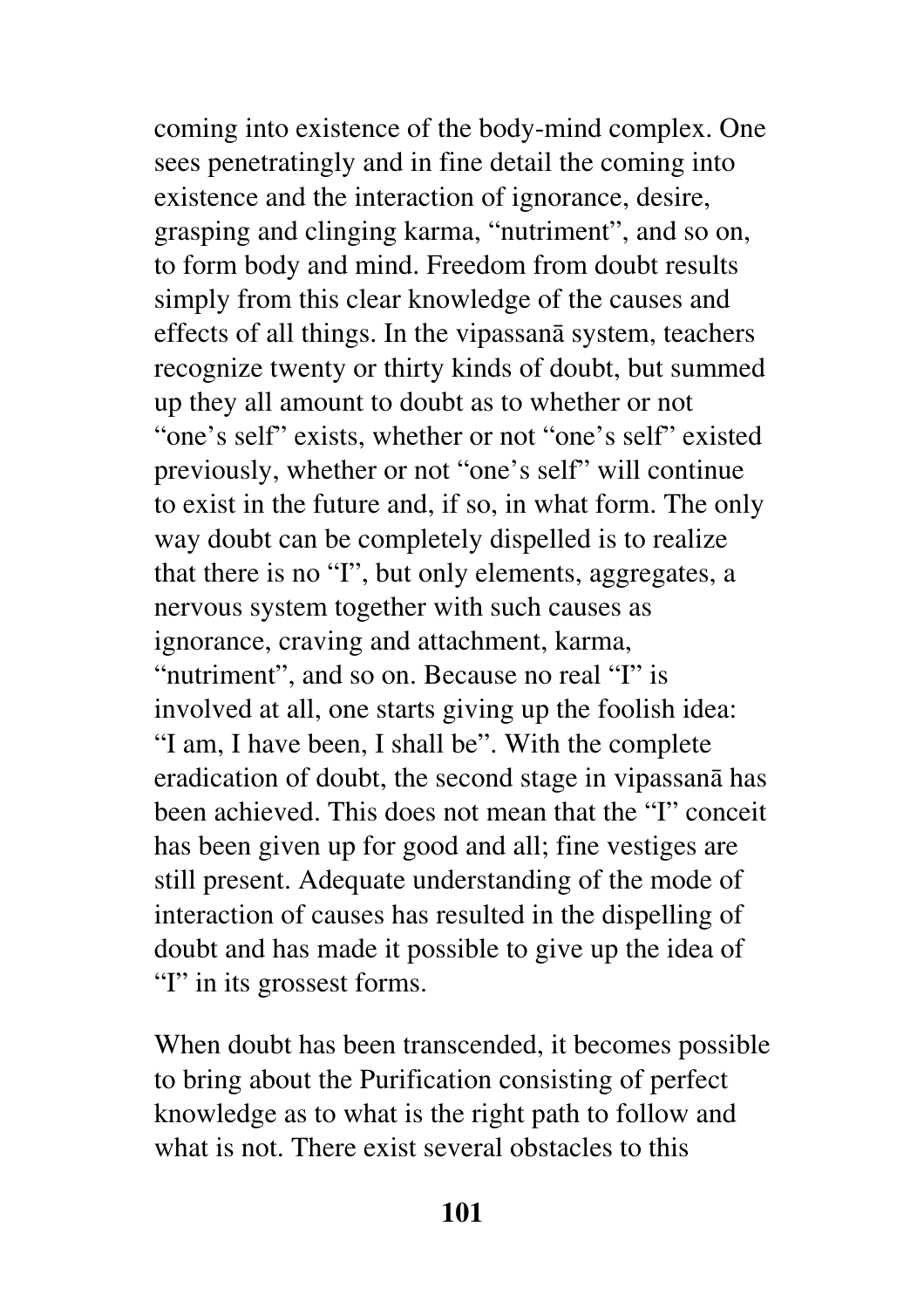coming into existence of the body-mind complex. One sees penetratingly and in fine detail the coming into existence and the interaction of ignorance, desire, grasping and clinging karma, "nutriment", and so on, to form body and mind. Freedom from doubt results simply from this clear knowledge of the causes and effects of all things. In the vipassanā system, teachers recognize twenty or thirty kinds of doubt, but summed up they all amount to doubt as to whether or not "one's self" exists, whether or not "one's self" existed previously, whether or not "one's self" will continue to exist in the future and, if so, in what form. The only way doubt can be completely dispelled is to realize that there is no "I", but only elements, aggregates, a nervous system together with such causes as ignorance, craving and attachment, karma, "nutriment", and so on. Because no real "I" is involved at all, one starts giving up the foolish idea: "I am, I have been, I shall be". With the complete eradication of doubt, the second stage in vipassanā has been achieved. This does not mean that the "I" conceit has been given up for good and all; fine vestiges are still present. Adequate understanding of the mode of interaction of causes has resulted in the dispelling of doubt and has made it possible to give up the idea of "I" in its grossest forms.

When doubt has been transcended, it becomes possible to bring about the Purification consisting of perfect knowledge as to what is the right path to follow and what is not. There exist several obstacles to this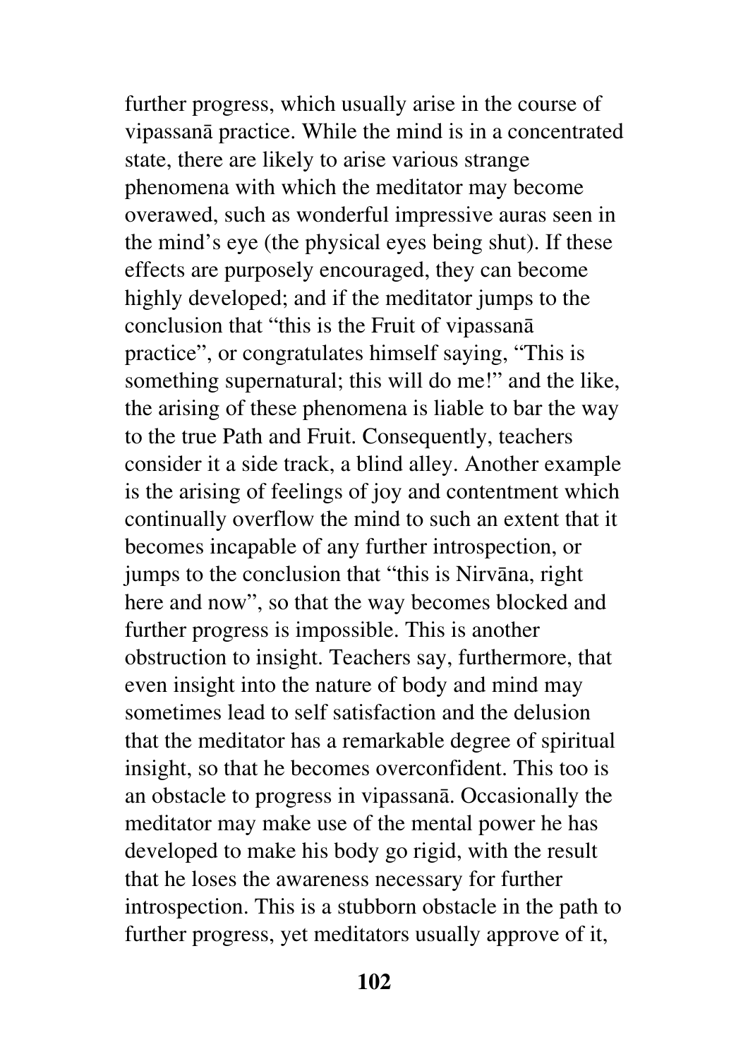further progress, which usually arise in the course of vipassanā practice. While the mind is in a concentrated state, there are likely to arise various strange phenomena with which the meditator may become overawed, such as wonderful impressive auras seen in the mind's eye (the physical eyes being shut). If these effects are purposely encouraged, they can become highly developed; and if the meditator jumps to the conclusion that "this is the Fruit of vipassanā practice", or congratulates himself saying, "This is something supernatural; this will do me!" and the like, the arising of these phenomena is liable to bar the way to the true Path and Fruit. Consequently, teachers consider it a side track, a blind alley. Another example is the arising of feelings of joy and contentment which continually overflow the mind to such an extent that it becomes incapable of any further introspection, or jumps to the conclusion that "this is Nirvāna, right here and now", so that the way becomes blocked and further progress is impossible. This is another obstruction to insight. Teachers say, furthermore, that even insight into the nature of body and mind may sometimes lead to self satisfaction and the delusion that the meditator has a remarkable degree of spiritual insight, so that he becomes overconfident. This too is an obstacle to progress in vipassanā. Occasionally the meditator may make use of the mental power he has developed to make his body go rigid, with the result that he loses the awareness necessary for further introspection. This is a stubborn obstacle in the path to further progress, yet meditators usually approve of it,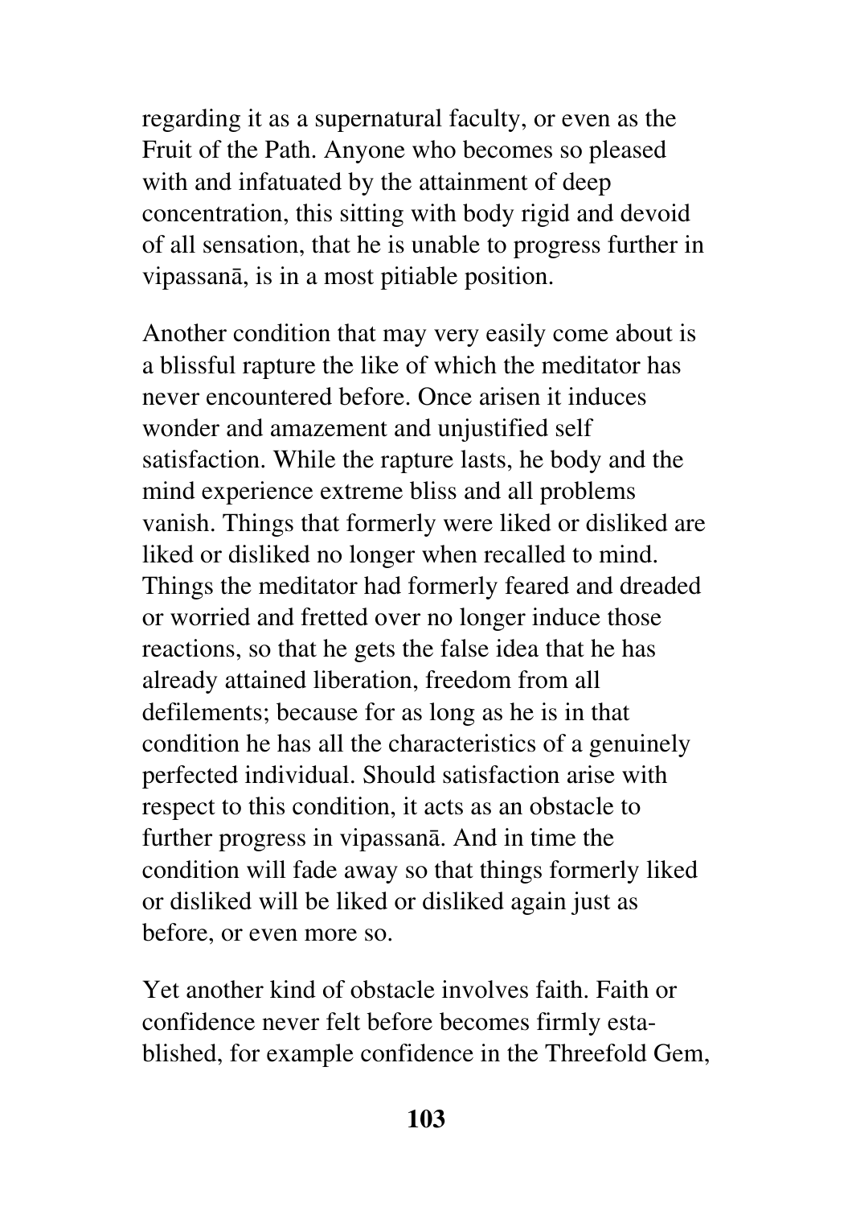regarding it as a supernatural faculty, or even as the Fruit of the Path. Anyone who becomes so pleased with and infatuated by the attainment of deep concentration, this sitting with body rigid and devoid of all sensation, that he is unable to progress further in vipassanā, is in a most pitiable position.

Another condition that may very easily come about is a blissful rapture the like of which the meditator has never encountered before. Once arisen it induces wonder and amazement and unjustified self satisfaction. While the rapture lasts, he body and the mind experience extreme bliss and all problems vanish. Things that formerly were liked or disliked are liked or disliked no longer when recalled to mind. Things the meditator had formerly feared and dreaded or worried and fretted over no longer induce those reactions, so that he gets the false idea that he has already attained liberation, freedom from all defilements; because for as long as he is in that condition he has all the characteristics of a genuinely perfected individual. Should satisfaction arise with respect to this condition, it acts as an obstacle to further progress in vipassanā. And in time the condition will fade away so that things formerly liked or disliked will be liked or disliked again just as before, or even more so.

Yet another kind of obstacle involves faith. Faith or confidence never felt before becomes firmly established, for example confidence in the Threefold Gem,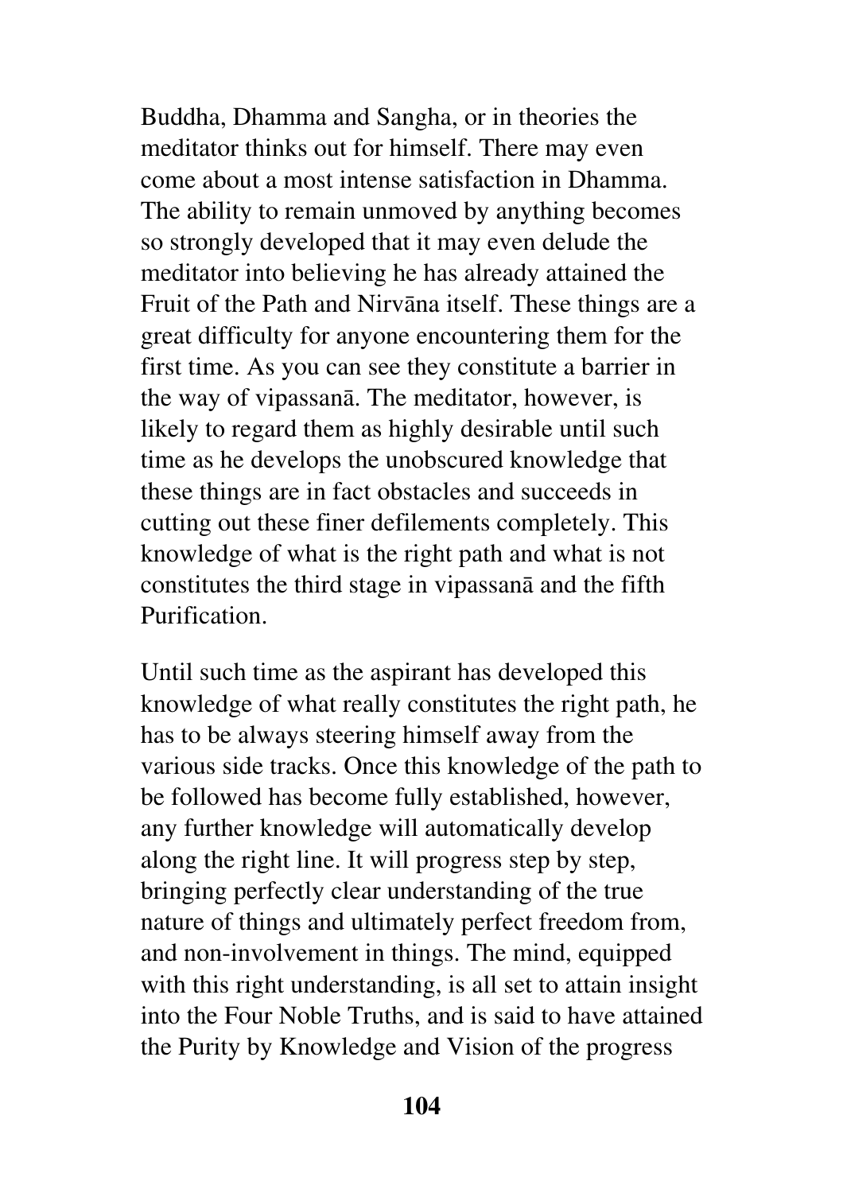Buddha, Dhamma and Sangha, or in theories the meditator thinks out for himself. There may even come about a most intense satisfaction in Dhamma. The ability to remain unmoved by anything becomes so strongly developed that it may even delude the meditator into believing he has already attained the Fruit of the Path and Nirvāna itself. These things are a great difficulty for anyone encountering them for the first time. As you can see they constitute a barrier in the way of vipassanā. The meditator, however, is likely to regard them as highly desirable until such time as he develops the unobscured knowledge that these things are in fact obstacles and succeeds in cutting out these finer defilements completely. This knowledge of what is the right path and what is not constitutes the third stage in vipassanā and the fifth Purification.

Until such time as the aspirant has developed this knowledge of what really constitutes the right path, he has to be always steering himself away from the various side tracks. Once this knowledge of the path to be followed has become fully established, however, any further knowledge will automatically develop along the right line. It will progress step by step, bringing perfectly clear understanding of the true nature of things and ultimately perfect freedom from, and non-involvement in things. The mind, equipped with this right understanding, is all set to attain insight into the Four Noble Truths, and is said to have attained the Purity by Knowledge and Vision of the progress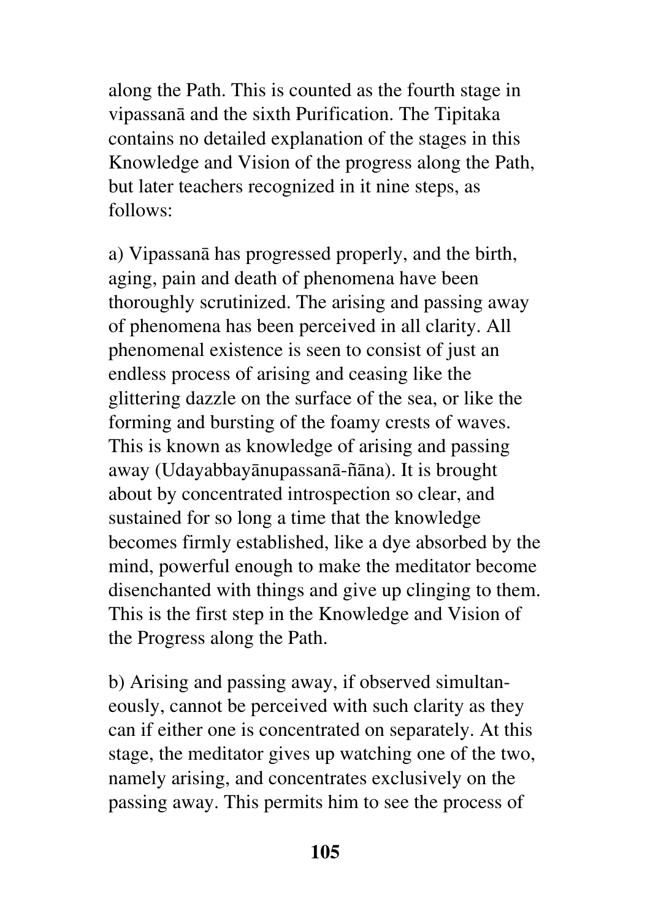along the Path. This is counted as the fourth stage in vipassanā and the sixth Purification. The Tipitaka contains no detailed explanation of the stages in this Knowledge and Vision of the progress along the Path, but later teachers recognized in it nine steps, as follows:

a) Vipassanā has progressed properly, and the birth, aging, pain and death of phenomena have been thoroughly scrutinized. The arising and passing away of phenomena has been perceived in all clarity. All phenomenal existence is seen to consist of just an endless process of arising and ceasing like the glittering dazzle on the surface of the sea, or like the forming and bursting of the foamy crests of waves. This is known as knowledge of arising and passing away (Udayabbayānupassanā-ñāna). It is brought about by concentrated introspection so clear, and sustained for so long a time that the knowledge becomes firmly established, like a dye absorbed by the mind, powerful enough to make the meditator become disenchanted with things and give up clinging to them. This is the first step in the Knowledge and Vision of the Progress along the Path.

b) Arising and passing away, if observed simultaneously, cannot be perceived with such clarity as they can if either one is concentrated on separately. At this stage, the meditator gives up watching one of the two, namely arising, and concentrates exclusively on the passing away. This permits him to see the process of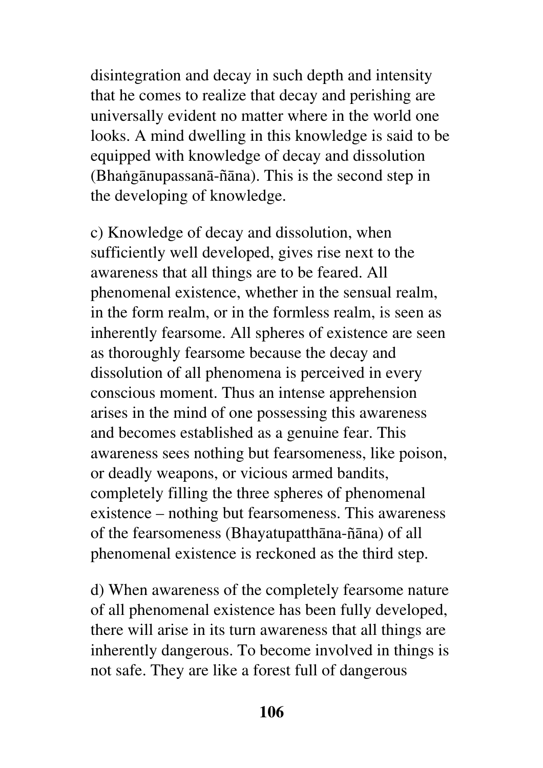disintegration and decay in such depth and intensity that he comes to realize that decay and perishing are universally evident no matter where in the world one looks. A mind dwelling in this knowledge is said to be equipped with knowledge of decay and dissolution (Bhaṅgānupassanā-ñāna). This is the second step in the developing of knowledge.

c) Knowledge of decay and dissolution, when sufficiently well developed, gives rise next to the awareness that all things are to be feared. All phenomenal existence, whether in the sensual realm, in the form realm, or in the formless realm, is seen as inherently fearsome. All spheres of existence are seen as thoroughly fearsome because the decay and dissolution of all phenomena is perceived in every conscious moment. Thus an intense apprehension arises in the mind of one possessing this awareness and becomes established as a genuine fear. This awareness sees nothing but fearsomeness, like poison, or deadly weapons, or vicious armed bandits, completely filling the three spheres of phenomenal existence – nothing but fearsomeness. This awareness of the fearsomeness (Bhayatupatthāna-ñāna) of all phenomenal existence is reckoned as the third step.

d) When awareness of the completely fearsome nature of all phenomenal existence has been fully developed, there will arise in its turn awareness that all things are inherently dangerous. To become involved in things is not safe. They are like a forest full of dangerous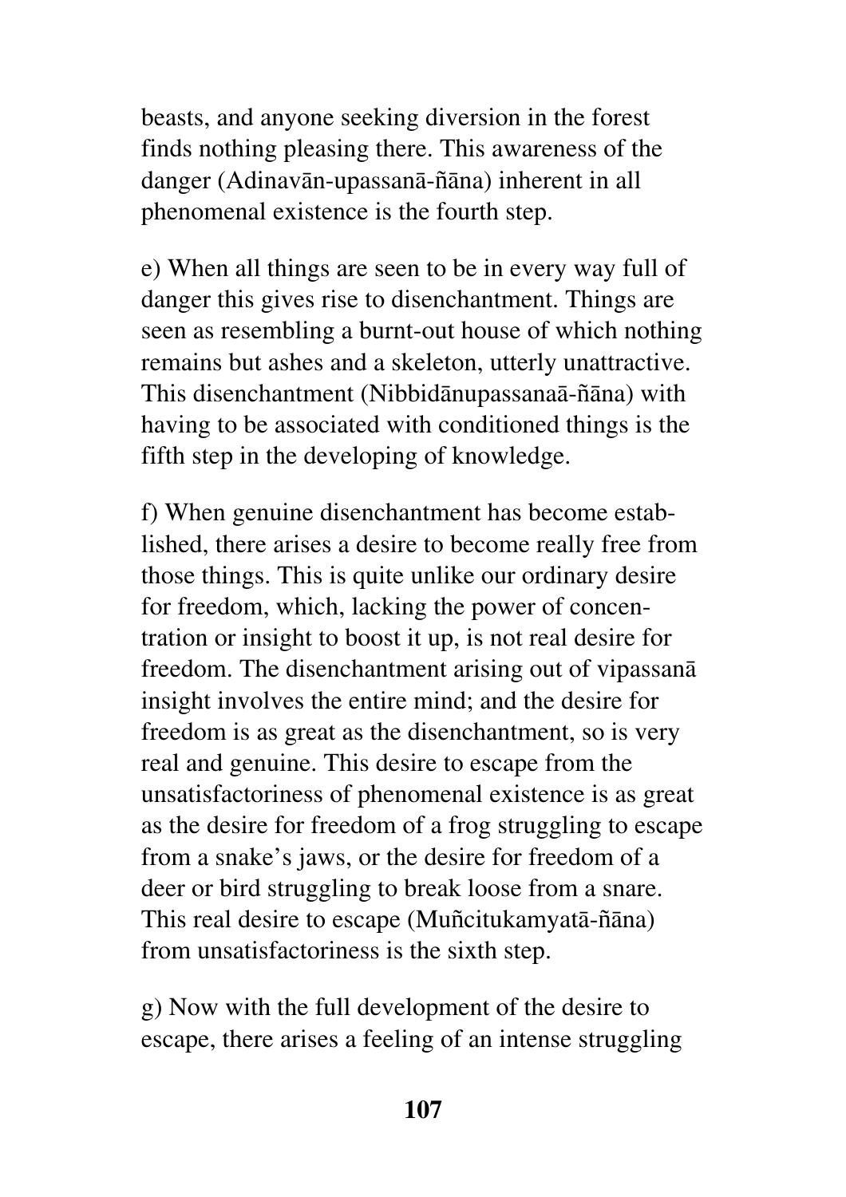beasts, and anyone seeking diversion in the forest finds nothing pleasing there. This awareness of the danger (Adinavān-upassanā-ñāna) inherent in all phenomenal existence is the fourth step.

e) When all things are seen to be in every way full of danger this gives rise to disenchantment. Things are seen as resembling a burnt-out house of which nothing remains but ashes and a skeleton, utterly unattractive. This disenchantment (Nibbidānupassanaā-ñāna) with having to be associated with conditioned things is the fifth step in the developing of knowledge.

f) When genuine disenchantment has become established, there arises a desire to become really free from those things. This is quite unlike our ordinary desire for freedom, which, lacking the power of concentration or insight to boost it up, is not real desire for freedom. The disenchantment arising out of vipassanā insight involves the entire mind; and the desire for freedom is as great as the disenchantment, so is very real and genuine. This desire to escape from the unsatisfactoriness of phenomenal existence is as great as the desire for freedom of a frog struggling to escape from a snake's jaws, or the desire for freedom of a deer or bird struggling to break loose from a snare. This real desire to escape (Muñcitukamyatā-ñāna) from unsatisfactoriness is the sixth step.

g) Now with the full development of the desire to escape, there arises a feeling of an intense struggling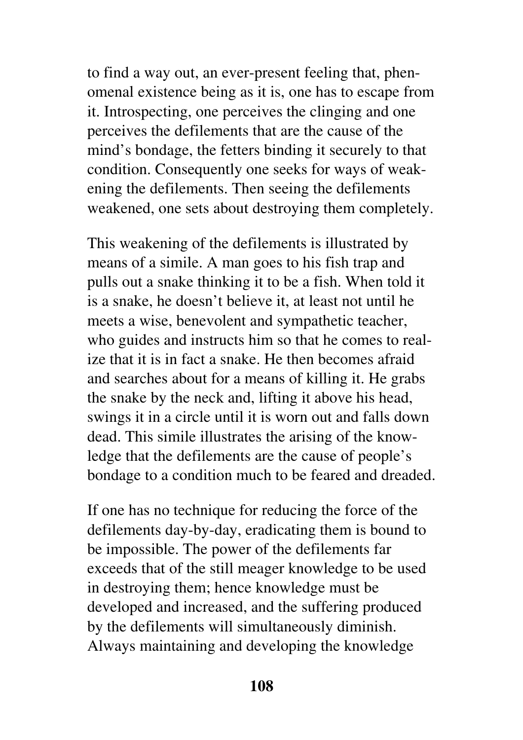to find a way out, an ever-present feeling that, phenomenal existence being as it is, one has to escape from it. Introspecting, one perceives the clinging and one perceives the defilements that are the cause of the mind's bondage, the fetters binding it securely to that condition. Consequently one seeks for ways of weakening the defilements. Then seeing the defilements weakened, one sets about destroying them completely.

This weakening of the defilements is illustrated by means of a simile. A man goes to his fish trap and pulls out a snake thinking it to be a fish. When told it is a snake, he doesn't believe it, at least not until he meets a wise, benevolent and sympathetic teacher, who guides and instructs him so that he comes to realize that it is in fact a snake. He then becomes afraid and searches about for a means of killing it. He grabs the snake by the neck and, lifting it above his head, swings it in a circle until it is worn out and falls down dead. This simile illustrates the arising of the knowledge that the defilements are the cause of people's bondage to a condition much to be feared and dreaded.

If one has no technique for reducing the force of the defilements day-by-day, eradicating them is bound to be impossible. The power of the defilements far exceeds that of the still meager knowledge to be used in destroying them; hence knowledge must be developed and increased, and the suffering produced by the defilements will simultaneously diminish. Always maintaining and developing the knowledge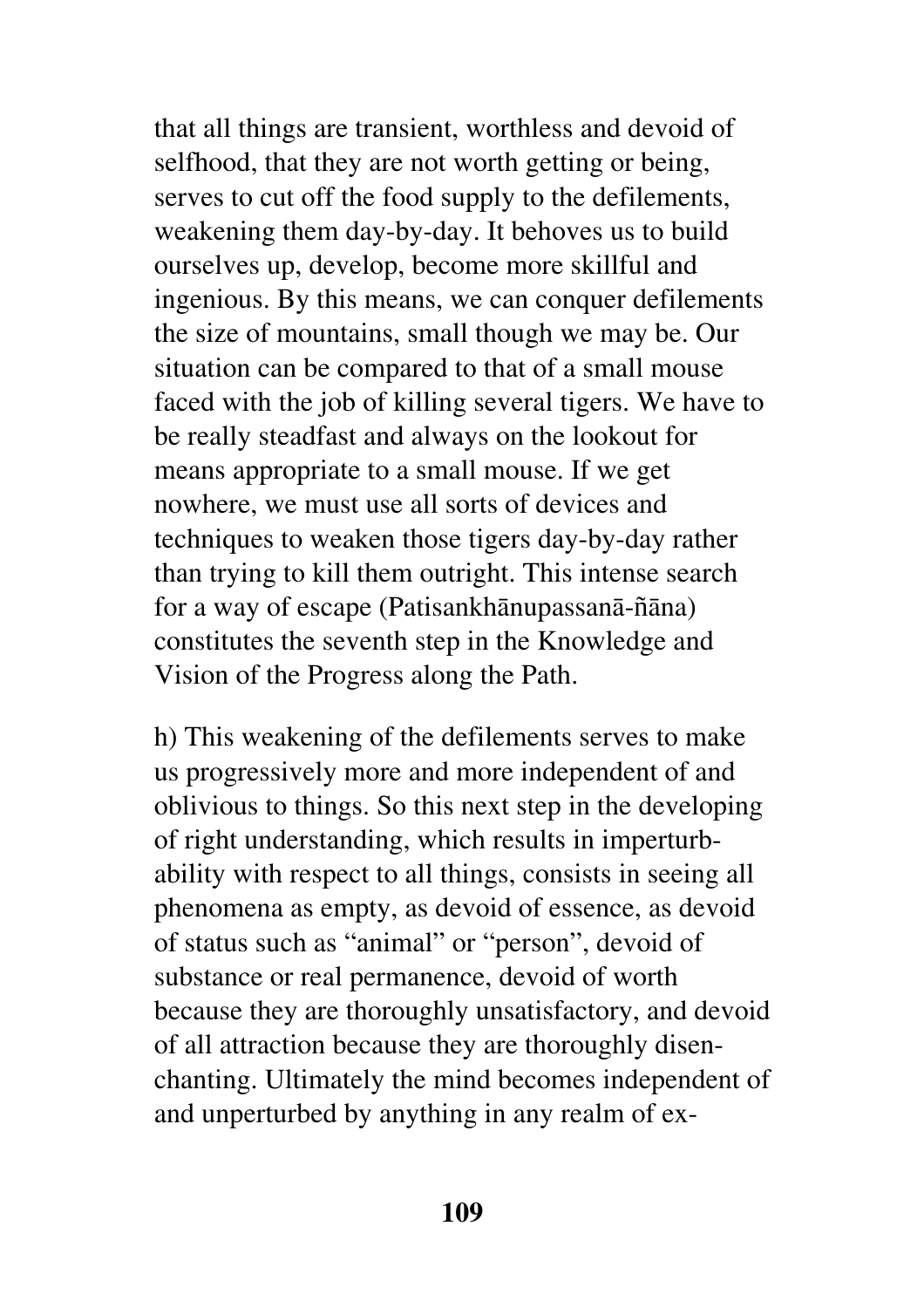that all things are transient, worthless and devoid of selfhood, that they are not worth getting or being, serves to cut off the food supply to the defilements, weakening them day-by-day. It behoves us to build ourselves up, develop, become more skillful and ingenious. By this means, we can conquer defilements the size of mountains, small though we may be. Our situation can be compared to that of a small mouse faced with the job of killing several tigers. We have to be really steadfast and always on the lookout for means appropriate to a small mouse. If we get nowhere, we must use all sorts of devices and techniques to weaken those tigers day-by-day rather than trying to kill them outright. This intense search for a way of escape (Patisankhānupassanā-ñāna) constitutes the seventh step in the Knowledge and Vision of the Progress along the Path.

h) This weakening of the defilements serves to make us progressively more and more independent of and oblivious to things. So this next step in the developing of right understanding, which results in imperturbability with respect to all things, consists in seeing all phenomena as empty, as devoid of essence, as devoid of status such as "animal" or "person", devoid of substance or real permanence, devoid of worth because they are thoroughly unsatisfactory, and devoid of all attraction because they are thoroughly disenchanting. Ultimately the mind becomes independent of and unperturbed by anything in any realm of ex-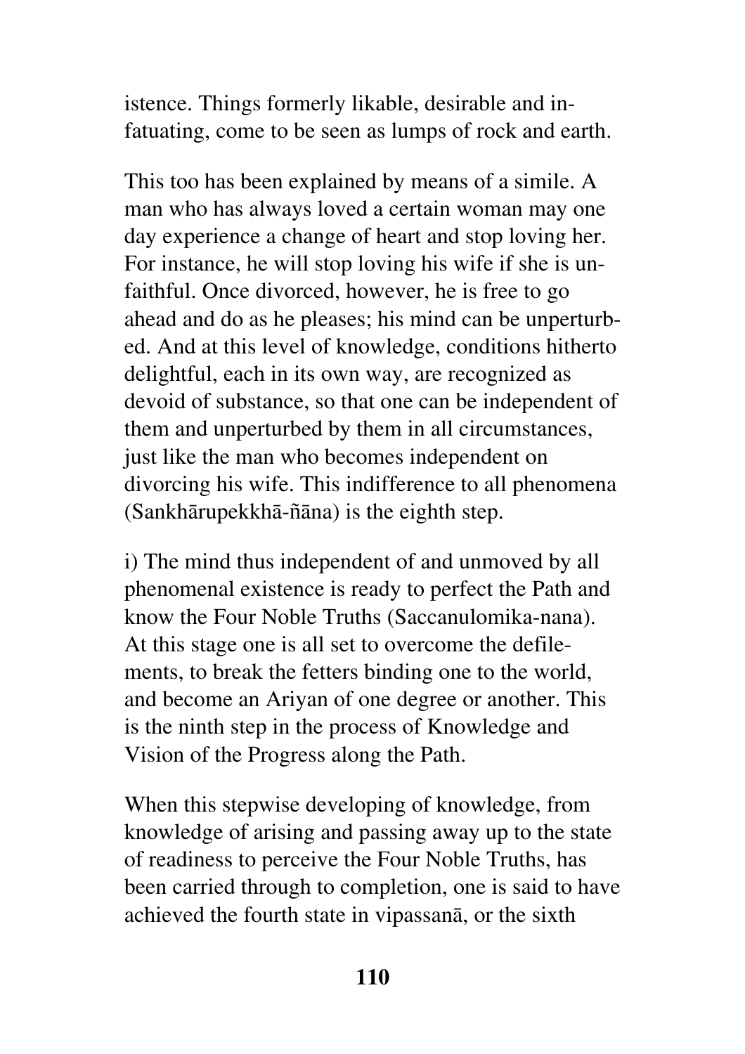istence. Things formerly likable, desirable and infatuating, come to be seen as lumps of rock and earth.

This too has been explained by means of a simile. A man who has always loved a certain woman may one day experience a change of heart and stop loving her. For instance, he will stop loving his wife if she is unfaithful. Once divorced, however, he is free to go ahead and do as he pleases; his mind can be unperturbed. And at this level of knowledge, conditions hitherto delightful, each in its own way, are recognized as devoid of substance, so that one can be independent of them and unperturbed by them in all circumstances, just like the man who becomes independent on divorcing his wife. This indifference to all phenomena (Sankhārupekkhā-ñāna) is the eighth step.

i) The mind thus independent of and unmoved by all phenomenal existence is ready to perfect the Path and know the Four Noble Truths (Saccanulomika-nana). At this stage one is all set to overcome the defilements, to break the fetters binding one to the world, and become an Ariyan of one degree or another. This is the ninth step in the process of Knowledge and Vision of the Progress along the Path.

When this stepwise developing of knowledge, from knowledge of arising and passing away up to the state of readiness to perceive the Four Noble Truths, has been carried through to completion, one is said to have achieved the fourth state in vipassanā, or the sixth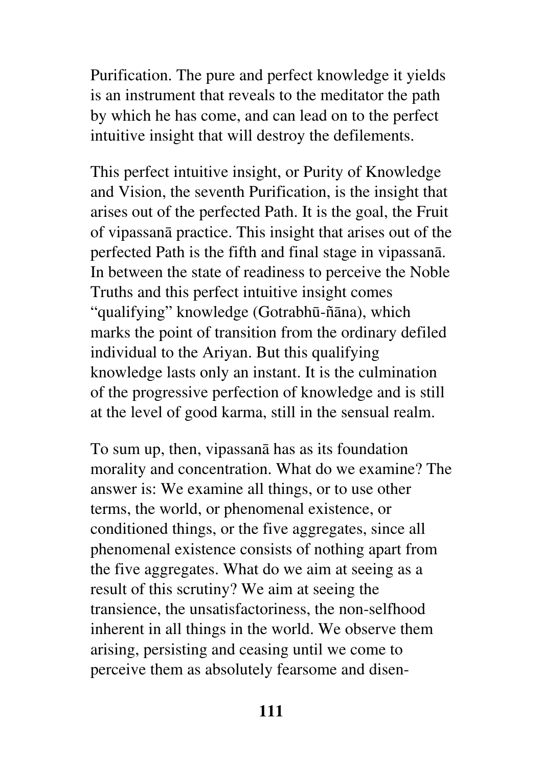Purification. The pure and perfect knowledge it yields is an instrument that reveals to the meditator the path by which he has come, and can lead on to the perfect intuitive insight that will destroy the defilements.

This perfect intuitive insight, or Purity of Knowledge and Vision, the seventh Purification, is the insight that arises out of the perfected Path. It is the goal, the Fruit of vipassanā practice. This insight that arises out of the perfected Path is the fifth and final stage in vipassanā. In between the state of readiness to perceive the Noble Truths and this perfect intuitive insight comes "qualifying" knowledge (Gotrabhū-ñāna), which marks the point of transition from the ordinary defiled individual to the Ariyan. But this qualifying knowledge lasts only an instant. It is the culmination of the progressive perfection of knowledge and is still at the level of good karma, still in the sensual realm.

To sum up, then, vipassanā has as its foundation morality and concentration. What do we examine? The answer is: We examine all things, or to use other terms, the world, or phenomenal existence, or conditioned things, or the five aggregates, since all phenomenal existence consists of nothing apart from the five aggregates. What do we aim at seeing as a result of this scrutiny? We aim at seeing the transience, the unsatisfactoriness, the non-selfhood inherent in all things in the world. We observe them arising, persisting and ceasing until we come to perceive them as absolutely fearsome and disen-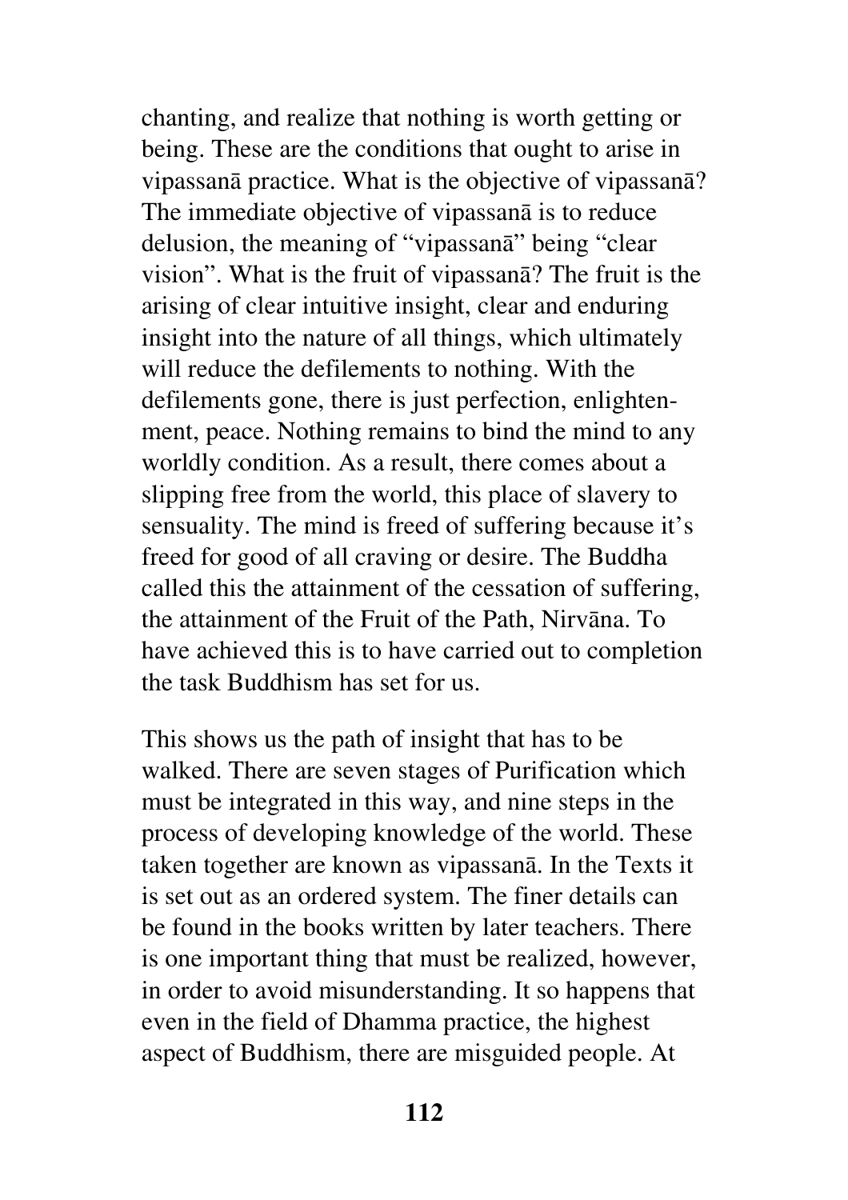chanting, and realize that nothing is worth getting or being. These are the conditions that ought to arise in vipassanā practice. What is the objective of vipassanā? The immediate objective of vipassanā is to reduce delusion, the meaning of "vipassanā" being "clear vision". What is the fruit of vipassanā? The fruit is the arising of clear intuitive insight, clear and enduring insight into the nature of all things, which ultimately will reduce the defilements to nothing. With the defilements gone, there is just perfection, enlightenment, peace. Nothing remains to bind the mind to any worldly condition. As a result, there comes about a slipping free from the world, this place of slavery to sensuality. The mind is freed of suffering because it's freed for good of all craving or desire. The Buddha called this the attainment of the cessation of suffering, the attainment of the Fruit of the Path, Nirvāna. To have achieved this is to have carried out to completion the task Buddhism has set for us.

This shows us the path of insight that has to be walked. There are seven stages of Purification which must be integrated in this way, and nine steps in the process of developing knowledge of the world. These taken together are known as vipassanā. In the Texts it is set out as an ordered system. The finer details can be found in the books written by later teachers. There is one important thing that must be realized, however, in order to avoid misunderstanding. It so happens that even in the field of Dhamma practice, the highest aspect of Buddhism, there are misguided people. At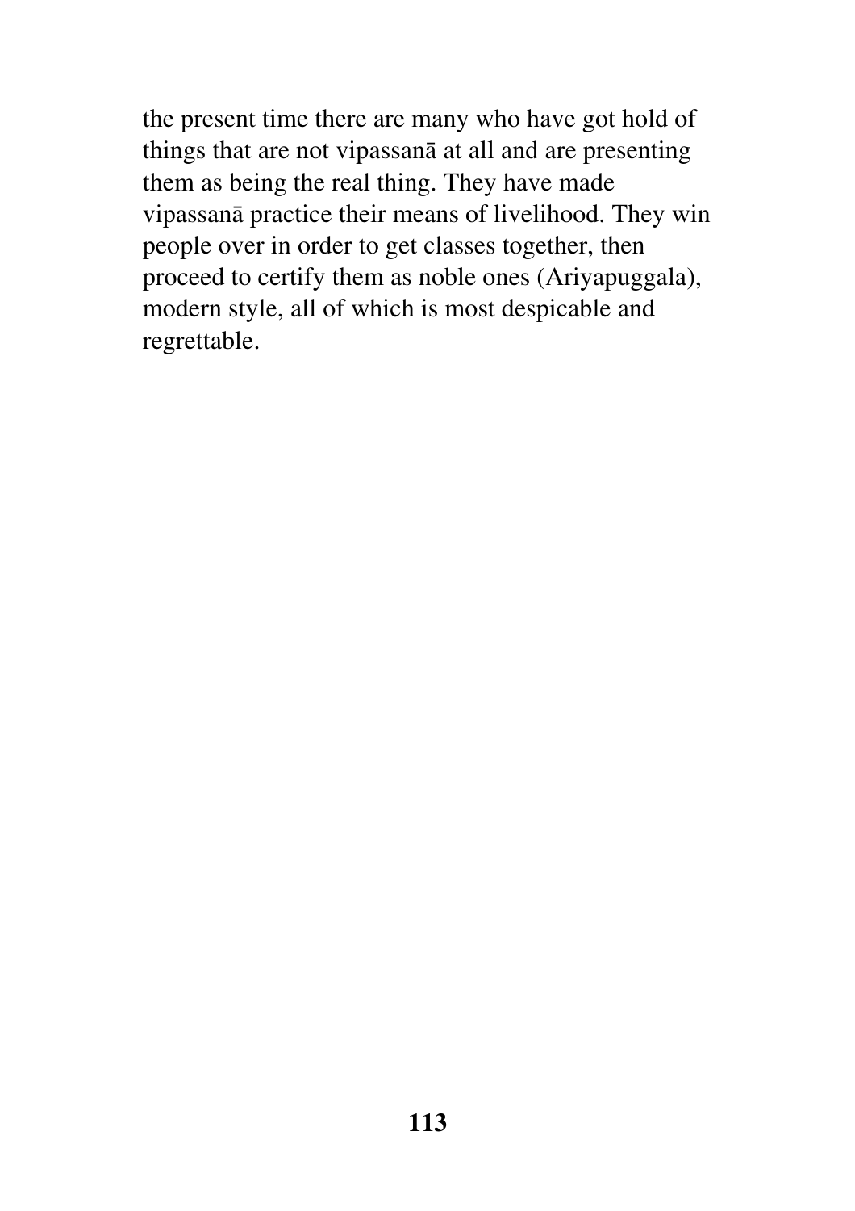the present time there are many who have got hold of things that are not vipassanā at all and are presenting them as being the real thing. They have made vipassanā practice their means of livelihood. They win people over in order to get classes together, then proceed to certify them as noble ones (Ariyapuggala), modern style, all of which is most despicable and regrettable.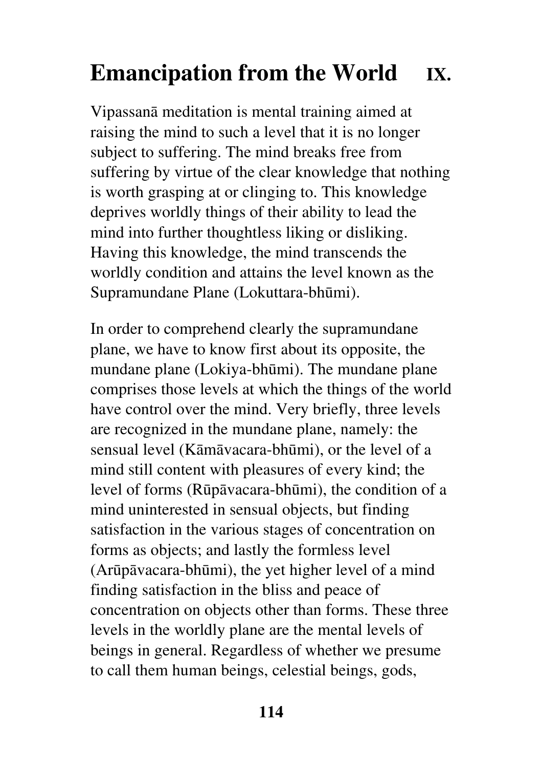# Emancipation from the World IX.

Vipassanā meditation is mental training aimed at raising the mind to such a level that it is no longer subject to suffering. The mind breaks free from suffering by virtue of the clear knowledge that nothing is worth grasping at or clinging to. This knowledge deprives worldly things of their ability to lead the mind into further thoughtless liking or disliking. Having this knowledge, the mind transcends the worldly condition and attains the level known as the Supramundane Plane (Lokuttara-bhūmi).

In order to comprehend clearly the supramundane plane, we have to know first about its opposite, the mundane plane (Lokiya-bhūmi). The mundane plane comprises those levels at which the things of the world have control over the mind. Very briefly, three levels are recognized in the mundane plane, namely: the sensual level (Kāmāvacara-bhūmi), or the level of a mind still content with pleasures of every kind; the level of forms (Rūpāvacara-bhūmi), the condition of a mind uninterested in sensual objects, but finding satisfaction in the various stages of concentration on forms as objects; and lastly the formless level (Arūpāvacara-bhūmi), the yet higher level of a mind finding satisfaction in the bliss and peace of concentration on objects other than forms. These three levels in the worldly plane are the mental levels of beings in general. Regardless of whether we presume to call them human beings, celestial beings, gods,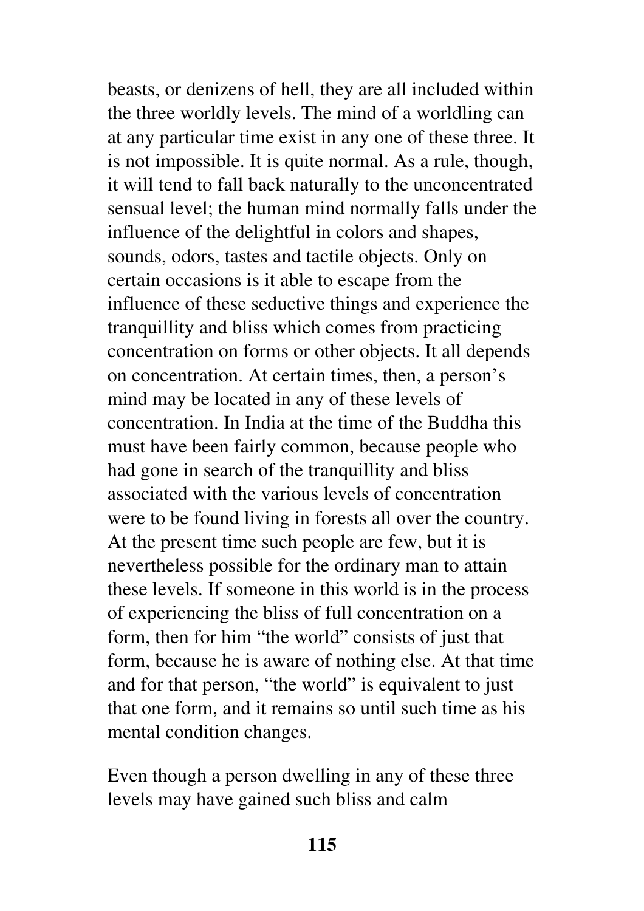beasts, or denizens of hell, they are all included within the three worldly levels. The mind of a worldling can at any particular time exist in any one of these three. It is not impossible. It is quite normal. As a rule, though, it will tend to fall back naturally to the unconcentrated sensual level; the human mind normally falls under the influence of the delightful in colors and shapes, sounds, odors, tastes and tactile objects. Only on certain occasions is it able to escape from the influence of these seductive things and experience the tranquillity and bliss which comes from practicing concentration on forms or other objects. It all depends on concentration. At certain times, then, a person's mind may be located in any of these levels of concentration. In India at the time of the Buddha this must have been fairly common, because people who had gone in search of the tranquillity and bliss associated with the various levels of concentration were to be found living in forests all over the country. At the present time such people are few, but it is nevertheless possible for the ordinary man to attain these levels. If someone in this world is in the process of experiencing the bliss of full concentration on a form, then for him "the world" consists of just that form, because he is aware of nothing else. At that time and for that person, "the world" is equivalent to just that one form, and it remains so until such time as his mental condition changes.

Even though a person dwelling in any of these three levels may have gained such bliss and calm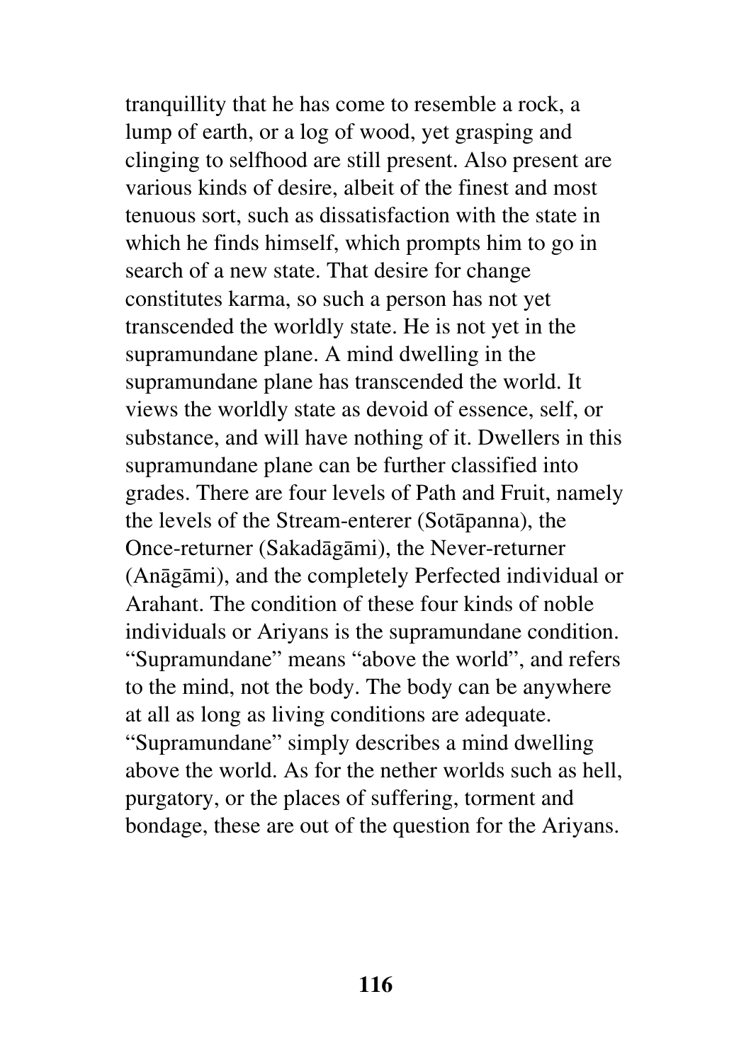tranquillity that he has come to resemble a rock, a lump of earth, or a log of wood, yet grasping and clinging to selfhood are still present. Also present are various kinds of desire, albeit of the finest and most tenuous sort, such as dissatisfaction with the state in which he finds himself, which prompts him to go in search of a new state. That desire for change constitutes karma, so such a person has not yet transcended the worldly state. He is not yet in the supramundane plane. A mind dwelling in the supramundane plane has transcended the world. It views the worldly state as devoid of essence, self, or substance, and will have nothing of it. Dwellers in this supramundane plane can be further classified into grades. There are four levels of Path and Fruit, namely the levels of the Stream-enterer (Sotāpanna), the Once-returner (Sakadāgāmi), the Never-returner (Anāgāmi), and the completely Perfected individual or Arahant. The condition of these four kinds of noble individuals or Ariyans is the supramundane condition. "Supramundane" means "above the world", and refers to the mind, not the body. The body can be anywhere at all as long as living conditions are adequate. "Supramundane" simply describes a mind dwelling above the world. As for the nether worlds such as hell, purgatory, or the places of suffering, torment and bondage, these are out of the question for the Ariyans.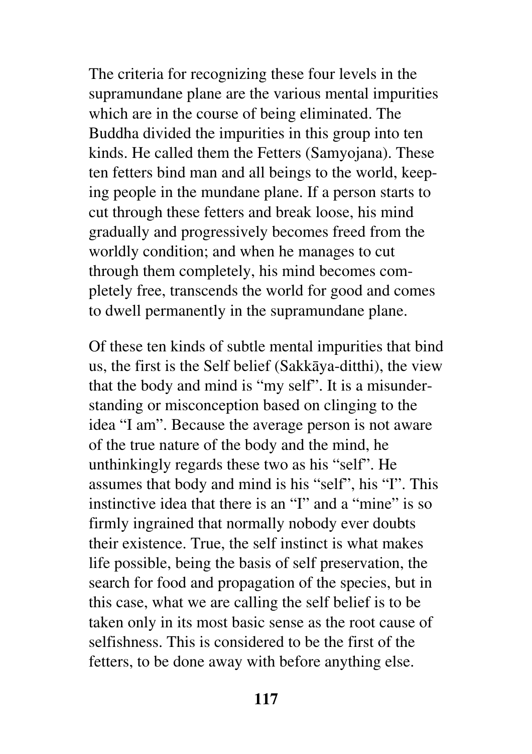The criteria for recognizing these four levels in the supramundane plane are the various mental impurities which are in the course of being eliminated. The Buddha divided the impurities in this group into ten kinds. He called them the Fetters (Samyojana). These ten fetters bind man and all beings to the world, keeping people in the mundane plane. If a person starts to cut through these fetters and break loose, his mind gradually and progressively becomes freed from the worldly condition; and when he manages to cut through them completely, his mind becomes completely free, transcends the world for good and comes to dwell permanently in the supramundane plane.

Of these ten kinds of subtle mental impurities that bind us, the first is the Self belief (Sakkāya-ditthi), the view that the body and mind is "my self". It is a misunderstanding or misconception based on clinging to the idea "I am". Because the average person is not aware of the true nature of the body and the mind, he unthinkingly regards these two as his "self". He assumes that body and mind is his "self", his "I". This instinctive idea that there is an "I" and a "mine" is so firmly ingrained that normally nobody ever doubts their existence. True, the self instinct is what makes life possible, being the basis of self preservation, the search for food and propagation of the species, but in this case, what we are calling the self belief is to be taken only in its most basic sense as the root cause of selfishness. This is considered to be the first of the fetters, to be done away with before anything else.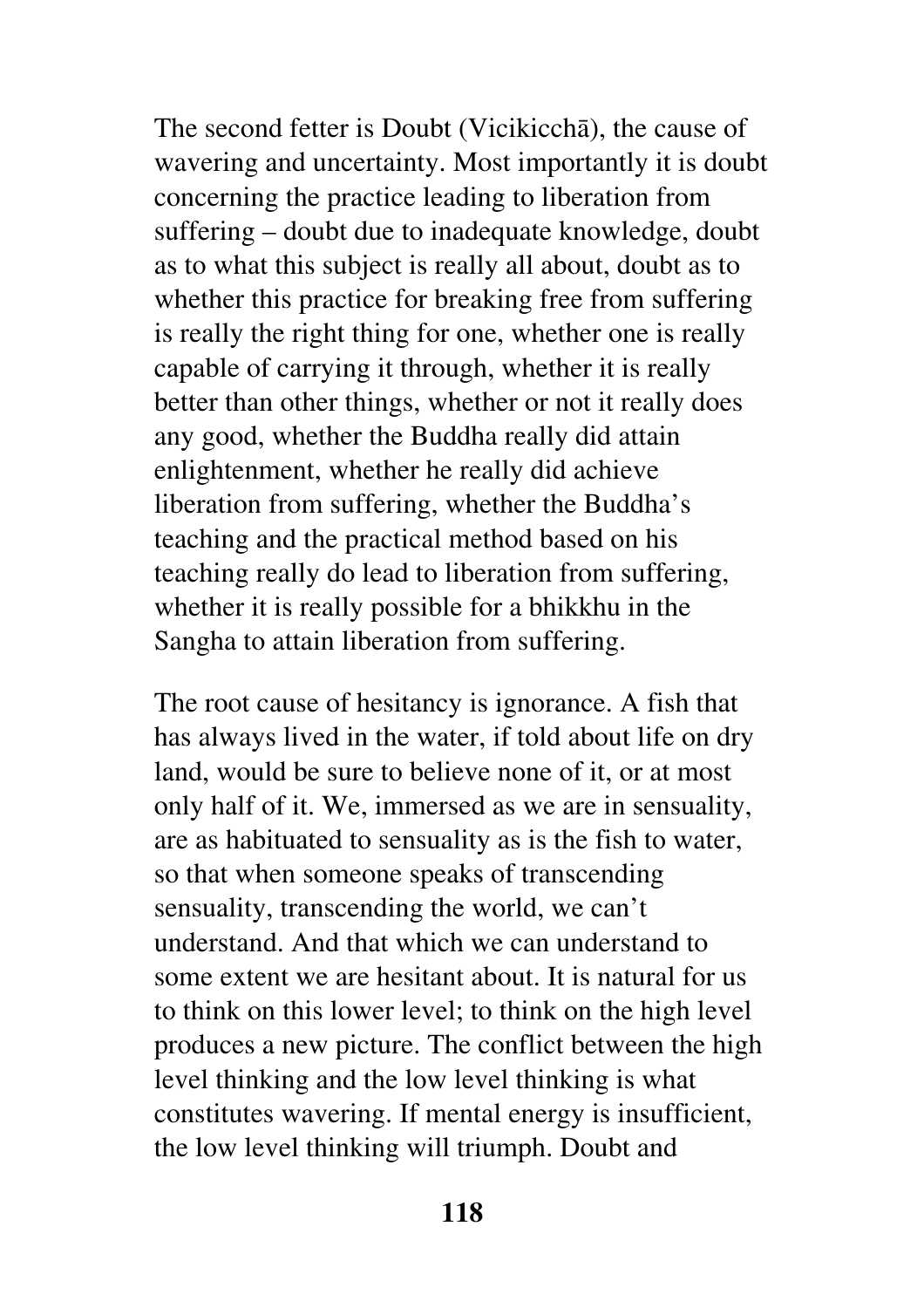The second fetter is Doubt (Vicikicchā), the cause of wavering and uncertainty. Most importantly it is doubt concerning the practice leading to liberation from suffering – doubt due to inadequate knowledge, doubt as to what this subject is really all about, doubt as to whether this practice for breaking free from suffering is really the right thing for one, whether one is really capable of carrying it through, whether it is really better than other things, whether or not it really does any good, whether the Buddha really did attain enlightenment, whether he really did achieve liberation from suffering, whether the Buddha's teaching and the practical method based on his teaching really do lead to liberation from suffering, whether it is really possible for a bhikkhu in the Sangha to attain liberation from suffering.

The root cause of hesitancy is ignorance. A fish that has always lived in the water, if told about life on dry land, would be sure to believe none of it, or at most only half of it. We, immersed as we are in sensuality, are as habituated to sensuality as is the fish to water, so that when someone speaks of transcending sensuality, transcending the world, we can't understand. And that which we can understand to some extent we are hesitant about. It is natural for us to think on this lower level; to think on the high level produces a new picture. The conflict between the high level thinking and the low level thinking is what constitutes wavering. If mental energy is insufficient, the low level thinking will triumph. Doubt and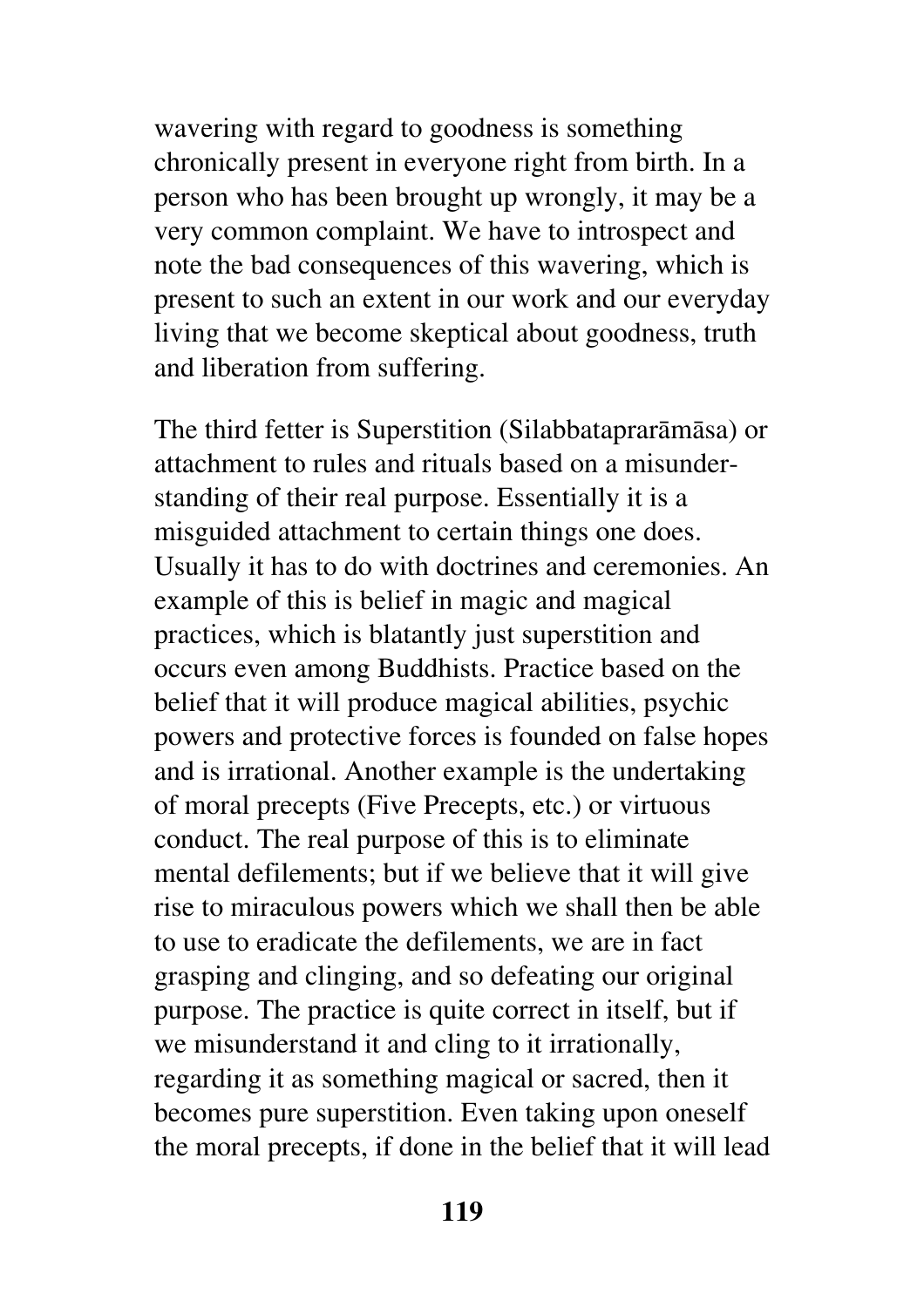wavering with regard to goodness is something chronically present in everyone right from birth. In a person who has been brought up wrongly, it may be a very common complaint. We have to introspect and note the bad consequences of this wavering, which is present to such an extent in our work and our everyday living that we become skeptical about goodness, truth and liberation from suffering.

The third fetter is Superstition (Silabbataprarāmāsa) or attachment to rules and rituals based on a misunderstanding of their real purpose. Essentially it is a misguided attachment to certain things one does. Usually it has to do with doctrines and ceremonies. An example of this is belief in magic and magical practices, which is blatantly just superstition and occurs even among Buddhists. Practice based on the belief that it will produce magical abilities, psychic powers and protective forces is founded on false hopes and is irrational. Another example is the undertaking of moral precepts (Five Precepts, etc.) or virtuous conduct. The real purpose of this is to eliminate mental defilements; but if we believe that it will give rise to miraculous powers which we shall then be able to use to eradicate the defilements, we are in fact grasping and clinging, and so defeating our original purpose. The practice is quite correct in itself, but if we misunderstand it and cling to it irrationally, regarding it as something magical or sacred, then it becomes pure superstition. Even taking upon oneself the moral precepts, if done in the belief that it will lead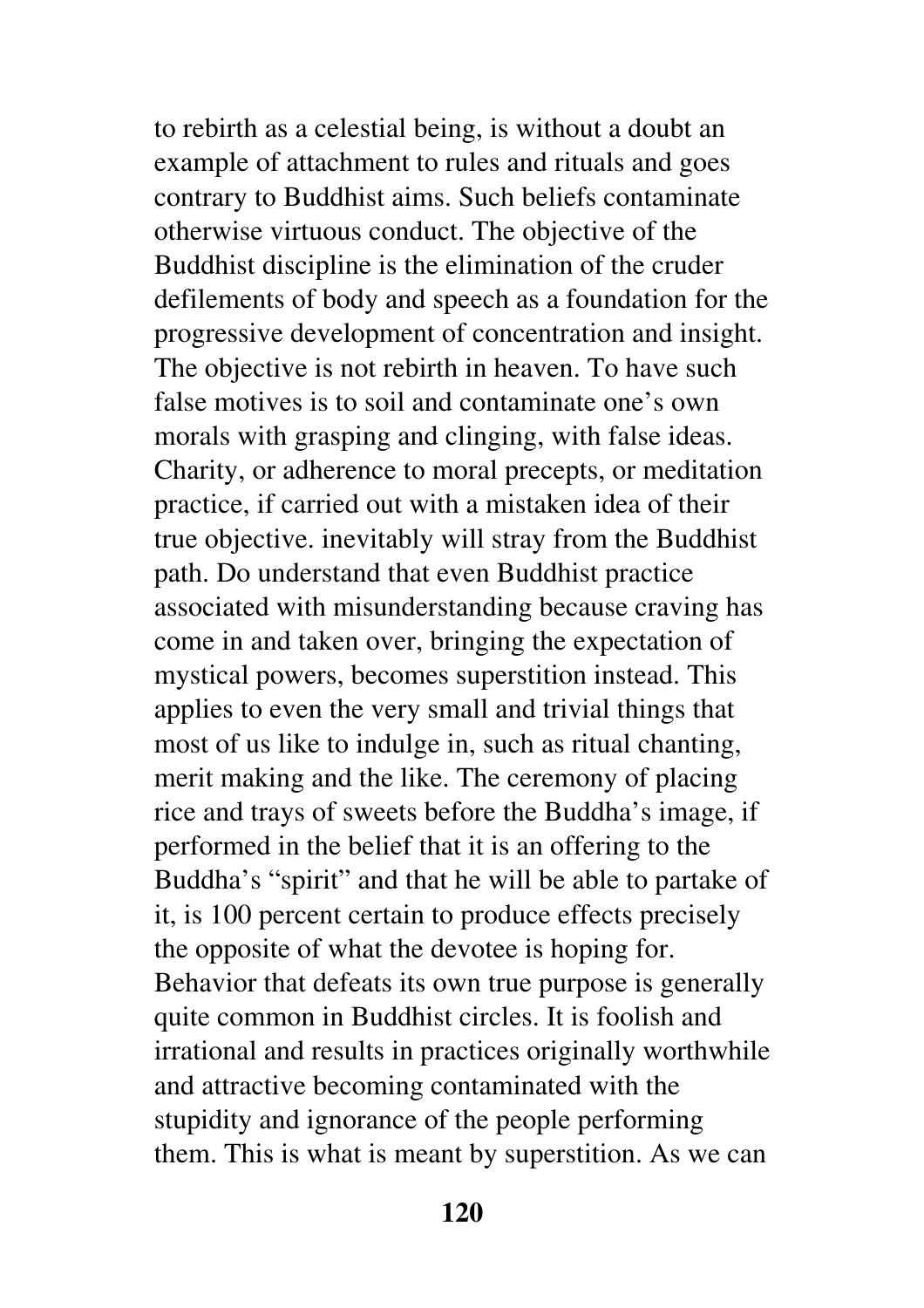to rebirth as a celestial being, is without a doubt an example of attachment to rules and rituals and goes contrary to Buddhist aims. Such beliefs contaminate otherwise virtuous conduct. The objective of the Buddhist discipline is the elimination of the cruder defilements of body and speech as a foundation for the progressive development of concentration and insight. The objective is not rebirth in heaven. To have such false motives is to soil and contaminate one's own morals with grasping and clinging, with false ideas. Charity, or adherence to moral precepts, or meditation practice, if carried out with a mistaken idea of their true objective. inevitably will stray from the Buddhist path. Do understand that even Buddhist practice associated with misunderstanding because craving has come in and taken over, bringing the expectation of mystical powers, becomes superstition instead. This applies to even the very small and trivial things that most of us like to indulge in, such as ritual chanting, merit making and the like. The ceremony of placing rice and trays of sweets before the Buddha's image, if performed in the belief that it is an offering to the Buddha's "spirit" and that he will be able to partake of it, is 100 percent certain to produce effects precisely the opposite of what the devotee is hoping for. Behavior that defeats its own true purpose is generally quite common in Buddhist circles. It is foolish and irrational and results in practices originally worthwhile and attractive becoming contaminated with the stupidity and ignorance of the people performing them. This is what is meant by superstition. As we can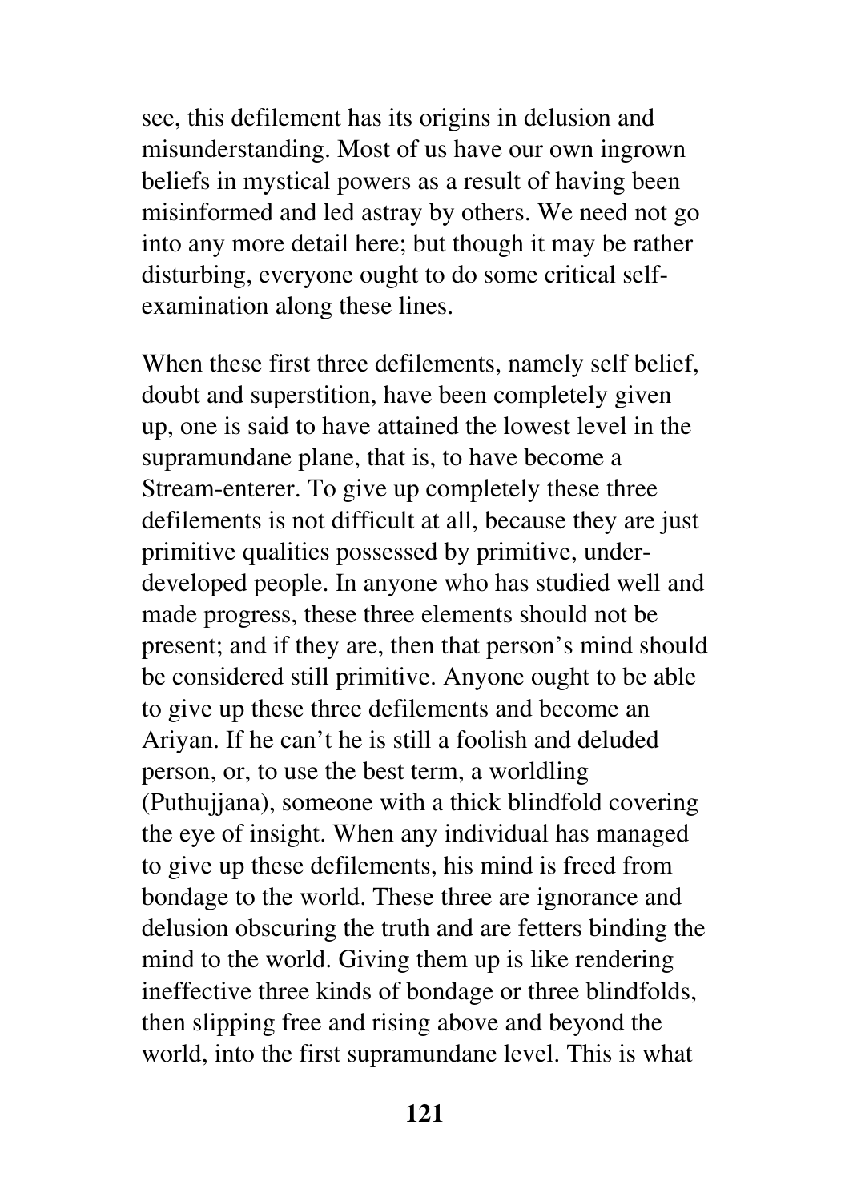see, this defilement has its origins in delusion and misunderstanding. Most of us have our own ingrown beliefs in mystical powers as a result of having been misinformed and led astray by others. We need not go into any more detail here; but though it may be rather disturbing, everyone ought to do some critical self-examination along these lines.

When these first three defilements, namely self belief, doubt and superstition, have been completely given up, one is said to have attained the lowest level in the supramundane plane, that is, to have become a Stream-enterer. To give up completely these three defilements is not difficult at all, because they are just primitive qualities possessed by primitive, under-developed people. In anyone who has studied well and made progress, these three elements should not be present; and if they are, then that person's mind should be considered still primitive. Anyone ought to be able to give up these three defilements and become an Ariyan. If he can't he is still a foolish and deluded person, or, to use the best term, a worldling (Puthujjana), someone with a thick blindfold covering the eye of insight. When any individual has managed to give up these defilements, his mind is freed from bondage to the world. These three are ignorance and delusion obscuring the truth and are fetters binding the mind to the world. Giving them up is like rendering ineffective three kinds of bondage or three blindfolds, then slipping free and rising above and beyond the world, into the first supramundane level. This is what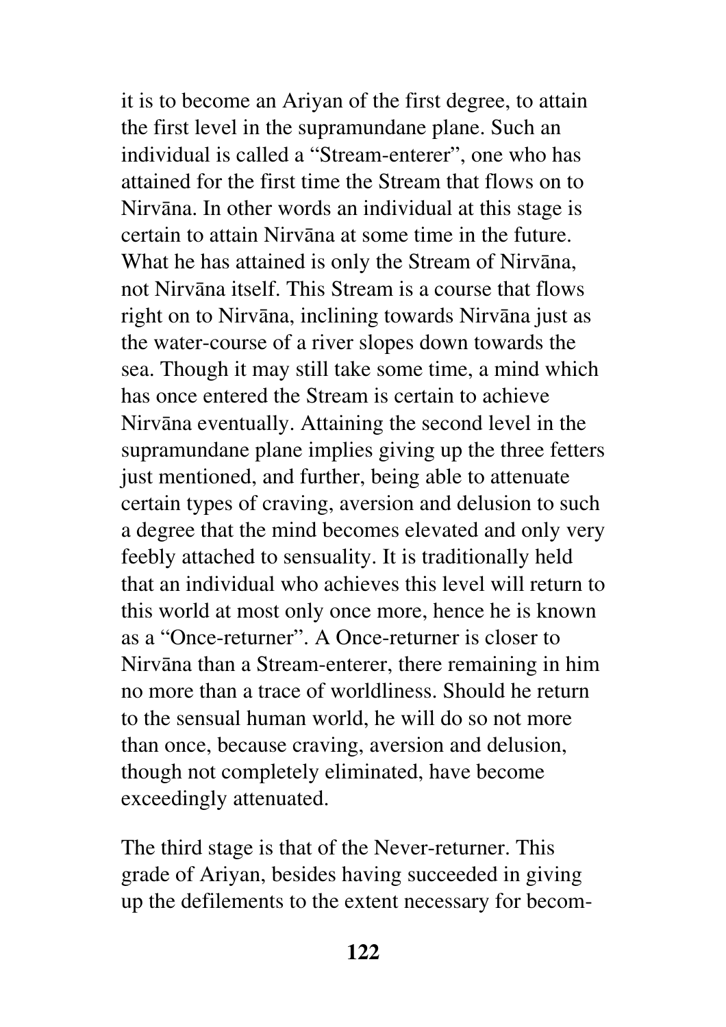it is to become an Ariyan of the first degree, to attain the first level in the supramundane plane. Such an individual is called a "Stream-enterer", one who has attained for the first time the Stream that flows on to Nirvāna. In other words an individual at this stage is certain to attain Nirvāna at some time in the future. What he has attained is only the Stream of Nirvāna, not Nirvāna itself. This Stream is a course that flows right on to Nirvāna, inclining towards Nirvāna just as the water-course of a river slopes down towards the sea. Though it may still take some time, a mind which has once entered the Stream is certain to achieve Nirvāna eventually. Attaining the second level in the supramundane plane implies giving up the three fetters just mentioned, and further, being able to attenuate certain types of craving, aversion and delusion to such a degree that the mind becomes elevated and only very feebly attached to sensuality. It is traditionally held that an individual who achieves this level will return to this world at most only once more, hence he is known as a "Once-returner". A Once-returner is closer to Nirvāna than a Stream-enterer, there remaining in him no more than a trace of worldliness. Should he return to the sensual human world, he will do so not more than once, because craving, aversion and delusion, though not completely eliminated, have become exceedingly attenuated.

The third stage is that of the Never-returner. This grade of Ariyan, besides having succeeded in giving up the defilements to the extent necessary for becom-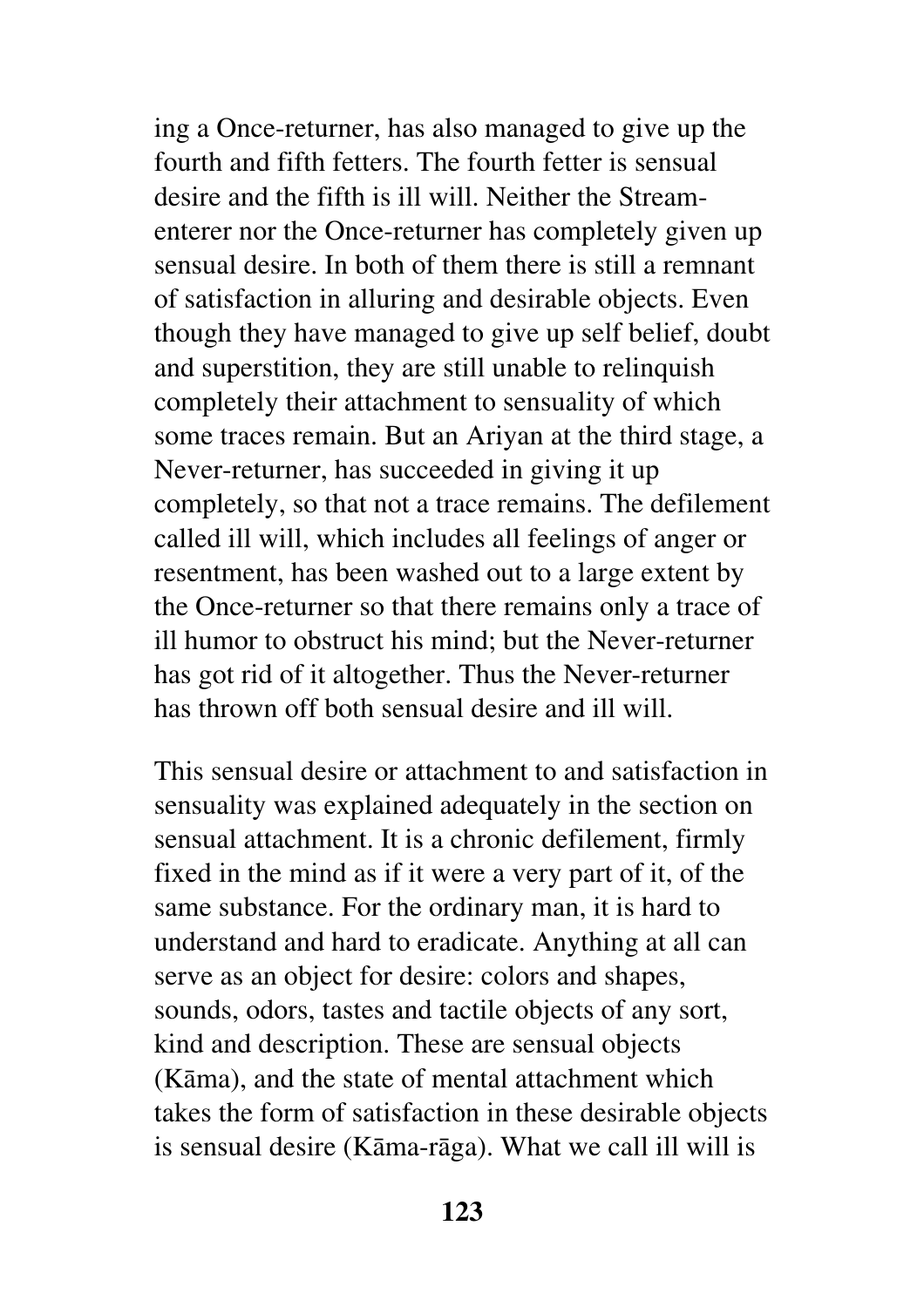ing a Once-returner, has also managed to give up the fourth and fifth fetters. The fourth fetter is sensual desire and the fifth is ill will. Neither the Stream-enterer nor the Once-returner has completely given up sensual desire. In both of them there is still a remnant of satisfaction in alluring and desirable objects. Even though they have managed to give up self belief, doubt and superstition, they are still unable to relinquish completely their attachment to sensuality of which some traces remain. But an Ariyan at the third stage, a Never-returner, has succeeded in giving it up completely, so that not a trace remains. The defilement called ill will, which includes all feelings of anger or resentment, has been washed out to a large extent by the Once-returner so that there remains only a trace of ill humor to obstruct his mind; but the Never-returner has got rid of it altogether. Thus the Never-returner has thrown off both sensual desire and ill will.

This sensual desire or attachment to and satisfaction in sensuality was explained adequately in the section on sensual attachment. It is a chronic defilement, firmly fixed in the mind as if it were a very part of it, of the same substance. For the ordinary man, it is hard to understand and hard to eradicate. Anything at all can serve as an object for desire: colors and shapes, sounds, odors, tastes and tactile objects of any sort, kind and description. These are sensual objects (Kāma), and the state of mental attachment which takes the form of satisfaction in these desirable objects is sensual desire (Kāma-rāga). What we call ill will is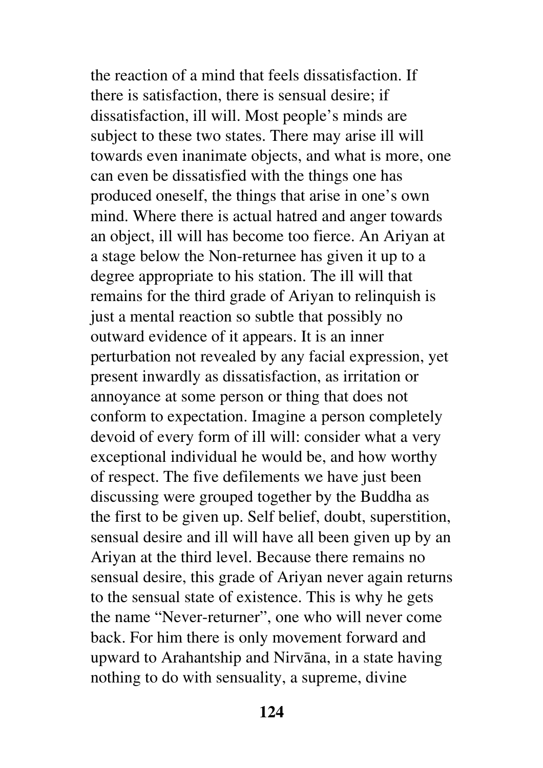the reaction of a mind that feels dissatisfaction. If there is satisfaction, there is sensual desire; if dissatisfaction, ill will. Most people's minds are subject to these two states. There may arise ill will towards even inanimate objects, and what is more, one can even be dissatisfied with the things one has produced oneself, the things that arise in one's own mind. Where there is actual hatred and anger towards an object, ill will has become too fierce. An Ariyan at a stage below the Non-returnee has given it up to a degree appropriate to his station. The ill will that remains for the third grade of Ariyan to relinquish is just a mental reaction so subtle that possibly no outward evidence of it appears. It is an inner perturbation not revealed by any facial expression, yet present inwardly as dissatisfaction, as irritation or annoyance at some person or thing that does not conform to expectation. Imagine a person completely devoid of every form of ill will: consider what a very exceptional individual he would be, and how worthy of respect. The five defilements we have just been discussing were grouped together by the Buddha as the first to be given up. Self belief, doubt, superstition, sensual desire and ill will have all been given up by an Ariyan at the third level. Because there remains no sensual desire, this grade of Ariyan never again returns to the sensual state of existence. This is why he gets the name "Never-returner", one who will never come back. For him there is only movement forward and upward to Arahantship and Nirvāna, in a state having nothing to do with sensuality, a supreme, divine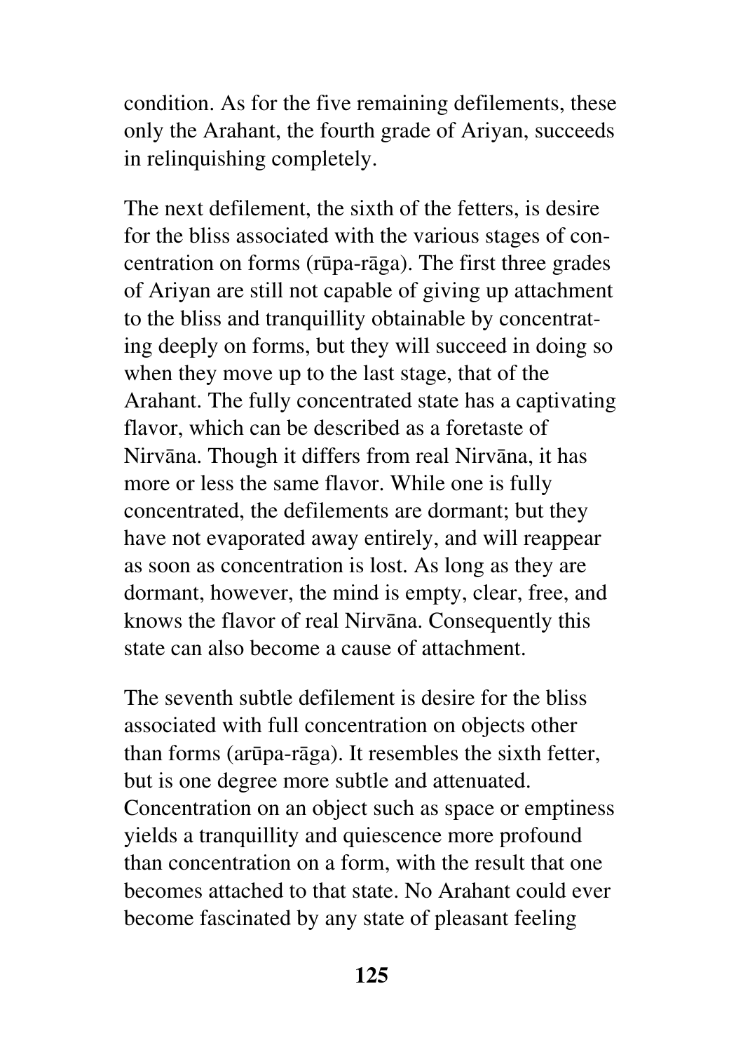condition. As for the five remaining defilements, these only the Arahant, the fourth grade of Ariyan, succeeds in relinquishing completely.

The next defilement, the sixth of the fetters, is desire for the bliss associated with the various stages of concentration on forms (rūpa-rāga). The first three grades of Ariyan are still not capable of giving up attachment to the bliss and tranquillity obtainable by concentrating deeply on forms, but they will succeed in doing so when they move up to the last stage, that of the Arahant. The fully concentrated state has a captivating flavor, which can be described as a foretaste of Nirvāna. Though it differs from real Nirvāna, it has more or less the same flavor. While one is fully concentrated, the defilements are dormant; but they have not evaporated away entirely, and will reappear as soon as concentration is lost. As long as they are dormant, however, the mind is empty, clear, free, and knows the flavor of real Nirvāna. Consequently this state can also become a cause of attachment.

The seventh subtle defilement is desire for the bliss associated with full concentration on objects other than forms (arūpa-rāga). It resembles the sixth fetter, but is one degree more subtle and attenuated. Concentration on an object such as space or emptiness yields a tranquillity and quiescence more profound than concentration on a form, with the result that one becomes attached to that state. No Arahant could ever become fascinated by any state of pleasant feeling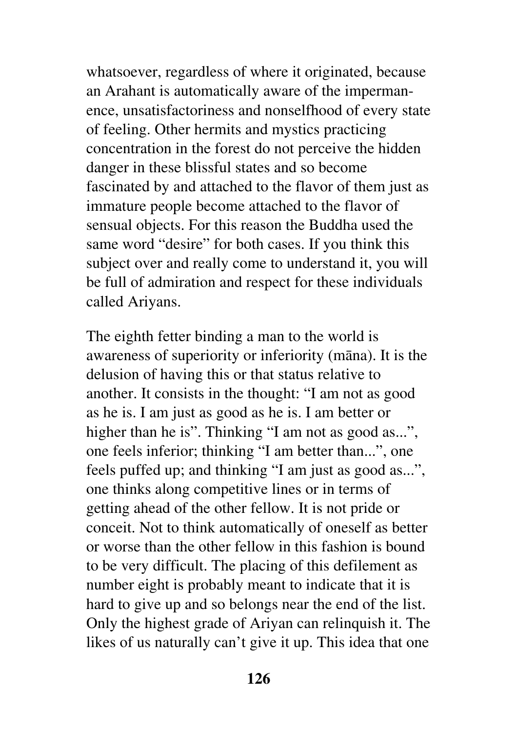whatsoever, regardless of where it originated, because an Arahant is automatically aware of the impermanence, unsatisfactoriness and nonselfhood of every state of feeling. Other hermits and mystics practicing concentration in the forest do not perceive the hidden danger in these blissful states and so become fascinated by and attached to the flavor of them just as immature people become attached to the flavor of sensual objects. For this reason the Buddha used the same word "desire" for both cases. If you think this subject over and really come to understand it, you will be full of admiration and respect for these individuals called Ariyans.

The eighth fetter binding a man to the world is awareness of superiority or inferiority (māna). It is the delusion of having this or that status relative to another. It consists in the thought: "I am not as good as he is. I am just as good as he is. I am better or higher than he is". Thinking "I am not as good as...", one feels inferior; thinking "I am better than...", one feels puffed up; and thinking "I am just as good as...", one thinks along competitive lines or in terms of getting ahead of the other fellow. It is not pride or conceit. Not to think automatically of oneself as better or worse than the other fellow in this fashion is bound to be very difficult. The placing of this defilement as number eight is probably meant to indicate that it is hard to give up and so belongs near the end of the list. Only the highest grade of Ariyan can relinquish it. The likes of us naturally can't give it up. This idea that one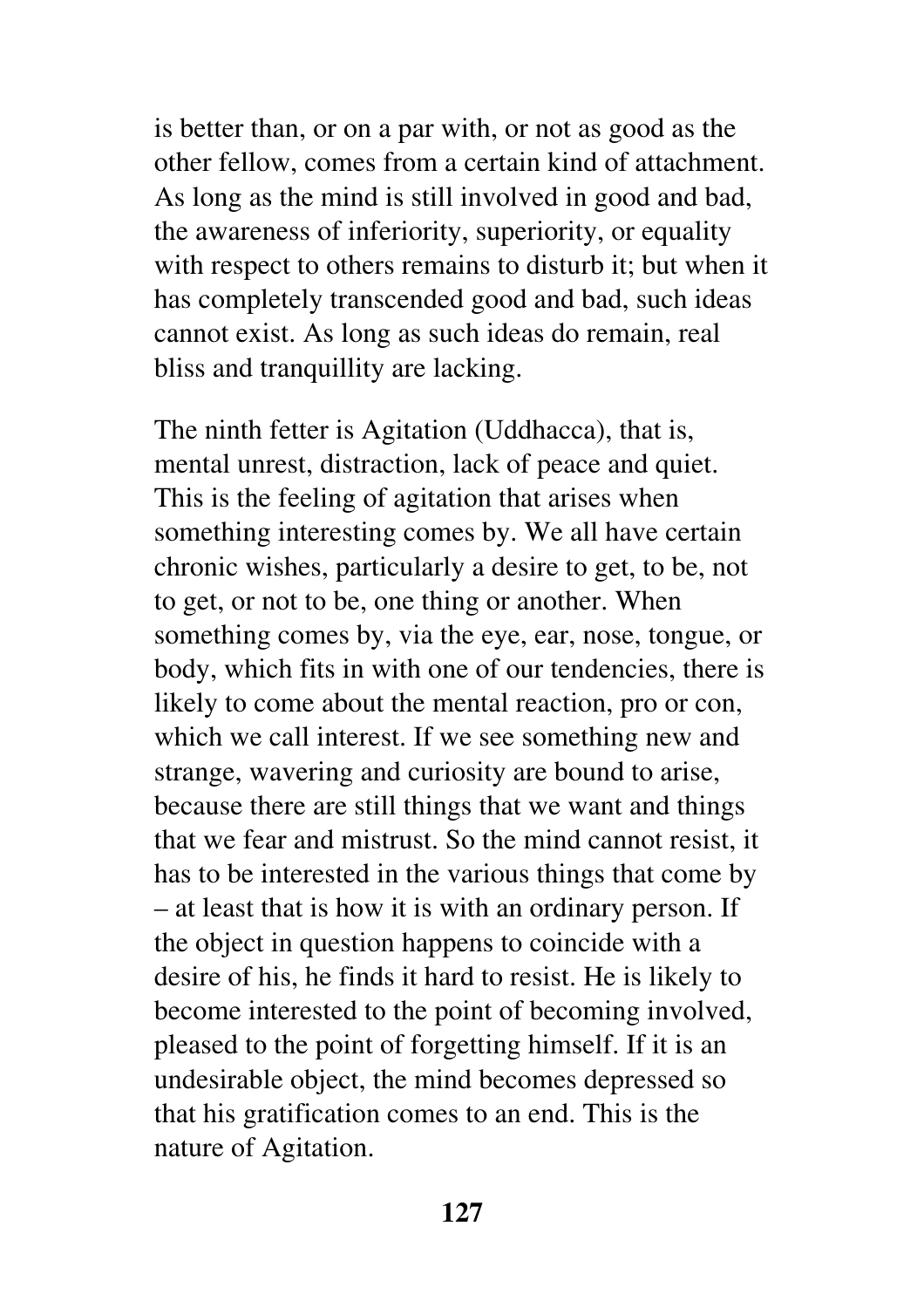is better than, or on a par with, or not as good as the other fellow, comes from a certain kind of attachment. As long as the mind is still involved in good and bad, the awareness of inferiority, superiority, or equality with respect to others remains to disturb it; but when it has completely transcended good and bad, such ideas cannot exist. As long as such ideas do remain, real bliss and tranquillity are lacking.

The ninth fetter is Agitation (Uddhacca), that is, mental unrest, distraction, lack of peace and quiet. This is the feeling of agitation that arises when something interesting comes by. We all have certain chronic wishes, particularly a desire to get, to be, not to get, or not to be, one thing or another. When something comes by, via the eye, ear, nose, tongue, or body, which fits in with one of our tendencies, there is likely to come about the mental reaction, pro or con, which we call interest. If we see something new and strange, wavering and curiosity are bound to arise, because there are still things that we want and things that we fear and mistrust. So the mind cannot resist, it has to be interested in the various things that come by – at least that is how it is with an ordinary person. If the object in question happens to coincide with a desire of his, he finds it hard to resist. He is likely to become interested to the point of becoming involved, pleased to the point of forgetting himself. If it is an undesirable object, the mind becomes depressed so that his gratification comes to an end. This is the nature of Agitation.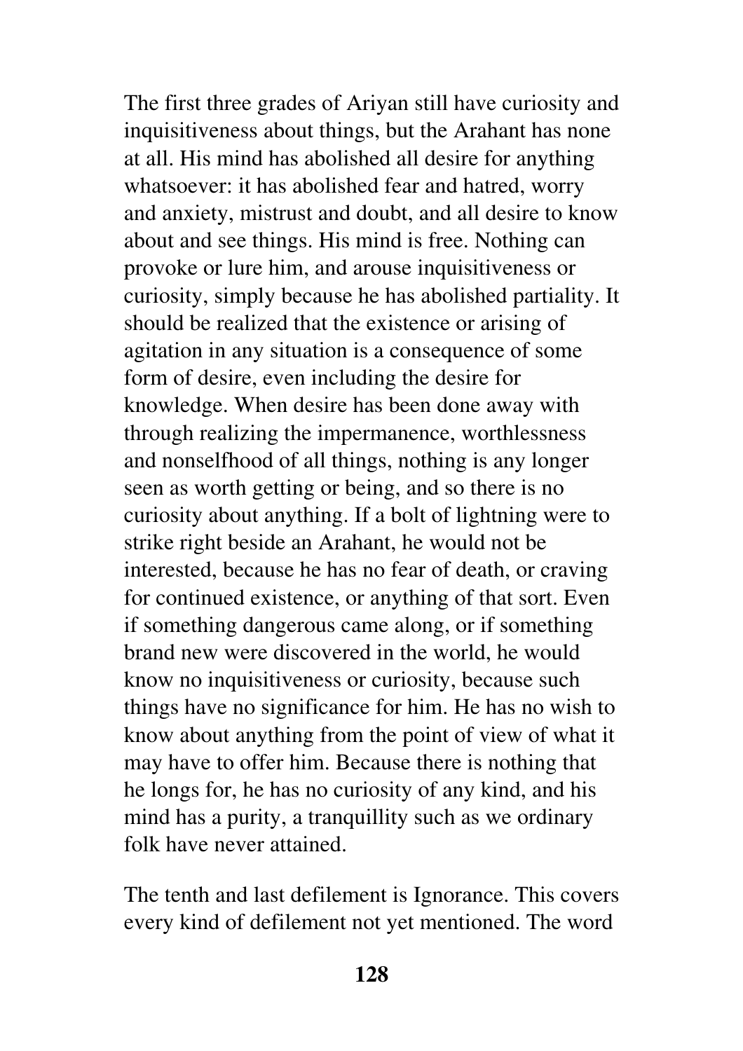The first three grades of Ariyan still have curiosity and inquisitiveness about things, but the Arahant has none at all. His mind has abolished all desire for anything whatsoever: it has abolished fear and hatred, worry and anxiety, mistrust and doubt, and all desire to know about and see things. His mind is free. Nothing can provoke or lure him, and arouse inquisitiveness or curiosity, simply because he has abolished partiality. It should be realized that the existence or arising of agitation in any situation is a consequence of some form of desire, even including the desire for knowledge. When desire has been done away with through realizing the impermanence, worthlessness and nonselfhood of all things, nothing is any longer seen as worth getting or being, and so there is no curiosity about anything. If a bolt of lightning were to strike right beside an Arahant, he would not be interested, because he has no fear of death, or craving for continued existence, or anything of that sort. Even if something dangerous came along, or if something brand new were discovered in the world, he would know no inquisitiveness or curiosity, because such things have no significance for him. He has no wish to know about anything from the point of view of what it may have to offer him. Because there is nothing that he longs for, he has no curiosity of any kind, and his mind has a purity, a tranquillity such as we ordinary folk have never attained.

The tenth and last defilement is Ignorance. This covers every kind of defilement not yet mentioned. The word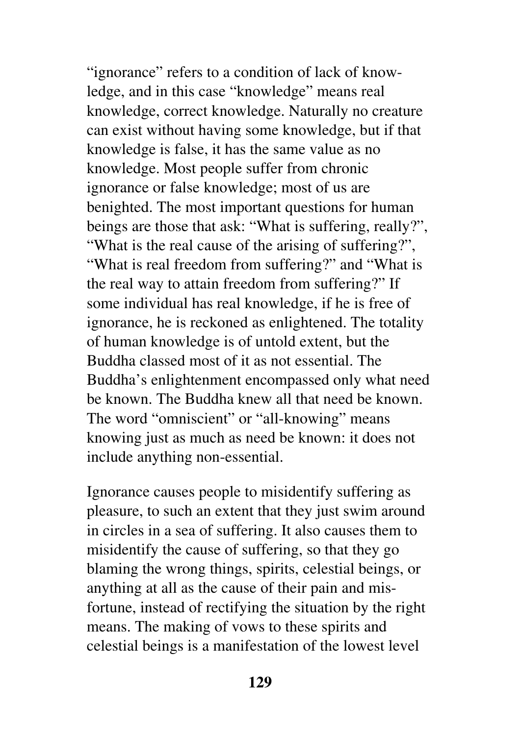"ignorance" refers to a condition of lack of knowledge, and in this case "knowledge" means real knowledge, correct knowledge. Naturally no creature can exist without having some knowledge, but if that knowledge is false, it has the same value as no knowledge. Most people suffer from chronic ignorance or false knowledge; most of us are benighted. The most important questions for human beings are those that ask: "What is suffering, really?", "What is the real cause of the arising of suffering?", "What is real freedom from suffering?" and "What is the real way to attain freedom from suffering?" If some individual has real knowledge, if he is free of ignorance, he is reckoned as enlightened. The totality of human knowledge is of untold extent, but the Buddha classed most of it as not essential. The Buddha's enlightenment encompassed only what need be known. The Buddha knew all that need be known. The word "omniscient" or "all-knowing" means knowing just as much as need be known: it does not include anything non-essential.

Ignorance causes people to misidentify suffering as pleasure, to such an extent that they just swim around in circles in a sea of suffering. It also causes them to misidentify the cause of suffering, so that they go blaming the wrong things, spirits, celestial beings, or anything at all as the cause of their pain and misfortune, instead of rectifying the situation by the right means. The making of vows to these spirits and celestial beings is a manifestation of the lowest level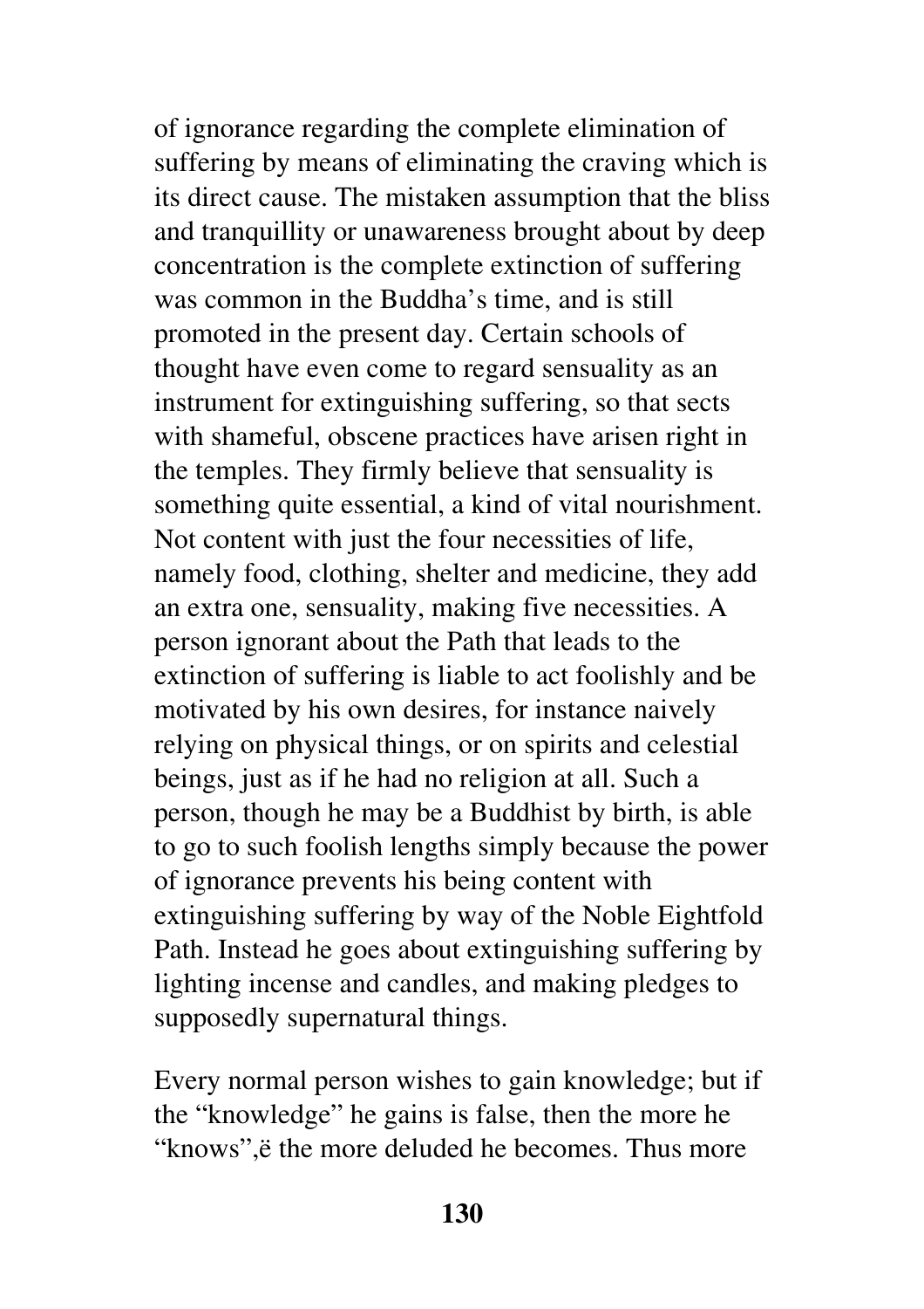of ignorance regarding the complete elimination of suffering by means of eliminating the craving which is its direct cause. The mistaken assumption that the bliss and tranquillity or unawareness brought about by deep concentration is the complete extinction of suffering was common in the Buddha's time, and is still promoted in the present day. Certain schools of thought have even come to regard sensuality as an instrument for extinguishing suffering, so that sects with shameful, obscene practices have arisen right in the temples. They firmly believe that sensuality is something quite essential, a kind of vital nourishment. Not content with just the four necessities of life, namely food, clothing, shelter and medicine, they add an extra one, sensuality, making five necessities. A person ignorant about the Path that leads to the extinction of suffering is liable to act foolishly and be motivated by his own desires, for instance naively relying on physical things, or on spirits and celestial beings, just as if he had no religion at all. Such a person, though he may be a Buddhist by birth, is able to go to such foolish lengths simply because the power of ignorance prevents his being content with extinguishing suffering by way of the Noble Eightfold Path. Instead he goes about extinguishing suffering by lighting incense and candles, and making pledges to supposedly supernatural things.

Every normal person wishes to gain knowledge; but if the "knowledge" he gains is false, then the more he "knows",ë the more deluded he becomes. Thus more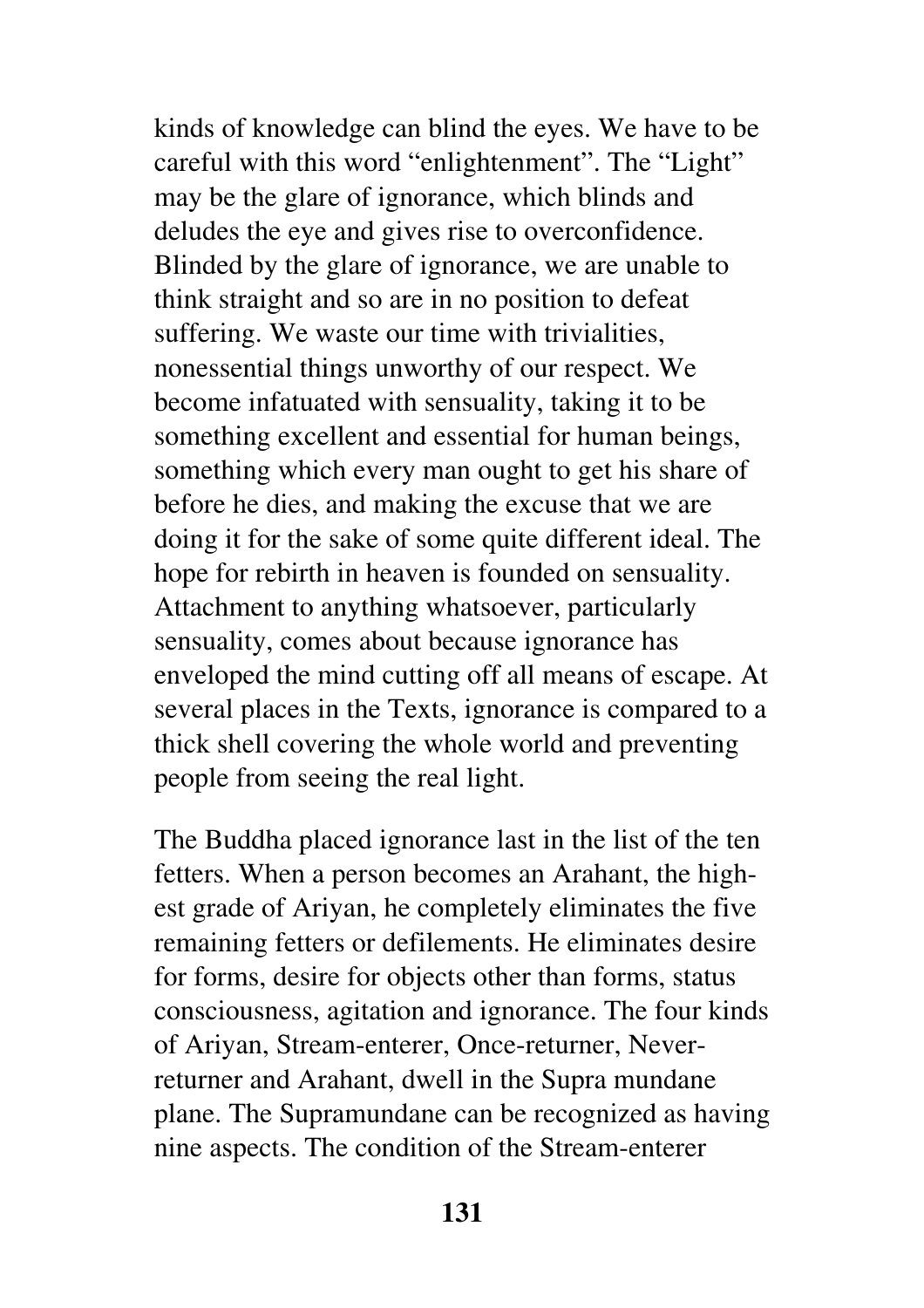kinds of knowledge can blind the eyes. We have to be careful with this word "enlightenment". The "Light" may be the glare of ignorance, which blinds and deludes the eye and gives rise to overconfidence. Blinded by the glare of ignorance, we are unable to think straight and so are in no position to defeat suffering. We waste our time with trivialities, nonessential things unworthy of our respect. We become infatuated with sensuality, taking it to be something excellent and essential for human beings, something which every man ought to get his share of before he dies, and making the excuse that we are doing it for the sake of some quite different ideal. The hope for rebirth in heaven is founded on sensuality. Attachment to anything whatsoever, particularly sensuality, comes about because ignorance has enveloped the mind cutting off all means of escape. At several places in the Texts, ignorance is compared to a thick shell covering the whole world and preventing people from seeing the real light.

The Buddha placed ignorance last in the list of the ten fetters. When a person becomes an Arahant, the highest grade of Ariyan, he completely eliminates the five remaining fetters or defilements. He eliminates desire for forms, desire for objects other than forms, status consciousness, agitation and ignorance. The four kinds of Ariyan, Stream-enterer, Once-returner, Never-returner and Arahant, dwell in the Supra mundane plane. The Supramundane can be recognized as having nine aspects. The condition of the Stream-enterer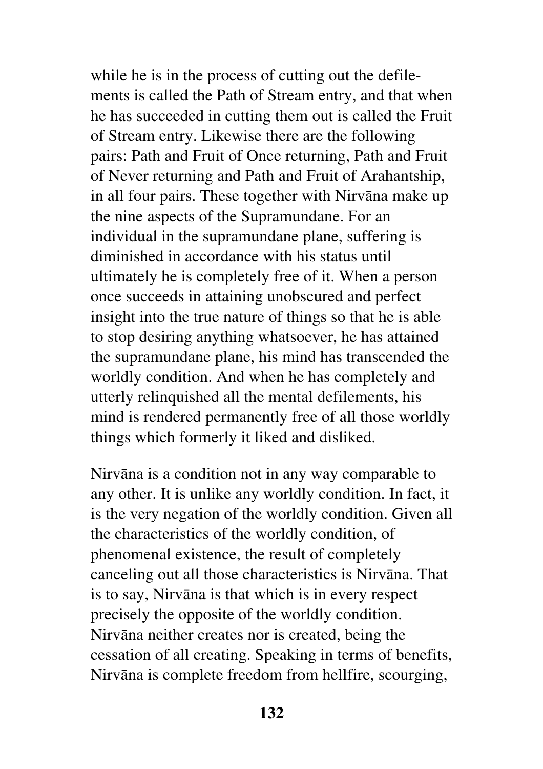while he is in the process of cutting out the defilements is called the Path of Stream entry, and that when he has succeeded in cutting them out is called the Fruit of Stream entry. Likewise there are the following pairs: Path and Fruit of Once returning, Path and Fruit of Never returning and Path and Fruit of Arahantship, in all four pairs. These together with Nirvāna make up the nine aspects of the Supramundane. For an individual in the supramundane plane, suffering is diminished in accordance with his status until ultimately he is completely free of it. When a person once succeeds in attaining unobscured and perfect insight into the true nature of things so that he is able to stop desiring anything whatsoever, he has attained the supramundane plane, his mind has transcended the worldly condition. And when he has completely and utterly relinquished all the mental defilements, his mind is rendered permanently free of all those worldly things which formerly it liked and disliked.

Nirvāna is a condition not in any way comparable to any other. It is unlike any worldly condition. In fact, it is the very negation of the worldly condition. Given all the characteristics of the worldly condition, of phenomenal existence, the result of completely canceling out all those characteristics is Nirvāna. That is to say, Nirvāna is that which is in every respect precisely the opposite of the worldly condition. Nirvāna neither creates nor is created, being the cessation of all creating. Speaking in terms of benefits, Nirvāna is complete freedom from hellfire, scourging,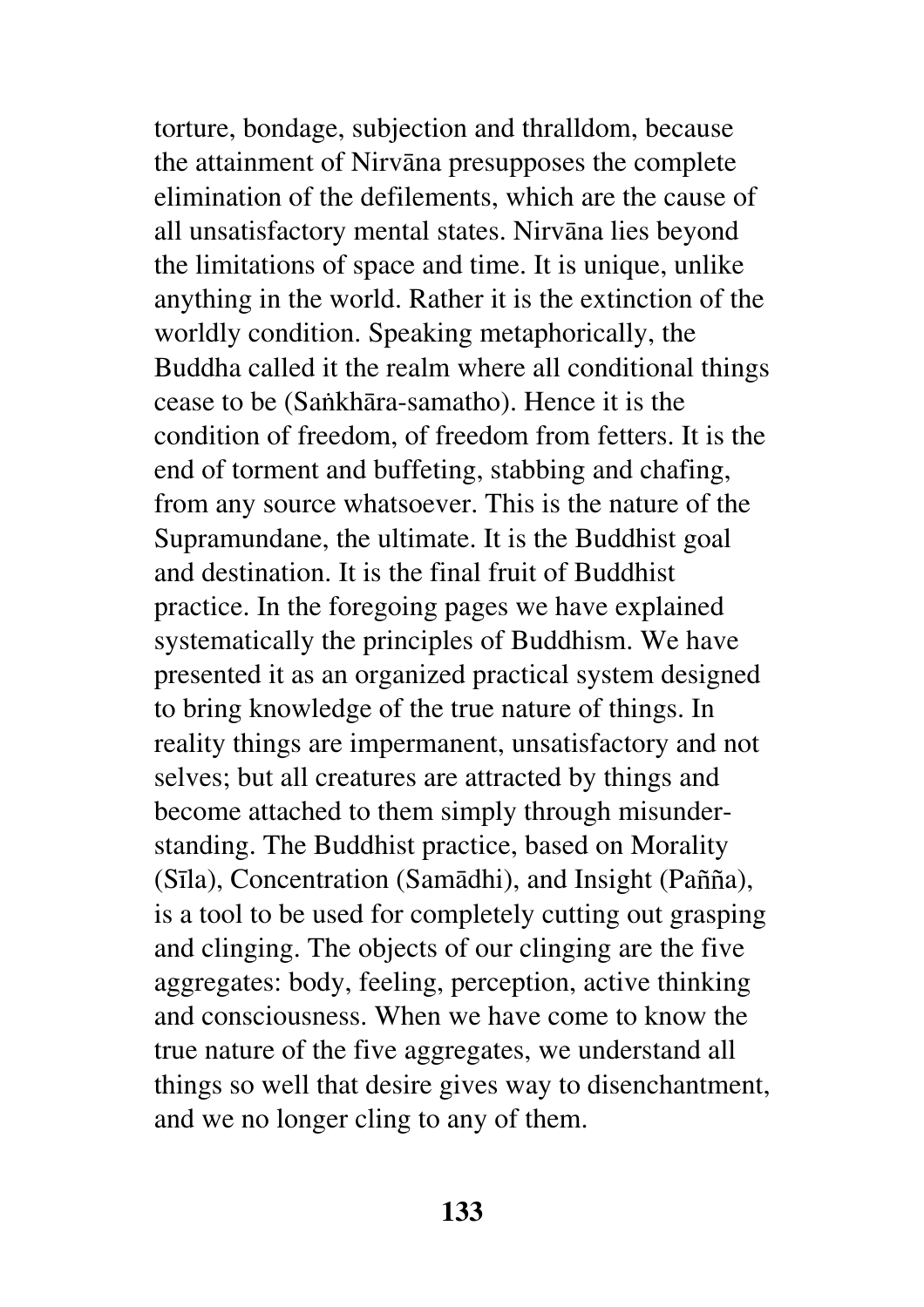torture, bondage, subjection and thralldom, because the attainment of Nirvāna presupposes the complete elimination of the defilements, which are the cause of all unsatisfactory mental states. Nirvāna lies beyond the limitations of space and time. It is unique, unlike anything in the world. Rather it is the extinction of the worldly condition. Speaking metaphorically, the Buddha called it the realm where all conditional things cease to be (Saṅkhāra-samatho). Hence it is the condition of freedom, of freedom from fetters. It is the end of torment and buffeting, stabbing and chafing, from any source whatsoever. This is the nature of the Supramundane, the ultimate. It is the Buddhist goal and destination. It is the final fruit of Buddhist practice. In the foregoing pages we have explained systematically the principles of Buddhism. We have presented it as an organized practical system designed to bring knowledge of the true nature of things. In reality things are impermanent, unsatisfactory and not selves; but all creatures are attracted by things and become attached to them simply through misunderstanding. The Buddhist practice, based on Morality (Sīla), Concentration (Samādhi), and Insight (Pañña), is a tool to be used for completely cutting out grasping and clinging. The objects of our clinging are the five aggregates: body, feeling, perception, active thinking and consciousness. When we have come to know the true nature of the five aggregates, we understand all things so well that desire gives way to disenchantment, and we no longer cling to any of them.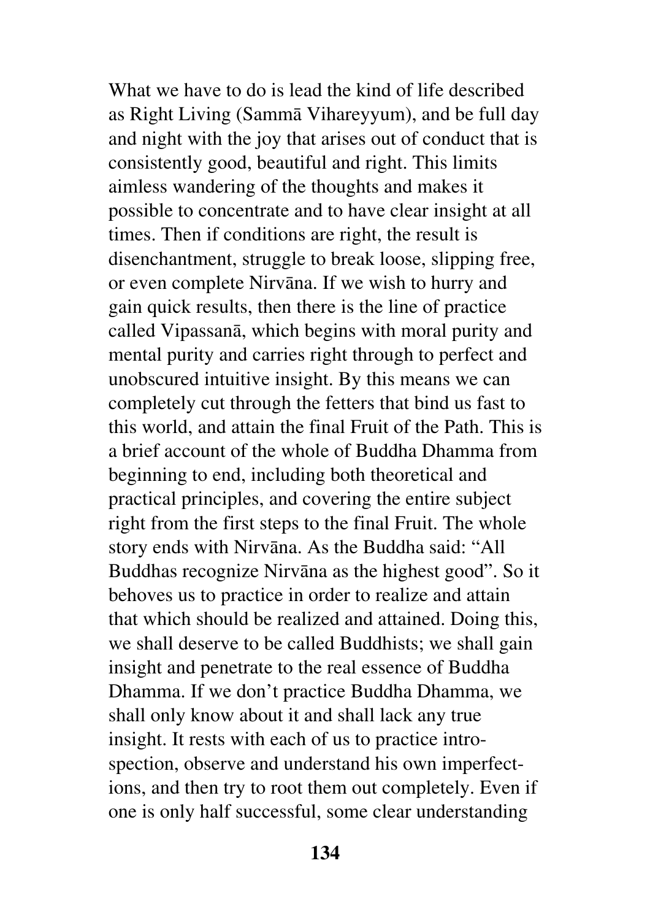What we have to do is lead the kind of life described as Right Living (Sammā Vihareyyum), and be full day and night with the joy that arises out of conduct that is consistently good, beautiful and right. This limits aimless wandering of the thoughts and makes it possible to concentrate and to have clear insight at all times. Then if conditions are right, the result is disenchantment, struggle to break loose, slipping free, or even complete Nirvāna. If we wish to hurry and gain quick results, then there is the line of practice called Vipassanā, which begins with moral purity and mental purity and carries right through to perfect and unobscured intuitive insight. By this means we can completely cut through the fetters that bind us fast to this world, and attain the final Fruit of the Path. This is a brief account of the whole of Buddha Dhamma from beginning to end, including both theoretical and practical principles, and covering the entire subject right from the first steps to the final Fruit. The whole story ends with Nirvāna. As the Buddha said: "All Buddhas recognize Nirvāna as the highest good". So it behoves us to practice in order to realize and attain that which should be realized and attained. Doing this, we shall deserve to be called Buddhists; we shall gain insight and penetrate to the real essence of Buddha Dhamma. If we don't practice Buddha Dhamma, we shall only know about it and shall lack any true insight. It rests with each of us to practice introspection, observe and understand his own imperfections, and then try to root them out completely. Even if one is only half successful, some clear understanding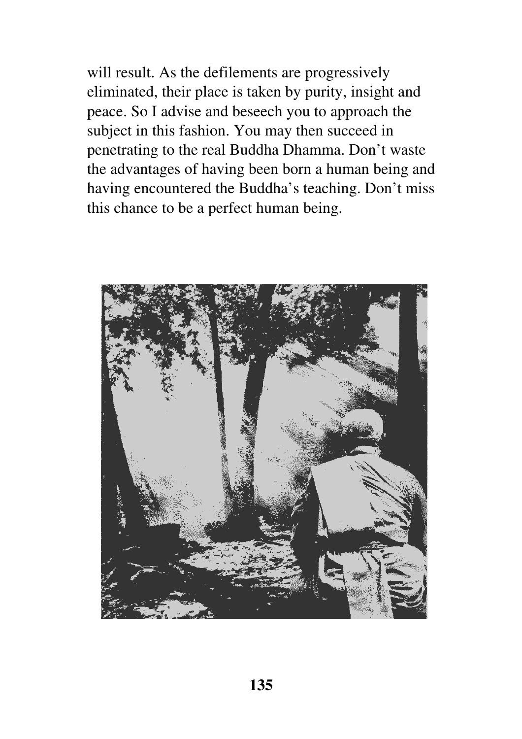will result. As the defilements are progressively eliminated, their place is taken by purity, insight and peace. So I advise and beseech you to approach the subject in this fashion. You may then succeed in penetrating to the real Buddha Dhamma. Don't waste the advantages of having been born a human being and having encountered the Buddha's teaching. Don't miss this chance to be a perfect human being.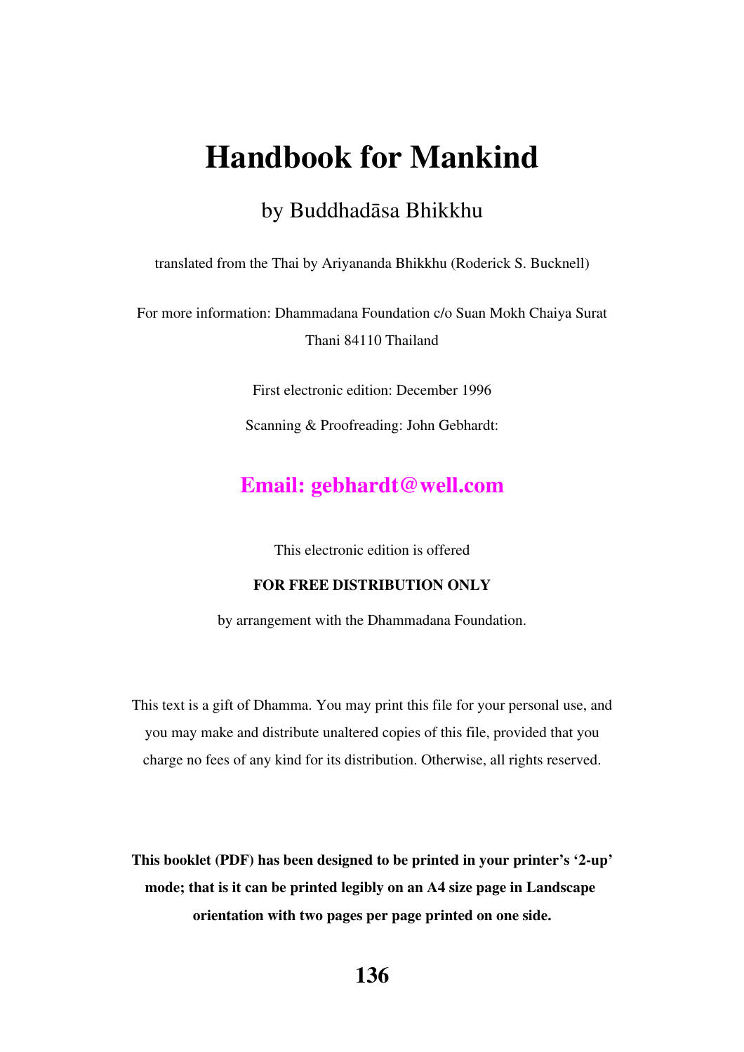# Handbook for Mankind

by Buddhadāsa Bhikkhu

translated from the Thai by Ariyananda Bhikkhu (Roderick S. Bucknell)

For more information: Dhammadana Foundation c/o Suan Mokh Chaiya Surat Thani 84110 Thailand

First electronic edition: December 1996

Scanning & Proofreading: John Gebhardt:

**Email: gebhardt@well.com**

This electronic edition is offered

**FOR FREE DISTRIBUTION ONLY**

by arrangement with the Dhammadana Foundation.

This text is a gift of Dhamma. You may print this file for your personal use, and you may make and distribute unaltered copies of this file, provided that you charge no fees of any kind for its distribution. Otherwise, all rights reserved.

**This booklet (PDF) has been designed to be printed in your printer's '2-up' mode; that is it can be printed legibly on an A4 size page in Landscape orientation with two pages per page printed on one side.**